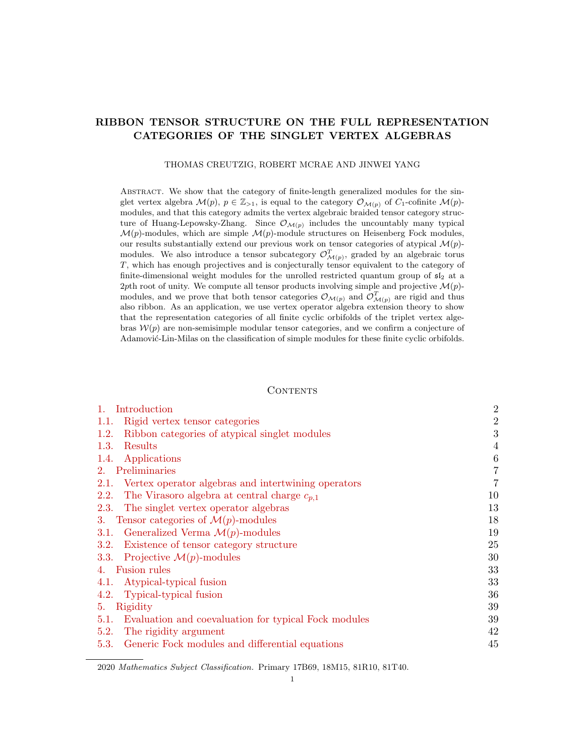# RIBBON TENSOR STRUCTURE ON THE FULL REPRESENTATION CATEGORIES OF THE SINGLET VERTEX ALGEBRAS

THOMAS CREUTZIG, ROBERT MCRAE AND JINWEI YANG

Abstract. We show that the category of finite-length generalized modules for the singlet vertex algebra $\mathcal{M}(p)$, $p \in \mathbb{Z}_{>1}$, is equal to the category $\mathcal{O}_{\mathcal{M}(p)}$ of $C_1$-cofinite $\mathcal{M}(p)$-modules, and that this category admits the vertex algebraic braided tensor category structure of Huang-Lepowsky-Zhang. Since $\mathcal{O}_{\mathcal{M}(p)}$ includes the uncountably many typical $\mathcal{M}(p)$-modules, which are simple $\mathcal{M}(p)$-module structures on Heisenberg Fock modules, our results substantially extend our previous work on tensor categories of atypical $\mathcal{M}(p)$-modules. We also introduce a tensor subcategory $\mathcal{O}^T_{\mathcal{M}(p)}$, graded by an algebraic torus $T$, which has enough projectives and is conjecturally tensor equivalent to the category of finite-dimensional weight modules for the unrolled restricted quantum group of $\mathfrak{sl}_2$ at a $2p$th root of unity. We compute all tensor products involving simple and projective $\mathcal{M}(p)$-modules, and we prove that both tensor categories $\mathcal{O}_{\mathcal{M}(p)}$ and $\mathcal{O}^T_{\mathcal{M}(p)}$ are rigid and thus also ribbon. As an application, we use vertex operator algebra extension theory to show that the representation categories of all finite cyclic orbifolds of the triplet vertex algebras $\mathcal{W}(p)$ are non-semisimple modular tensor categories, and we confirm a conjecture of Adamović-Lin-Milas on the classification of simple modules for these finite cyclic orbifolds.

## Contents

| | |
|---|---|
| 1. Introduction | 2 |
| 1.1. Rigid vertex tensor categories | 2 |
| 1.2. Ribbon categories of atypical singlet modules | 3 |
| 1.3. Results | 4 |
| 1.4. Applications | 6 |
| 2. Preliminaries | 7 |
| 2.1. Vertex operator algebras and intertwining operators | 7 |
| 2.2. The Virasoro algebra at central charge $c_{p,1}$ | 10 |
| 2.3. The singlet vertex operator algebras | 13 |
| 3. Tensor categories of $\mathcal{M}(p)$-modules | 18 |
| 3.1. Generalized Verma $\mathcal{M}(p)$-modules | 19 |
| 3.2. Existence of tensor category structure | 25 |
| 3.3. Projective $\mathcal{M}(p)$-modules | 30 |
| 4. Fusion rules | 33 |
| 4.1. Atypical-typical fusion | 33 |
| 4.2. Typical-typical fusion | 36 |
| 5. Rigidity | 39 |
| 5.1. Evaluation and coevaluation for typical Fock modules | 39 |
| 5.2. The rigidity argument | 42 |
| 5.3. Generic Fock modules and differential equations | 45 |

2020 *Mathematics Subject Classification.* Primary 17B69, 18M15, 81R10, 81T40.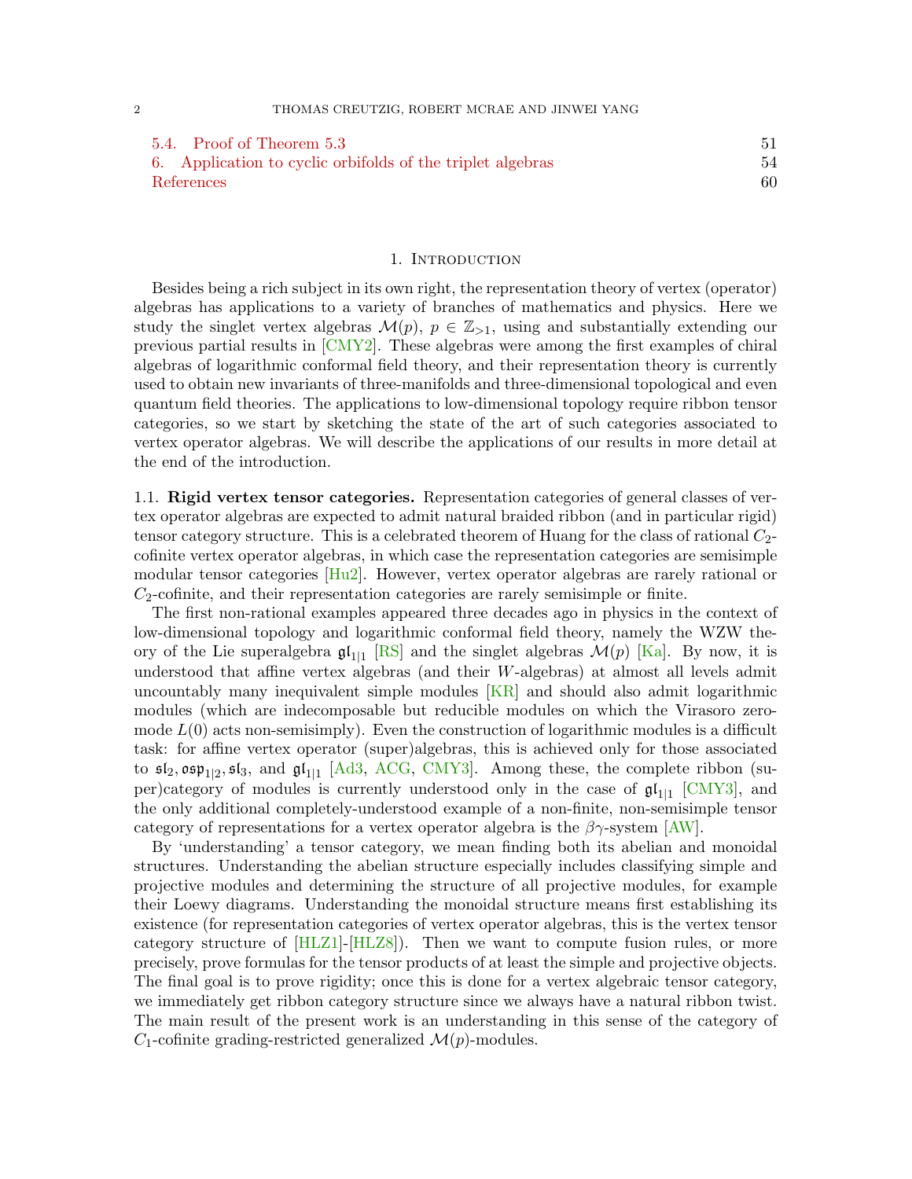5.4. Proof of Theorem 5.3 51
6. Application to cyclic orbifolds of the triplet algebras 54
References 60

# 1. Introduction

Besides being a rich subject in its own right, the representation theory of vertex (operator) algebras has applications to a variety of branches of mathematics and physics. Here we study the singlet vertex algebras $\mathcal{M}(p)$, $p \in \mathbb{Z}_{>1}$, using and substantially extending our previous partial results in [CMY2]. These algebras were among the first examples of chiral algebras of logarithmic conformal field theory, and their representation theory is currently used to obtain new invariants of three-manifolds and three-dimensional topological and even quantum field theories. The applications to low-dimensional topology require ribbon tensor categories, so we start by sketching the state of the art of such categories associated to vertex operator algebras. We will describe the applications of our results in more detail at the end of the introduction.

## 1.1. Rigid vertex tensor categories.

Representation categories of general classes of vertex operator algebras are expected to admit natural braided ribbon (and in particular rigid) tensor category structure. This is a celebrated theorem of Huang for the class of rational $C_2$-cofinite vertex operator algebras, in which case the representation categories are semisimple modular tensor categories [Hu2]. However, vertex operator algebras are rarely rational or $C_2$-cofinite, and their representation categories are rarely semisimple or finite.

The first non-rational examples appeared three decades ago in physics in the context of low-dimensional topology and logarithmic conformal field theory, namely the WZW theory of the Lie superalgebra $\mathfrak{gl}_{1|1}$ [RS] and the singlet algebras $\mathcal{M}(p)$ [Ka]. By now, it is understood that affine vertex algebras (and their $W$-algebras) at almost all levels admit uncountably many inequivalent simple modules [KR] and should also admit logarithmic modules (which are indecomposable but reducible modules on which the Virasoro zero-mode $L(0)$ acts non-semisimply). Even the construction of logarithmic modules is a difficult task: for affine vertex operator (super)algebras, this is achieved only for those associated to $\mathfrak{sl}_2, \mathfrak{osp}_{1|2}, \mathfrak{sl}_3$, and $\mathfrak{gl}_{1|1}$ [Ad3, ACG, CMY3]. Among these, the complete ribbon (super)category of modules is currently understood only in the case of $\mathfrak{gl}_{1|1}$ [CMY3], and the only additional completely-understood example of a non-finite, non-semisimple tensor category of representations for a vertex operator algebra is the $\beta\gamma$-system [AW].

By 'understanding' a tensor category, we mean finding both its abelian and monoidal structures. Understanding the abelian structure especially includes classifying simple and projective modules and determining the structure of all projective modules, for example their Loewy diagrams. Understanding the monoidal structure means first establishing its existence (for representation categories of vertex operator algebras, this is the vertex tensor category structure of [HLZ1]-[HLZ8]). Then we want to compute fusion rules, or more precisely, prove formulas for the tensor products of at least the simple and projective objects. The final goal is to prove rigidity; once this is done for a vertex algebraic tensor category, we immediately get ribbon category structure since we always have a natural ribbon twist. The main result of the present work is an understanding in this sense of the category of $C_1$-cofinite grading-restricted generalized $\mathcal{M}(p)$-modules.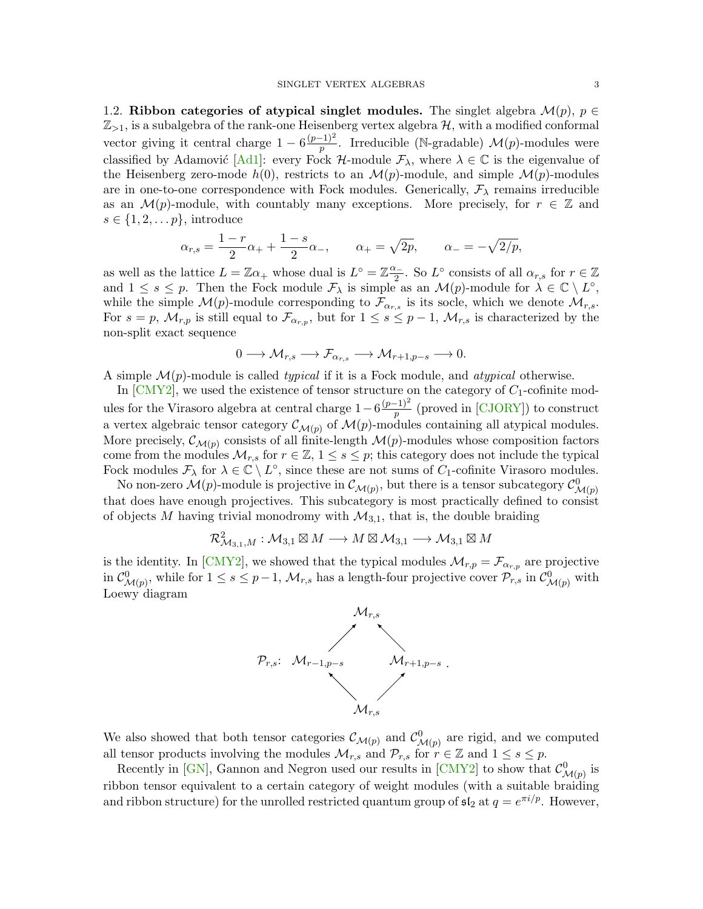1.2. **Ribbon categories of atypical singlet modules.** The singlet algebra $\mathcal{M}(p)$, $p \in \mathbb{Z}_{>1}$, is a subalgebra of the rank-one Heisenberg vertex algebra $\mathcal{H}$, with a modified conformal vector giving it central charge $1 - 6\frac{(p-1)^2}{p}$. Irreducible ($\mathbb{N}$-gradable) $\mathcal{M}(p)$-modules were classified by Adamović [Ad1]: every Fock $\mathcal{H}$-module $\mathcal{F}_\lambda$, where $\lambda \in \mathbb{C}$ is the eigenvalue of the Heisenberg zero-mode $h(0)$, restricts to an $\mathcal{M}(p)$-module, and simple $\mathcal{M}(p)$-modules are in one-to-one correspondence with Fock modules. Generically, $\mathcal{F}_\lambda$ remains irreducible as an $\mathcal{M}(p)$-module, with countably many exceptions. More precisely, for $r \in \mathbb{Z}$ and $s \in \{1, 2, \dots p\}$, introduce

$$\alpha_{r,s} = \frac{1-r}{2}\alpha_+ + \frac{1-s}{2}\alpha_-, \qquad \alpha_+ = \sqrt{2p}, \qquad \alpha_- = -\sqrt{2/p},$$

as well as the lattice $L = \mathbb{Z}\alpha_+$ whose dual is $L^\circ = \mathbb{Z}\frac{\alpha_-}{2}$. So $L^\circ$ consists of all $\alpha_{r,s}$ for $r \in \mathbb{Z}$ and $1 \leq s \leq p$. Then the Fock module $\mathcal{F}_\lambda$ is simple as an $\mathcal{M}(p)$-module for $\lambda \in \mathbb{C} \setminus L^\circ$, while the simple $\mathcal{M}(p)$-module corresponding to $\mathcal{F}_{\alpha_{r,s}}$ is its socle, which we denote $\mathcal{M}_{r,s}$. For $s = p$, $\mathcal{M}_{r,p}$ is still equal to $\mathcal{F}_{\alpha_{r,p}}$, but for $1 \leq s \leq p-1$, $\mathcal{M}_{r,s}$ is characterized by the non-split exact sequence

$$0 \longrightarrow \mathcal{M}_{r,s} \longrightarrow \mathcal{F}_{\alpha_{r,s}} \longrightarrow \mathcal{M}_{r+1,p-s} \longrightarrow 0.$$

A simple $\mathcal{M}(p)$-module is called *typical* if it is a Fock module, and *atypical* otherwise.

In [CMY2], we used the existence of tensor structure on the category of $C_1$-cofinite modules for the Virasoro algebra at central charge $1-6\frac{(p-1)^2}{p}$ (proved in [CJORY]) to construct a vertex algebraic tensor category $\mathcal{C}_{\mathcal{M}(p)}$ of $\mathcal{M}(p)$-modules containing all atypical modules. More precisely, $\mathcal{C}_{\mathcal{M}(p)}$ consists of all finite-length $\mathcal{M}(p)$-modules whose composition factors come from the modules $\mathcal{M}_{r,s}$ for $r \in \mathbb{Z}$, $1 \leq s \leq p$; this category does not include the typical Fock modules $\mathcal{F}_\lambda$ for $\lambda \in \mathbb{C} \setminus L^\circ$, since these are not sums of $C_1$-cofinite Virasoro modules.

No non-zero $\mathcal{M}(p)$-module is projective in $\mathcal{C}_{\mathcal{M}(p)}$, but there is a tensor subcategory $\mathcal{C}^0_{\mathcal{M}(p)}$ that does have enough projectives. This subcategory is most practically defined to consist of objects $M$ having trivial monodromy with $\mathcal{M}_{3,1}$, that is, the double braiding

$$\mathcal{R}^2_{\mathcal{M}_{3,1},M} : \mathcal{M}_{3,1} \boxtimes M \longrightarrow M \boxtimes \mathcal{M}_{3,1} \longrightarrow \mathcal{M}_{3,1} \boxtimes M$$

is the identity. In [CMY2], we showed that the typical modules $\mathcal{M}_{r,p} = \mathcal{F}_{\alpha_{r,p}}$ are projective in $\mathcal{C}^0_{\mathcal{M}(p)}$, while for $1 \leq s \leq p-1$, $\mathcal{M}_{r,s}$ has a length-four projective cover $\mathcal{P}_{r,s}$ in $\mathcal{C}^0_{\mathcal{M}(p)}$ with Loewy diagram

$$\mathcal{P}_{r,s}: \quad \begin{array}{ccccc} & & \mathcal{M}_{r,s} & & \\ & \nearrow & & \nwarrow & \\ \mathcal{M}_{r-1,p-s} & & & & \mathcal{M}_{r+1,p-s} \\ & \nwarrow & & \nearrow & \\ & & \mathcal{M}_{r,s} & & \end{array}.$$

We also showed that both tensor categories $\mathcal{C}_{\mathcal{M}(p)}$ and $\mathcal{C}^0_{\mathcal{M}(p)}$ are rigid, and we computed all tensor products involving the modules $\mathcal{M}_{r,s}$ and $\mathcal{P}_{r,s}$ for $r \in \mathbb{Z}$ and $1 \leq s \leq p$.

Recently in [GN], Gannon and Negron used our results in [CMY2] to show that $\mathcal{C}^0_{\mathcal{M}(p)}$ is ribbon tensor equivalent to a certain category of weight modules (with a suitable braiding and ribbon structure) for the unrolled restricted quantum group of $\mathfrak{sl}_2$ at $q = e^{\pi i/p}$. However,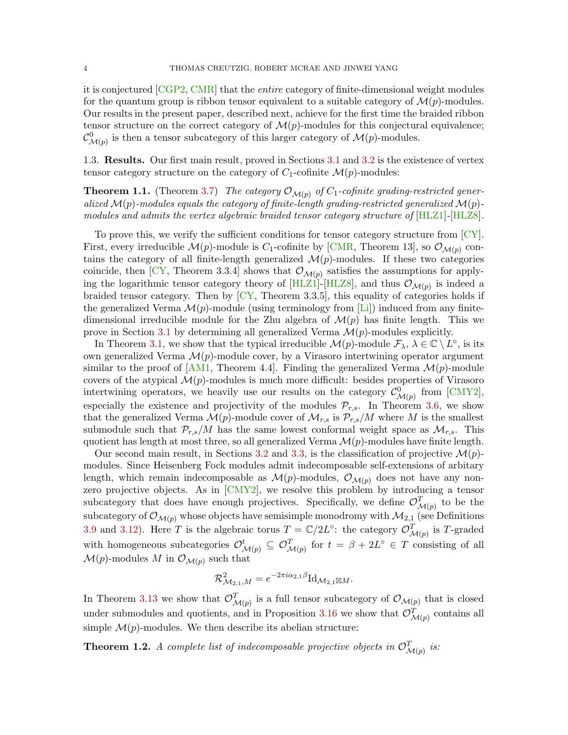it is conjectured [CGP2, CMR] that the *entire* category of finite-dimensional weight modules for the quantum group is ribbon tensor equivalent to a suitable category of $\mathcal{M}(p)$-modules. Our results in the present paper, described next, achieve for the first time the braided ribbon tensor structure on the correct category of $\mathcal{M}(p)$-modules for this conjectural equivalence; $\mathcal{C}^0_{\mathcal{M}(p)}$ is then a tensor subcategory of this larger category of $\mathcal{M}(p)$-modules.

### 1.3. Results.

Our first main result, proved in Sections 3.1 and 3.2 is the existence of vertex tensor category structure on the category of $C_1$-cofinite $\mathcal{M}(p)$-modules:

**Theorem 1.1.** (Theorem 3.7) *The category $\mathcal{O}_{\mathcal{M}(p)}$ of $C_1$-cofinite grading-restricted generalized $\mathcal{M}(p)$-modules equals the category of finite-length grading-restricted generalized $\mathcal{M}(p)$-modules and admits the vertex algebraic braided tensor category structure of* [HLZ1]-[HLZ8].

To prove this, we verify the sufficient conditions for tensor category structure from [CY]. First, every irreducible $\mathcal{M}(p)$-module is $C_1$-cofinite by [CMR, Theorem 13], so $\mathcal{O}_{\mathcal{M}(p)}$ contains the category of all finite-length generalized $\mathcal{M}(p)$-modules. If these two categories coincide, then [CY, Theorem 3.3.4] shows that $\mathcal{O}_{\mathcal{M}(p)}$ satisfies the assumptions for applying the logarithmic tensor category theory of [HLZ1]-[HLZ8], and thus $\mathcal{O}_{\mathcal{M}(p)}$ is indeed a braided tensor category. Then by [CY, Theorem 3.3.5], this equality of categories holds if the generalized Verma $\mathcal{M}(p)$-module (using terminology from [Li]) induced from any finite-dimensional irreducible module for the Zhu algebra of $\mathcal{M}(p)$ has finite length. This we prove in Section 3.1 by determining all generalized Verma $\mathcal{M}(p)$-modules explicitly.

In Theorem 3.1, we show that the typical irreducible $\mathcal{M}(p)$-module $\mathcal{F}_\lambda$, $\lambda \in \mathbb{C}\setminus L^\circ$, is its own generalized Verma $\mathcal{M}(p)$-module cover, by a Virasoro intertwining operator argument similar to the proof of [AM1, Theorem 4.4]. Finding the generalized Verma $\mathcal{M}(p)$-module covers of the atypical $\mathcal{M}(p)$-modules is much more difficult: besides properties of Virasoro intertwining operators, we heavily use our results on the category $\mathcal{C}^0_{\mathcal{M}(p)}$ from [CMY2], especially the existence and projectivity of the modules $\mathcal{P}_{r,s}$. In Theorem 3.6, we show that the generalized Verma $\mathcal{M}(p)$-module cover of $\mathcal{M}_{r,s}$ is $\mathcal{P}_{r,s}/M$ where $M$ is the smallest submodule such that $\mathcal{P}_{r,s}/M$ has the same lowest conformal weight space as $\mathcal{M}_{r,s}$. This quotient has length at most three, so all generalized Verma $\mathcal{M}(p)$-modules have finite length.

Our second main result, in Sections 3.2 and 3.3, is the classification of projective $\mathcal{M}(p)$-modules. Since Heisenberg Fock modules admit indecomposable self-extensions of arbitary length, which remain indecomposable as $\mathcal{M}(p)$-modules, $\mathcal{O}_{\mathcal{M}(p)}$ does not have any non-zero projective objects. As in [CMY2], we resolve this problem by introducing a tensor subcategory that does have enough projectives. Specifically, we define $\mathcal{O}^T_{\mathcal{M}(p)}$ to be the subcategory of $\mathcal{O}_{\mathcal{M}(p)}$ whose objects have semisimple monodromy with $\mathcal{M}_{2,1}$ (see Definitions 3.9 and 3.12). Here $T$ is the algebraic torus $T = \mathbb{C}/2L^\circ$: the category $\mathcal{O}^T_{\mathcal{M}(p)}$ is $T$-graded with homogeneous subcategories $\mathcal{O}^t_{\mathcal{M}(p)} \subseteq \mathcal{O}^T_{\mathcal{M}(p)}$ for $t = \beta + 2L^\circ \in T$ consisting of all $\mathcal{M}(p)$-modules $M$ in $\mathcal{O}_{\mathcal{M}(p)}$ such that

$$\mathcal{R}^2_{\mathcal{M}_{2,1},M} = e^{-2\pi i \alpha_{2,1}\beta}\mathrm{Id}_{\mathcal{M}_{2,1}\boxtimes M}.$$

In Theorem 3.13 we show that $\mathcal{O}^T_{\mathcal{M}(p)}$ is a full tensor subcategory of $\mathcal{O}_{\mathcal{M}(p)}$ that is closed under submodules and quotients, and in Proposition 3.16 we show that $\mathcal{O}^T_{\mathcal{M}(p)}$ contains all simple $\mathcal{M}(p)$-modules. We then describe its abelian structure:

**Theorem 1.2.** *A complete list of indecomposable projective objects in $\mathcal{O}^T_{\mathcal{M}(p)}$ is:*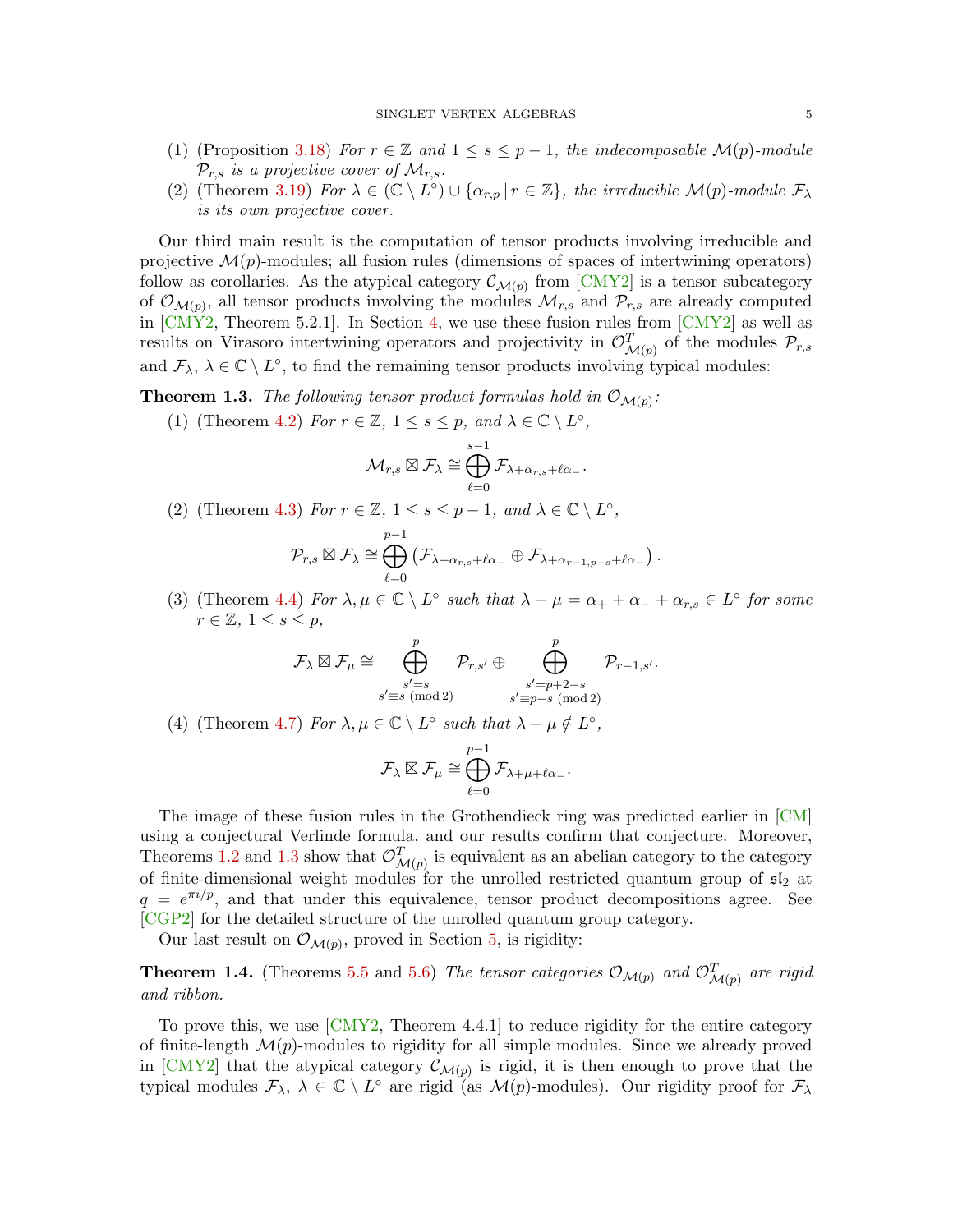(1) (Proposition 3.18) *For $r \in \mathbb{Z}$ and $1 \le s \le p-1$, the indecomposable $\mathcal{M}(p)$-module $\mathcal{P}_{r,s}$ is a projective cover of $\mathcal{M}_{r,s}$.*

(2) (Theorem 3.19) *For $\lambda \in (\mathbb{C} \setminus L^\circ) \cup \{\alpha_{r,p} \,|\, r \in \mathbb{Z}\}$, the irreducible $\mathcal{M}(p)$-module $\mathcal{F}_\lambda$ is its own projective cover.*

Our third main result is the computation of tensor products involving irreducible and projective $\mathcal{M}(p)$-modules; all fusion rules (dimensions of spaces of intertwining operators) follow as corollaries. As the atypical category $\mathcal{C}_{\mathcal{M}(p)}$ from [CMY2] is a tensor subcategory of $\mathcal{O}_{\mathcal{M}(p)}$, all tensor products involving the modules $\mathcal{M}_{r,s}$ and $\mathcal{P}_{r,s}$ are already computed in [CMY2, Theorem 5.2.1]. In Section 4, we use these fusion rules from [CMY2] as well as results on Virasoro intertwining operators and projectivity in $\mathcal{O}_{\mathcal{M}(p)}^T$ of the modules $\mathcal{P}_{r,s}$ and $\mathcal{F}_\lambda$, $\lambda \in \mathbb{C} \setminus L^\circ$, to find the remaining tensor products involving typical modules:

**Theorem 1.3.** *The following tensor product formulas hold in $\mathcal{O}_{\mathcal{M}(p)}$:*

(1) (Theorem 4.2) *For $r \in \mathbb{Z}$, $1 \le s \le p$, and $\lambda \in \mathbb{C} \setminus L^\circ$,*

$$\mathcal{M}_{r,s} \boxtimes \mathcal{F}_\lambda \cong \bigoplus_{\ell=0}^{s-1} \mathcal{F}_{\lambda+\alpha_{r,s}+\ell\alpha_-}.$$

(2) (Theorem 4.3) *For $r \in \mathbb{Z}$, $1 \le s \le p-1$, and $\lambda \in \mathbb{C} \setminus L^\circ$,*

$$\mathcal{P}_{r,s} \boxtimes \mathcal{F}_\lambda \cong \bigoplus_{\ell=0}^{p-1} \left( \mathcal{F}_{\lambda+\alpha_{r,s}+\ell\alpha_-} \oplus \mathcal{F}_{\lambda+\alpha_{r-1,p-s}+\ell\alpha_-} \right).$$

(3) (Theorem 4.4) *For $\lambda, \mu \in \mathbb{C} \setminus L^\circ$ such that $\lambda + \mu = \alpha_+ + \alpha_- + \alpha_{r,s} \in L^\circ$ for some $r \in \mathbb{Z}$, $1 \le s \le p$,*

$$\mathcal{F}_\lambda \boxtimes \mathcal{F}_\mu \cong \bigoplus_{\substack{s'=s \\ s' \equiv s \pmod 2}}^{p} \mathcal{P}_{r,s'} \oplus \bigoplus_{\substack{s'=p+2-s \\ s' \equiv p-s \pmod 2}}^{p} \mathcal{P}_{r-1,s'}.$$

(4) (Theorem 4.7) *For $\lambda, \mu \in \mathbb{C} \setminus L^\circ$ such that $\lambda + \mu \notin L^\circ$,*

$$\mathcal{F}_\lambda \boxtimes \mathcal{F}_\mu \cong \bigoplus_{\ell=0}^{p-1} \mathcal{F}_{\lambda+\mu+\ell\alpha_-}.$$

The image of these fusion rules in the Grothendieck ring was predicted earlier in [CM] using a conjectural Verlinde formula, and our results confirm that conjecture. Moreover, Theorems 1.2 and 1.3 show that $\mathcal{O}_{\mathcal{M}(p)}^T$ is equivalent as an abelian category to the category of finite-dimensional weight modules for the unrolled restricted quantum group of $\mathfrak{sl}_2$ at $q = e^{\pi i/p}$, and that under this equivalence, tensor product decompositions agree. See [CGP2] for the detailed structure of the unrolled quantum group category.

Our last result on $\mathcal{O}_{\mathcal{M}(p)}$, proved in Section 5, is rigidity:

**Theorem 1.4.** (Theorems 5.5 and 5.6) *The tensor categories $\mathcal{O}_{\mathcal{M}(p)}$ and $\mathcal{O}_{\mathcal{M}(p)}^T$ are rigid and ribbon.*

To prove this, we use [CMY2, Theorem 4.4.1] to reduce rigidity for the entire category of finite-length $\mathcal{M}(p)$-modules to rigidity for all simple modules. Since we already proved in [CMY2] that the atypical category $\mathcal{C}_{\mathcal{M}(p)}$ is rigid, it is then enough to prove that the typical modules $\mathcal{F}_\lambda$, $\lambda \in \mathbb{C} \setminus L^\circ$ are rigid (as $\mathcal{M}(p)$-modules). Our rigidity proof for $\mathcal{F}_\lambda$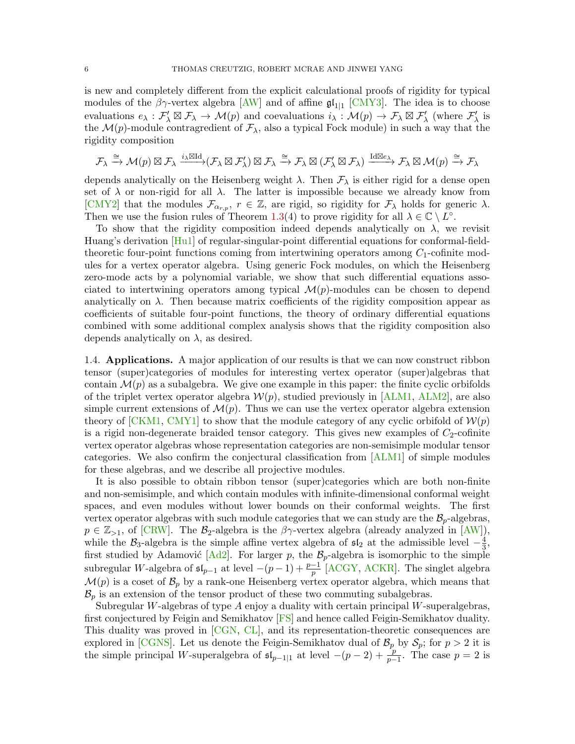is new and completely different from the explicit calculational proofs of rigidity for typical modules of the $\beta\gamma$-vertex algebra [AW] and of affine $\mathfrak{gl}_{1|1}$ [CMY3]. The idea is to choose evaluations $e_\lambda : \mathcal{F}_\lambda' \boxtimes \mathcal{F}_\lambda \to \mathcal{M}(p)$ and coevaluations $i_\lambda : \mathcal{M}(p) \to \mathcal{F}_\lambda \boxtimes \mathcal{F}_\lambda'$ (where $\mathcal{F}_\lambda'$ is the $\mathcal{M}(p)$-module contragredient of $\mathcal{F}_\lambda$, also a typical Fock module) in such a way that the rigidity composition

$$\mathcal{F}_\lambda \xrightarrow{\cong} \mathcal{M}(p) \boxtimes \mathcal{F}_\lambda \xrightarrow{i_\lambda \boxtimes \mathrm{Id}} (\mathcal{F}_\lambda \boxtimes \mathcal{F}_\lambda') \boxtimes \mathcal{F}_\lambda \xrightarrow{\cong} \mathcal{F}_\lambda \boxtimes (\mathcal{F}_\lambda' \boxtimes \mathcal{F}_\lambda) \xrightarrow{\mathrm{Id}\boxtimes e_\lambda} \mathcal{F}_\lambda \boxtimes \mathcal{M}(p) \xrightarrow{\cong} \mathcal{F}_\lambda$$

depends analytically on the Heisenberg weight $\lambda$. Then $\mathcal{F}_\lambda$ is either rigid for a dense open set of $\lambda$ or non-rigid for all $\lambda$. The latter is impossible because we already know from [CMY2] that the modules $\mathcal{F}_{\alpha_{r,p}}$, $r \in \mathbb{Z}$, are rigid, so rigidity for $\mathcal{F}_\lambda$ holds for generic $\lambda$. Then we use the fusion rules of Theorem 1.3(4) to prove rigidity for all $\lambda \in \mathbb{C} \setminus L^\circ$.

To show that the rigidity composition indeed depends analytically on $\lambda$, we revisit Huang's derivation [Hu1] of regular-singular-point differential equations for conformal-field-theoretic four-point functions coming from intertwining operators among $C_1$-cofinite modules for a vertex operator algebra. Using generic Fock modules, on which the Heisenberg zero-mode acts by a polynomial variable, we show that such differential equations associated to intertwining operators among typical $\mathcal{M}(p)$-modules can be chosen to depend analytically on $\lambda$. Then because matrix coefficients of the rigidity composition appear as coefficients of suitable four-point functions, the theory of ordinary differential equations combined with some additional complex analysis shows that the rigidity composition also depends analytically on $\lambda$, as desired.

1.4. **Applications.** A major application of our results is that we can now construct ribbon tensor (super)categories of modules for interesting vertex operator (super)algebras that contain $\mathcal{M}(p)$ as a subalgebra. We give one example in this paper: the finite cyclic orbifolds of the triplet vertex operator algebra $\mathcal{W}(p)$, studied previously in [ALM1, ALM2], are also simple current extensions of $\mathcal{M}(p)$. Thus we can use the vertex operator algebra extension theory of [CKM1, CMY1] to show that the module category of any cyclic orbifold of $\mathcal{W}(p)$ is a rigid non-degenerate braided tensor category. This gives new examples of $C_2$-cofinite vertex operator algebras whose representation categories are non-semisimple modular tensor categories. We also confirm the conjectural classification from [ALM1] of simple modules for these algebras, and we describe all projective modules.

It is also possible to obtain ribbon tensor (super)categories which are both non-finite and non-semisimple, and which contain modules with infinite-dimensional conformal weight spaces, and even modules without lower bounds on their conformal weights. The first vertex operator algebras with such module categories that we can study are the $\mathcal{B}_p$-algebras, $p \in \mathbb{Z}_{>1}$, of [CRW]. The $\mathcal{B}_2$-algebra is the $\beta\gamma$-vertex algebra (already analyzed in [AW]), while the $\mathcal{B}_3$-algebra is the simple affine vertex algebra of $\mathfrak{sl}_2$ at the admissible level $-\frac{4}{3}$, first studied by Adamović [Ad2]. For larger $p$, the $\mathcal{B}_p$-algebra is isomorphic to the simple subregular $W$-algebra of $\mathfrak{sl}_{p-1}$ at level $-(p-1)+\frac{p-1}{p}$ [ACGY, ACKR]. The singlet algebra $\mathcal{M}(p)$ is a coset of $\mathcal{B}_p$ by a rank-one Heisenberg vertex operator algebra, which means that $\mathcal{B}_p$ is an extension of the tensor product of these two commuting subalgebras.

Subregular $W$-algebras of type $A$ enjoy a duality with certain principal $W$-superalgebras, first conjectured by Feigin and Semikhatov [FS] and hence called Feigin-Semikhatov duality. This duality was proved in [CGN, CL], and its representation-theoretic consequences are explored in [CGNS]. Let us denote the Feigin-Semikhatov dual of $\mathcal{B}_p$ by $\mathcal{S}_p$; for $p > 2$ it is the simple principal $W$-superalgebra of $\mathfrak{sl}_{p-1|1}$ at level $-(p-2)+\frac{p}{p-1}$. The case $p = 2$ is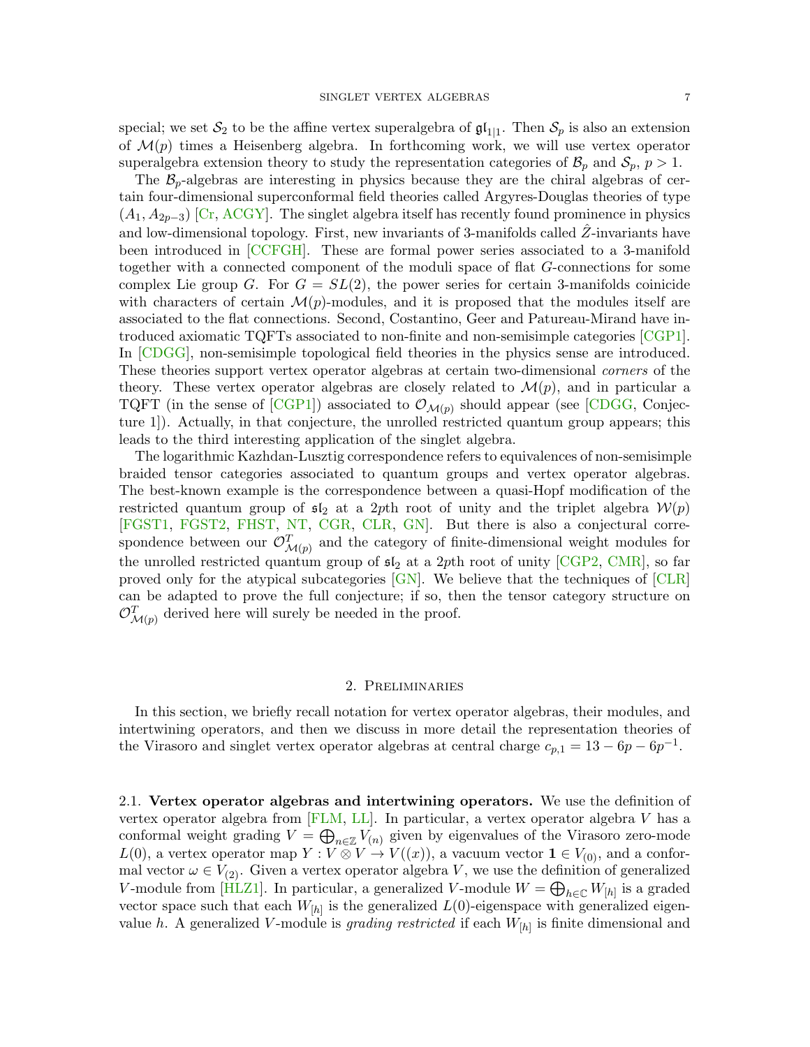special; we set $\mathcal{S}_2$ to be the affine vertex superalgebra of $\mathfrak{gl}_{1|1}$. Then $\mathcal{S}_p$ is also an extension of $\mathcal{M}(p)$ times a Heisenberg algebra. In forthcoming work, we will use vertex operator superalgebra extension theory to study the representation categories of $\mathcal{B}_p$ and $\mathcal{S}_p$, $p > 1$.

The $\mathcal{B}_p$-algebras are interesting in physics because they are the chiral algebras of certain four-dimensional superconformal field theories called Argyres-Douglas theories of type $(A_1, A_{2p-3})$ [Cr, ACGY]. The singlet algebra itself has recently found prominence in physics and low-dimensional topology. First, new invariants of 3-manifolds called $\hat{Z}$-invariants have been introduced in [CCFGH]. These are formal power series associated to a 3-manifold together with a connected component of the moduli space of flat $G$-connections for some complex Lie group $G$. For $G = SL(2)$, the power series for certain 3-manifolds coinicide with characters of certain $\mathcal{M}(p)$-modules, and it is proposed that the modules itself are associated to the flat connections. Second, Costantino, Geer and Patureau-Mirand have introduced axiomatic TQFTs associated to non-finite and non-semisimple categories [CGP1]. In [CDGG], non-semisimple topological field theories in the physics sense are introduced. These theories support vertex operator algebras at certain two-dimensional *corners* of the theory. These vertex operator algebras are closely related to $\mathcal{M}(p)$, and in particular a TQFT (in the sense of [CGP1]) associated to $\mathcal{O}_{\mathcal{M}(p)}$ should appear (see [CDGG, Conjecture 1]). Actually, in that conjecture, the unrolled restricted quantum group appears; this leads to the third interesting application of the singlet algebra.

The logarithmic Kazhdan-Lusztig correspondence refers to equivalences of non-semisimple braided tensor categories associated to quantum groups and vertex operator algebras. The best-known example is the correspondence between a quasi-Hopf modification of the restricted quantum group of $\mathfrak{sl}_2$ at a $2p$th root of unity and the triplet algebra $\mathcal{W}(p)$ [FGST1, FGST2, FHST, NT, CGR, CLR, GN]. But there is also a conjectural correspondence between our $\mathcal{O}^T_{\mathcal{M}(p)}$ and the category of finite-dimensional weight modules for the unrolled restricted quantum group of $\mathfrak{sl}_2$ at a $2p$th root of unity [CGP2, CMR], so far proved only for the atypical subcategories [GN]. We believe that the techniques of [CLR] can be adapted to prove the full conjecture; if so, then the tensor category structure on $\mathcal{O}^T_{\mathcal{M}(p)}$ derived here will surely be needed in the proof.

## 2. Preliminaries

In this section, we briefly recall notation for vertex operator algebras, their modules, and intertwining operators, and then we discuss in more detail the representation theories of the Virasoro and singlet vertex operator algebras at central charge $c_{p,1} = 13 - 6p - 6p^{-1}$.

**2.1. Vertex operator algebras and intertwining operators.** We use the definition of vertex operator algebra from [FLM, LL]. In particular, a vertex operator algebra $V$ has a conformal weight grading $V = \bigoplus_{n\in\mathbb{Z}} V_{(n)}$ given by eigenvalues of the Virasoro zero-mode $L(0)$, a vertex operator map $Y : V \otimes V \to V((x))$, a vacuum vector $\mathbf{1} \in V_{(0)}$, and a conformal vector $\omega \in V_{(2)}$. Given a vertex operator algebra $V$, we use the definition of generalized $V$-module from [HLZ1]. In particular, a generalized $V$-module $W = \bigoplus_{h\in\mathbb{C}} W_{[h]}$ is a graded vector space such that each $W_{[h]}$ is the generalized $L(0)$-eigenspace with generalized eigenvalue $h$. A generalized $V$-module is *grading restricted* if each $W_{[h]}$ is finite dimensional and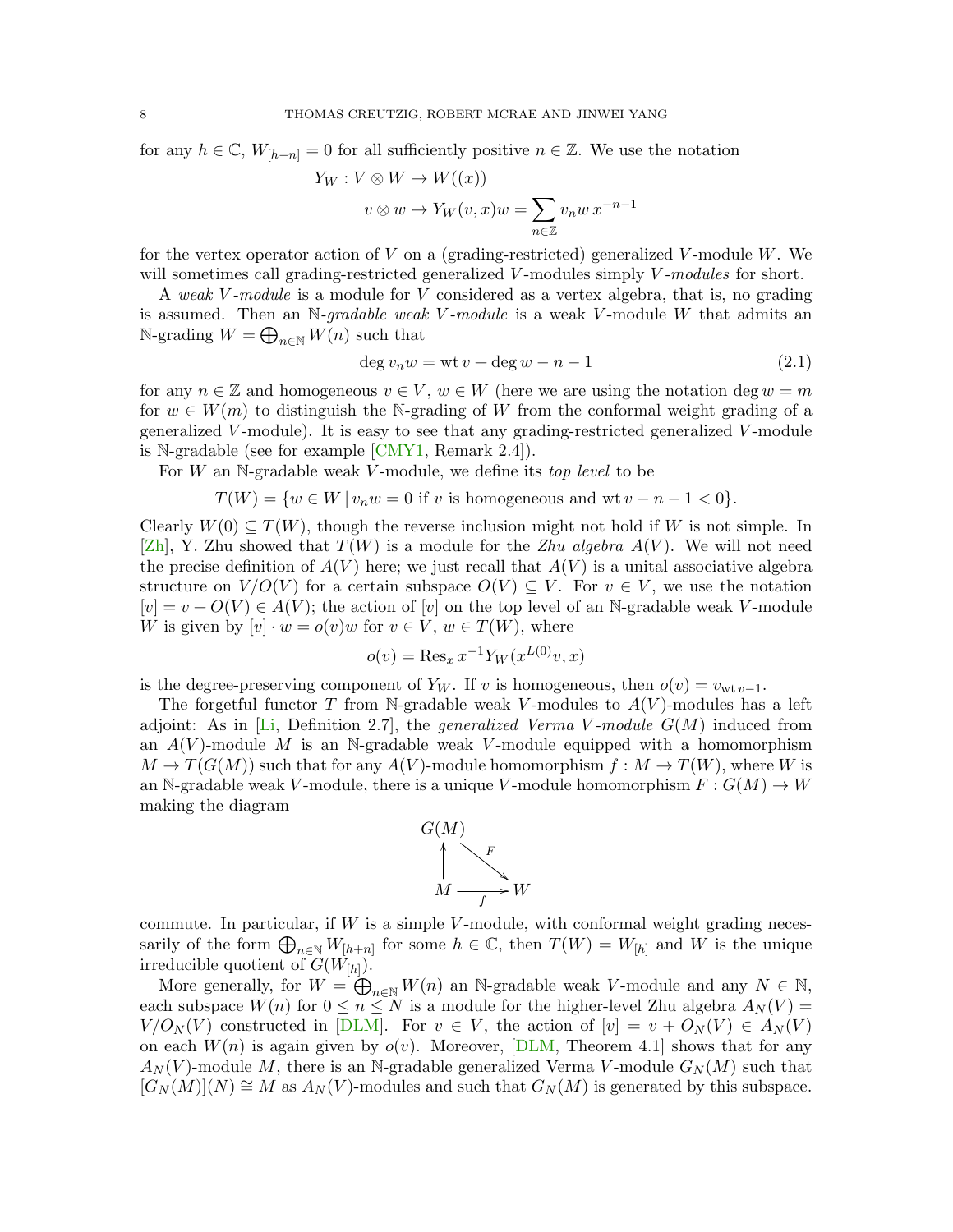for any $h \in \mathbb{C}$, $W_{[h-n]} = 0$ for all sufficiently positive $n \in \mathbb{Z}$. We use the notation

$$Y_W : V \otimes W \to W((x))$$
$$v \otimes w \mapsto Y_W(v, x)w = \sum_{n \in \mathbb{Z}} v_n w \, x^{-n-1}$$

for the vertex operator action of $V$ on a (grading-restricted) generalized $V$-module $W$. We will sometimes call grading-restricted generalized $V$-modules simply *$V$-modules* for short.

A *weak $V$-module* is a module for $V$ considered as a vertex algebra, that is, no grading is assumed. Then an *$\mathbb{N}$-gradable weak $V$-module* is a weak $V$-module $W$ that admits an $\mathbb{N}$-grading $W = \bigoplus_{n \in \mathbb{N}} W(n)$ such that

$$\deg v_n w = \mathrm{wt}\, v + \deg w - n - 1 \tag{2.1}$$

for any $n \in \mathbb{Z}$ and homogeneous $v \in V$, $w \in W$ (here we are using the notation $\deg w = m$ for $w \in W(m)$ to distinguish the $\mathbb{N}$-grading of $W$ from the conformal weight grading of a generalized $V$-module). It is easy to see that any grading-restricted generalized $V$-module is $\mathbb{N}$-gradable (see for example [CMY1, Remark 2.4]).

For $W$ an $\mathbb{N}$-gradable weak $V$-module, we define its *top level* to be

$$T(W) = \{w \in W \mid v_n w = 0 \text{ if } v \text{ is homogeneous and } \mathrm{wt}\, v - n - 1 < 0\}.$$

Clearly $W(0) \subseteq T(W)$, though the reverse inclusion might not hold if $W$ is not simple. In [Zh], Y. Zhu showed that $T(W)$ is a module for the *Zhu algebra* $A(V)$. We will not need the precise definition of $A(V)$ here; we just recall that $A(V)$ is a unital associative algebra structure on $V/O(V)$ for a certain subspace $O(V) \subseteq V$. For $v \in V$, we use the notation $[v] = v + O(V) \in A(V)$; the action of $[v]$ on the top level of an $\mathbb{N}$-gradable weak $V$-module $W$ is given by $[v] \cdot w = o(v)w$ for $v \in V$, $w \in T(W)$, where

$$o(v) = \mathrm{Res}_x \, x^{-1} Y_W(x^{L(0)} v, x)$$

is the degree-preserving component of $Y_W$. If $v$ is homogeneous, then $o(v) = v_{\mathrm{wt}\, v - 1}$.

The forgetful functor $T$ from $\mathbb{N}$-gradable weak $V$-modules to $A(V)$-modules has a left adjoint: As in [Li, Definition 2.7], the *generalized Verma $V$-module* $G(M)$ induced from an $A(V)$-module $M$ is an $\mathbb{N}$-gradable weak $V$-module equipped with a homomorphism $M \to T(G(M))$ such that for any $A(V)$-module homomorphism $f : M \to T(W)$, where $W$ is an $\mathbb{N}$-gradable weak $V$-module, there is a unique $V$-module homomorphism $F : G(M) \to W$ making the diagram

$$\begin{array}{ccc} G(M) & & \\ \uparrow & \searrow^{F} & \\ M & \xrightarrow[f]{} & W \end{array}$$

commute. In particular, if $W$ is a simple $V$-module, with conformal weight grading necessarily of the form $\bigoplus_{n \in \mathbb{N}} W_{[h+n]}$ for some $h \in \mathbb{C}$, then $T(W) = W_{[h]}$ and $W$ is the unique irreducible quotient of $G(W_{[h]})$.

More generally, for $W = \bigoplus_{n \in \mathbb{N}} W(n)$ an $\mathbb{N}$-gradable weak $V$-module and any $N \in \mathbb{N}$, each subspace $W(n)$ for $0 \leq n \leq N$ is a module for the higher-level Zhu algebra $A_N(V) = V/O_N(V)$ constructed in [DLM]. For $v \in V$, the action of $[v] = v + O_N(V) \in A_N(V)$ on each $W(n)$ is again given by $o(v)$. Moreover, [DLM, Theorem 4.1] shows that for any $A_N(V)$-module $M$, there is an $\mathbb{N}$-gradable generalized Verma $V$-module $G_N(M)$ such that $[G_N(M)](N) \cong M$ as $A_N(V)$-modules and such that $G_N(M)$ is generated by this subspace.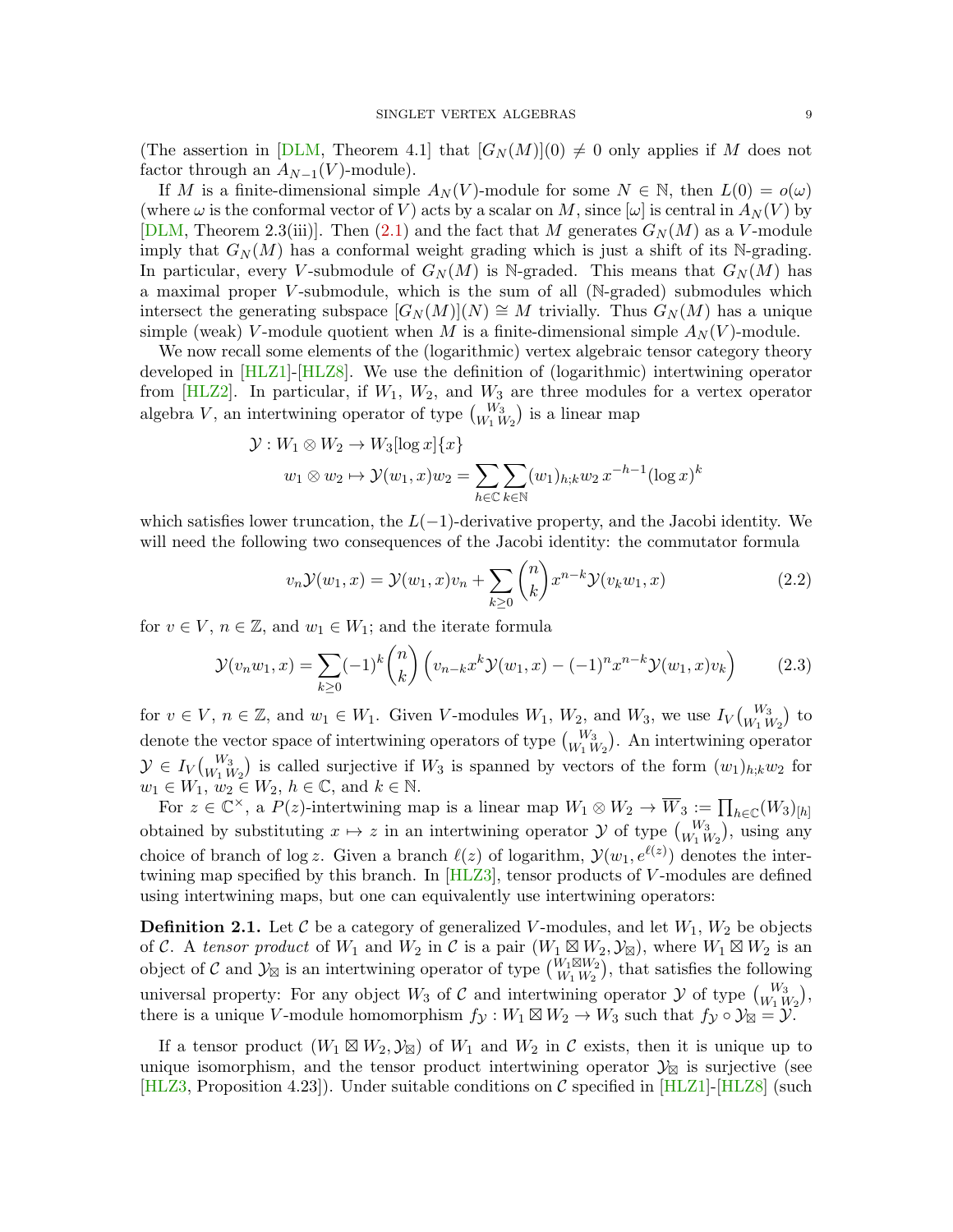(The assertion in [DLM, Theorem 4.1] that $[G_N(M)](0) \neq 0$ only applies if $M$ does not factor through an $A_{N-1}(V)$-module).

If $M$ is a finite-dimensional simple $A_N(V)$-module for some $N \in \mathbb{N}$, then $L(0) = o(\omega)$ (where $\omega$ is the conformal vector of $V$) acts by a scalar on $M$, since $[\omega]$ is central in $A_N(V)$ by [DLM, Theorem 2.3(iii)]. Then (2.1) and the fact that $M$ generates $G_N(M)$ as a $V$-module imply that $G_N(M)$ has a conformal weight grading which is just a shift of its $\mathbb{N}$-grading. In particular, every $V$-submodule of $G_N(M)$ is $\mathbb{N}$-graded. This means that $G_N(M)$ has a maximal proper $V$-submodule, which is the sum of all ($\mathbb{N}$-graded) submodules which intersect the generating subspace $[G_N(M)](N) \cong M$ trivially. Thus $G_N(M)$ has a unique simple (weak) $V$-module quotient when $M$ is a finite-dimensional simple $A_N(V)$-module.

We now recall some elements of the (logarithmic) vertex algebraic tensor category theory developed in [HLZ1]-[HLZ8]. We use the definition of (logarithmic) intertwining operator from [HLZ2]. In particular, if $W_1$, $W_2$, and $W_3$ are three modules for a vertex operator algebra $V$, an intertwining operator of type $\binom{W_3}{W_1\, W_2}$ is a linear map

$$\mathcal{Y} : W_1 \otimes W_2 \to W_3[\log x]\{x\}$$
$$w_1 \otimes w_2 \mapsto \mathcal{Y}(w_1, x)w_2 = \sum_{h\in\mathbb{C}} \sum_{k\in\mathbb{N}} (w_1)_{h;k} w_2\, x^{-h-1} (\log x)^k$$

which satisfies lower truncation, the $L(-1)$-derivative property, and the Jacobi identity. We will need the following two consequences of the Jacobi identity: the commutator formula

$$v_n \mathcal{Y}(w_1, x) = \mathcal{Y}(w_1, x)v_n + \sum_{k\geq 0} \binom{n}{k} x^{n-k} \mathcal{Y}(v_k w_1, x) \tag{2.2}$$

for $v \in V$, $n \in \mathbb{Z}$, and $w_1 \in W_1$; and the iterate formula

$$\mathcal{Y}(v_n w_1, x) = \sum_{k\geq 0} (-1)^k \binom{n}{k} \left( v_{n-k} x^k \mathcal{Y}(w_1, x) - (-1)^n x^{n-k} \mathcal{Y}(w_1, x) v_k \right) \tag{2.3}$$

for $v \in V$, $n \in \mathbb{Z}$, and $w_1 \in W_1$. Given $V$-modules $W_1$, $W_2$, and $W_3$, we use $I_V\binom{W_3}{W_1\, W_2}$ to denote the vector space of intertwining operators of type $\binom{W_3}{W_1\, W_2}$. An intertwining operator $\mathcal{Y} \in I_V\binom{W_3}{W_1\, W_2}$ is called surjective if $W_3$ is spanned by vectors of the form $(w_1)_{h;k} w_2$ for $w_1 \in W_1$, $w_2 \in W_2$, $h \in \mathbb{C}$, and $k \in \mathbb{N}$.

For $z \in \mathbb{C}^\times$, a $P(z)$-intertwining map is a linear map $W_1 \otimes W_2 \to \overline{W}_3 := \prod_{h\in\mathbb{C}} (W_3)_{[h]}$ obtained by substituting $x \mapsto z$ in an intertwining operator $\mathcal{Y}$ of type $\binom{W_3}{W_1\, W_2}$, using any choice of branch of $\log z$. Given a branch $\ell(z)$ of logarithm, $\mathcal{Y}(w_1, e^{\ell(z)})$ denotes the intertwining map specified by this branch. In [HLZ3], tensor products of $V$-modules are defined using intertwining maps, but one can equivalently use intertwining operators:

**Definition 2.1.** Let $\mathcal{C}$ be a category of generalized $V$-modules, and let $W_1$, $W_2$ be objects of $\mathcal{C}$. A *tensor product* of $W_1$ and $W_2$ in $\mathcal{C}$ is a pair $(W_1 \boxtimes W_2, \mathcal{Y}_\boxtimes)$, where $W_1 \boxtimes W_2$ is an object of $\mathcal{C}$ and $\mathcal{Y}_\boxtimes$ is an intertwining operator of type $\binom{W_1\boxtimes W_2}{W_1\, W_2}$, that satisfies the following universal property: For any object $W_3$ of $\mathcal{C}$ and intertwining operator $\mathcal{Y}$ of type $\binom{W_3}{W_1\, W_2}$, there is a unique $V$-module homomorphism $f_\mathcal{Y} : W_1 \boxtimes W_2 \to W_3$ such that $f_\mathcal{Y} \circ \mathcal{Y}_\boxtimes = \mathcal{Y}$.

If a tensor product $(W_1 \boxtimes W_2, \mathcal{Y}_\boxtimes)$ of $W_1$ and $W_2$ in $\mathcal{C}$ exists, then it is unique up to unique isomorphism, and the tensor product intertwining operator $\mathcal{Y}_\boxtimes$ is surjective (see [HLZ3, Proposition 4.23]). Under suitable conditions on $\mathcal{C}$ specified in [HLZ1]-[HLZ8] (such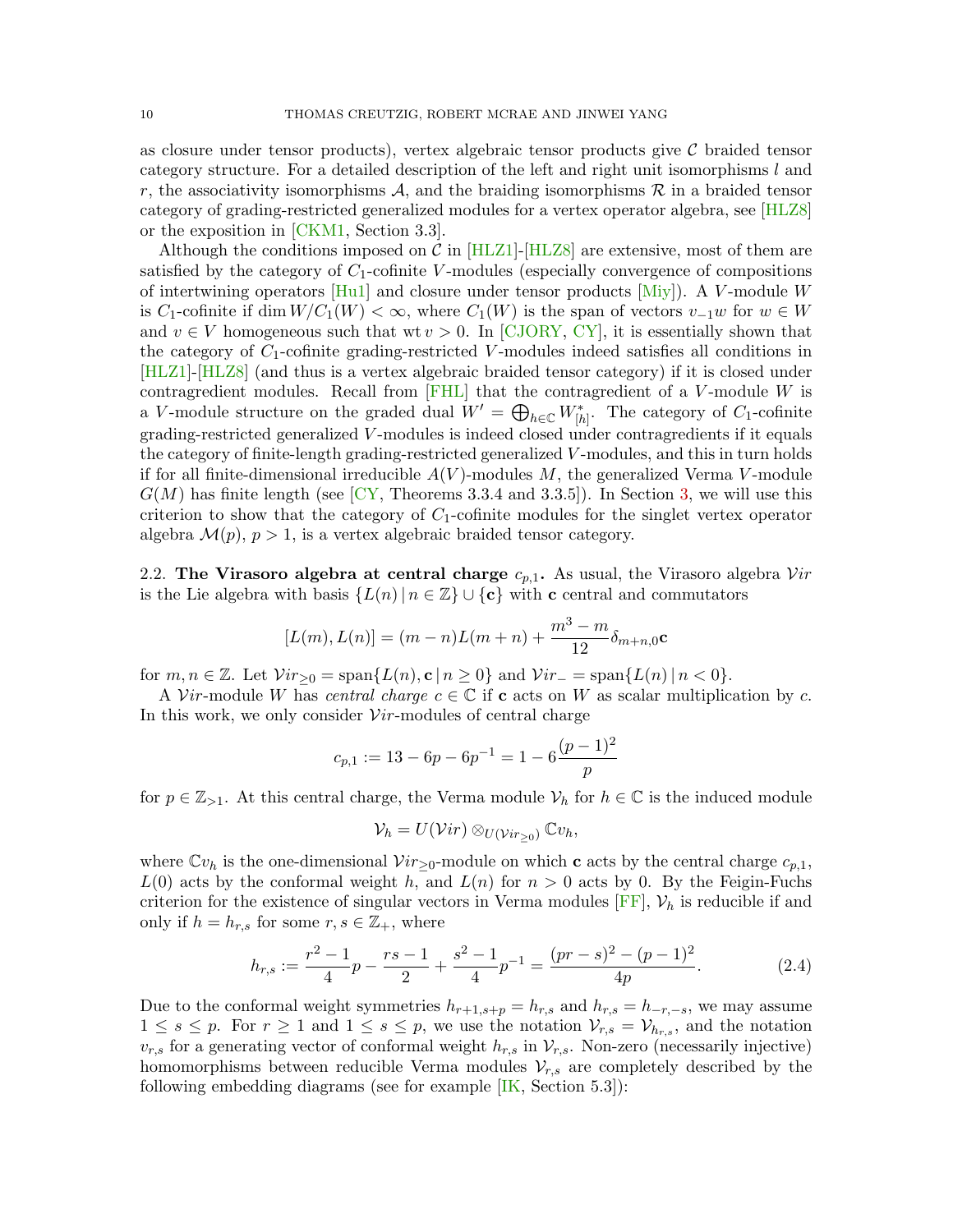as closure under tensor products), vertex algebraic tensor products give $\mathcal{C}$ braided tensor category structure. For a detailed description of the left and right unit isomorphisms $l$ and $r$, the associativity isomorphisms $\mathcal{A}$, and the braiding isomorphisms $\mathcal{R}$ in a braided tensor category of grading-restricted generalized modules for a vertex operator algebra, see [HLZ8] or the exposition in [CKM1, Section 3.3].

Although the conditions imposed on $\mathcal{C}$ in [HLZ1]-[HLZ8] are extensive, most of them are satisfied by the category of $C_1$-cofinite $V$-modules (especially convergence of compositions of intertwining operators [Hu1] and closure under tensor products [Miy]). A $V$-module $W$ is $C_1$-cofinite if $\dim W/C_1(W) < \infty$, where $C_1(W)$ is the span of vectors $v_{-1}w$ for $w \in W$ and $v \in V$ homogeneous such that $\mathrm{wt}\, v > 0$. In [CJORY, CY], it is essentially shown that the category of $C_1$-cofinite grading-restricted $V$-modules indeed satisfies all conditions in [HLZ1]-[HLZ8] (and thus is a vertex algebraic braided tensor category) if it is closed under contragredient modules. Recall from [FHL] that the contragredient of a $V$-module $W$ is a $V$-module structure on the graded dual $W' = \bigoplus_{h\in\mathbb{C}} W_{[h]}^*$. The category of $C_1$-cofinite grading-restricted generalized $V$-modules is indeed closed under contragredients if it equals the category of finite-length grading-restricted generalized $V$-modules, and this in turn holds if for all finite-dimensional irreducible $A(V)$-modules $M$, the generalized Verma $V$-module $G(M)$ has finite length (see [CY, Theorems 3.3.4 and 3.3.5]). In Section 3, we will use this criterion to show that the category of $C_1$-cofinite modules for the singlet vertex operator algebra $\mathcal{M}(p)$, $p > 1$, is a vertex algebraic braided tensor category.

2.2. **The Virasoro algebra at central charge $c_{p,1}$.** As usual, the Virasoro algebra $\mathcal{V}ir$ is the Lie algebra with basis $\{L(n)\,|\, n\in\mathbb{Z}\}\cup\{\mathbf{c}\}$ with $\mathbf{c}$ central and commutators

$$[L(m), L(n)] = (m-n)L(m+n) + \frac{m^3-m}{12}\delta_{m+n,0}\mathbf{c}$$

for $m,n\in\mathbb{Z}$. Let $\mathcal{V}ir_{\geq 0} = \mathrm{span}\{L(n), \mathbf{c}\,|\, n\geq 0\}$ and $\mathcal{V}ir_{-} = \mathrm{span}\{L(n)\,|\, n<0\}$.

A $\mathcal{V}ir$-module $W$ has *central charge* $c\in\mathbb{C}$ if $\mathbf{c}$ acts on $W$ as scalar multiplication by $c$. In this work, we only consider $\mathcal{V}ir$-modules of central charge

$$c_{p,1} := 13 - 6p - 6p^{-1} = 1 - 6\frac{(p-1)^2}{p}$$

for $p\in\mathbb{Z}_{>1}$. At this central charge, the Verma module $\mathcal{V}_h$ for $h\in\mathbb{C}$ is the induced module

$$\mathcal{V}_h = U(\mathcal{V}ir)\otimes_{U(\mathcal{V}ir_{\geq 0})}\mathbb{C}v_h,$$

where $\mathbb{C}v_h$ is the one-dimensional $\mathcal{V}ir_{\geq 0}$-module on which $\mathbf{c}$ acts by the central charge $c_{p,1}$, $L(0)$ acts by the conformal weight $h$, and $L(n)$ for $n>0$ acts by 0. By the Feigin-Fuchs criterion for the existence of singular vectors in Verma modules [FF], $\mathcal{V}_h$ is reducible if and only if $h = h_{r,s}$ for some $r,s\in\mathbb{Z}_+$, where

$$h_{r,s} := \frac{r^2-1}{4}p - \frac{rs-1}{2} + \frac{s^2-1}{4}p^{-1} = \frac{(pr-s)^2-(p-1)^2}{4p}. \tag{2.4}$$

Due to the conformal weight symmetries $h_{r+1,s+p} = h_{r,s}$ and $h_{r,s} = h_{-r,-s}$, we may assume $1\leq s\leq p$. For $r\geq 1$ and $1\leq s\leq p$, we use the notation $\mathcal{V}_{r,s} = \mathcal{V}_{h_{r,s}}$, and the notation $v_{r,s}$ for a generating vector of conformal weight $h_{r,s}$ in $\mathcal{V}_{r,s}$. Non-zero (necessarily injective) homomorphisms between reducible Verma modules $\mathcal{V}_{r,s}$ are completely described by the following embedding diagrams (see for example [IK, Section 5.3]):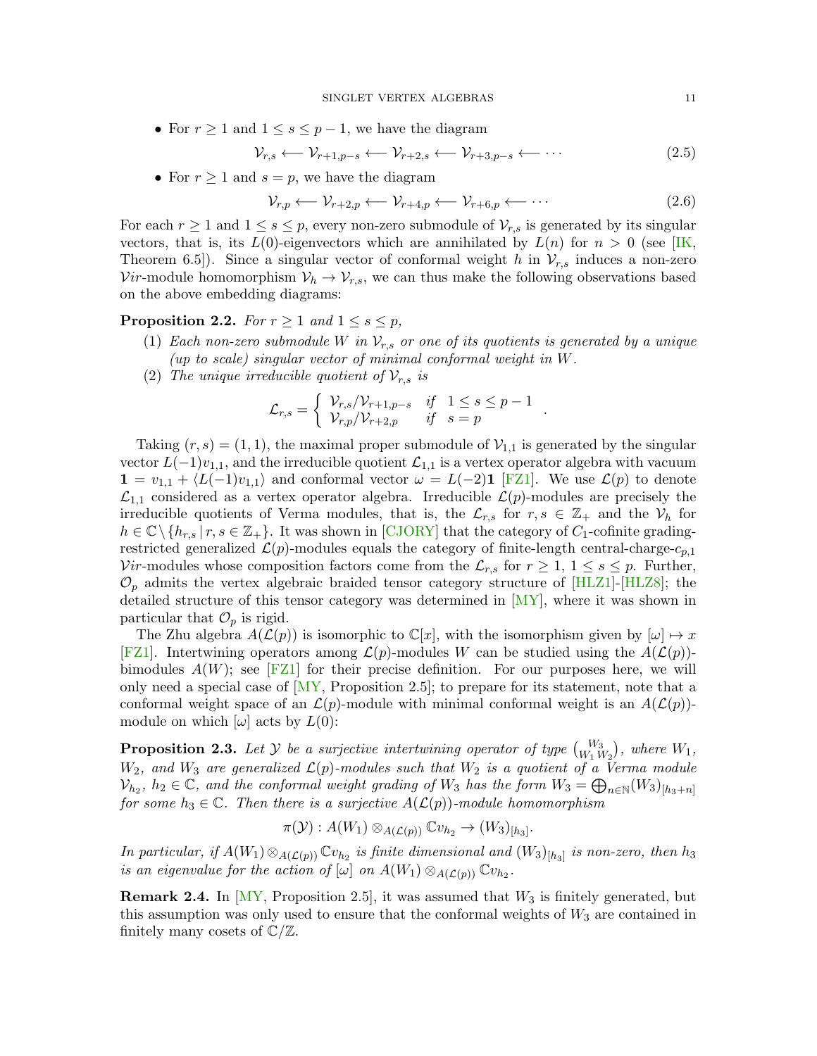- For $r \geq 1$ and $1 \leq s \leq p-1$, we have the diagram

$$\mathcal{V}_{r,s} \longleftarrow \mathcal{V}_{r+1,p-s} \longleftarrow \mathcal{V}_{r+2,s} \longleftarrow \mathcal{V}_{r+3,p-s} \longleftarrow \cdots \tag{2.5}$$

- For $r \geq 1$ and $s = p$, we have the diagram

$$\mathcal{V}_{r,p} \longleftarrow \mathcal{V}_{r+2,p} \longleftarrow \mathcal{V}_{r+4,p} \longleftarrow \mathcal{V}_{r+6,p} \longleftarrow \cdots \tag{2.6}$$

For each $r \geq 1$ and $1 \leq s \leq p$, every non-zero submodule of $\mathcal{V}_{r,s}$ is generated by its singular vectors, that is, its $L(0)$-eigenvectors which are annihilated by $L(n)$ for $n > 0$ (see [IK, Theorem 6.5]). Since a singular vector of conformal weight $h$ in $\mathcal{V}_{r,s}$ induces a non-zero $\mathcal{V}ir$-module homomorphism $\mathcal{V}_h \to \mathcal{V}_{r,s}$, we can thus make the following observations based on the above embedding diagrams:

**Proposition 2.2.** *For $r \geq 1$ and $1 \leq s \leq p$,*

1. *Each non-zero submodule $W$ in $\mathcal{V}_{r,s}$ or one of its quotients is generated by a unique (up to scale) singular vector of minimal conformal weight in $W$.*
2. *The unique irreducible quotient of $\mathcal{V}_{r,s}$ is*

$$\mathcal{L}_{r,s} = \begin{cases} \mathcal{V}_{r,s}/\mathcal{V}_{r+1,p-s} & \text{if} \quad 1 \leq s \leq p-1 \\ \mathcal{V}_{r,p}/\mathcal{V}_{r+2,p} & \text{if} \quad s = p \end{cases}.$$

Taking $(r,s) = (1,1)$, the maximal proper submodule of $\mathcal{V}_{1,1}$ is generated by the singular vector $L(-1)v_{1,1}$, and the irreducible quotient $\mathcal{L}_{1,1}$ is a vertex operator algebra with vacuum $\mathbf{1} = v_{1,1} + \langle L(-1)v_{1,1}\rangle$ and conformal vector $\omega = L(-2)\mathbf{1}$ [FZ1]. We use $\mathcal{L}(p)$ to denote $\mathcal{L}_{1,1}$ considered as a vertex operator algebra. Irreducible $\mathcal{L}(p)$-modules are precisely the irreducible quotients of Verma modules, that is, the $\mathcal{L}_{r,s}$ for $r, s \in \mathbb{Z}_+$ and the $\mathcal{V}_h$ for $h \in \mathbb{C} \setminus \{h_{r,s} \,|\, r, s \in \mathbb{Z}_+\}$. It was shown in [CJORY] that the category of $C_1$-cofinite grading-restricted generalized $\mathcal{L}(p)$-modules equals the category of finite-length central-charge-$c_{p,1}$ $\mathcal{V}ir$-modules whose composition factors come from the $\mathcal{L}_{r,s}$ for $r \geq 1$, $1 \leq s \leq p$. Further, $\mathcal{O}_p$ admits the vertex algebraic braided tensor category structure of [HLZ1]-[HLZ8]; the detailed structure of this tensor category was determined in [MY], where it was shown in particular that $\mathcal{O}_p$ is rigid.

The Zhu algebra $A(\mathcal{L}(p))$ is isomorphic to $\mathbb{C}[x]$, with the isomorphism given by $[\omega] \mapsto x$ [FZ1]. Intertwining operators among $\mathcal{L}(p)$-modules $W$ can be studied using the $A(\mathcal{L}(p))$-bimodules $A(W)$; see [FZ1] for their precise definition. For our purposes here, we will only need a special case of [MY, Proposition 2.5]; to prepare for its statement, note that a conformal weight space of an $\mathcal{L}(p)$-module with minimal conformal weight is an $A(\mathcal{L}(p))$-module on which $[\omega]$ acts by $L(0)$:

**Proposition 2.3.** *Let $\mathcal{Y}$ be a surjective intertwining operator of type $\binom{W_3}{W_1\, W_2}$, where $W_1$, $W_2$, and $W_3$ are generalized $\mathcal{L}(p)$-modules such that $W_2$ is a quotient of a Verma module $\mathcal{V}_{h_2}$, $h_2 \in \mathbb{C}$, and the conformal weight grading of $W_3$ has the form $W_3 = \bigoplus_{n\in\mathbb{N}} (W_3)_{[h_3+n]}$ for some $h_3 \in \mathbb{C}$. Then there is a surjective $A(\mathcal{L}(p))$-module homomorphism*

$$\pi(\mathcal{Y}) : A(W_1) \otimes_{A(\mathcal{L}(p))} \mathbb{C}v_{h_2} \to (W_3)_{[h_3]}.$$

*In particular, if $A(W_1) \otimes_{A(\mathcal{L}(p))} \mathbb{C}v_{h_2}$ is finite dimensional and $(W_3)_{[h_3]}$ is non-zero, then $h_3$ is an eigenvalue for the action of $[\omega]$ on $A(W_1) \otimes_{A(\mathcal{L}(p))} \mathbb{C}v_{h_2}$.*

**Remark 2.4.** In [MY, Proposition 2.5], it was assumed that $W_3$ is finitely generated, but this assumption was only used to ensure that the conformal weights of $W_3$ are contained in finitely many cosets of $\mathbb{C}/\mathbb{Z}$.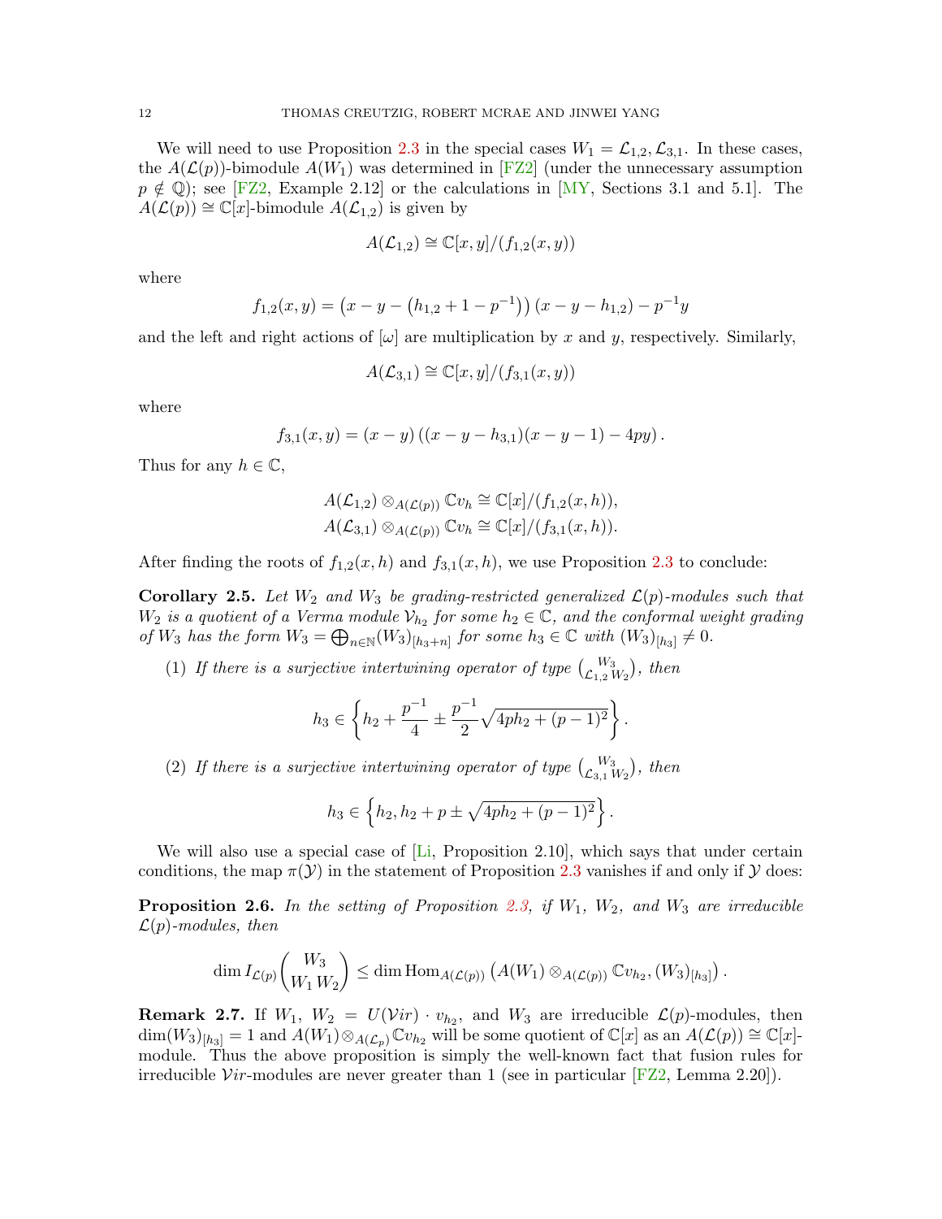We will need to use Proposition 2.3 in the special cases $W_1 = \mathcal{L}_{1,2}, \mathcal{L}_{3,1}$. In these cases, the $A(\mathcal{L}(p))$-bimodule $A(W_1)$ was determined in [FZ2] (under the unnecessary assumption $p \notin \mathbb{Q}$); see [FZ2, Example 2.12] or the calculations in [MY, Sections 3.1 and 5.1]. The $A(\mathcal{L}(p)) \cong \mathbb{C}[x]$-bimodule $A(\mathcal{L}_{1,2})$ is given by

$$A(\mathcal{L}_{1,2}) \cong \mathbb{C}[x, y]/(f_{1,2}(x, y))$$

where

$$f_{1,2}(x, y) = \left(x - y - \left(h_{1,2} + 1 - p^{-1}\right)\right)(x - y - h_{1,2}) - p^{-1}y$$

and the left and right actions of $[\omega]$ are multiplication by $x$ and $y$, respectively. Similarly,

$$A(\mathcal{L}_{3,1}) \cong \mathbb{C}[x, y]/(f_{3,1}(x, y))$$

where

$$f_{3,1}(x, y) = (x - y)\left((x - y - h_{3,1})(x - y - 1) - 4py\right).$$

Thus for any $h \in \mathbb{C}$,

$$A(\mathcal{L}_{1,2}) \otimes_{A(\mathcal{L}(p))} \mathbb{C}v_h \cong \mathbb{C}[x]/(f_{1,2}(x, h)),$$
$$A(\mathcal{L}_{3,1}) \otimes_{A(\mathcal{L}(p))} \mathbb{C}v_h \cong \mathbb{C}[x]/(f_{3,1}(x, h)).$$

After finding the roots of $f_{1,2}(x, h)$ and $f_{3,1}(x, h)$, we use Proposition 2.3 to conclude:

**Corollary 2.5.** *Let $W_2$ and $W_3$ be grading-restricted generalized $\mathcal{L}(p)$-modules such that $W_2$ is a quotient of a Verma module $\mathcal{V}_{h_2}$ for some $h_2 \in \mathbb{C}$, and the conformal weight grading of $W_3$ has the form $W_3 = \bigoplus_{n\in\mathbb{N}}(W_3)_{[h_3+n]}$ for some $h_3 \in \mathbb{C}$ with $(W_3)_{[h_3]} \neq 0$.*

(1) *If there is a surjective intertwining operator of type $\binom{W_3}{\mathcal{L}_{1,2}\, W_2}$, then*

$$h_3 \in \left\{h_2 + \frac{p^{-1}}{4} \pm \frac{p^{-1}}{2}\sqrt{4ph_2 + (p-1)^2}\right\}.$$

(2) *If there is a surjective intertwining operator of type $\binom{W_3}{\mathcal{L}_{3,1}\, W_2}$, then*

$$h_3 \in \left\{h_2, h_2 + p \pm \sqrt{4ph_2 + (p-1)^2}\right\}.$$

We will also use a special case of [Li, Proposition 2.10], which says that under certain conditions, the map $\pi(\mathcal{Y})$ in the statement of Proposition 2.3 vanishes if and only if $\mathcal{Y}$ does:

**Proposition 2.6.** *In the setting of Proposition 2.3, if $W_1$, $W_2$, and $W_3$ are irreducible $\mathcal{L}(p)$-modules, then*

$$\dim I_{\mathcal{L}(p)}\binom{W_3}{W_1\, W_2} \leq \dim \mathrm{Hom}_{A(\mathcal{L}(p))}\left(A(W_1) \otimes_{A(\mathcal{L}(p))} \mathbb{C}v_{h_2}, (W_3)_{[h_3]}\right).$$

**Remark 2.7.** If $W_1$, $W_2 = U(\mathcal{V}ir) \cdot v_{h_2}$, and $W_3$ are irreducible $\mathcal{L}(p)$-modules, then $\dim(W_3)_{[h_3]} = 1$ and $A(W_1) \otimes_{A(\mathcal{L}_p)} \mathbb{C}v_{h_2}$ will be some quotient of $\mathbb{C}[x]$ as an $A(\mathcal{L}(p)) \cong \mathbb{C}[x]$-module. Thus the above proposition is simply the well-known fact that fusion rules for irreducible $\mathcal{V}ir$-modules are never greater than 1 (see in particular [FZ2, Lemma 2.20]).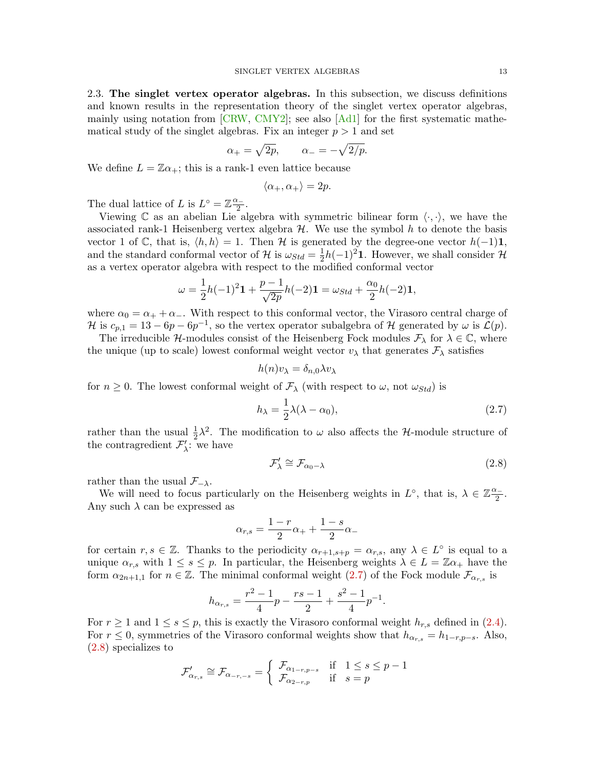2.3. **The singlet vertex operator algebras.** In this subsection, we discuss definitions and known results in the representation theory of the singlet vertex operator algebras, mainly using notation from [CRW, CMY2]; see also [Ad1] for the first systematic mathematical study of the singlet algebras. Fix an integer $p > 1$ and set

$$\alpha_+ = \sqrt{2p}, \qquad \alpha_- = -\sqrt{2/p}.$$

We define $L = \mathbb{Z}\alpha_+$; this is a rank-1 even lattice because

$$\langle \alpha_+, \alpha_+ \rangle = 2p.$$

The dual lattice of $L$ is $L^\circ = \mathbb{Z}\frac{\alpha_-}{2}$.

Viewing $\mathbb{C}$ as an abelian Lie algebra with symmetric bilinear form $\langle \cdot, \cdot \rangle$, we have the associated rank-1 Heisenberg vertex algebra $\mathcal{H}$. We use the symbol $h$ to denote the basis vector 1 of $\mathbb{C}$, that is, $\langle h, h \rangle = 1$. Then $\mathcal{H}$ is generated by the degree-one vector $h(-1)\mathbf{1}$, and the standard conformal vector of $\mathcal{H}$ is $\omega_{Std} = \frac{1}{2}h(-1)^2\mathbf{1}$. However, we shall consider $\mathcal{H}$ as a vertex operator algebra with respect to the modified conformal vector

$$\omega = \frac{1}{2}h(-1)^2\mathbf{1} + \frac{p-1}{\sqrt{2p}}h(-2)\mathbf{1} = \omega_{Std} + \frac{\alpha_0}{2}h(-2)\mathbf{1},$$

where $\alpha_0 = \alpha_+ + \alpha_-$. With respect to this conformal vector, the Virasoro central charge of $\mathcal{H}$ is $c_{p,1} = 13 - 6p - 6p^{-1}$, so the vertex operator subalgebra of $\mathcal{H}$ generated by $\omega$ is $\mathcal{L}(p)$.

The irreducible $\mathcal{H}$-modules consist of the Heisenberg Fock modules $\mathcal{F}_\lambda$ for $\lambda \in \mathbb{C}$, where the unique (up to scale) lowest conformal weight vector $v_\lambda$ that generates $\mathcal{F}_\lambda$ satisfies

$$h(n)v_\lambda = \delta_{n,0}\lambda v_\lambda$$

for $n \geq 0$. The lowest conformal weight of $\mathcal{F}_\lambda$ (with respect to $\omega$, not $\omega_{Std}$) is

$$h_\lambda = \frac{1}{2}\lambda(\lambda - \alpha_0), \tag{2.7}$$

rather than the usual $\frac{1}{2}\lambda^2$. The modification to $\omega$ also affects the $\mathcal{H}$-module structure of the contragredient $\mathcal{F}_\lambda'$: we have

$$\mathcal{F}_\lambda' \cong \mathcal{F}_{\alpha_0 - \lambda} \tag{2.8}$$

rather than the usual $\mathcal{F}_{-\lambda}$.

We will need to focus particularly on the Heisenberg weights in $L^\circ$, that is, $\lambda \in \mathbb{Z}\frac{\alpha_-}{2}$. Any such $\lambda$ can be expressed as

$$\alpha_{r,s} = \frac{1-r}{2}\alpha_+ + \frac{1-s}{2}\alpha_-$$

for certain $r, s \in \mathbb{Z}$. Thanks to the periodicity $\alpha_{r+1,s+p} = \alpha_{r,s}$, any $\lambda \in L^\circ$ is equal to a unique $\alpha_{r,s}$ with $1 \leq s \leq p$. In particular, the Heisenberg weights $\lambda \in L = \mathbb{Z}\alpha_+$ have the form $\alpha_{2n+1,1}$ for $n \in \mathbb{Z}$. The minimal conformal weight (2.7) of the Fock module $\mathcal{F}_{\alpha_{r,s}}$ is

$$h_{\alpha_{r,s}} = \frac{r^2-1}{4}p - \frac{rs-1}{2} + \frac{s^2-1}{4}p^{-1}.$$

For $r \geq 1$ and $1 \leq s \leq p$, this is exactly the Virasoro conformal weight $h_{r,s}$ defined in (2.4). For $r \leq 0$, symmetries of the Virasoro conformal weights show that $h_{\alpha_{r,s}} = h_{1-r,p-s}$. Also, (2.8) specializes to

$$\mathcal{F}_{\alpha_{r,s}}' \cong \mathcal{F}_{\alpha_{-r,-s}} = \begin{cases} \mathcal{F}_{\alpha_{1-r,p-s}} & \text{if} \quad 1 \leq s \leq p-1 \\ \mathcal{F}_{\alpha_{2-r,p}} & \text{if} \quad s = p \end{cases}$$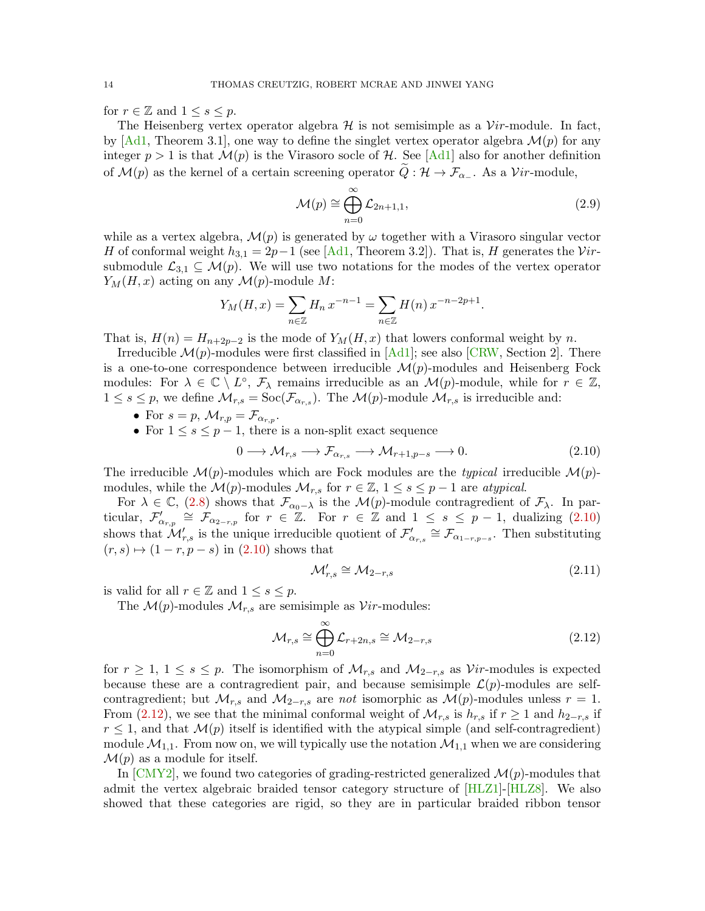for $r \in \mathbb{Z}$ and $1 \leq s \leq p$.

The Heisenberg vertex operator algebra $\mathcal{H}$ is not semisimple as a $\mathcal{V}ir$-module. In fact, by [Ad1, Theorem 3.1], one way to define the singlet vertex operator algebra $\mathcal{M}(p)$ for any integer $p > 1$ is that $\mathcal{M}(p)$ is the Virasoro socle of $\mathcal{H}$. See [Ad1] also for another definition of $\mathcal{M}(p)$ as the kernel of a certain screening operator $\widetilde{Q} : \mathcal{H} \to \mathcal{F}_{\alpha_-}$. As a $\mathcal{V}ir$-module,

$$\mathcal{M}(p) \cong \bigoplus_{n=0}^{\infty} \mathcal{L}_{2n+1,1}, \tag{2.9}$$

while as a vertex algebra, $\mathcal{M}(p)$ is generated by $\omega$ together with a Virasoro singular vector $H$ of conformal weight $h_{3,1} = 2p-1$ (see [Ad1, Theorem 3.2]). That is, $H$ generates the $\mathcal{V}ir$-submodule $\mathcal{L}_{3,1} \subseteq \mathcal{M}(p)$. We will use two notations for the modes of the vertex operator $Y_M(H, x)$ acting on any $\mathcal{M}(p)$-module $M$:

$$Y_M(H, x) = \sum_{n \in \mathbb{Z}} H_n \, x^{-n-1} = \sum_{n \in \mathbb{Z}} H(n) \, x^{-n-2p+1}.$$

That is, $H(n) = H_{n+2p-2}$ is the mode of $Y_M(H, x)$ that lowers conformal weight by $n$.

Irreducible $\mathcal{M}(p)$-modules were first classified in [Ad1]; see also [CRW, Section 2]. There is a one-to-one correspondence between irreducible $\mathcal{M}(p)$-modules and Heisenberg Fock modules: For $\lambda \in \mathbb{C} \setminus L^\circ$, $\mathcal{F}_\lambda$ remains irreducible as an $\mathcal{M}(p)$-module, while for $r \in \mathbb{Z}$, $1 \leq s \leq p$, we define $\mathcal{M}_{r,s} = \mathrm{Soc}(\mathcal{F}_{\alpha_{r,s}})$. The $\mathcal{M}(p)$-module $\mathcal{M}_{r,s}$ is irreducible and:

- For $s = p$, $\mathcal{M}_{r,p} = \mathcal{F}_{\alpha_{r,p}}$.
- For $1 \leq s \leq p-1$, there is a non-split exact sequence

$$0 \longrightarrow \mathcal{M}_{r,s} \longrightarrow \mathcal{F}_{\alpha_{r,s}} \longrightarrow \mathcal{M}_{r+1,p-s} \longrightarrow 0. \tag{2.10}$$

The irreducible $\mathcal{M}(p)$-modules which are Fock modules are the *typical* irreducible $\mathcal{M}(p)$-modules, while the $\mathcal{M}(p)$-modules $\mathcal{M}_{r,s}$ for $r \in \mathbb{Z}$, $1 \leq s \leq p-1$ are *atypical*.

For $\lambda \in \mathbb{C}$, (2.8) shows that $\mathcal{F}_{\alpha_0 - \lambda}$ is the $\mathcal{M}(p)$-module contragredient of $\mathcal{F}_\lambda$. In particular, $\mathcal{F}'_{\alpha_{r,p}} \cong \mathcal{F}_{\alpha_{2-r,p}}$ for $r \in \mathbb{Z}$. For $r \in \mathbb{Z}$ and $1 \leq s \leq p-1$, dualizing (2.10) shows that $\mathcal{M}'_{r,s}$ is the unique irreducible quotient of $\mathcal{F}'_{\alpha_{r,s}} \cong \mathcal{F}_{\alpha_{1-r,p-s}}$. Then substituting $(r, s) \mapsto (1-r, p-s)$ in (2.10) shows that

$$\mathcal{M}'_{r,s} \cong \mathcal{M}_{2-r,s} \tag{2.11}$$

is valid for all $r \in \mathbb{Z}$ and $1 \leq s \leq p$.

The $\mathcal{M}(p)$-modules $\mathcal{M}_{r,s}$ are semisimple as $\mathcal{V}ir$-modules:

$$\mathcal{M}_{r,s} \cong \bigoplus_{n=0}^{\infty} \mathcal{L}_{r+2n,s} \cong \mathcal{M}_{2-r,s} \tag{2.12}$$

for $r \geq 1$, $1 \leq s \leq p$. The isomorphism of $\mathcal{M}_{r,s}$ and $\mathcal{M}_{2-r,s}$ as $\mathcal{V}ir$-modules is expected because these are a contragredient pair, and because semisimple $\mathcal{L}(p)$-modules are self-contragredient; but $\mathcal{M}_{r,s}$ and $\mathcal{M}_{2-r,s}$ are *not* isomorphic as $\mathcal{M}(p)$-modules unless $r = 1$. From (2.12), we see that the minimal conformal weight of $\mathcal{M}_{r,s}$ is $h_{r,s}$ if $r \geq 1$ and $h_{2-r,s}$ if $r \leq 1$, and that $\mathcal{M}(p)$ itself is identified with the atypical simple (and self-contragredient) module $\mathcal{M}_{1,1}$. From now on, we will typically use the notation $\mathcal{M}_{1,1}$ when we are considering $\mathcal{M}(p)$ as a module for itself.

In [CMY2], we found two categories of grading-restricted generalized $\mathcal{M}(p)$-modules that admit the vertex algebraic braided tensor category structure of [HLZ1]-[HLZ8]. We also showed that these categories are rigid, so they are in particular braided ribbon tensor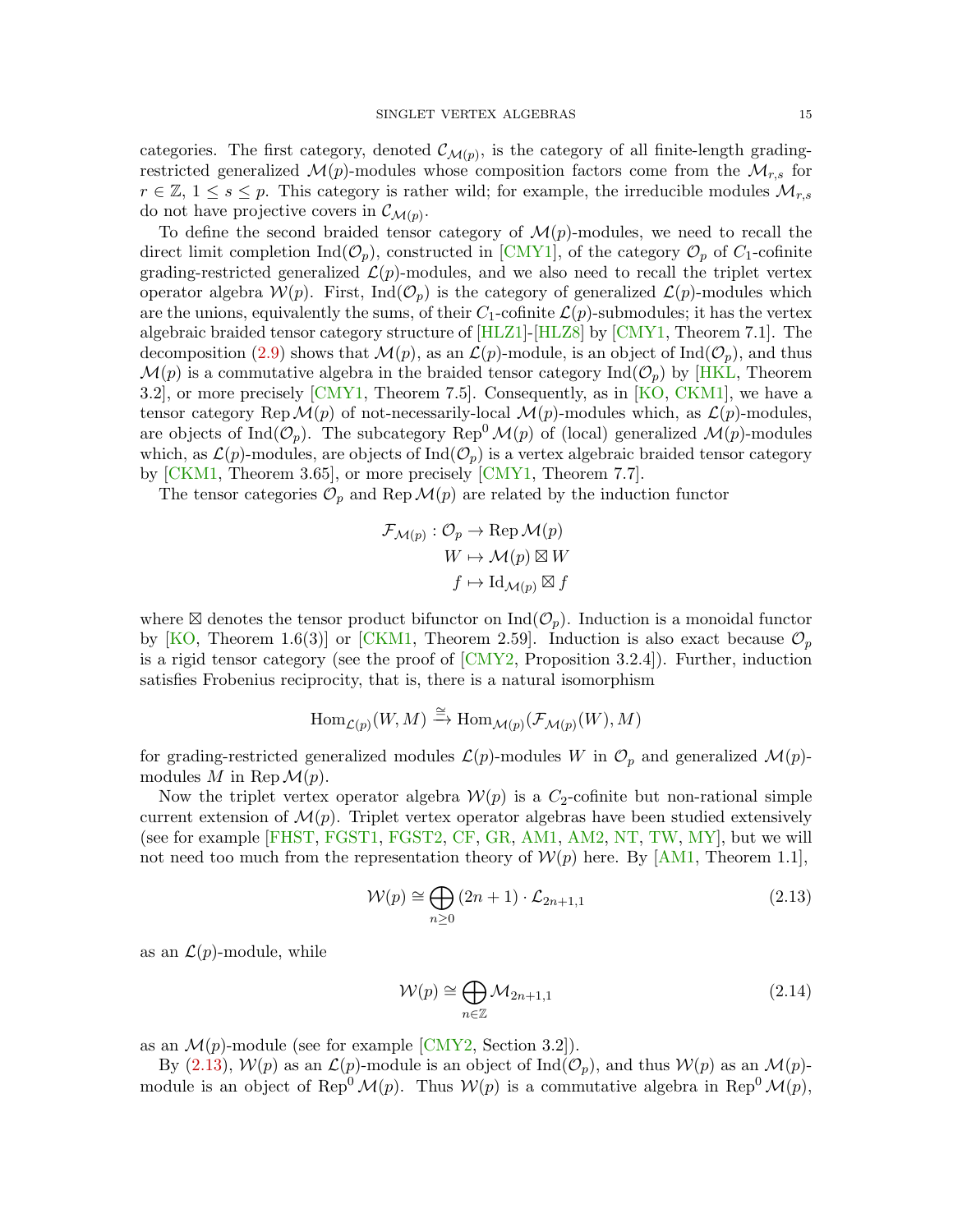categories. The first category, denoted $\mathcal{C}_{\mathcal{M}(p)}$, is the category of all finite-length grading-restricted generalized $\mathcal{M}(p)$-modules whose composition factors come from the $\mathcal{M}_{r,s}$ for $r \in \mathbb{Z}$, $1 \leq s \leq p$. This category is rather wild; for example, the irreducible modules $\mathcal{M}_{r,s}$ do not have projective covers in $\mathcal{C}_{\mathcal{M}(p)}$.

To define the second braided tensor category of $\mathcal{M}(p)$-modules, we need to recall the direct limit completion $\mathrm{Ind}(\mathcal{O}_p)$, constructed in [CMY1], of the category $\mathcal{O}_p$ of $C_1$-cofinite grading-restricted generalized $\mathcal{L}(p)$-modules, and we also need to recall the triplet vertex operator algebra $\mathcal{W}(p)$. First, $\mathrm{Ind}(\mathcal{O}_p)$ is the category of generalized $\mathcal{L}(p)$-modules which are the unions, equivalently the sums, of their $C_1$-cofinite $\mathcal{L}(p)$-submodules; it has the vertex algebraic braided tensor category structure of [HLZ1]-[HLZ8] by [CMY1, Theorem 7.1]. The decomposition (2.9) shows that $\mathcal{M}(p)$, as an $\mathcal{L}(p)$-module, is an object of $\mathrm{Ind}(\mathcal{O}_p)$, and thus $\mathcal{M}(p)$ is a commutative algebra in the braided tensor category $\mathrm{Ind}(\mathcal{O}_p)$ by [HKL, Theorem 3.2], or more precisely [CMY1, Theorem 7.5]. Consequently, as in [KO, CKM1], we have a tensor category $\mathrm{Rep}\,\mathcal{M}(p)$ of not-necessarily-local $\mathcal{M}(p)$-modules which, as $\mathcal{L}(p)$-modules, are objects of $\mathrm{Ind}(\mathcal{O}_p)$. The subcategory $\mathrm{Rep}^0\,\mathcal{M}(p)$ of (local) generalized $\mathcal{M}(p)$-modules which, as $\mathcal{L}(p)$-modules, are objects of $\mathrm{Ind}(\mathcal{O}_p)$ is a vertex algebraic braided tensor category by [CKM1, Theorem 3.65], or more precisely [CMY1, Theorem 7.7].

The tensor categories $\mathcal{O}_p$ and $\mathrm{Rep}\,\mathcal{M}(p)$ are related by the induction functor

$$
\begin{aligned}
\mathcal{F}_{\mathcal{M}(p)} : \mathcal{O}_p &\to \mathrm{Rep}\,\mathcal{M}(p) \\
W &\mapsto \mathcal{M}(p) \boxtimes W \\
f &\mapsto \mathrm{Id}_{\mathcal{M}(p)} \boxtimes f
\end{aligned}
$$

where $\boxtimes$ denotes the tensor product bifunctor on $\mathrm{Ind}(\mathcal{O}_p)$. Induction is a monoidal functor by [KO, Theorem 1.6(3)] or [CKM1, Theorem 2.59]. Induction is also exact because $\mathcal{O}_p$ is a rigid tensor category (see the proof of [CMY2, Proposition 3.2.4]). Further, induction satisfies Frobenius reciprocity, that is, there is a natural isomorphism

$$
\mathrm{Hom}_{\mathcal{L}(p)}(W, M) \xrightarrow{\cong} \mathrm{Hom}_{\mathcal{M}(p)}(\mathcal{F}_{\mathcal{M}(p)}(W), M)
$$

for grading-restricted generalized modules $\mathcal{L}(p)$-modules $W$ in $\mathcal{O}_p$ and generalized $\mathcal{M}(p)$-modules $M$ in $\mathrm{Rep}\,\mathcal{M}(p)$.

Now the triplet vertex operator algebra $\mathcal{W}(p)$ is a $C_2$-cofinite but non-rational simple current extension of $\mathcal{M}(p)$. Triplet vertex operator algebras have been studied extensively (see for example [FHST, FGST1, FGST2, CF, GR, AM1, AM2, NT, TW, MY], but we will not need too much from the representation theory of $\mathcal{W}(p)$ here. By [AM1, Theorem 1.1],

$$
\mathcal{W}(p) \cong \bigoplus_{n \geq 0} (2n+1) \cdot \mathcal{L}_{2n+1,1} \tag{2.13}
$$

as an $\mathcal{L}(p)$-module, while

$$
\mathcal{W}(p) \cong \bigoplus_{n \in \mathbb{Z}} \mathcal{M}_{2n+1,1} \tag{2.14}
$$

as an $\mathcal{M}(p)$-module (see for example [CMY2, Section 3.2]).

By (2.13), $\mathcal{W}(p)$ as an $\mathcal{L}(p)$-module is an object of $\mathrm{Ind}(\mathcal{O}_p)$, and thus $\mathcal{W}(p)$ as an $\mathcal{M}(p)$-module is an object of $\mathrm{Rep}^0\,\mathcal{M}(p)$. Thus $\mathcal{W}(p)$ is a commutative algebra in $\mathrm{Rep}^0\,\mathcal{M}(p)$,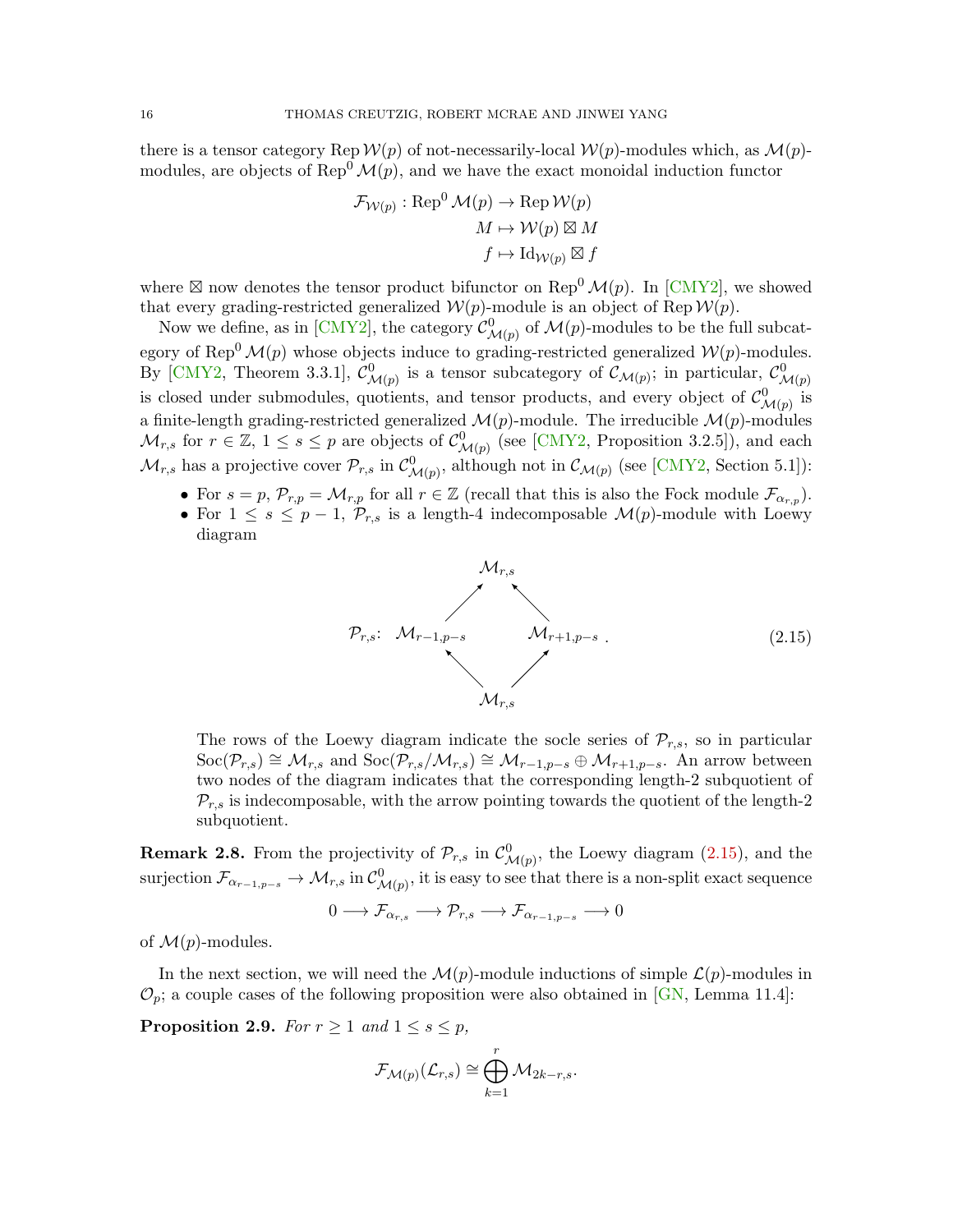there is a tensor category $\operatorname{Rep} \mathcal{W}(p)$ of not-necessarily-local $\mathcal{W}(p)$-modules which, as $\mathcal{M}(p)$-modules, are objects of $\operatorname{Rep}^0 \mathcal{M}(p)$, and we have the exact monoidal induction functor

$$
\begin{aligned}
\mathcal{F}_{\mathcal{W}(p)} : \operatorname{Rep}^0 \mathcal{M}(p) &\to \operatorname{Rep} \mathcal{W}(p) \\
M &\mapsto \mathcal{W}(p) \boxtimes M \\
f &\mapsto \operatorname{Id}_{\mathcal{W}(p)} \boxtimes f
\end{aligned}
$$

where $\boxtimes$ now denotes the tensor product bifunctor on $\operatorname{Rep}^0 \mathcal{M}(p)$. In [CMY2], we showed that every grading-restricted generalized $\mathcal{W}(p)$-module is an object of $\operatorname{Rep} \mathcal{W}(p)$.

Now we define, as in [CMY2], the category $\mathcal{C}^0_{\mathcal{M}(p)}$ of $\mathcal{M}(p)$-modules to be the full subcategory of $\operatorname{Rep}^0 \mathcal{M}(p)$ whose objects induce to grading-restricted generalized $\mathcal{W}(p)$-modules. By [CMY2, Theorem 3.3.1], $\mathcal{C}^0_{\mathcal{M}(p)}$ is a tensor subcategory of $\mathcal{C}_{\mathcal{M}(p)}$; in particular, $\mathcal{C}^0_{\mathcal{M}(p)}$ is closed under submodules, quotients, and tensor products, and every object of $\mathcal{C}^0_{\mathcal{M}(p)}$ is a finite-length grading-restricted generalized $\mathcal{M}(p)$-module. The irreducible $\mathcal{M}(p)$-modules $\mathcal{M}_{r,s}$ for $r \in \mathbb{Z}$, $1 \leq s \leq p$ are objects of $\mathcal{C}^0_{\mathcal{M}(p)}$ (see [CMY2, Proposition 3.2.5]), and each $\mathcal{M}_{r,s}$ has a projective cover $\mathcal{P}_{r,s}$ in $\mathcal{C}^0_{\mathcal{M}(p)}$, although not in $\mathcal{C}_{\mathcal{M}(p)}$ (see [CMY2, Section 5.1]):

- For $s = p$, $\mathcal{P}_{r,p} = \mathcal{M}_{r,p}$ for all $r \in \mathbb{Z}$ (recall that this is also the Fock module $\mathcal{F}_{\alpha_{r,p}}$).
- For $1 \leq s \leq p-1$, $\mathcal{P}_{r,s}$ is a length-4 indecomposable $\mathcal{M}(p)$-module with Loewy diagram

$$
\mathcal{P}_{r,s}: \quad
\begin{array}{ccc}
 & \mathcal{M}_{r,s} & \\
\nearrow & & \nwarrow \\
\mathcal{M}_{r-1,p-s} & & \mathcal{M}_{r+1,p-s} \\
\nwarrow & & \nearrow \\
 & \mathcal{M}_{r,s} &
\end{array}
\qquad (2.15)
$$

  The rows of the Loewy diagram indicate the socle series of $\mathcal{P}_{r,s}$, so in particular $\operatorname{Soc}(\mathcal{P}_{r,s}) \cong \mathcal{M}_{r,s}$ and $\operatorname{Soc}(\mathcal{P}_{r,s}/\mathcal{M}_{r,s}) \cong \mathcal{M}_{r-1,p-s} \oplus \mathcal{M}_{r+1,p-s}$. An arrow between two nodes of the diagram indicates that the corresponding length-2 subquotient of $\mathcal{P}_{r,s}$ is indecomposable, with the arrow pointing towards the quotient of the length-2 subquotient.

**Remark 2.8.** From the projectivity of $\mathcal{P}_{r,s}$ in $\mathcal{C}^0_{\mathcal{M}(p)}$, the Loewy diagram (2.15), and the surjection $\mathcal{F}_{\alpha_{r-1,p-s}} \to \mathcal{M}_{r,s}$ in $\mathcal{C}^0_{\mathcal{M}(p)}$, it is easy to see that there is a non-split exact sequence

$$
0 \longrightarrow \mathcal{F}_{\alpha_{r,s}} \longrightarrow \mathcal{P}_{r,s} \longrightarrow \mathcal{F}_{\alpha_{r-1,p-s}} \longrightarrow 0
$$

of $\mathcal{M}(p)$-modules.

In the next section, we will need the $\mathcal{M}(p)$-module inductions of simple $\mathcal{L}(p)$-modules in $\mathcal{O}_p$; a couple cases of the following proposition were also obtained in [GN, Lemma 11.4]:

**Proposition 2.9.** *For $r \geq 1$ and $1 \leq s \leq p$,*

$$
\mathcal{F}_{\mathcal{M}(p)}(\mathcal{L}_{r,s}) \cong \bigoplus_{k=1}^{r} \mathcal{M}_{2k-r,s}.
$$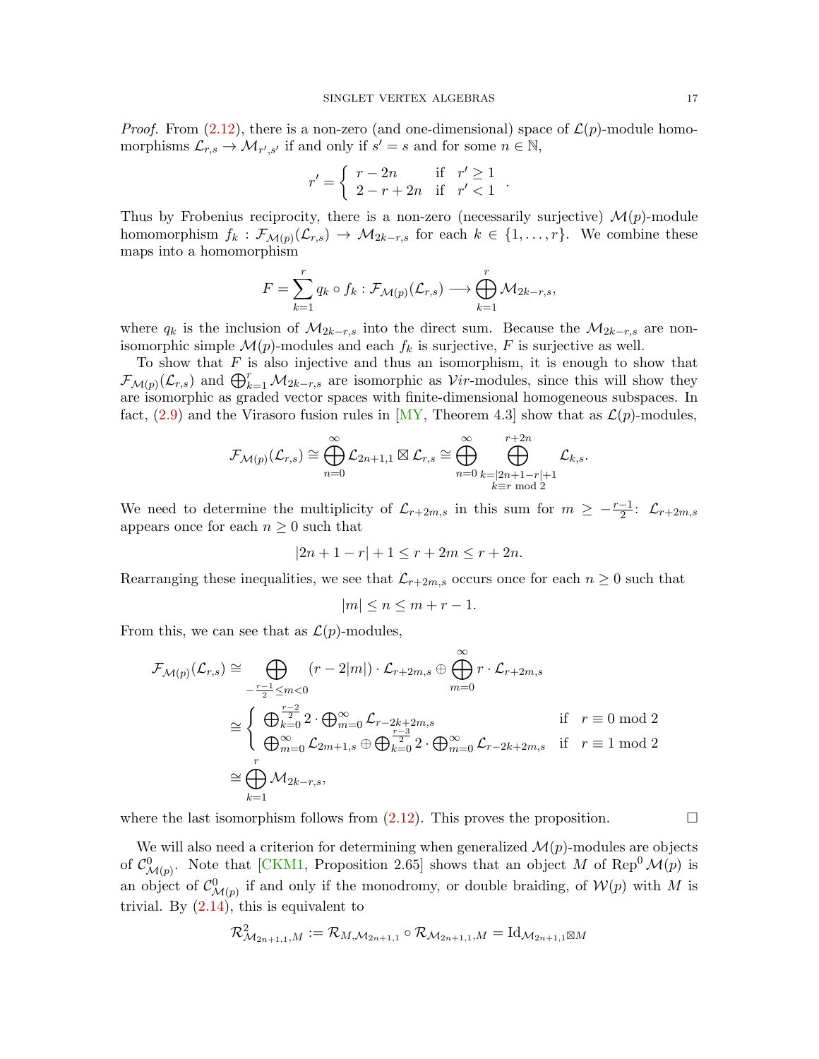*Proof.* From (2.12), there is a non-zero (and one-dimensional) space of $\mathcal{L}(p)$-module homomorphisms $\mathcal{L}_{r,s} \to \mathcal{M}_{r',s'}$ if and only if $s' = s$ and for some $n \in \mathbb{N}$,

$$r' = \begin{cases} r - 2n & \text{if} \quad r' \geq 1 \\ 2 - r + 2n & \text{if} \quad r' < 1 \end{cases}.$$

Thus by Frobenius reciprocity, there is a non-zero (necessarily surjective) $\mathcal{M}(p)$-module homomorphism $f_k : \mathcal{F}_{\mathcal{M}(p)}(\mathcal{L}_{r,s}) \to \mathcal{M}_{2k-r,s}$ for each $k \in \{1, \ldots, r\}$. We combine these maps into a homomorphism

$$F = \sum_{k=1}^{r} q_k \circ f_k : \mathcal{F}_{\mathcal{M}(p)}(\mathcal{L}_{r,s}) \longrightarrow \bigoplus_{k=1}^{r} \mathcal{M}_{2k-r,s},$$

where $q_k$ is the inclusion of $\mathcal{M}_{2k-r,s}$ into the direct sum. Because the $\mathcal{M}_{2k-r,s}$ are non-isomorphic simple $\mathcal{M}(p)$-modules and each $f_k$ is surjective, $F$ is surjective as well.

To show that $F$ is also injective and thus an isomorphism, it is enough to show that $\mathcal{F}_{\mathcal{M}(p)}(\mathcal{L}_{r,s})$ and $\bigoplus_{k=1}^{r} \mathcal{M}_{2k-r,s}$ are isomorphic as $\mathcal{V}ir$-modules, since this will show they are isomorphic as graded vector spaces with finite-dimensional homogeneous subspaces. In fact, (2.9) and the Virasoro fusion rules in [MY, Theorem 4.3] show that as $\mathcal{L}(p)$-modules,

$$\mathcal{F}_{\mathcal{M}(p)}(\mathcal{L}_{r,s}) \cong \bigoplus_{n=0}^{\infty} \mathcal{L}_{2n+1,1} \boxtimes \mathcal{L}_{r,s} \cong \bigoplus_{n=0}^{\infty} \bigoplus_{\substack{k=|2n+1-r|+1 \\ k \equiv r \bmod 2}}^{r+2n} \mathcal{L}_{k,s}.$$

We need to determine the multiplicity of $\mathcal{L}_{r+2m,s}$ in this sum for $m \geq -\frac{r-1}{2}$: $\mathcal{L}_{r+2m,s}$ appears once for each $n \geq 0$ such that

$$|2n + 1 - r| + 1 \leq r + 2m \leq r + 2n.$$

Rearranging these inequalities, we see that $\mathcal{L}_{r+2m,s}$ occurs once for each $n \geq 0$ such that

$$|m| \leq n \leq m + r - 1.$$

From this, we can see that as $\mathcal{L}(p)$-modules,

$$\begin{aligned}
\mathcal{F}_{\mathcal{M}(p)}(\mathcal{L}_{r,s}) &\cong \bigoplus_{-\frac{r-1}{2} \leq m < 0} (r - 2|m|) \cdot \mathcal{L}_{r+2m,s} \oplus \bigoplus_{m=0}^{\infty} r \cdot \mathcal{L}_{r+2m,s} \\
&\cong \begin{cases} \bigoplus_{k=0}^{\frac{r-2}{2}} 2 \cdot \bigoplus_{m=0}^{\infty} \mathcal{L}_{r-2k+2m,s} & \text{if} \quad r \equiv 0 \bmod 2 \\ \bigoplus_{m=0}^{\infty} \mathcal{L}_{2m+1,s} \oplus \bigoplus_{k=0}^{\frac{r-3}{2}} 2 \cdot \bigoplus_{m=0}^{\infty} \mathcal{L}_{r-2k+2m,s} & \text{if} \quad r \equiv 1 \bmod 2 \end{cases} \\
&\cong \bigoplus_{k=1}^{r} \mathcal{M}_{2k-r,s},
\end{aligned}$$

where the last isomorphism follows from (2.12). This proves the proposition. $\square$

We will also need a criterion for determining when generalized $\mathcal{M}(p)$-modules are objects of $\mathcal{C}^0_{\mathcal{M}(p)}$. Note that [CKM1, Proposition 2.65] shows that an object $M$ of $\mathrm{Rep}^0\,\mathcal{M}(p)$ is an object of $\mathcal{C}^0_{\mathcal{M}(p)}$ if and only if the monodromy, or double braiding, of $\mathcal{W}(p)$ with $M$ is trivial. By (2.14), this is equivalent to

$$\mathcal{R}^2_{\mathcal{M}_{2n+1,1},M} := \mathcal{R}_{M,\mathcal{M}_{2n+1,1}} \circ \mathcal{R}_{\mathcal{M}_{2n+1,1},M} = \mathrm{Id}_{\mathcal{M}_{2n+1,1} \boxtimes M}$$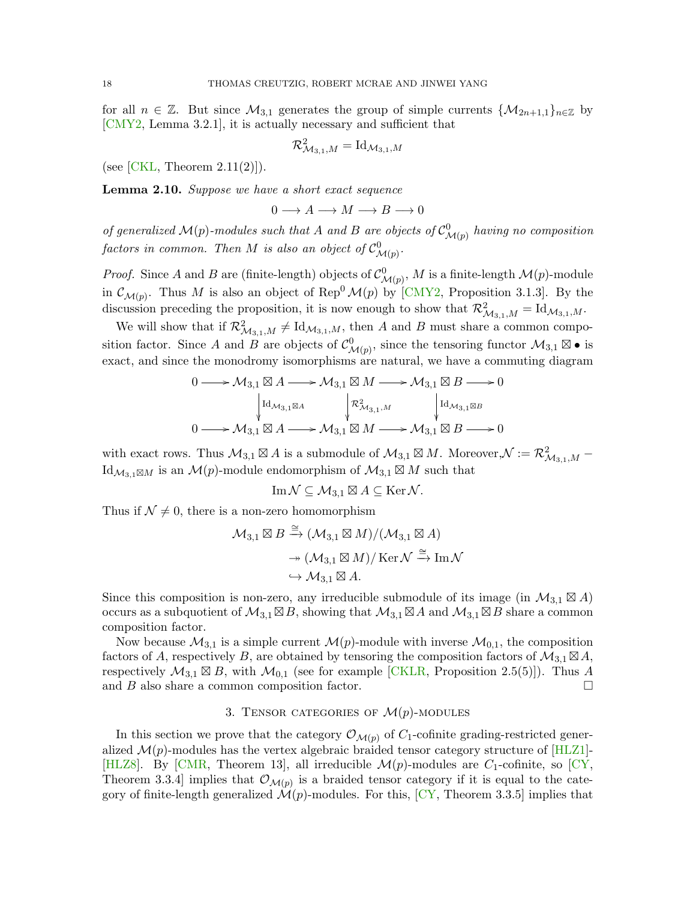for all $n \in \mathbb{Z}$. But since $\mathcal{M}_{3,1}$ generates the group of simple currents $\{\mathcal{M}_{2n+1,1}\}_{n\in\mathbb{Z}}$ by [CMY2, Lemma 3.2.1], it is actually necessary and sufficient that

$$\mathcal{R}^2_{\mathcal{M}_{3,1},M} = \mathrm{Id}_{\mathcal{M}_{3,1},M}$$

(see [CKL, Theorem 2.11(2)]).

**Lemma 2.10.** *Suppose we have a short exact sequence*

$$0 \longrightarrow A \longrightarrow M \longrightarrow B \longrightarrow 0$$

*of generalized $\mathcal{M}(p)$-modules such that $A$ and $B$ are objects of $\mathcal{C}^0_{\mathcal{M}(p)}$ having no composition factors in common. Then $M$ is also an object of $\mathcal{C}^0_{\mathcal{M}(p)}$.*

*Proof.* Since $A$ and $B$ are (finite-length) objects of $\mathcal{C}^0_{\mathcal{M}(p)}$, $M$ is a finite-length $\mathcal{M}(p)$-module in $\mathcal{C}_{\mathcal{M}(p)}$. Thus $M$ is also an object of $\mathrm{Rep}^0\,\mathcal{M}(p)$ by [CMY2, Proposition 3.1.3]. By the discussion preceding the proposition, it is now enough to show that $\mathcal{R}^2_{\mathcal{M}_{3,1},M} = \mathrm{Id}_{\mathcal{M}_{3,1},M}$.

We will show that if $\mathcal{R}^2_{\mathcal{M}_{3,1},M} \neq \mathrm{Id}_{\mathcal{M}_{3,1},M}$, then $A$ and $B$ must share a common composition factor. Since $A$ and $B$ are objects of $\mathcal{C}^0_{\mathcal{M}(p)}$, since the tensoring functor $\mathcal{M}_{3,1} \boxtimes \bullet$ is exact, and since the monodromy isomorphisms are natural, we have a commuting diagram

$$\begin{array}{ccccccccc}
0 & \longrightarrow & \mathcal{M}_{3,1}\boxtimes A & \longrightarrow & \mathcal{M}_{3,1}\boxtimes M & \longrightarrow & \mathcal{M}_{3,1}\boxtimes B & \longrightarrow & 0\\
 & & \Big\downarrow{\scriptstyle \mathrm{Id}_{\mathcal{M}_{3,1}\boxtimes A}} & & \Big\downarrow{\scriptstyle \mathcal{R}^2_{\mathcal{M}_{3,1},M}} & & \Big\downarrow{\scriptstyle \mathrm{Id}_{\mathcal{M}_{3,1}\boxtimes B}} & & \\
0 & \longrightarrow & \mathcal{M}_{3,1}\boxtimes A & \longrightarrow & \mathcal{M}_{3,1}\boxtimes M & \longrightarrow & \mathcal{M}_{3,1}\boxtimes B & \longrightarrow & 0
\end{array}$$

with exact rows. Thus $\mathcal{M}_{3,1} \boxtimes A$ is a submodule of $\mathcal{M}_{3,1} \boxtimes M$. Moreover, $\mathcal{N} := \mathcal{R}^2_{\mathcal{M}_{3,1},M} - \mathrm{Id}_{\mathcal{M}_{3,1}\boxtimes M}$ is an $\mathcal{M}(p)$-module endomorphism of $\mathcal{M}_{3,1} \boxtimes M$ such that

$$\mathrm{Im}\,\mathcal{N} \subseteq \mathcal{M}_{3,1} \boxtimes A \subseteq \mathrm{Ker}\,\mathcal{N}.$$

Thus if $\mathcal{N} \neq 0$, there is a non-zero homomorphism

$$\begin{aligned}
\mathcal{M}_{3,1} \boxtimes B &\xrightarrow{\cong} (\mathcal{M}_{3,1} \boxtimes M)/(\mathcal{M}_{3,1} \boxtimes A)\\
&\twoheadrightarrow (\mathcal{M}_{3,1} \boxtimes M)/\,\mathrm{Ker}\,\mathcal{N} \xrightarrow{\cong} \mathrm{Im}\,\mathcal{N}\\
&\hookrightarrow \mathcal{M}_{3,1} \boxtimes A.
\end{aligned}$$

Since this composition is non-zero, any irreducible submodule of its image (in $\mathcal{M}_{3,1} \boxtimes A$) occurs as a subquotient of $\mathcal{M}_{3,1} \boxtimes B$, showing that $\mathcal{M}_{3,1} \boxtimes A$ and $\mathcal{M}_{3,1} \boxtimes B$ share a common composition factor.

Now because $\mathcal{M}_{3,1}$ is a simple current $\mathcal{M}(p)$-module with inverse $\mathcal{M}_{0,1}$, the composition factors of $A$, respectively $B$, are obtained by tensoring the composition factors of $\mathcal{M}_{3,1} \boxtimes A$, respectively $\mathcal{M}_{3,1} \boxtimes B$, with $\mathcal{M}_{0,1}$ (see for example [CKLR, Proposition 2.5(5)]). Thus $A$ and $B$ also share a common composition factor. $\square$

## 3. Tensor categories of $\mathcal{M}(p)$-modules

In this section we prove that the category $\mathcal{O}_{\mathcal{M}(p)}$ of $C_1$-cofinite grading-restricted generalized $\mathcal{M}(p)$-modules has the vertex algebraic braided tensor category structure of [HLZ1]-[HLZ8]. By [CMR, Theorem 13], all irreducible $\mathcal{M}(p)$-modules are $C_1$-cofinite, so [CY, Theorem 3.3.4] implies that $\mathcal{O}_{\mathcal{M}(p)}$ is a braided tensor category if it is equal to the category of finite-length generalized $\mathcal{M}(p)$-modules. For this, [CY, Theorem 3.3.5] implies that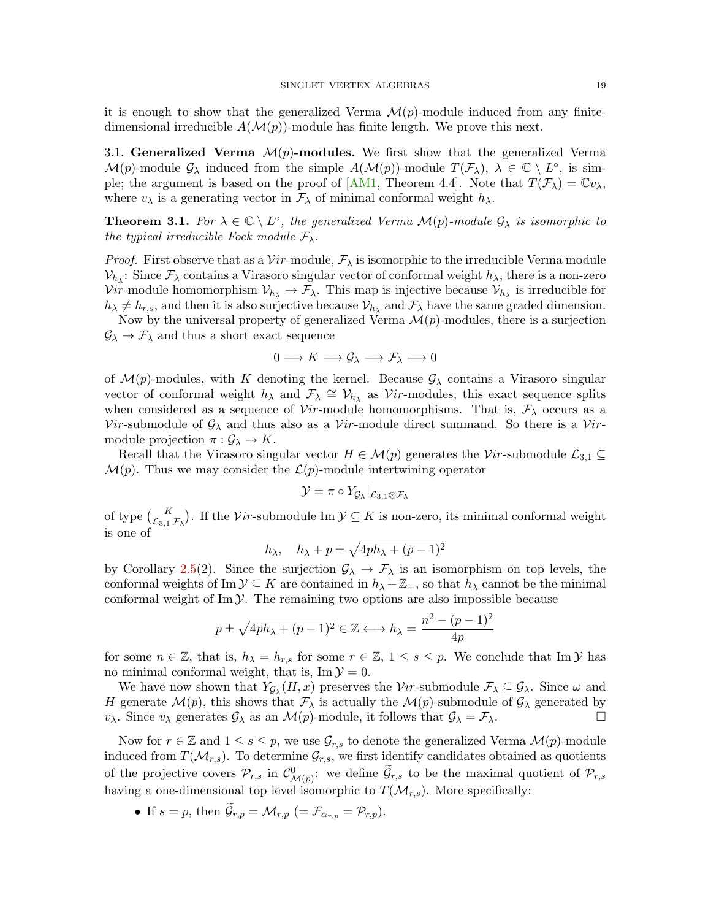it is enough to show that the generalized Verma $\mathcal{M}(p)$-module induced from any finite-dimensional irreducible $A(\mathcal{M}(p))$-module has finite length. We prove this next.

3.1. **Generalized Verma $\mathcal{M}(p)$-modules.** We first show that the generalized Verma $\mathcal{M}(p)$-module $\mathcal{G}_\lambda$ induced from the simple $A(\mathcal{M}(p))$-module $T(\mathcal{F}_\lambda)$, $\lambda \in \mathbb{C} \setminus L^\circ$, is simple; the argument is based on the proof of [AM1, Theorem 4.4]. Note that $T(\mathcal{F}_\lambda) = \mathbb{C}v_\lambda$, where $v_\lambda$ is a generating vector in $\mathcal{F}_\lambda$ of minimal conformal weight $h_\lambda$.

**Theorem 3.1.** *For $\lambda \in \mathbb{C} \setminus L^\circ$, the generalized Verma $\mathcal{M}(p)$-module $\mathcal{G}_\lambda$ is isomorphic to the typical irreducible Fock module $\mathcal{F}_\lambda$.*

*Proof.* First observe that as a $\mathcal{V}ir$-module, $\mathcal{F}_\lambda$ is isomorphic to the irreducible Verma module $\mathcal{V}_{h_\lambda}$: Since $\mathcal{F}_\lambda$ contains a Virasoro singular vector of conformal weight $h_\lambda$, there is a non-zero $\mathcal{V}ir$-module homomorphism $\mathcal{V}_{h_\lambda} \to \mathcal{F}_\lambda$. This map is injective because $\mathcal{V}_{h_\lambda}$ is irreducible for $h_\lambda \neq h_{r,s}$, and then it is also surjective because $\mathcal{V}_{h_\lambda}$ and $\mathcal{F}_\lambda$ have the same graded dimension.

Now by the universal property of generalized Verma $\mathcal{M}(p)$-modules, there is a surjection $\mathcal{G}_\lambda \to \mathcal{F}_\lambda$ and thus a short exact sequence

$$0 \longrightarrow K \longrightarrow \mathcal{G}_\lambda \longrightarrow \mathcal{F}_\lambda \longrightarrow 0$$

of $\mathcal{M}(p)$-modules, with $K$ denoting the kernel. Because $\mathcal{G}_\lambda$ contains a Virasoro singular vector of conformal weight $h_\lambda$ and $\mathcal{F}_\lambda \cong \mathcal{V}_{h_\lambda}$ as $\mathcal{V}ir$-modules, this exact sequence splits when considered as a sequence of $\mathcal{V}ir$-module homomorphisms. That is, $\mathcal{F}_\lambda$ occurs as a $\mathcal{V}ir$-submodule of $\mathcal{G}_\lambda$ and thus also as a $\mathcal{V}ir$-module direct summand. So there is a $\mathcal{V}ir$-module projection $\pi : \mathcal{G}_\lambda \to K$.

Recall that the Virasoro singular vector $H \in \mathcal{M}(p)$ generates the $\mathcal{V}ir$-submodule $\mathcal{L}_{3,1} \subseteq \mathcal{M}(p)$. Thus we may consider the $\mathcal{L}(p)$-module intertwining operator

$$\mathcal{Y} = \pi \circ Y_{\mathcal{G}_\lambda}|_{\mathcal{L}_{3,1} \otimes \mathcal{F}_\lambda}$$

of type $\binom{K}{\mathcal{L}_{3,1}\, \mathcal{F}_\lambda}$. If the $\mathcal{V}ir$-submodule $\operatorname{Im} \mathcal{Y} \subseteq K$ is non-zero, its minimal conformal weight is one of

$$h_\lambda, \quad h_\lambda + p \pm \sqrt{4ph_\lambda + (p-1)^2}$$

by Corollary 2.5(2). Since the surjection $\mathcal{G}_\lambda \to \mathcal{F}_\lambda$ is an isomorphism on top levels, the conformal weights of $\operatorname{Im} \mathcal{Y} \subseteq K$ are contained in $h_\lambda + \mathbb{Z}_+$, so that $h_\lambda$ cannot be the minimal conformal weight of $\operatorname{Im} \mathcal{Y}$. The remaining two options are also impossible because

$$p \pm \sqrt{4ph_\lambda + (p-1)^2} \in \mathbb{Z} \longleftrightarrow h_\lambda = \frac{n^2 - (p-1)^2}{4p}$$

for some $n \in \mathbb{Z}$, that is, $h_\lambda = h_{r,s}$ for some $r \in \mathbb{Z}$, $1 \leq s \leq p$. We conclude that $\operatorname{Im} \mathcal{Y}$ has no minimal conformal weight, that is, $\operatorname{Im} \mathcal{Y} = 0$.

We have now shown that $Y_{\mathcal{G}_\lambda}(H, x)$ preserves the $\mathcal{V}ir$-submodule $\mathcal{F}_\lambda \subseteq \mathcal{G}_\lambda$. Since $\omega$ and $H$ generate $\mathcal{M}(p)$, this shows that $\mathcal{F}_\lambda$ is actually the $\mathcal{M}(p)$-submodule of $\mathcal{G}_\lambda$ generated by $v_\lambda$. Since $v_\lambda$ generates $\mathcal{G}_\lambda$ as an $\mathcal{M}(p)$-module, it follows that $\mathcal{G}_\lambda = \mathcal{F}_\lambda$. $\square$

Now for $r \in \mathbb{Z}$ and $1 \leq s \leq p$, we use $\mathcal{G}_{r,s}$ to denote the generalized Verma $\mathcal{M}(p)$-module induced from $T(\mathcal{M}_{r,s})$. To determine $\mathcal{G}_{r,s}$, we first identify candidates obtained as quotients of the projective covers $\mathcal{P}_{r,s}$ in $\mathcal{C}^0_{\mathcal{M}(p)}$: we define $\widetilde{\mathcal{G}}_{r,s}$ to be the maximal quotient of $\mathcal{P}_{r,s}$ having a one-dimensional top level isomorphic to $T(\mathcal{M}_{r,s})$. More specifically:

- If $s = p$, then $\widetilde{\mathcal{G}}_{r,p} = \mathcal{M}_{r,p}$ ($= \mathcal{F}_{\alpha_{r,p}} = \mathcal{P}_{r,p}$).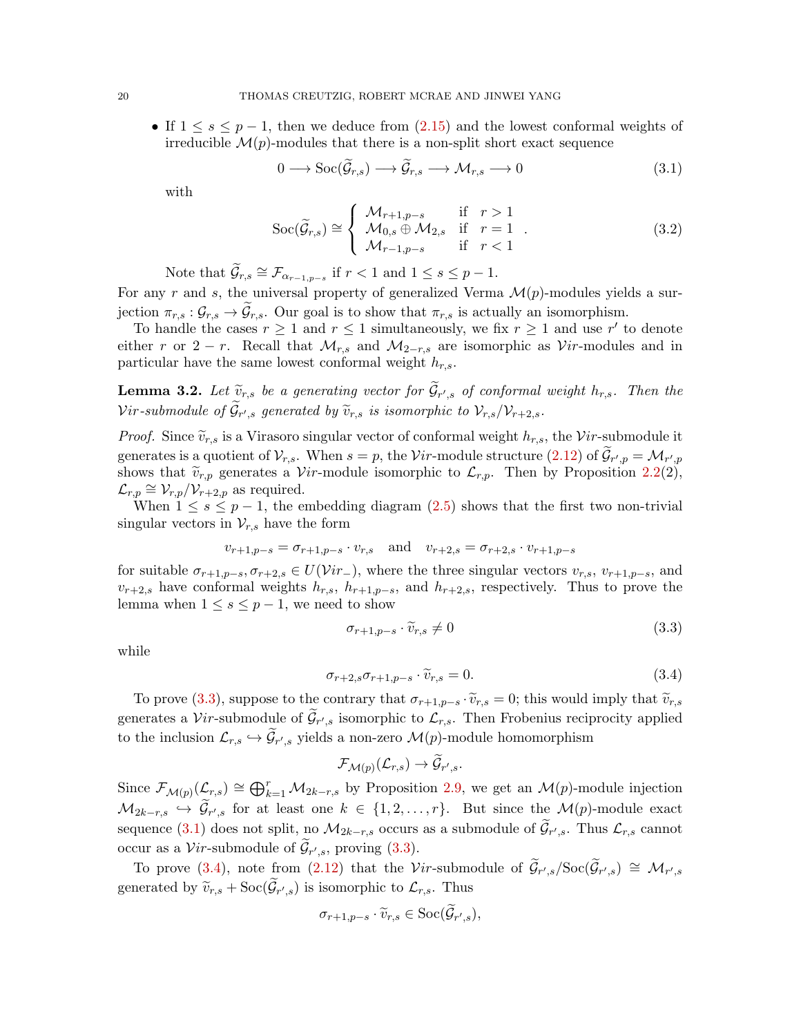- If $1 \leq s \leq p-1$, then we deduce from (2.15) and the lowest conformal weights of irreducible $\mathcal{M}(p)$-modules that there is a non-split short exact sequence

$$0 \longrightarrow \mathrm{Soc}(\widetilde{\mathcal{G}}_{r,s}) \longrightarrow \widetilde{\mathcal{G}}_{r,s} \longrightarrow \mathcal{M}_{r,s} \longrightarrow 0 \tag{3.1}$$

  with

$$\mathrm{Soc}(\widetilde{\mathcal{G}}_{r,s}) \cong \begin{cases} \mathcal{M}_{r+1,p-s} & \text{if} \quad r > 1 \\ \mathcal{M}_{0,s} \oplus \mathcal{M}_{2,s} & \text{if} \quad r = 1 \\ \mathcal{M}_{r-1,p-s} & \text{if} \quad r < 1 \end{cases}. \tag{3.2}$$

  Note that $\widetilde{\mathcal{G}}_{r,s} \cong \mathcal{F}_{\alpha_{r-1,p-s}}$ if $r < 1$ and $1 \leq s \leq p-1$.

For any $r$ and $s$, the universal property of generalized Verma $\mathcal{M}(p)$-modules yields a surjection $\pi_{r,s} : \mathcal{G}_{r,s} \to \widetilde{\mathcal{G}}_{r,s}$. Our goal is to show that $\pi_{r,s}$ is actually an isomorphism.

To handle the cases $r \geq 1$ and $r \leq 1$ simultaneously, we fix $r \geq 1$ and use $r'$ to denote either $r$ or $2-r$. Recall that $\mathcal{M}_{r,s}$ and $\mathcal{M}_{2-r,s}$ are isomorphic as $\mathcal{V}ir$-modules and in particular have the same lowest conformal weight $h_{r,s}$.

**Lemma 3.2.** *Let $\widetilde{v}_{r,s}$ be a generating vector for $\widetilde{\mathcal{G}}_{r',s}$ of conformal weight $h_{r,s}$. Then the $\mathcal{V}ir$-submodule of $\widetilde{\mathcal{G}}_{r',s}$ generated by $\widetilde{v}_{r,s}$ is isomorphic to $\mathcal{V}_{r,s}/\mathcal{V}_{r+2,s}$.*

*Proof.* Since $\widetilde{v}_{r,s}$ is a Virasoro singular vector of conformal weight $h_{r,s}$, the $\mathcal{V}ir$-submodule it generates is a quotient of $\mathcal{V}_{r,s}$. When $s = p$, the $\mathcal{V}ir$-module structure (2.12) of $\widetilde{\mathcal{G}}_{r',p} = \mathcal{M}_{r',p}$ shows that $\widetilde{v}_{r,p}$ generates a $\mathcal{V}ir$-module isomorphic to $\mathcal{L}_{r,p}$. Then by Proposition 2.2(2), $\mathcal{L}_{r,p} \cong \mathcal{V}_{r,p}/\mathcal{V}_{r+2,p}$ as required.

When $1 \leq s \leq p-1$, the embedding diagram (2.5) shows that the first two non-trivial singular vectors in $\mathcal{V}_{r,s}$ have the form

$$v_{r+1,p-s} = \sigma_{r+1,p-s} \cdot v_{r,s} \quad \text{and} \quad v_{r+2,s} = \sigma_{r+2,s} \cdot v_{r+1,p-s}$$

for suitable $\sigma_{r+1,p-s}, \sigma_{r+2,s} \in U(\mathcal{V}ir_-)$, where the three singular vectors $v_{r,s}$, $v_{r+1,p-s}$, and $v_{r+2,s}$ have conformal weights $h_{r,s}$, $h_{r+1,p-s}$, and $h_{r+2,s}$, respectively. Thus to prove the lemma when $1 \leq s \leq p-1$, we need to show

$$\sigma_{r+1,p-s} \cdot \widetilde{v}_{r,s} \neq 0 \tag{3.3}$$

while

$$\sigma_{r+2,s}\sigma_{r+1,p-s} \cdot \widetilde{v}_{r,s} = 0. \tag{3.4}$$

To prove (3.3), suppose to the contrary that $\sigma_{r+1,p-s} \cdot \widetilde{v}_{r,s} = 0$; this would imply that $\widetilde{v}_{r,s}$ generates a $\mathcal{V}ir$-submodule of $\widetilde{\mathcal{G}}_{r',s}$ isomorphic to $\mathcal{L}_{r,s}$. Then Frobenius reciprocity applied to the inclusion $\mathcal{L}_{r,s} \hookrightarrow \widetilde{\mathcal{G}}_{r',s}$ yields a non-zero $\mathcal{M}(p)$-module homomorphism

$$\mathcal{F}_{\mathcal{M}(p)}(\mathcal{L}_{r,s}) \to \widetilde{\mathcal{G}}_{r',s}.$$

Since $\mathcal{F}_{\mathcal{M}(p)}(\mathcal{L}_{r,s}) \cong \bigoplus_{k=1}^{r} \mathcal{M}_{2k-r,s}$ by Proposition 2.9, we get an $\mathcal{M}(p)$-module injection $\mathcal{M}_{2k-r,s} \hookrightarrow \widetilde{\mathcal{G}}_{r',s}$ for at least one $k \in \{1, 2, \ldots, r\}$. But since the $\mathcal{M}(p)$-module exact sequence (3.1) does not split, no $\mathcal{M}_{2k-r,s}$ occurs as a submodule of $\widetilde{\mathcal{G}}_{r',s}$. Thus $\mathcal{L}_{r,s}$ cannot occur as a $\mathcal{V}ir$-submodule of $\widetilde{\mathcal{G}}_{r',s}$, proving (3.3).

To prove (3.4), note from (2.12) that the $\mathcal{V}ir$-submodule of $\widetilde{\mathcal{G}}_{r',s}/\mathrm{Soc}(\widetilde{\mathcal{G}}_{r',s}) \cong \mathcal{M}_{r',s}$ generated by $\widetilde{v}_{r,s} + \mathrm{Soc}(\widetilde{\mathcal{G}}_{r',s})$ is isomorphic to $\mathcal{L}_{r,s}$. Thus

$$\sigma_{r+1,p-s} \cdot \widetilde{v}_{r,s} \in \mathrm{Soc}(\widetilde{\mathcal{G}}_{r',s}),$$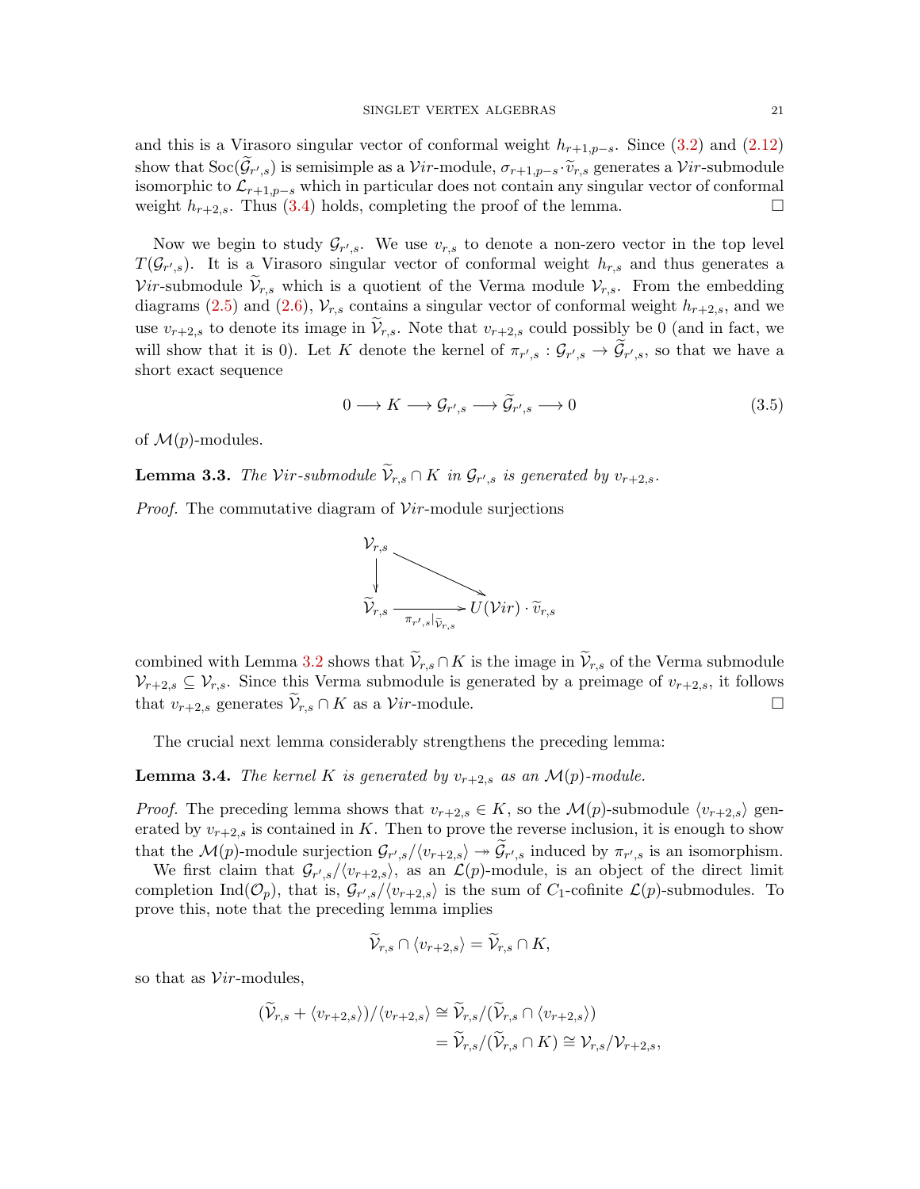and this is a Virasoro singular vector of conformal weight $h_{r+1,p-s}$. Since (3.2) and (2.12) show that $\mathrm{Soc}(\widetilde{\mathcal{G}}_{r',s})$ is semisimple as a $\mathcal{V}ir$-module, $\sigma_{r+1,p-s}\cdot\widetilde{v}_{r,s}$ generates a $\mathcal{V}ir$-submodule isomorphic to $\mathcal{L}_{r+1,p-s}$ which in particular does not contain any singular vector of conformal weight $h_{r+2,s}$. Thus (3.4) holds, completing the proof of the lemma. $\square$

Now we begin to study $\mathcal{G}_{r',s}$. We use $v_{r,s}$ to denote a non-zero vector in the top level $T(\mathcal{G}_{r',s})$. It is a Virasoro singular vector of conformal weight $h_{r,s}$ and thus generates a $\mathcal{V}ir$-submodule $\widetilde{\mathcal{V}}_{r,s}$ which is a quotient of the Verma module $\mathcal{V}_{r,s}$. From the embedding diagrams (2.5) and (2.6), $\mathcal{V}_{r,s}$ contains a singular vector of conformal weight $h_{r+2,s}$, and we use $v_{r+2,s}$ to denote its image in $\widetilde{\mathcal{V}}_{r,s}$. Note that $v_{r+2,s}$ could possibly be 0 (and in fact, we will show that it is 0). Let $K$ denote the kernel of $\pi_{r',s}:\mathcal{G}_{r',s}\to\widetilde{\mathcal{G}}_{r',s}$, so that we have a short exact sequence

$$0\longrightarrow K\longrightarrow \mathcal{G}_{r',s}\longrightarrow \widetilde{\mathcal{G}}_{r',s}\longrightarrow 0 \tag{3.5}$$

of $\mathcal{M}(p)$-modules.

**Lemma 3.3.** *The $\mathcal{V}ir$-submodule $\widetilde{\mathcal{V}}_{r,s}\cap K$ in $\mathcal{G}_{r',s}$ is generated by $v_{r+2,s}$.*

*Proof.* The commutative diagram of $\mathcal{V}ir$-module surjections

$$\begin{array}{ccc}
\mathcal{V}_{r,s} & \searrow & \\
\downarrow & & \\
\widetilde{\mathcal{V}}_{r,s} & \xrightarrow{\ \pi_{r',s}|_{\widetilde{\mathcal{V}}_{r,s}}\ } & U(\mathcal{V}ir)\cdot\widetilde{v}_{r,s}
\end{array}$$

combined with Lemma 3.2 shows that $\widetilde{\mathcal{V}}_{r,s}\cap K$ is the image in $\widetilde{\mathcal{V}}_{r,s}$ of the Verma submodule $\mathcal{V}_{r+2,s}\subseteq\mathcal{V}_{r,s}$. Since this Verma submodule is generated by a preimage of $v_{r+2,s}$, it follows that $v_{r+2,s}$ generates $\widetilde{\mathcal{V}}_{r,s}\cap K$ as a $\mathcal{V}ir$-module. $\square$

The crucial next lemma considerably strengthens the preceding lemma:

**Lemma 3.4.** *The kernel $K$ is generated by $v_{r+2,s}$ as an $\mathcal{M}(p)$-module.*

*Proof.* The preceding lemma shows that $v_{r+2,s}\in K$, so the $\mathcal{M}(p)$-submodule $\langle v_{r+2,s}\rangle$ generated by $v_{r+2,s}$ is contained in $K$. Then to prove the reverse inclusion, it is enough to show that the $\mathcal{M}(p)$-module surjection $\mathcal{G}_{r',s}/\langle v_{r+2,s}\rangle\twoheadrightarrow\widetilde{\mathcal{G}}_{r',s}$ induced by $\pi_{r',s}$ is an isomorphism.

We first claim that $\mathcal{G}_{r',s}/\langle v_{r+2,s}\rangle$, as an $\mathcal{L}(p)$-module, is an object of the direct limit completion $\mathrm{Ind}(\mathcal{O}_p)$, that is, $\mathcal{G}_{r',s}/\langle v_{r+2,s}\rangle$ is the sum of $C_1$-cofinite $\mathcal{L}(p)$-submodules. To prove this, note that the preceding lemma implies

$$\widetilde{\mathcal{V}}_{r,s}\cap\langle v_{r+2,s}\rangle=\widetilde{\mathcal{V}}_{r,s}\cap K,$$

so that as $\mathcal{V}ir$-modules,

$$\begin{aligned}
(\widetilde{\mathcal{V}}_{r,s}+\langle v_{r+2,s}\rangle)/\langle v_{r+2,s}\rangle &\cong \widetilde{\mathcal{V}}_{r,s}/(\widetilde{\mathcal{V}}_{r,s}\cap\langle v_{r+2,s}\rangle)\\
&=\widetilde{\mathcal{V}}_{r,s}/(\widetilde{\mathcal{V}}_{r,s}\cap K)\cong\mathcal{V}_{r,s}/\mathcal{V}_{r+2,s},
\end{aligned}$$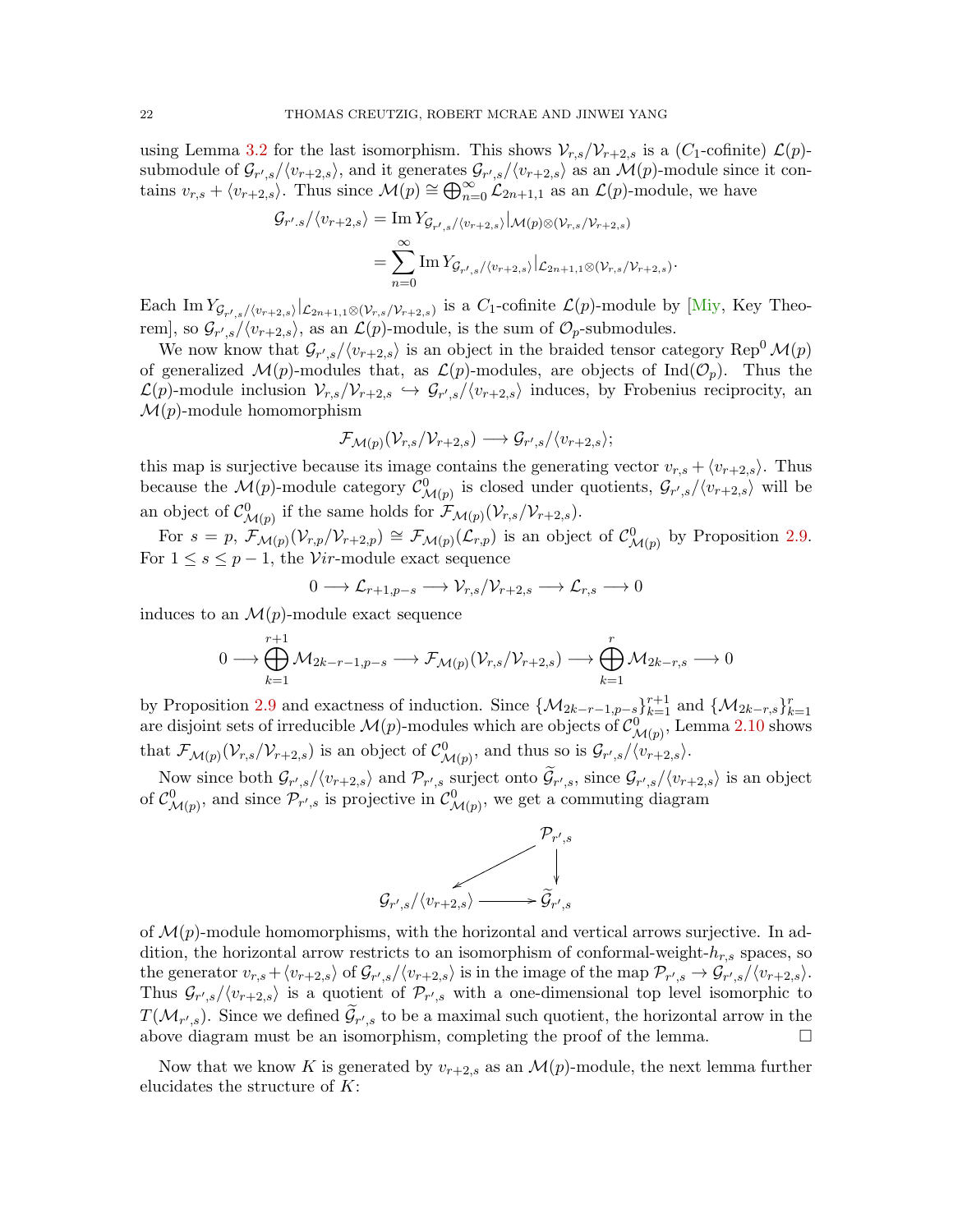using Lemma 3.2 for the last isomorphism. This shows $\mathcal{V}_{r,s}/\mathcal{V}_{r+2,s}$ is a ($C_1$-cofinite) $\mathcal{L}(p)$-submodule of $\mathcal{G}_{r',s}/\langle v_{r+2,s}\rangle$, and it generates $\mathcal{G}_{r',s}/\langle v_{r+2,s}\rangle$ as an $\mathcal{M}(p)$-module since it contains $v_{r,s}+\langle v_{r+2,s}\rangle$. Thus since $\mathcal{M}(p)\cong\bigoplus_{n=0}^{\infty}\mathcal{L}_{2n+1,1}$ as an $\mathcal{L}(p)$-module, we have

$$\begin{aligned}\mathcal{G}_{r'.s}/\langle v_{r+2,s}\rangle &= \mathrm{Im}\, Y_{\mathcal{G}_{r',s}/\langle v_{r+2,s}\rangle}\vert_{\mathcal{M}(p)\otimes(\mathcal{V}_{r,s}/\mathcal{V}_{r+2,s})}\\ &= \sum_{n=0}^{\infty}\mathrm{Im}\, Y_{\mathcal{G}_{r',s}/\langle v_{r+2,s}\rangle}\vert_{\mathcal{L}_{2n+1,1}\otimes(\mathcal{V}_{r,s}/\mathcal{V}_{r+2,s})}.\end{aligned}$$

Each $\mathrm{Im}\, Y_{\mathcal{G}_{r',s}/\langle v_{r+2,s}\rangle}\vert_{\mathcal{L}_{2n+1,1}\otimes(\mathcal{V}_{r,s}/\mathcal{V}_{r+2,s})}$ is a $C_1$-cofinite $\mathcal{L}(p)$-module by [Miy, Key Theorem], so $\mathcal{G}_{r',s}/\langle v_{r+2,s}\rangle$, as an $\mathcal{L}(p)$-module, is the sum of $\mathcal{O}_p$-submodules.

We now know that $\mathcal{G}_{r',s}/\langle v_{r+2,s}\rangle$ is an object in the braided tensor category $\mathrm{Rep}^0\,\mathcal{M}(p)$ of generalized $\mathcal{M}(p)$-modules that, as $\mathcal{L}(p)$-modules, are objects of $\mathrm{Ind}(\mathcal{O}_p)$. Thus the $\mathcal{L}(p)$-module inclusion $\mathcal{V}_{r,s}/\mathcal{V}_{r+2,s}\hookrightarrow\mathcal{G}_{r',s}/\langle v_{r+2,s}\rangle$ induces, by Frobenius reciprocity, an $\mathcal{M}(p)$-module homomorphism

$$\mathcal{F}_{\mathcal{M}(p)}(\mathcal{V}_{r,s}/\mathcal{V}_{r+2,s})\longrightarrow\mathcal{G}_{r',s}/\langle v_{r+2,s}\rangle;$$

this map is surjective because its image contains the generating vector $v_{r,s}+\langle v_{r+2,s}\rangle$. Thus because the $\mathcal{M}(p)$-module category $\mathcal{C}^0_{\mathcal{M}(p)}$ is closed under quotients, $\mathcal{G}_{r',s}/\langle v_{r+2,s}\rangle$ will be an object of $\mathcal{C}^0_{\mathcal{M}(p)}$ if the same holds for $\mathcal{F}_{\mathcal{M}(p)}(\mathcal{V}_{r,s}/\mathcal{V}_{r+2,s})$.

For $s=p$, $\mathcal{F}_{\mathcal{M}(p)}(\mathcal{V}_{r,p}/\mathcal{V}_{r+2,p})\cong\mathcal{F}_{\mathcal{M}(p)}(\mathcal{L}_{r,p})$ is an object of $\mathcal{C}^0_{\mathcal{M}(p)}$ by Proposition 2.9. For $1\leq s\leq p-1$, the $\mathcal{V}ir$-module exact sequence

$$0\longrightarrow\mathcal{L}_{r+1,p-s}\longrightarrow\mathcal{V}_{r,s}/\mathcal{V}_{r+2,s}\longrightarrow\mathcal{L}_{r,s}\longrightarrow 0$$

induces to an $\mathcal{M}(p)$-module exact sequence

$$0\longrightarrow\bigoplus_{k=1}^{r+1}\mathcal{M}_{2k-r-1,p-s}\longrightarrow\mathcal{F}_{\mathcal{M}(p)}(\mathcal{V}_{r,s}/\mathcal{V}_{r+2,s})\longrightarrow\bigoplus_{k=1}^{r}\mathcal{M}_{2k-r,s}\longrightarrow 0$$

by Proposition 2.9 and exactness of induction. Since $\{\mathcal{M}_{2k-r-1,p-s}\}_{k=1}^{r+1}$ and $\{\mathcal{M}_{2k-r,s}\}_{k=1}^{r}$ are disjoint sets of irreducible $\mathcal{M}(p)$-modules which are objects of $\mathcal{C}^0_{\mathcal{M}(p)}$, Lemma 2.10 shows that $\mathcal{F}_{\mathcal{M}(p)}(\mathcal{V}_{r,s}/\mathcal{V}_{r+2,s})$ is an object of $\mathcal{C}^0_{\mathcal{M}(p)}$, and thus so is $\mathcal{G}_{r',s}/\langle v_{r+2,s}\rangle$.

Now since both $\mathcal{G}_{r',s}/\langle v_{r+2,s}\rangle$ and $\mathcal{P}_{r',s}$ surject onto $\widetilde{\mathcal{G}}_{r',s}$, since $\mathcal{G}_{r',s}/\langle v_{r+2,s}\rangle$ is an object of $\mathcal{C}^0_{\mathcal{M}(p)}$, and since $\mathcal{P}_{r',s}$ is projective in $\mathcal{C}^0_{\mathcal{M}(p)}$, we get a commuting diagram

$$\begin{array}{ccc} & & \mathcal{P}_{r',s}\\ & \swarrow & \downarrow\\ \mathcal{G}_{r',s}/\langle v_{r+2,s}\rangle & \longrightarrow & \widetilde{\mathcal{G}}_{r',s}\end{array}$$

of $\mathcal{M}(p)$-module homomorphisms, with the horizontal and vertical arrows surjective. In addition, the horizontal arrow restricts to an isomorphism of conformal-weight-$h_{r,s}$ spaces, so the generator $v_{r,s}+\langle v_{r+2,s}\rangle$ of $\mathcal{G}_{r',s}/\langle v_{r+2,s}\rangle$ is in the image of the map $\mathcal{P}_{r',s}\to\mathcal{G}_{r',s}/\langle v_{r+2,s}\rangle$. Thus $\mathcal{G}_{r',s}/\langle v_{r+2,s}\rangle$ is a quotient of $\mathcal{P}_{r',s}$ with a one-dimensional top level isomorphic to $T(\mathcal{M}_{r',s})$. Since we defined $\widetilde{\mathcal{G}}_{r',s}$ to be a maximal such quotient, the horizontal arrow in the above diagram must be an isomorphism, completing the proof of the lemma. □

Now that we know $K$ is generated by $v_{r+2,s}$ as an $\mathcal{M}(p)$-module, the next lemma further elucidates the structure of $K$: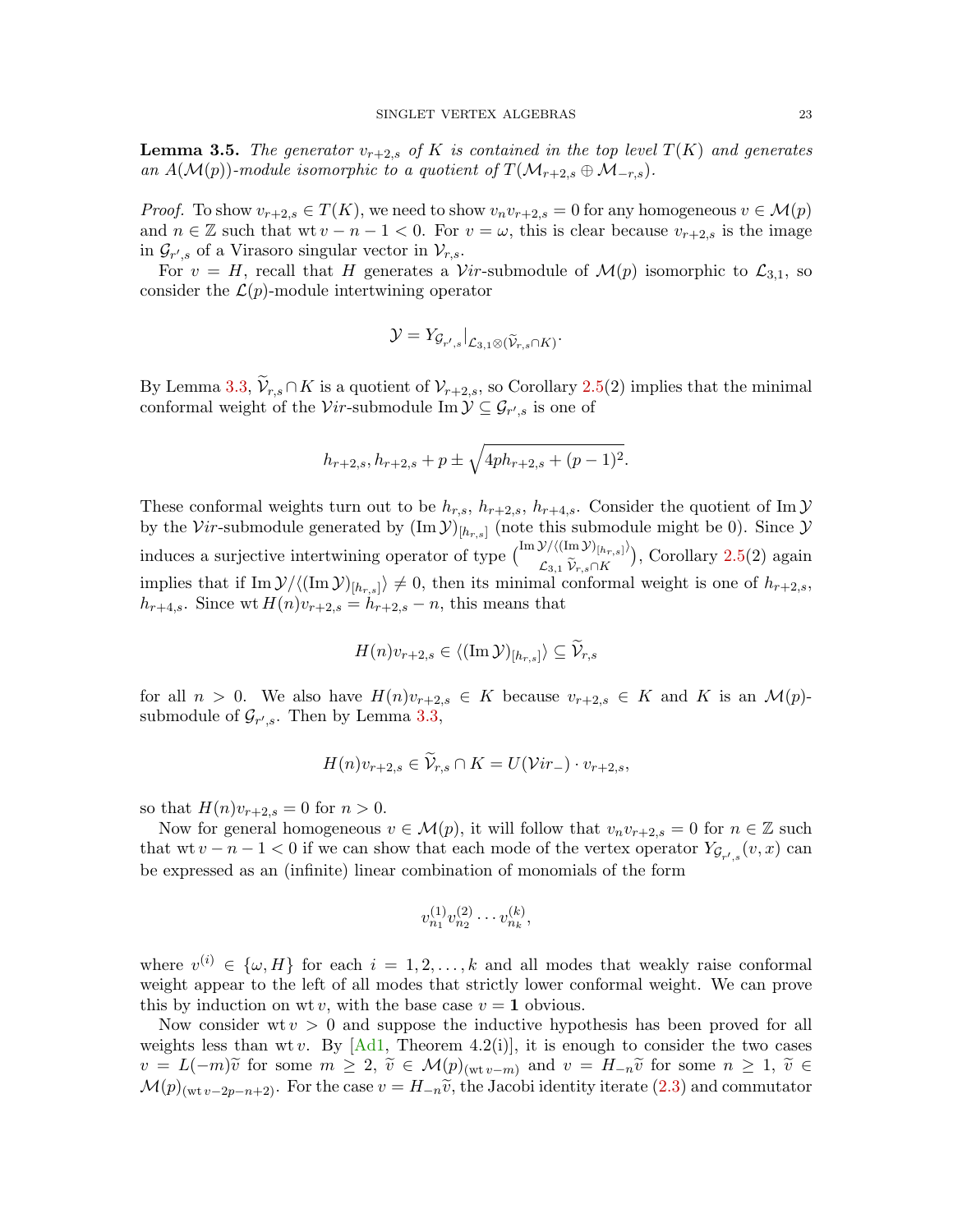**Lemma 3.5.** *The generator $v_{r+2,s}$ of $K$ is contained in the top level $T(K)$ and generates an $A(\mathcal{M}(p))$-module isomorphic to a quotient of $T(\mathcal{M}_{r+2,s} \oplus \mathcal{M}_{-r,s})$.*

*Proof.* To show $v_{r+2,s} \in T(K)$, we need to show $v_n v_{r+2,s} = 0$ for any homogeneous $v \in \mathcal{M}(p)$ and $n \in \mathbb{Z}$ such that $\mathrm{wt}\, v - n - 1 < 0$. For $v = \omega$, this is clear because $v_{r+2,s}$ is the image in $\mathcal{G}_{r',s}$ of a Virasoro singular vector in $\mathcal{V}_{r,s}$.

For $v = H$, recall that $H$ generates a $\mathcal{V}ir$-submodule of $\mathcal{M}(p)$ isomorphic to $\mathcal{L}_{3,1}$, so consider the $\mathcal{L}(p)$-module intertwining operator

$$\mathcal{Y} = Y_{\mathcal{G}_{r',s}}\big|_{\mathcal{L}_{3,1} \otimes (\widetilde{\mathcal{V}}_{r,s} \cap K)}.$$

By Lemma 3.3, $\widetilde{\mathcal{V}}_{r,s} \cap K$ is a quotient of $\mathcal{V}_{r+2,s}$, so Corollary 2.5(2) implies that the minimal conformal weight of the $\mathcal{V}ir$-submodule $\mathrm{Im}\,\mathcal{Y} \subseteq \mathcal{G}_{r',s}$ is one of

$$h_{r+2,s}, h_{r+2,s} + p \pm \sqrt{4p h_{r+2,s} + (p-1)^2}.$$

These conformal weights turn out to be $h_{r,s}$, $h_{r+2,s}$, $h_{r+4,s}$. Consider the quotient of $\mathrm{Im}\,\mathcal{Y}$ by the $\mathcal{V}ir$-submodule generated by $(\mathrm{Im}\,\mathcal{Y})_{[h_{r,s}]}$ (note this submodule might be 0). Since $\mathcal{Y}$ induces a surjective intertwining operator of type $\binom{\mathrm{Im}\,\mathcal{Y}/\langle(\mathrm{Im}\,\mathcal{Y})_{[h_{r,s}]}\rangle}{\mathcal{L}_{3,1}\;\widetilde{\mathcal{V}}_{r,s} \cap K}$, Corollary 2.5(2) again implies that if $\mathrm{Im}\,\mathcal{Y}/\langle(\mathrm{Im}\,\mathcal{Y})_{[h_{r,s}]}\rangle \neq 0$, then its minimal conformal weight is one of $h_{r+2,s}$, $h_{r+4,s}$. Since $\mathrm{wt}\, H(n)v_{r+2,s} = h_{r+2,s} - n$, this means that

$$H(n)v_{r+2,s} \in \langle(\mathrm{Im}\,\mathcal{Y})_{[h_{r,s}]}\rangle \subseteq \widetilde{\mathcal{V}}_{r,s}$$

for all $n > 0$. We also have $H(n)v_{r+2,s} \in K$ because $v_{r+2,s} \in K$ and $K$ is an $\mathcal{M}(p)$-submodule of $\mathcal{G}_{r',s}$. Then by Lemma 3.3,

$$H(n)v_{r+2,s} \in \widetilde{\mathcal{V}}_{r,s} \cap K = U(\mathcal{V}ir_-) \cdot v_{r+2,s},$$

so that $H(n)v_{r+2,s} = 0$ for $n > 0$.

Now for general homogeneous $v \in \mathcal{M}(p)$, it will follow that $v_n v_{r+2,s} = 0$ for $n \in \mathbb{Z}$ such that $\mathrm{wt}\, v - n - 1 < 0$ if we can show that each mode of the vertex operator $Y_{\mathcal{G}_{r',s}}(v, x)$ can be expressed as an (infinite) linear combination of monomials of the form

$$v^{(1)}_{n_1} v^{(2)}_{n_2} \cdots v^{(k)}_{n_k},$$

where $v^{(i)} \in \{\omega, H\}$ for each $i = 1, 2, \ldots, k$ and all modes that weakly raise conformal weight appear to the left of all modes that strictly lower conformal weight. We can prove this by induction on $\mathrm{wt}\, v$, with the base case $v = \mathbf{1}$ obvious.

Now consider $\mathrm{wt}\, v > 0$ and suppose the inductive hypothesis has been proved for all weights less than $\mathrm{wt}\, v$. By [Ad1, Theorem 4.2(i)], it is enough to consider the two cases $v = L(-m)\widetilde{v}$ for some $m \geq 2$, $\widetilde{v} \in \mathcal{M}(p)_{(\mathrm{wt}\, v - m)}$ and $v = H_{-n}\widetilde{v}$ for some $n \geq 1$, $\widetilde{v} \in \mathcal{M}(p)_{(\mathrm{wt}\, v - 2p - n + 2)}$. For the case $v = H_{-n}\widetilde{v}$, the Jacobi identity iterate (2.3) and commutator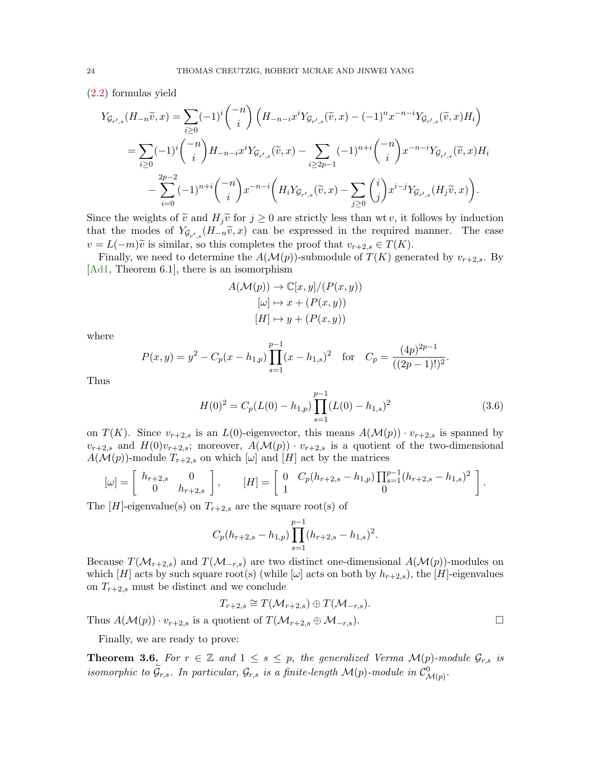(2.2) formulas yield

$$
\begin{aligned}
Y_{\mathcal{G}_{r',s}}(H_{-n}\widetilde{v},x) &= \sum_{i\geq 0}(-1)^i\binom{-n}{i}\left(H_{-n-i}x^iY_{\mathcal{G}_{r',s}}(\widetilde{v},x)-(-1)^n x^{-n-i}Y_{\mathcal{G}_{r',s}}(\widetilde{v},x)H_i\right)\\
&= \sum_{i\geq 0}(-1)^i\binom{-n}{i}H_{-n-i}x^iY_{\mathcal{G}_{r',s}}(\widetilde{v},x) - \sum_{i\geq 2p-1}(-1)^{n+i}\binom{-n}{i}x^{-n-i}Y_{\mathcal{G}_{r',s}}(\widetilde{v},x)H_i\\
&\quad - \sum_{i=0}^{2p-2}(-1)^{n+i}\binom{-n}{i}x^{-n-i}\bigg(H_iY_{\mathcal{G}_{r',s}}(\widetilde{v},x)-\sum_{j\geq 0}\binom{i}{j}x^{i-j}Y_{\mathcal{G}_{r',s}}(H_j\widetilde{v},x)\bigg).
\end{aligned}
$$

Since the weights of $\widetilde{v}$ and $H_j\widetilde{v}$ for $j\geq 0$ are strictly less than $\mathrm{wt}\, v$, it follows by induction that the modes of $Y_{\mathcal{G}_{r',s}}(H_{-n}\widetilde{v},x)$ can be expressed in the required manner. The case $v=L(-m)\widetilde{v}$ is similar, so this completes the proof that $v_{r+2,s}\in T(K)$.

Finally, we need to determine the $A(\mathcal{M}(p))$-submodule of $T(K)$ generated by $v_{r+2,s}$. By [Ad1, Theorem 6.1], there is an isomorphism

$$
\begin{aligned}
A(\mathcal{M}(p)) &\to \mathbb{C}[x,y]/(P(x,y))\\
[\omega] &\mapsto x+(P(x,y))\\
[H] &\mapsto y+(P(x,y))
\end{aligned}
$$

where

$$
P(x,y)=y^2-C_p(x-h_{1,p})\prod_{s=1}^{p-1}(x-h_{1,s})^2 \quad \text{for} \quad C_p=\frac{(4p)^{2p-1}}{((2p-1)!)^2}.
$$

Thus

$$
H(0)^2=C_p(L(0)-h_{1,p})\prod_{s=1}^{p-1}(L(0)-h_{1,s})^2 \tag{3.6}
$$

on $T(K)$. Since $v_{r+2,s}$ is an $L(0)$-eigenvector, this means $A(\mathcal{M}(p))\cdot v_{r+2,s}$ is spanned by $v_{r+2,s}$ and $H(0)v_{r+2,s}$; moreover, $A(\mathcal{M}(p))\cdot v_{r+2,s}$ is a quotient of the two-dimensional $A(\mathcal{M}(p))$-module $T_{r+2,s}$ on which $[\omega]$ and $[H]$ act by the matrices

$$
[\omega]=\begin{bmatrix} h_{r+2,s} & 0\\ 0 & h_{r+2,s}\end{bmatrix},\qquad [H]=\begin{bmatrix} 0 & C_p(h_{r+2,s}-h_{1,p})\prod_{s=1}^{p-1}(h_{r+2,s}-h_{1,s})^2\\ 1 & 0\end{bmatrix}.
$$

The $[H]$-eigenvalue(s) on $T_{r+2,s}$ are the square root(s) of

$$
C_p(h_{r+2,s}-h_{1,p})\prod_{s=1}^{p-1}(h_{r+2,s}-h_{1,s})^2.
$$

Because $T(\mathcal{M}_{r+2,s})$ and $T(\mathcal{M}_{-r,s})$ are two distinct one-dimensional $A(\mathcal{M}(p))$-modules on which $[H]$ acts by such square root(s) (while $[\omega]$ acts on both by $h_{r+2,s}$), the $[H]$-eigenvalues on $T_{r+2,s}$ must be distinct and we conclude

$$
T_{r+2,s}\cong T(\mathcal{M}_{r+2,s})\oplus T(\mathcal{M}_{-r,s}).
$$

Thus $A(\mathcal{M}(p))\cdot v_{r+2,s}$ is a quotient of $T(\mathcal{M}_{r+2,s}\oplus\mathcal{M}_{-r,s})$. $\square$

Finally, we are ready to prove:

**Theorem 3.6.** *For $r\in\mathbb{Z}$ and $1\leq s\leq p$, the generalized Verma $\mathcal{M}(p)$-module $\mathcal{G}_{r,s}$ is isomorphic to $\widetilde{\mathcal{G}}_{r,s}$. In particular, $\mathcal{G}_{r,s}$ is a finite-length $\mathcal{M}(p)$-module in $\mathcal{C}^0_{\mathcal{M}(p)}$.*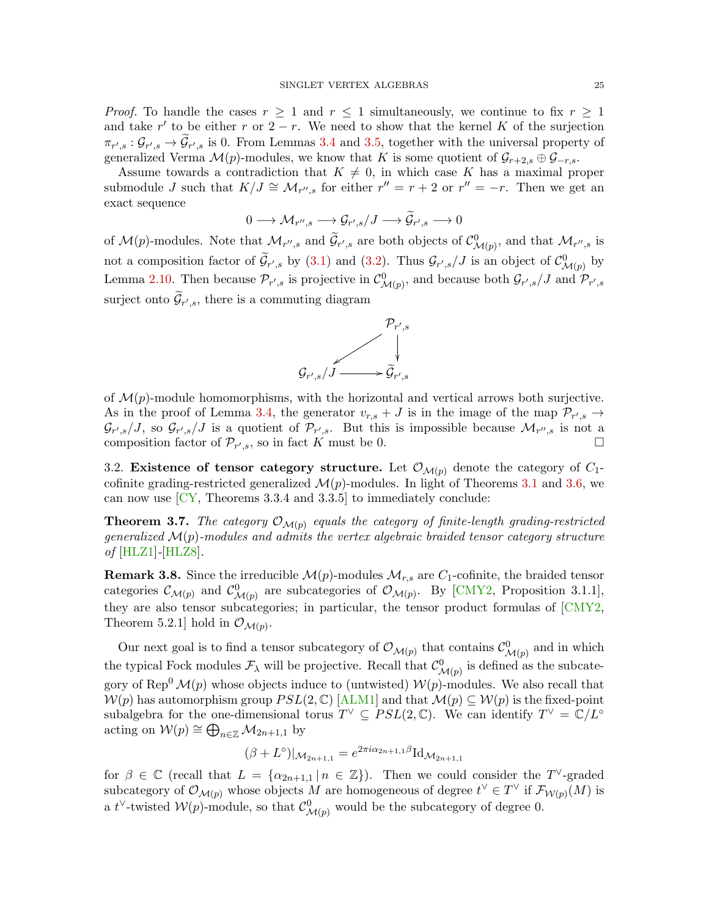*Proof.* To handle the cases $r \geq 1$ and $r \leq 1$ simultaneously, we continue to fix $r \geq 1$ and take $r'$ to be either $r$ or $2-r$. We need to show that the kernel $K$ of the surjection $\pi_{r',s} : \mathcal{G}_{r',s} \to \widetilde{\mathcal{G}}_{r',s}$ is 0. From Lemmas 3.4 and 3.5, together with the universal property of generalized Verma $\mathcal{M}(p)$-modules, we know that $K$ is some quotient of $\mathcal{G}_{r+2,s} \oplus \mathcal{G}_{-r,s}$.

Assume towards a contradiction that $K \neq 0$, in which case $K$ has a maximal proper submodule $J$ such that $K/J \cong \mathcal{M}_{r'',s}$ for either $r'' = r+2$ or $r'' = -r$. Then we get an exact sequence

$$0 \longrightarrow \mathcal{M}_{r'',s} \longrightarrow \mathcal{G}_{r',s}/J \longrightarrow \widetilde{\mathcal{G}}_{r',s} \longrightarrow 0$$

of $\mathcal{M}(p)$-modules. Note that $\mathcal{M}_{r'',s}$ and $\widetilde{\mathcal{G}}_{r',s}$ are both objects of $\mathcal{C}^0_{\mathcal{M}(p)}$, and that $\mathcal{M}_{r'',s}$ is not a composition factor of $\widetilde{\mathcal{G}}_{r',s}$ by (3.1) and (3.2). Thus $\mathcal{G}_{r',s}/J$ is an object of $\mathcal{C}^0_{\mathcal{M}(p)}$ by Lemma 2.10. Then because $\mathcal{P}_{r',s}$ is projective in $\mathcal{C}^0_{\mathcal{M}(p)}$, and because both $\mathcal{G}_{r',s}/J$ and $\mathcal{P}_{r',s}$ surject onto $\widetilde{\mathcal{G}}_{r',s}$, there is a commuting diagram

$$\begin{array}{ccc} & & \mathcal{P}_{r',s} \\ & \swarrow & \downarrow \\ \mathcal{G}_{r',s}/J & \longrightarrow & \widetilde{\mathcal{G}}_{r',s} \end{array}$$

of $\mathcal{M}(p)$-module homomorphisms, with the horizontal and vertical arrows both surjective. As in the proof of Lemma 3.4, the generator $v_{r,s} + J$ is in the image of the map $\mathcal{P}_{r',s} \to \mathcal{G}_{r',s}/J$, so $\mathcal{G}_{r',s}/J$ is a quotient of $\mathcal{P}_{r',s}$. But this is impossible because $\mathcal{M}_{r'',s}$ is not a composition factor of $\mathcal{P}_{r',s}$, so in fact $K$ must be 0. $\square$

3.2. **Existence of tensor category structure.** Let $\mathcal{O}_{\mathcal{M}(p)}$ denote the category of $C_1$-cofinite grading-restricted generalized $\mathcal{M}(p)$-modules. In light of Theorems 3.1 and 3.6, we can now use [CY, Theorems 3.3.4 and 3.3.5] to immediately conclude:

**Theorem 3.7.** *The category $\mathcal{O}_{\mathcal{M}(p)}$ equals the category of finite-length grading-restricted generalized $\mathcal{M}(p)$-modules and admits the vertex algebraic braided tensor category structure of* [HLZ1]-[HLZ8].

**Remark 3.8.** Since the irreducible $\mathcal{M}(p)$-modules $\mathcal{M}_{r,s}$ are $C_1$-cofinite, the braided tensor categories $\mathcal{C}_{\mathcal{M}(p)}$ and $\mathcal{C}^0_{\mathcal{M}(p)}$ are subcategories of $\mathcal{O}_{\mathcal{M}(p)}$. By [CMY2, Proposition 3.1.1], they are also tensor subcategories; in particular, the tensor product formulas of [CMY2, Theorem 5.2.1] hold in $\mathcal{O}_{\mathcal{M}(p)}$.

Our next goal is to find a tensor subcategory of $\mathcal{O}_{\mathcal{M}(p)}$ that contains $\mathcal{C}^0_{\mathcal{M}(p)}$ and in which the typical Fock modules $\mathcal{F}_\lambda$ will be projective. Recall that $\mathcal{C}^0_{\mathcal{M}(p)}$ is defined as the subcategory of $\mathrm{Rep}^0\,\mathcal{M}(p)$ whose objects induce to (untwisted) $\mathcal{W}(p)$-modules. We also recall that $\mathcal{W}(p)$ has automorphism group $PSL(2,\mathbb{C})$ [ALM1] and that $\mathcal{M}(p) \subseteq \mathcal{W}(p)$ is the fixed-point subalgebra for the one-dimensional torus $T^\vee \subseteq PSL(2,\mathbb{C})$. We can identify $T^\vee = \mathbb{C}/L^\circ$ acting on $\mathcal{W}(p) \cong \bigoplus_{n\in\mathbb{Z}} \mathcal{M}_{2n+1,1}$ by

$$(\beta + L^\circ)|_{\mathcal{M}_{2n+1,1}} = e^{2\pi i \alpha_{2n+1,1}\beta}\mathrm{Id}_{\mathcal{M}_{2n+1,1}}$$

for $\beta \in \mathbb{C}$ (recall that $L = \{\alpha_{2n+1,1} \,|\, n \in \mathbb{Z}\}$). Then we could consider the $T^\vee$-graded subcategory of $\mathcal{O}_{\mathcal{M}(p)}$ whose objects $M$ are homogeneous of degree $t^\vee \in T^\vee$ if $\mathcal{F}_{\mathcal{W}(p)}(M)$ is a $t^\vee$-twisted $\mathcal{W}(p)$-module, so that $\mathcal{C}^0_{\mathcal{M}(p)}$ would be the subcategory of degree 0.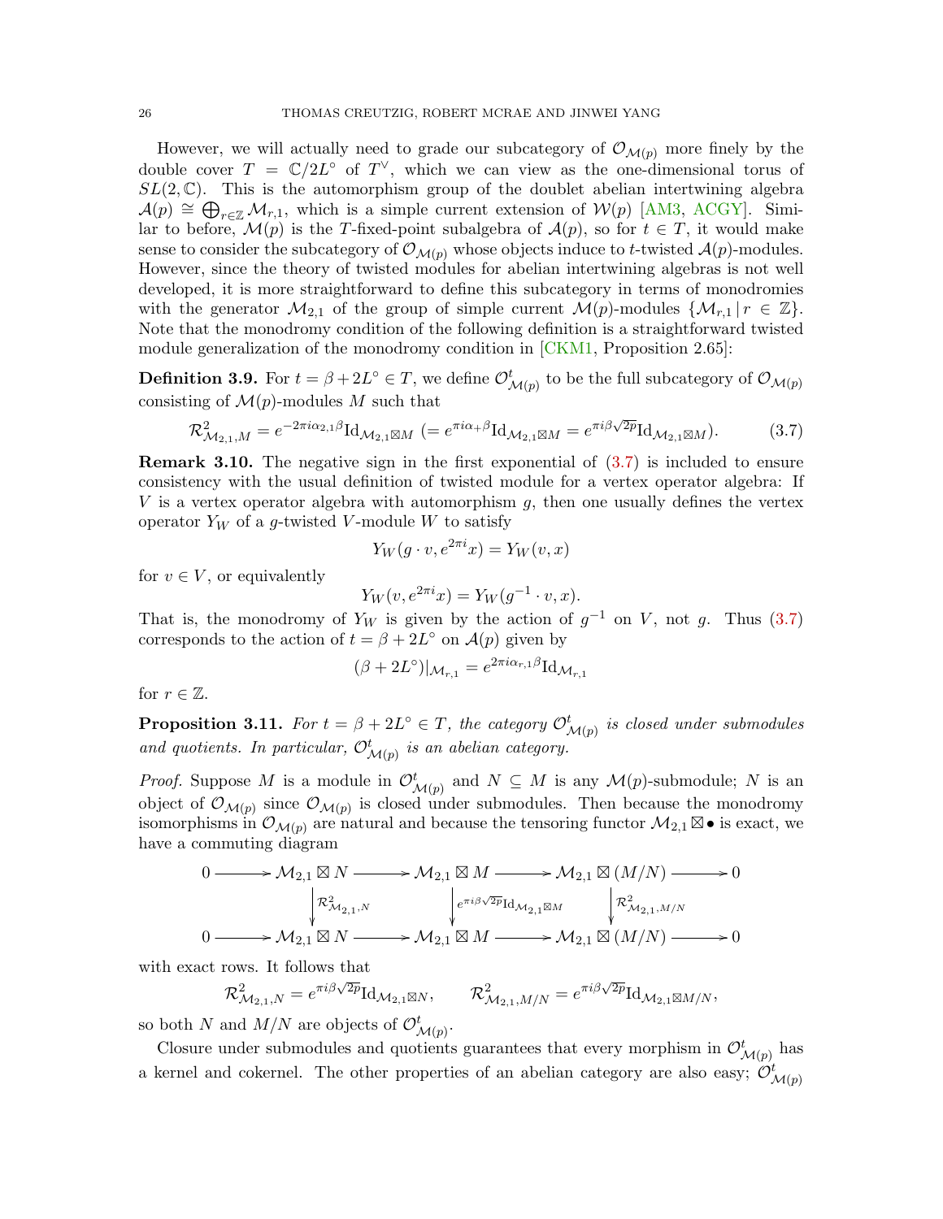However, we will actually need to grade our subcategory of $\mathcal{O}_{\mathcal{M}(p)}$ more finely by the double cover $T = \mathbb{C}/2L^\circ$ of $T^\vee$, which we can view as the one-dimensional torus of $SL(2,\mathbb{C})$. This is the automorphism group of the doublet abelian intertwining algebra $\mathcal{A}(p) \cong \bigoplus_{r\in\mathbb{Z}} \mathcal{M}_{r,1}$, which is a simple current extension of $\mathcal{W}(p)$ [AM3, ACGY]. Similar to before, $\mathcal{M}(p)$ is the $T$-fixed-point subalgebra of $\mathcal{A}(p)$, so for $t \in T$, it would make sense to consider the subcategory of $\mathcal{O}_{\mathcal{M}(p)}$ whose objects induce to $t$-twisted $\mathcal{A}(p)$-modules. However, since the theory of twisted modules for abelian intertwining algebras is not well developed, it is more straightforward to define this subcategory in terms of monodromies with the generator $\mathcal{M}_{2,1}$ of the group of simple current $\mathcal{M}(p)$-modules $\{\mathcal{M}_{r,1} \,|\, r \in \mathbb{Z}\}$. Note that the monodromy condition of the following definition is a straightforward twisted module generalization of the monodromy condition in [CKM1, Proposition 2.65]:

**Definition 3.9.** For $t = \beta + 2L^\circ \in T$, we define $\mathcal{O}^t_{\mathcal{M}(p)}$ to be the full subcategory of $\mathcal{O}_{\mathcal{M}(p)}$ consisting of $\mathcal{M}(p)$-modules $M$ such that

$$\mathcal{R}^2_{\mathcal{M}_{2,1},M} = e^{-2\pi i\alpha_{2,1}\beta}\mathrm{Id}_{\mathcal{M}_{2,1}\boxtimes M} \; (= e^{\pi i\alpha_+\beta}\mathrm{Id}_{\mathcal{M}_{2,1}\boxtimes M} = e^{\pi i\beta\sqrt{2p}}\mathrm{Id}_{\mathcal{M}_{2,1}\boxtimes M}). \tag{3.7}$$

**Remark 3.10.** The negative sign in the first exponential of (3.7) is included to ensure consistency with the usual definition of twisted module for a vertex operator algebra: If $V$ is a vertex operator algebra with automorphism $g$, then one usually defines the vertex operator $Y_W$ of a $g$-twisted $V$-module $W$ to satisfy

$$Y_W(g\cdot v, e^{2\pi i}x) = Y_W(v,x)$$

for $v \in V$, or equivalently

$$Y_W(v, e^{2\pi i}x) = Y_W(g^{-1}\cdot v, x).$$

That is, the monodromy of $Y_W$ is given by the action of $g^{-1}$ on $V$, not $g$. Thus (3.7) corresponds to the action of $t = \beta + 2L^\circ$ on $\mathcal{A}(p)$ given by

$$(\beta + 2L^\circ)|_{\mathcal{M}_{r,1}} = e^{2\pi i\alpha_{r,1}\beta}\mathrm{Id}_{\mathcal{M}_{r,1}}$$

for $r \in \mathbb{Z}$.

**Proposition 3.11.** *For $t = \beta + 2L^\circ \in T$, the category $\mathcal{O}^t_{\mathcal{M}(p)}$ is closed under submodules and quotients. In particular, $\mathcal{O}^t_{\mathcal{M}(p)}$ is an abelian category.*

*Proof.* Suppose $M$ is a module in $\mathcal{O}^t_{\mathcal{M}(p)}$ and $N \subseteq M$ is any $\mathcal{M}(p)$-submodule; $N$ is an object of $\mathcal{O}_{\mathcal{M}(p)}$ since $\mathcal{O}_{\mathcal{M}(p)}$ is closed under submodules. Then because the monodromy isomorphisms in $\mathcal{O}_{\mathcal{M}(p)}$ are natural and because the tensoring functor $\mathcal{M}_{2,1}\boxtimes\bullet$ is exact, we have a commuting diagram

$$\begin{array}{ccccccccc}
0 & \longrightarrow & \mathcal{M}_{2,1}\boxtimes N & \longrightarrow & \mathcal{M}_{2,1}\boxtimes M & \longrightarrow & \mathcal{M}_{2,1}\boxtimes (M/N) & \longrightarrow & 0 \\
 & & \downarrow{\scriptstyle \mathcal{R}^2_{\mathcal{M}_{2,1},N}} & & \downarrow{\scriptstyle e^{\pi i\beta\sqrt{2p}}\mathrm{Id}_{\mathcal{M}_{2,1}\boxtimes M}} & & \downarrow{\scriptstyle \mathcal{R}^2_{\mathcal{M}_{2,1},M/N}} & & \\
0 & \longrightarrow & \mathcal{M}_{2,1}\boxtimes N & \longrightarrow & \mathcal{M}_{2,1}\boxtimes M & \longrightarrow & \mathcal{M}_{2,1}\boxtimes (M/N) & \longrightarrow & 0
\end{array}$$

with exact rows. It follows that

$$\mathcal{R}^2_{\mathcal{M}_{2,1},N} = e^{\pi i\beta\sqrt{2p}}\mathrm{Id}_{\mathcal{M}_{2,1}\boxtimes N}, \qquad \mathcal{R}^2_{\mathcal{M}_{2,1},M/N} = e^{\pi i\beta\sqrt{2p}}\mathrm{Id}_{\mathcal{M}_{2,1}\boxtimes M/N},$$

so both $N$ and $M/N$ are objects of $\mathcal{O}^t_{\mathcal{M}(p)}$.

Closure under submodules and quotients guarantees that every morphism in $\mathcal{O}^t_{\mathcal{M}(p)}$ has a kernel and cokernel. The other properties of an abelian category are also easy; $\mathcal{O}^t_{\mathcal{M}(p)}$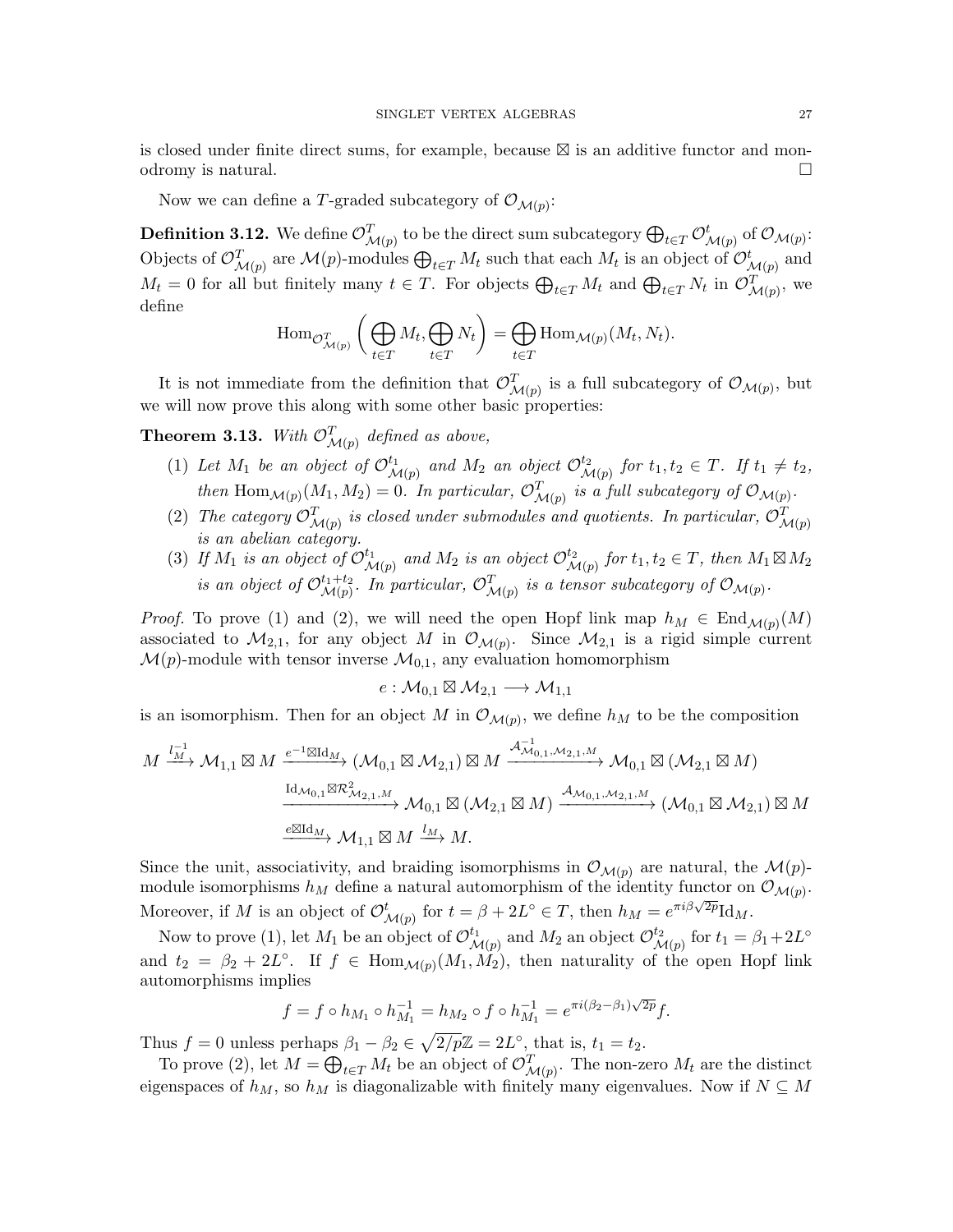is closed under finite direct sums, for example, because $\boxtimes$ is an additive functor and monodromy is natural. $\square$

Now we can define a $T$-graded subcategory of $\mathcal{O}_{\mathcal{M}(p)}$:

**Definition 3.12.** We define $\mathcal{O}_{\mathcal{M}(p)}^T$ to be the direct sum subcategory $\bigoplus_{t\in T}\mathcal{O}_{\mathcal{M}(p)}^t$ of $\mathcal{O}_{\mathcal{M}(p)}$: Objects of $\mathcal{O}_{\mathcal{M}(p)}^T$ are $\mathcal{M}(p)$-modules $\bigoplus_{t\in T} M_t$ such that each $M_t$ is an object of $\mathcal{O}_{\mathcal{M}(p)}^t$ and $M_t = 0$ for all but finitely many $t \in T$. For objects $\bigoplus_{t\in T} M_t$ and $\bigoplus_{t\in T} N_t$ in $\mathcal{O}_{\mathcal{M}(p)}^T$, we define

$$\mathrm{Hom}_{\mathcal{O}_{\mathcal{M}(p)}^T}\left(\bigoplus_{t\in T} M_t, \bigoplus_{t\in T} N_t\right) = \bigoplus_{t\in T}\mathrm{Hom}_{\mathcal{M}(p)}(M_t, N_t).$$

It is not immediate from the definition that $\mathcal{O}_{\mathcal{M}(p)}^T$ is a full subcategory of $\mathcal{O}_{\mathcal{M}(p)}$, but we will now prove this along with some other basic properties:

**Theorem 3.13.** *With $\mathcal{O}_{\mathcal{M}(p)}^T$ defined as above,*

1. *Let $M_1$ be an object of $\mathcal{O}_{\mathcal{M}(p)}^{t_1}$ and $M_2$ an object $\mathcal{O}_{\mathcal{M}(p)}^{t_2}$ for $t_1, t_2 \in T$. If $t_1 \neq t_2$, then $\mathrm{Hom}_{\mathcal{M}(p)}(M_1, M_2) = 0$. In particular, $\mathcal{O}_{\mathcal{M}(p)}^T$ is a full subcategory of $\mathcal{O}_{\mathcal{M}(p)}$.*
2. *The category $\mathcal{O}_{\mathcal{M}(p)}^T$ is closed under submodules and quotients. In particular, $\mathcal{O}_{\mathcal{M}(p)}^T$ is an abelian category.*
3. *If $M_1$ is an object of $\mathcal{O}_{\mathcal{M}(p)}^{t_1}$ and $M_2$ is an object $\mathcal{O}_{\mathcal{M}(p)}^{t_2}$ for $t_1, t_2 \in T$, then $M_1 \boxtimes M_2$ is an object of $\mathcal{O}_{\mathcal{M}(p)}^{t_1+t_2}$. In particular, $\mathcal{O}_{\mathcal{M}(p)}^T$ is a tensor subcategory of $\mathcal{O}_{\mathcal{M}(p)}$.*

*Proof.* To prove (1) and (2), we will need the open Hopf link map $h_M \in \mathrm{End}_{\mathcal{M}(p)}(M)$ associated to $\mathcal{M}_{2,1}$, for any object $M$ in $\mathcal{O}_{\mathcal{M}(p)}$. Since $\mathcal{M}_{2,1}$ is a rigid simple current $\mathcal{M}(p)$-module with tensor inverse $\mathcal{M}_{0,1}$, any evaluation homomorphism

$$e : \mathcal{M}_{0,1} \boxtimes \mathcal{M}_{2,1} \longrightarrow \mathcal{M}_{1,1}$$

is an isomorphism. Then for an object $M$ in $\mathcal{O}_{\mathcal{M}(p)}$, we define $h_M$ to be the composition

$$\begin{aligned}
M \xrightarrow{l_M^{-1}} \mathcal{M}_{1,1}\boxtimes M &\xrightarrow{e^{-1}\boxtimes \mathrm{Id}_M} (\mathcal{M}_{0,1}\boxtimes \mathcal{M}_{2,1})\boxtimes M \xrightarrow{\mathcal{A}^{-1}_{\mathcal{M}_{0,1},\mathcal{M}_{2,1},M}} \mathcal{M}_{0,1}\boxtimes(\mathcal{M}_{2,1}\boxtimes M)\\
&\xrightarrow{\mathrm{Id}_{\mathcal{M}_{0,1}}\boxtimes \mathcal{R}^2_{\mathcal{M}_{2,1},M}} \mathcal{M}_{0,1}\boxtimes(\mathcal{M}_{2,1}\boxtimes M) \xrightarrow{\mathcal{A}_{\mathcal{M}_{0,1},\mathcal{M}_{2,1},M}} (\mathcal{M}_{0,1}\boxtimes \mathcal{M}_{2,1})\boxtimes M\\
&\xrightarrow{e\boxtimes \mathrm{Id}_M} \mathcal{M}_{1,1}\boxtimes M \xrightarrow{l_M} M.
\end{aligned}$$

Since the unit, associativity, and braiding isomorphisms in $\mathcal{O}_{\mathcal{M}(p)}$ are natural, the $\mathcal{M}(p)$-module isomorphisms $h_M$ define a natural automorphism of the identity functor on $\mathcal{O}_{\mathcal{M}(p)}$. Moreover, if $M$ is an object of $\mathcal{O}_{\mathcal{M}(p)}^t$ for $t = \beta + 2L^\circ \in T$, then $h_M = e^{\pi i\beta\sqrt{2p}}\mathrm{Id}_M$.

Now to prove (1), let $M_1$ be an object of $\mathcal{O}_{\mathcal{M}(p)}^{t_1}$ and $M_2$ an object $\mathcal{O}_{\mathcal{M}(p)}^{t_2}$ for $t_1 = \beta_1 + 2L^\circ$ and $t_2 = \beta_2 + 2L^\circ$. If $f \in \mathrm{Hom}_{\mathcal{M}(p)}(M_1, M_2)$, then naturality of the open Hopf link automorphisms implies

$$f = f\circ h_{M_1}\circ h_{M_1}^{-1} = h_{M_2}\circ f\circ h_{M_1}^{-1} = e^{\pi i(\beta_2-\beta_1)\sqrt{2p}} f.$$

Thus $f = 0$ unless perhaps $\beta_1 - \beta_2 \in \sqrt{2/p}\mathbb{Z} = 2L^\circ$, that is, $t_1 = t_2$.

To prove (2), let $M = \bigoplus_{t\in T} M_t$ be an object of $\mathcal{O}_{\mathcal{M}(p)}^T$. The non-zero $M_t$ are the distinct eigenspaces of $h_M$, so $h_M$ is diagonalizable with finitely many eigenvalues. Now if $N \subseteq M$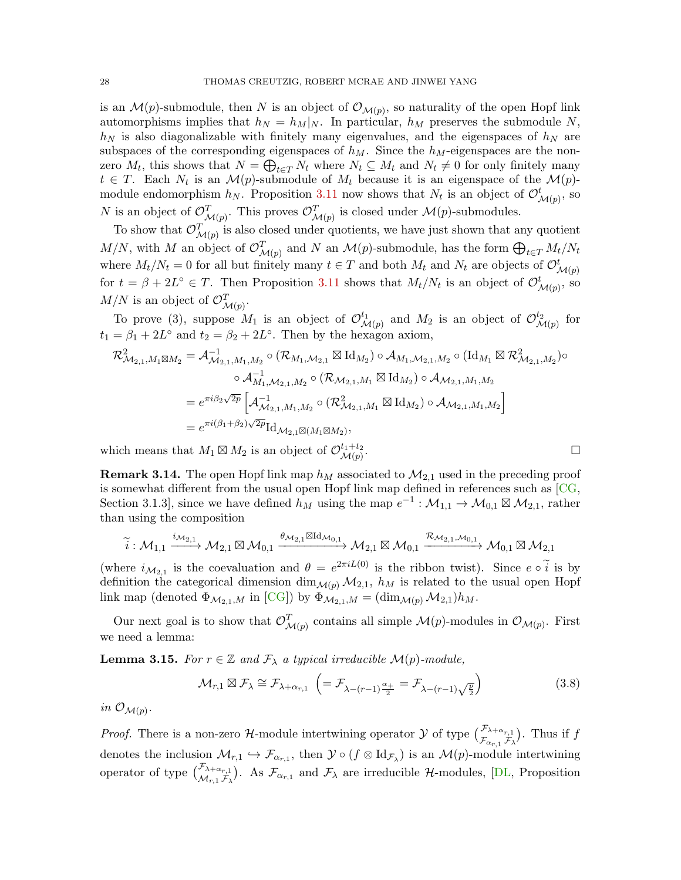is an $\mathcal{M}(p)$-submodule, then $N$ is an object of $\mathcal{O}_{\mathcal{M}(p)}$, so naturality of the open Hopf link automorphisms implies that $h_N = h_M|_N$. In particular, $h_M$ preserves the submodule $N$, $h_N$ is also diagonalizable with finitely many eigenvalues, and the eigenspaces of $h_N$ are subspaces of the corresponding eigenspaces of $h_M$. Since the $h_M$-eigenspaces are the non-zero $M_t$, this shows that $N = \bigoplus_{t\in T} N_t$ where $N_t \subseteq M_t$ and $N_t \neq 0$ for only finitely many $t \in T$. Each $N_t$ is an $\mathcal{M}(p)$-submodule of $M_t$ because it is an eigenspace of the $\mathcal{M}(p)$-module endomorphism $h_N$. Proposition 3.11 now shows that $N_t$ is an object of $\mathcal{O}^t_{\mathcal{M}(p)}$, so $N$ is an object of $\mathcal{O}^T_{\mathcal{M}(p)}$. This proves $\mathcal{O}^T_{\mathcal{M}(p)}$ is closed under $\mathcal{M}(p)$-submodules.

To show that $\mathcal{O}^T_{\mathcal{M}(p)}$ is also closed under quotients, we have just shown that any quotient $M/N$, with $M$ an object of $\mathcal{O}^T_{\mathcal{M}(p)}$ and $N$ an $\mathcal{M}(p)$-submodule, has the form $\bigoplus_{t\in T} M_t/N_t$ where $M_t/N_t = 0$ for all but finitely many $t \in T$ and both $M_t$ and $N_t$ are objects of $\mathcal{O}^t_{\mathcal{M}(p)}$ for $t = \beta + 2L^\circ \in T$. Then Proposition 3.11 shows that $M_t/N_t$ is an object of $\mathcal{O}^t_{\mathcal{M}(p)}$, so $M/N$ is an object of $\mathcal{O}^T_{\mathcal{M}(p)}$.

To prove (3), suppose $M_1$ is an object of $\mathcal{O}^{t_1}_{\mathcal{M}(p)}$ and $M_2$ is an object of $\mathcal{O}^{t_2}_{\mathcal{M}(p)}$ for $t_1 = \beta_1 + 2L^\circ$ and $t_2 = \beta_2 + 2L^\circ$. Then by the hexagon axiom,

$$\begin{aligned}
\mathcal{R}^2_{\mathcal{M}_{2,1},M_1\boxtimes M_2} &= \mathcal{A}^{-1}_{\mathcal{M}_{2,1},M_1,M_2} \circ (\mathcal{R}_{M_1,\mathcal{M}_{2,1}} \boxtimes \mathrm{Id}_{M_2}) \circ \mathcal{A}_{M_1,\mathcal{M}_{2,1},M_2} \circ (\mathrm{Id}_{M_1} \boxtimes \mathcal{R}^2_{\mathcal{M}_{2,1},M_2}) \circ \\
&\qquad \circ \mathcal{A}^{-1}_{M_1,\mathcal{M}_{2,1},M_2} \circ (\mathcal{R}_{\mathcal{M}_{2,1},M_1} \boxtimes \mathrm{Id}_{M_2}) \circ \mathcal{A}_{\mathcal{M}_{2,1},M_1,M_2} \\
&= e^{\pi i \beta_2 \sqrt{2p}} \left[ \mathcal{A}^{-1}_{\mathcal{M}_{2,1},M_1,M_2} \circ (\mathcal{R}^2_{\mathcal{M}_{2,1},M_1} \boxtimes \mathrm{Id}_{M_2}) \circ \mathcal{A}_{\mathcal{M}_{2,1},M_1,M_2} \right] \\
&= e^{\pi i (\beta_1+\beta_2)\sqrt{2p}} \mathrm{Id}_{\mathcal{M}_{2,1}\boxtimes(M_1\boxtimes M_2)},
\end{aligned}$$

which means that $M_1 \boxtimes M_2$ is an object of $\mathcal{O}^{t_1+t_2}_{\mathcal{M}(p)}$. $\square$

**Remark 3.14.** The open Hopf link map $h_M$ associated to $\mathcal{M}_{2,1}$ used in the preceding proof is somewhat different from the usual open Hopf link map defined in references such as [CG, Section 3.1.3], since we have defined $h_M$ using the map $e^{-1} : \mathcal{M}_{1,1} \to \mathcal{M}_{0,1} \boxtimes \mathcal{M}_{2,1}$, rather than using the composition

$$\widetilde{i} : \mathcal{M}_{1,1} \xrightarrow{i_{\mathcal{M}_{2,1}}} \mathcal{M}_{2,1} \boxtimes \mathcal{M}_{0,1} \xrightarrow{\theta_{\mathcal{M}_{2,1}} \boxtimes \mathrm{Id}_{\mathcal{M}_{0,1}}} \mathcal{M}_{2,1} \boxtimes \mathcal{M}_{0,1} \xrightarrow{\mathcal{R}_{\mathcal{M}_{2,1},\mathcal{M}_{0,1}}} \mathcal{M}_{0,1} \boxtimes \mathcal{M}_{2,1}$$

(where $i_{\mathcal{M}_{2,1}}$ is the coevaluation and $\theta = e^{2\pi i L(0)}$ is the ribbon twist). Since $e \circ \widetilde{i}$ is by definition the categorical dimension $\dim_{\mathcal{M}(p)} \mathcal{M}_{2,1}$, $h_M$ is related to the usual open Hopf link map (denoted $\Phi_{\mathcal{M}_{2,1},M}$ in [CG]) by $\Phi_{\mathcal{M}_{2,1},M} = (\dim_{\mathcal{M}(p)} \mathcal{M}_{2,1}) h_M$.

Our next goal is to show that $\mathcal{O}^T_{\mathcal{M}(p)}$ contains all simple $\mathcal{M}(p)$-modules in $\mathcal{O}_{\mathcal{M}(p)}$. First we need a lemma:

**Lemma 3.15.** *For $r \in \mathbb{Z}$ and $\mathcal{F}_\lambda$ a typical irreducible $\mathcal{M}(p)$-module,*

$$\mathcal{M}_{r,1} \boxtimes \mathcal{F}_\lambda \cong \mathcal{F}_{\lambda+\alpha_{r,1}} \; \left( = \mathcal{F}_{\lambda-(r-1)\frac{\alpha_+}{2}} = \mathcal{F}_{\lambda-(r-1)\sqrt{\frac{p}{2}}} \right) \tag{3.8}$$

*in $\mathcal{O}_{\mathcal{M}(p)}$.*

*Proof.* There is a non-zero $\mathcal{H}$-module intertwining operator $\mathcal{Y}$ of type $\binom{\mathcal{F}_{\lambda+\alpha_{r,1}}}{\mathcal{F}_{\alpha_{r,1}}\,\mathcal{F}_\lambda}$. Thus if $f$ denotes the inclusion $\mathcal{M}_{r,1} \hookrightarrow \mathcal{F}_{\alpha_{r,1}}$, then $\mathcal{Y} \circ (f \otimes \mathrm{Id}_{\mathcal{F}_\lambda})$ is an $\mathcal{M}(p)$-module intertwining operator of type $\binom{\mathcal{F}_{\lambda+\alpha_{r,1}}}{\mathcal{M}_{r,1}\,\mathcal{F}_\lambda}$. As $\mathcal{F}_{\alpha_{r,1}}$ and $\mathcal{F}_\lambda$ are irreducible $\mathcal{H}$-modules, [DL, Proposition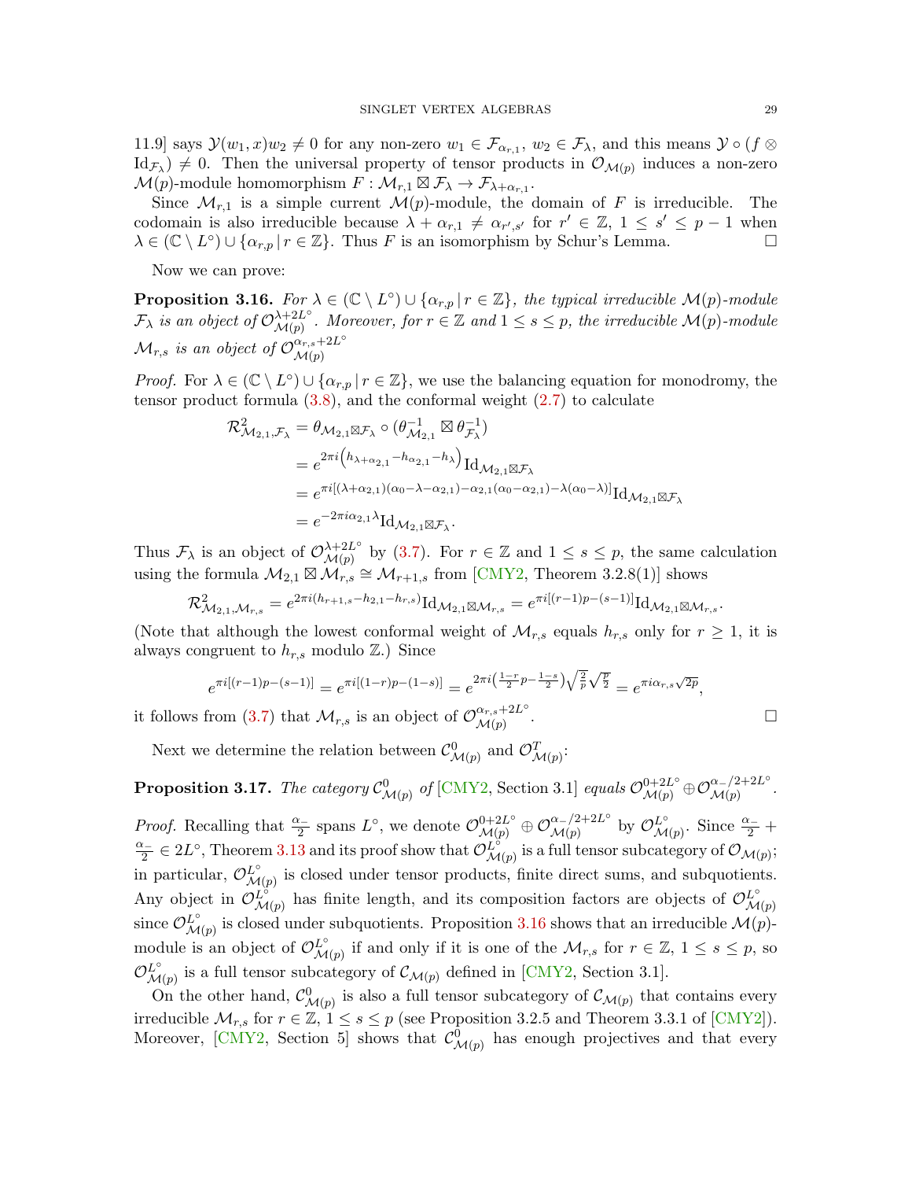11.9] says $\mathcal{Y}(w_1, x)w_2 \neq 0$ for any non-zero $w_1 \in \mathcal{F}_{\alpha_{r,1}}$, $w_2 \in \mathcal{F}_\lambda$, and this means $\mathcal{Y} \circ (f \otimes \mathrm{Id}_{\mathcal{F}_\lambda}) \neq 0$. Then the universal property of tensor products in $\mathcal{O}_{\mathcal{M}(p)}$ induces a non-zero $\mathcal{M}(p)$-module homomorphism $F : \mathcal{M}_{r,1} \boxtimes \mathcal{F}_\lambda \to \mathcal{F}_{\lambda+\alpha_{r,1}}$.

Since $\mathcal{M}_{r,1}$ is a simple current $\mathcal{M}(p)$-module, the domain of $F$ is irreducible. The codomain is also irreducible because $\lambda + \alpha_{r,1} \neq \alpha_{r',s'}$ for $r' \in \mathbb{Z}$, $1 \leq s' \leq p-1$ when $\lambda \in (\mathbb{C} \setminus L^\circ) \cup \{\alpha_{r,p} \,|\, r \in \mathbb{Z}\}$. Thus $F$ is an isomorphism by Schur's Lemma. □

Now we can prove:

**Proposition 3.16.** *For $\lambda \in (\mathbb{C} \setminus L^\circ) \cup \{\alpha_{r,p} \,|\, r \in \mathbb{Z}\}$, the typical irreducible $\mathcal{M}(p)$-module $\mathcal{F}_\lambda$ is an object of $\mathcal{O}_{\mathcal{M}(p)}^{\lambda+2L^\circ}$. Moreover, for $r \in \mathbb{Z}$ and $1 \leq s \leq p$, the irreducible $\mathcal{M}(p)$-module $\mathcal{M}_{r,s}$ is an object of $\mathcal{O}_{\mathcal{M}(p)}^{\alpha_{r,s}+2L^\circ}$*

*Proof.* For $\lambda \in (\mathbb{C} \setminus L^\circ) \cup \{\alpha_{r,p} \,|\, r \in \mathbb{Z}\}$, we use the balancing equation for monodromy, the tensor product formula (3.8), and the conformal weight (2.7) to calculate

$$\begin{aligned}
\mathcal{R}^2_{\mathcal{M}_{2,1},\mathcal{F}_\lambda} &= \theta_{\mathcal{M}_{2,1}\boxtimes\mathcal{F}_\lambda} \circ (\theta^{-1}_{\mathcal{M}_{2,1}} \boxtimes \theta^{-1}_{\mathcal{F}_\lambda}) \\
&= e^{2\pi i\left(h_{\lambda+\alpha_{2,1}} - h_{\alpha_{2,1}} - h_\lambda\right)} \mathrm{Id}_{\mathcal{M}_{2,1}\boxtimes\mathcal{F}_\lambda} \\
&= e^{\pi i[(\lambda+\alpha_{2,1})(\alpha_0-\lambda-\alpha_{2,1}) - \alpha_{2,1}(\alpha_0-\alpha_{2,1}) - \lambda(\alpha_0-\lambda)]} \mathrm{Id}_{\mathcal{M}_{2,1}\boxtimes\mathcal{F}_\lambda} \\
&= e^{-2\pi i \alpha_{2,1}\lambda} \mathrm{Id}_{\mathcal{M}_{2,1}\boxtimes\mathcal{F}_\lambda}.
\end{aligned}$$

Thus $\mathcal{F}_\lambda$ is an object of $\mathcal{O}_{\mathcal{M}(p)}^{\lambda+2L^\circ}$ by (3.7). For $r \in \mathbb{Z}$ and $1 \leq s \leq p$, the same calculation using the formula $\mathcal{M}_{2,1} \boxtimes \mathcal{M}_{r,s} \cong \mathcal{M}_{r+1,s}$ from [CMY2, Theorem 3.2.8(1)] shows

$$\mathcal{R}^2_{\mathcal{M}_{2,1},\mathcal{M}_{r,s}} = e^{2\pi i(h_{r+1,s} - h_{2,1} - h_{r,s})} \mathrm{Id}_{\mathcal{M}_{2,1}\boxtimes\mathcal{M}_{r,s}} = e^{\pi i[(r-1)p-(s-1)]} \mathrm{Id}_{\mathcal{M}_{2,1}\boxtimes\mathcal{M}_{r,s}}.$$

(Note that although the lowest conformal weight of $\mathcal{M}_{r,s}$ equals $h_{r,s}$ only for $r \geq 1$, it is always congruent to $h_{r,s}$ modulo $\mathbb{Z}$.) Since

$$e^{\pi i[(r-1)p-(s-1)]} = e^{\pi i[(1-r)p-(1-s)]} = e^{2\pi i\left(\frac{1-r}{2}p - \frac{1-s}{2}\right)\sqrt{\frac{2}{p}}\sqrt{\frac{p}{2}}} = e^{\pi i \alpha_{r,s}\sqrt{2p}},$$

it follows from (3.7) that $\mathcal{M}_{r,s}$ is an object of $\mathcal{O}_{\mathcal{M}(p)}^{\alpha_{r,s}+2L^\circ}$. □

Next we determine the relation between $\mathcal{C}^0_{\mathcal{M}(p)}$ and $\mathcal{O}^T_{\mathcal{M}(p)}$:

**Proposition 3.17.** *The category $\mathcal{C}^0_{\mathcal{M}(p)}$ of [CMY2, Section 3.1] equals $\mathcal{O}_{\mathcal{M}(p)}^{0+2L^\circ} \oplus \mathcal{O}_{\mathcal{M}(p)}^{\alpha_-/2+2L^\circ}$.*

*Proof.* Recalling that $\frac{\alpha_-}{2}$ spans $L^\circ$, we denote $\mathcal{O}_{\mathcal{M}(p)}^{0+2L^\circ} \oplus \mathcal{O}_{\mathcal{M}(p)}^{\alpha_-/2+2L^\circ}$ by $\mathcal{O}_{\mathcal{M}(p)}^{L^\circ}$. Since $\frac{\alpha_-}{2} + \frac{\alpha_-}{2} \in 2L^\circ$, Theorem 3.13 and its proof show that $\mathcal{O}_{\mathcal{M}(p)}^{L^\circ}$ is a full tensor subcategory of $\mathcal{O}_{\mathcal{M}(p)}$; in particular, $\mathcal{O}_{\mathcal{M}(p)}^{L^\circ}$ is closed under tensor products, finite direct sums, and subquotients. Any object in $\mathcal{O}_{\mathcal{M}(p)}^{L^\circ}$ has finite length, and its composition factors are objects of $\mathcal{O}_{\mathcal{M}(p)}^{L^\circ}$ since $\mathcal{O}_{\mathcal{M}(p)}^{L^\circ}$ is closed under subquotients. Proposition 3.16 shows that an irreducible $\mathcal{M}(p)$-module is an object of $\mathcal{O}_{\mathcal{M}(p)}^{L^\circ}$ if and only if it is one of the $\mathcal{M}_{r,s}$ for $r \in \mathbb{Z}$, $1 \leq s \leq p$, so $\mathcal{O}_{\mathcal{M}(p)}^{L^\circ}$ is a full tensor subcategory of $\mathcal{C}_{\mathcal{M}(p)}$ defined in [CMY2, Section 3.1].

On the other hand, $\mathcal{C}^0_{\mathcal{M}(p)}$ is also a full tensor subcategory of $\mathcal{C}_{\mathcal{M}(p)}$ that contains every irreducible $\mathcal{M}_{r,s}$ for $r \in \mathbb{Z}$, $1 \leq s \leq p$ (see Proposition 3.2.5 and Theorem 3.3.1 of [CMY2]). Moreover, [CMY2, Section 5] shows that $\mathcal{C}^0_{\mathcal{M}(p)}$ has enough projectives and that every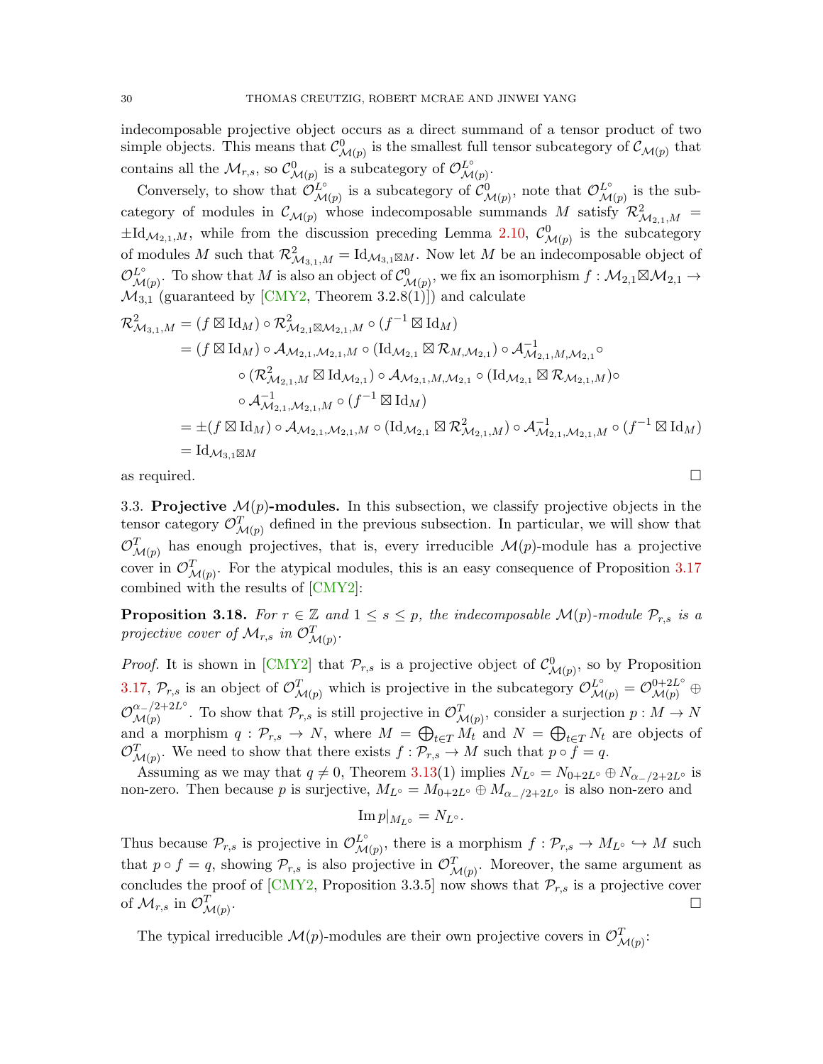indecomposable projective object occurs as a direct summand of a tensor product of two simple objects. This means that $\mathcal{C}^0_{\mathcal{M}(p)}$ is the smallest full tensor subcategory of $\mathcal{C}_{\mathcal{M}(p)}$ that contains all the $\mathcal{M}_{r,s}$, so $\mathcal{C}^0_{\mathcal{M}(p)}$ is a subcategory of $\mathcal{O}^{L^\circ}_{\mathcal{M}(p)}$.

Conversely, to show that $\mathcal{O}^{L^\circ}_{\mathcal{M}(p)}$ is a subcategory of $\mathcal{C}^0_{\mathcal{M}(p)}$, note that $\mathcal{O}^{L^\circ}_{\mathcal{M}(p)}$ is the subcategory of modules in $\mathcal{C}_{\mathcal{M}(p)}$ whose indecomposable summands $M$ satisfy $\mathcal{R}^2_{\mathcal{M}_{2,1},M} = \pm\mathrm{Id}_{\mathcal{M}_{2,1},M}$, while from the discussion preceding Lemma 2.10, $\mathcal{C}^0_{\mathcal{M}(p)}$ is the subcategory of modules $M$ such that $\mathcal{R}^2_{\mathcal{M}_{3,1},M} = \mathrm{Id}_{\mathcal{M}_{3,1}\boxtimes M}$. Now let $M$ be an indecomposable object of $\mathcal{O}^{L^\circ}_{\mathcal{M}(p)}$. To show that $M$ is also an object of $\mathcal{C}^0_{\mathcal{M}(p)}$, we fix an isomorphism $f : \mathcal{M}_{2,1}\boxtimes\mathcal{M}_{2,1} \to \mathcal{M}_{3,1}$ (guaranteed by [CMY2, Theorem 3.2.8(1)]) and calculate

$$
\begin{aligned}
\mathcal{R}^2_{\mathcal{M}_{3,1},M} &= (f\boxtimes\mathrm{Id}_M)\circ\mathcal{R}^2_{\mathcal{M}_{2,1}\boxtimes\mathcal{M}_{2,1},M}\circ(f^{-1}\boxtimes\mathrm{Id}_M)\\
&= (f\boxtimes\mathrm{Id}_M)\circ\mathcal{A}_{\mathcal{M}_{2,1},\mathcal{M}_{2,1},M}\circ(\mathrm{Id}_{\mathcal{M}_{2,1}}\boxtimes\mathcal{R}_{M,\mathcal{M}_{2,1}})\circ\mathcal{A}^{-1}_{\mathcal{M}_{2,1},M,\mathcal{M}_{2,1}}\circ\\
&\qquad\circ(\mathcal{R}^2_{\mathcal{M}_{2,1},M}\boxtimes\mathrm{Id}_{\mathcal{M}_{2,1}})\circ\mathcal{A}_{\mathcal{M}_{2,1},M,\mathcal{M}_{2,1}}\circ(\mathrm{Id}_{\mathcal{M}_{2,1}}\boxtimes\mathcal{R}_{\mathcal{M}_{2,1},M})\circ\\
&\qquad\circ\mathcal{A}^{-1}_{\mathcal{M}_{2,1},\mathcal{M}_{2,1},M}\circ(f^{-1}\boxtimes\mathrm{Id}_M)\\
&= \pm(f\boxtimes\mathrm{Id}_M)\circ\mathcal{A}_{\mathcal{M}_{2,1},\mathcal{M}_{2,1},M}\circ(\mathrm{Id}_{\mathcal{M}_{2,1}}\boxtimes\mathcal{R}^2_{\mathcal{M}_{2,1},M})\circ\mathcal{A}^{-1}_{\mathcal{M}_{2,1},\mathcal{M}_{2,1},M}\circ(f^{-1}\boxtimes\mathrm{Id}_M)\\
&= \mathrm{Id}_{\mathcal{M}_{3,1}\boxtimes M}
\end{aligned}
$$

as required. □

### 3.3. Projective $\mathcal{M}(p)$-modules.

In this subsection, we classify projective objects in the tensor category $\mathcal{O}^T_{\mathcal{M}(p)}$ defined in the previous subsection. In particular, we will show that $\mathcal{O}^T_{\mathcal{M}(p)}$ has enough projectives, that is, every irreducible $\mathcal{M}(p)$-module has a projective cover in $\mathcal{O}^T_{\mathcal{M}(p)}$. For the atypical modules, this is an easy consequence of Proposition 3.17 combined with the results of [CMY2]:

**Proposition 3.18.** *For $r \in \mathbb{Z}$ and $1 \leq s \leq p$, the indecomposable $\mathcal{M}(p)$-module $\mathcal{P}_{r,s}$ is a projective cover of $\mathcal{M}_{r,s}$ in $\mathcal{O}^T_{\mathcal{M}(p)}$.*

*Proof.* It is shown in [CMY2] that $\mathcal{P}_{r,s}$ is a projective object of $\mathcal{C}^0_{\mathcal{M}(p)}$, so by Proposition 3.17, $\mathcal{P}_{r,s}$ is an object of $\mathcal{O}^T_{\mathcal{M}(p)}$ which is projective in the subcategory $\mathcal{O}^{L^\circ}_{\mathcal{M}(p)} = \mathcal{O}^{0+2L^\circ}_{\mathcal{M}(p)} \oplus \mathcal{O}^{\alpha_-/2+2L^\circ}_{\mathcal{M}(p)}$. To show that $\mathcal{P}_{r,s}$ is still projective in $\mathcal{O}^T_{\mathcal{M}(p)}$, consider a surjection $p : M \to N$ and a morphism $q : \mathcal{P}_{r,s} \to N$, where $M = \bigoplus_{t\in T} M_t$ and $N = \bigoplus_{t\in T} N_t$ are objects of $\mathcal{O}^T_{\mathcal{M}(p)}$. We need to show that there exists $f : \mathcal{P}_{r,s} \to M$ such that $p\circ f = q$.

Assuming as we may that $q \neq 0$, Theorem 3.13(1) implies $N_{L^\circ} = N_{0+2L^\circ} \oplus N_{\alpha_-/2+2L^\circ}$ is non-zero. Then because $p$ is surjective, $M_{L^\circ} = M_{0+2L^\circ} \oplus M_{\alpha_-/2+2L^\circ}$ is also non-zero and

$$\mathrm{Im}\, p|_{M_{L^\circ}} = N_{L^\circ}.$$

Thus because $\mathcal{P}_{r,s}$ is projective in $\mathcal{O}^{L^\circ}_{\mathcal{M}(p)}$, there is a morphism $f : \mathcal{P}_{r,s} \to M_{L^\circ} \hookrightarrow M$ such that $p\circ f = q$, showing $\mathcal{P}_{r,s}$ is also projective in $\mathcal{O}^T_{\mathcal{M}(p)}$. Moreover, the same argument as concludes the proof of [CMY2, Proposition 3.3.5] now shows that $\mathcal{P}_{r,s}$ is a projective cover of $\mathcal{M}_{r,s}$ in $\mathcal{O}^T_{\mathcal{M}(p)}$. □

The typical irreducible $\mathcal{M}(p)$-modules are their own projective covers in $\mathcal{O}^T_{\mathcal{M}(p)}$: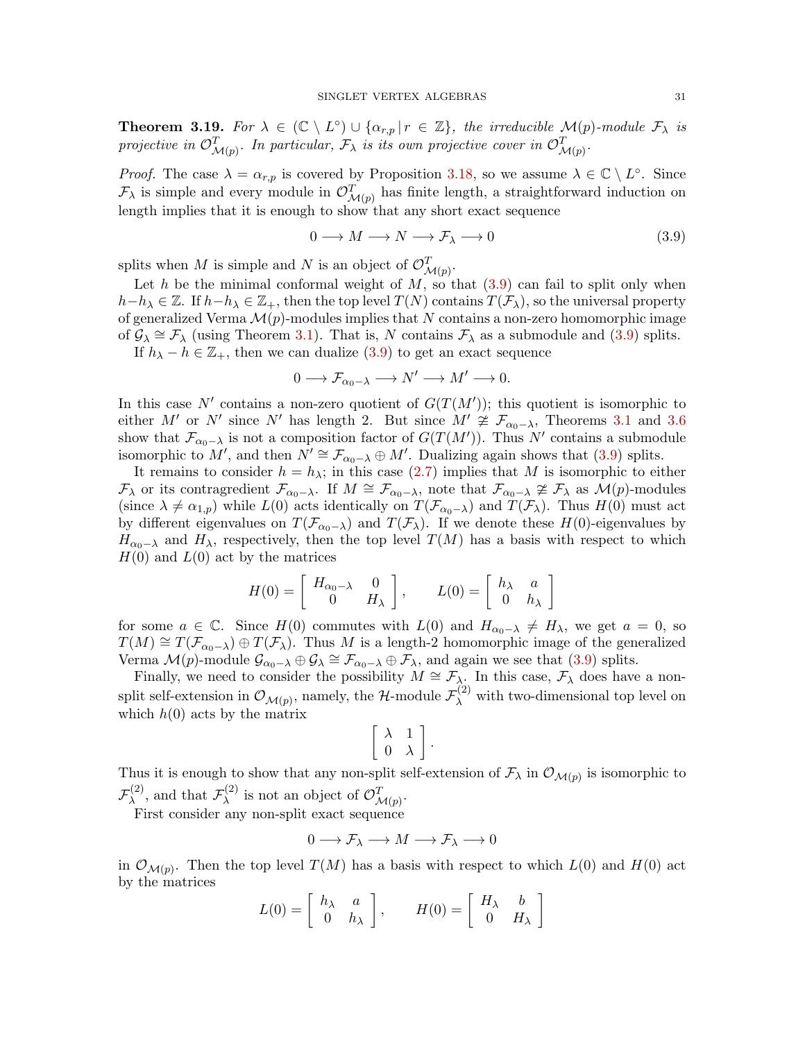**Theorem 3.19.** *For $\lambda \in (\mathbb{C} \setminus L^\circ) \cup \{\alpha_{r,p} \,|\, r \in \mathbb{Z}\}$, the irreducible $\mathcal{M}(p)$-module $\mathcal{F}_\lambda$ is projective in $\mathcal{O}^T_{\mathcal{M}(p)}$. In particular, $\mathcal{F}_\lambda$ is its own projective cover in $\mathcal{O}^T_{\mathcal{M}(p)}$.*

*Proof.* The case $\lambda = \alpha_{r,p}$ is covered by Proposition 3.18, so we assume $\lambda \in \mathbb{C} \setminus L^\circ$. Since $\mathcal{F}_\lambda$ is simple and every module in $\mathcal{O}^T_{\mathcal{M}(p)}$ has finite length, a straightforward induction on length implies that it is enough to show that any short exact sequence

$$0 \longrightarrow M \longrightarrow N \longrightarrow \mathcal{F}_\lambda \longrightarrow 0 \tag{3.9}$$

splits when $M$ is simple and $N$ is an object of $\mathcal{O}^T_{\mathcal{M}(p)}$.

Let $h$ be the minimal conformal weight of $M$, so that (3.9) can fail to split only when $h - h_\lambda \in \mathbb{Z}$. If $h - h_\lambda \in \mathbb{Z}_+$, then the top level $T(N)$ contains $T(\mathcal{F}_\lambda)$, so the universal property of generalized Verma $\mathcal{M}(p)$-modules implies that $N$ contains a non-zero homomorphic image of $\mathcal{G}_\lambda \cong \mathcal{F}_\lambda$ (using Theorem 3.1). That is, $N$ contains $\mathcal{F}_\lambda$ as a submodule and (3.9) splits.

If $h_\lambda - h \in \mathbb{Z}_+$, then we can dualize (3.9) to get an exact sequence

$$0 \longrightarrow \mathcal{F}_{\alpha_0 - \lambda} \longrightarrow N' \longrightarrow M' \longrightarrow 0.$$

In this case $N'$ contains a non-zero quotient of $G(T(M'))$; this quotient is isomorphic to either $M'$ or $N'$ since $N'$ has length 2. But since $M' \not\cong \mathcal{F}_{\alpha_0-\lambda}$, Theorems 3.1 and 3.6 show that $\mathcal{F}_{\alpha_0-\lambda}$ is not a composition factor of $G(T(M'))$. Thus $N'$ contains a submodule isomorphic to $M'$, and then $N' \cong \mathcal{F}_{\alpha_0-\lambda} \oplus M'$. Dualizing again shows that (3.9) splits.

It remains to consider $h = h_\lambda$; in this case (2.7) implies that $M$ is isomorphic to either $\mathcal{F}_\lambda$ or its contragredient $\mathcal{F}_{\alpha_0-\lambda}$. If $M \cong \mathcal{F}_{\alpha_0-\lambda}$, note that $\mathcal{F}_{\alpha_0-\lambda} \not\cong \mathcal{F}_\lambda$ as $\mathcal{M}(p)$-modules (since $\lambda \neq \alpha_{1,p}$) while $L(0)$ acts identically on $T(\mathcal{F}_{\alpha_0-\lambda})$ and $T(\mathcal{F}_\lambda)$. Thus $H(0)$ must act by different eigenvalues on $T(\mathcal{F}_{\alpha_0-\lambda})$ and $T(\mathcal{F}_\lambda)$. If we denote these $H(0)$-eigenvalues by $H_{\alpha_0-\lambda}$ and $H_\lambda$, respectively, then the top level $T(M)$ has a basis with respect to which $H(0)$ and $L(0)$ act by the matrices

$$H(0) = \begin{bmatrix} H_{\alpha_0-\lambda} & 0 \\ 0 & H_\lambda \end{bmatrix}, \qquad L(0) = \begin{bmatrix} h_\lambda & a \\ 0 & h_\lambda \end{bmatrix}$$

for some $a \in \mathbb{C}$. Since $H(0)$ commutes with $L(0)$ and $H_{\alpha_0-\lambda} \neq H_\lambda$, we get $a = 0$, so $T(M) \cong T(\mathcal{F}_{\alpha_0-\lambda}) \oplus T(\mathcal{F}_\lambda)$. Thus $M$ is a length-2 homomorphic image of the generalized Verma $\mathcal{M}(p)$-module $\mathcal{G}_{\alpha_0-\lambda} \oplus \mathcal{G}_\lambda \cong \mathcal{F}_{\alpha_0-\lambda} \oplus \mathcal{F}_\lambda$, and again we see that (3.9) splits.

Finally, we need to consider the possibility $M \cong \mathcal{F}_\lambda$. In this case, $\mathcal{F}_\lambda$ does have a non-split self-extension in $\mathcal{O}_{\mathcal{M}(p)}$, namely, the $\mathcal{H}$-module $\mathcal{F}^{(2)}_\lambda$ with two-dimensional top level on which $h(0)$ acts by the matrix

$$\begin{bmatrix} \lambda & 1 \\ 0 & \lambda \end{bmatrix}.$$

Thus it is enough to show that any non-split self-extension of $\mathcal{F}_\lambda$ in $\mathcal{O}_{\mathcal{M}(p)}$ is isomorphic to $\mathcal{F}^{(2)}_\lambda$, and that $\mathcal{F}^{(2)}_\lambda$ is not an object of $\mathcal{O}^T_{\mathcal{M}(p)}$.

First consider any non-split exact sequence

$$0 \longrightarrow \mathcal{F}_\lambda \longrightarrow M \longrightarrow \mathcal{F}_\lambda \longrightarrow 0$$

in $\mathcal{O}_{\mathcal{M}(p)}$. Then the top level $T(M)$ has a basis with respect to which $L(0)$ and $H(0)$ act by the matrices

$$L(0) = \begin{bmatrix} h_\lambda & a \\ 0 & h_\lambda \end{bmatrix}, \qquad H(0) = \begin{bmatrix} H_\lambda & b \\ 0 & H_\lambda \end{bmatrix}$$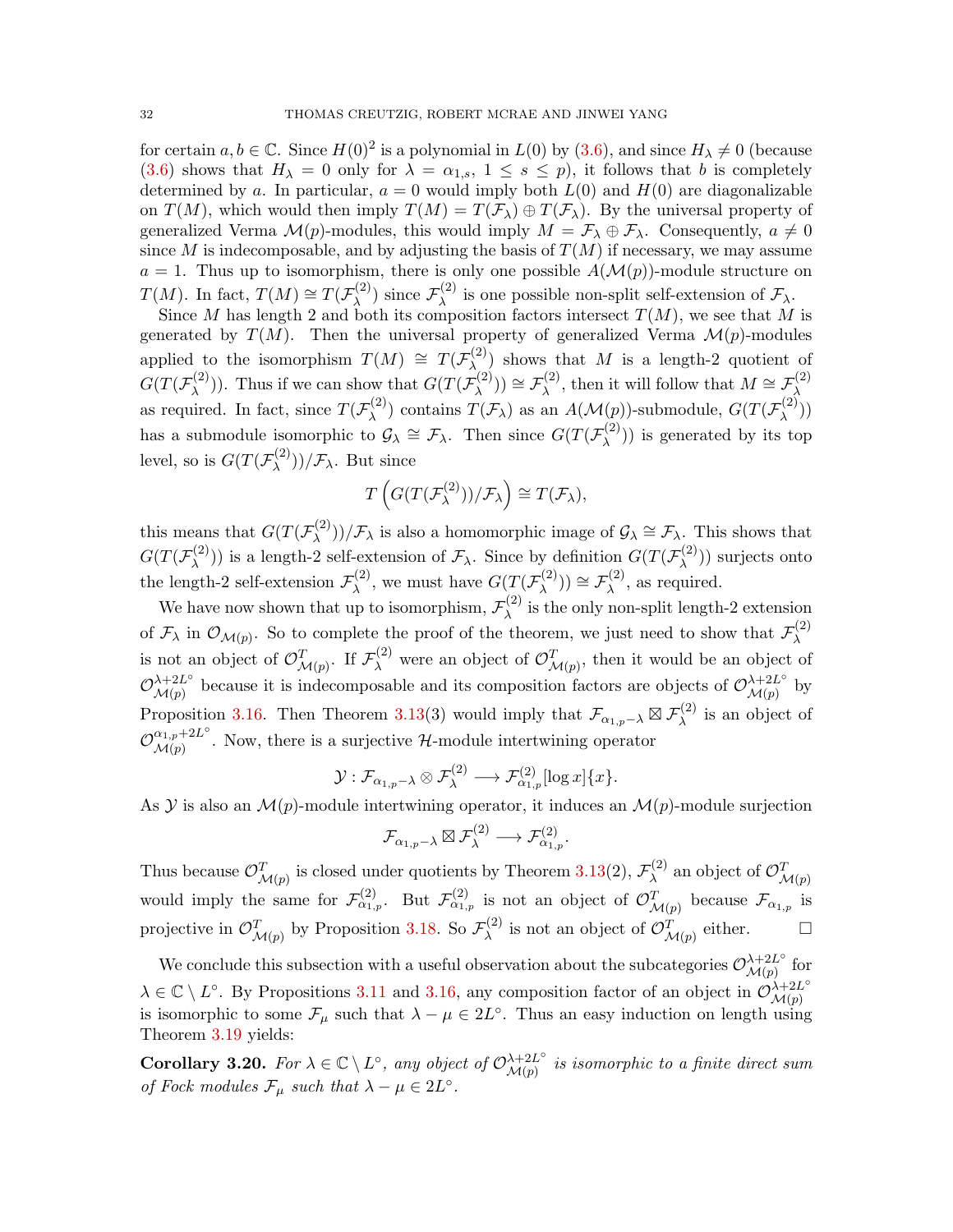for certain $a, b \in \mathbb{C}$. Since $H(0)^2$ is a polynomial in $L(0)$ by (3.6), and since $H_\lambda \neq 0$ (because (3.6) shows that $H_\lambda = 0$ only for $\lambda = \alpha_{1,s}$, $1 \leq s \leq p$), it follows that $b$ is completely determined by $a$. In particular, $a = 0$ would imply both $L(0)$ and $H(0)$ are diagonalizable on $T(M)$, which would then imply $T(M) = T(\mathcal{F}_\lambda) \oplus T(\mathcal{F}_\lambda)$. By the universal property of generalized Verma $\mathcal{M}(p)$-modules, this would imply $M = \mathcal{F}_\lambda \oplus \mathcal{F}_\lambda$. Consequently, $a \neq 0$ since $M$ is indecomposable, and by adjusting the basis of $T(M)$ if necessary, we may assume $a = 1$. Thus up to isomorphism, there is only one possible $A(\mathcal{M}(p))$-module structure on $T(M)$. In fact, $T(M) \cong T(\mathcal{F}_\lambda^{(2)})$ since $\mathcal{F}_\lambda^{(2)}$ is one possible non-split self-extension of $\mathcal{F}_\lambda$.

Since $M$ has length 2 and both its composition factors intersect $T(M)$, we see that $M$ is generated by $T(M)$. Then the universal property of generalized Verma $\mathcal{M}(p)$-modules applied to the isomorphism $T(M) \cong T(\mathcal{F}_\lambda^{(2)})$ shows that $M$ is a length-2 quotient of $G(T(\mathcal{F}_\lambda^{(2)}))$. Thus if we can show that $G(T(\mathcal{F}_\lambda^{(2)})) \cong \mathcal{F}_\lambda^{(2)}$, then it will follow that $M \cong \mathcal{F}_\lambda^{(2)}$ as required. In fact, since $T(\mathcal{F}_\lambda^{(2)})$ contains $T(\mathcal{F}_\lambda)$ as an $A(\mathcal{M}(p))$-submodule, $G(T(\mathcal{F}_\lambda^{(2)}))$ has a submodule isomorphic to $\mathcal{G}_\lambda \cong \mathcal{F}_\lambda$. Then since $G(T(\mathcal{F}_\lambda^{(2)}))$ is generated by its top level, so is $G(T(\mathcal{F}_\lambda^{(2)}))/\mathcal{F}_\lambda$. But since

$$T\left(G(T(\mathcal{F}_\lambda^{(2)}))/\mathcal{F}_\lambda\right) \cong T(\mathcal{F}_\lambda),$$

this means that $G(T(\mathcal{F}_\lambda^{(2)}))/\mathcal{F}_\lambda$ is also a homomorphic image of $\mathcal{G}_\lambda \cong \mathcal{F}_\lambda$. This shows that $G(T(\mathcal{F}_\lambda^{(2)}))$ is a length-2 self-extension of $\mathcal{F}_\lambda$. Since by definition $G(T(\mathcal{F}_\lambda^{(2)}))$ surjects onto the length-2 self-extension $\mathcal{F}_\lambda^{(2)}$, we must have $G(T(\mathcal{F}_\lambda^{(2)})) \cong \mathcal{F}_\lambda^{(2)}$, as required.

We have now shown that up to isomorphism, $\mathcal{F}_\lambda^{(2)}$ is the only non-split length-2 extension of $\mathcal{F}_\lambda$ in $\mathcal{O}_{\mathcal{M}(p)}$. So to complete the proof of the theorem, we just need to show that $\mathcal{F}_\lambda^{(2)}$ is not an object of $\mathcal{O}_{\mathcal{M}(p)}^T$. If $\mathcal{F}_\lambda^{(2)}$ were an object of $\mathcal{O}_{\mathcal{M}(p)}^T$, then it would be an object of $\mathcal{O}_{\mathcal{M}(p)}^{\lambda+2L^\circ}$ because it is indecomposable and its composition factors are objects of $\mathcal{O}_{\mathcal{M}(p)}^{\lambda+2L^\circ}$ by Proposition 3.16. Then Theorem 3.13(3) would imply that $\mathcal{F}_{\alpha_{1,p}-\lambda} \boxtimes \mathcal{F}_\lambda^{(2)}$ is an object of $\mathcal{O}_{\mathcal{M}(p)}^{\alpha_{1,p}+2L^\circ}$. Now, there is a surjective $\mathcal{H}$-module intertwining operator

$$\mathcal{Y} : \mathcal{F}_{\alpha_{1,p}-\lambda} \otimes \mathcal{F}_\lambda^{(2)} \longrightarrow \mathcal{F}_{\alpha_{1,p}}^{(2)}[\log x]\{x\}.$$

As $\mathcal{Y}$ is also an $\mathcal{M}(p)$-module intertwining operator, it induces an $\mathcal{M}(p)$-module surjection

$$\mathcal{F}_{\alpha_{1,p}-\lambda} \boxtimes \mathcal{F}_\lambda^{(2)} \longrightarrow \mathcal{F}_{\alpha_{1,p}}^{(2)}.$$

Thus because $\mathcal{O}_{\mathcal{M}(p)}^T$ is closed under quotients by Theorem 3.13(2), $\mathcal{F}_\lambda^{(2)}$ an object of $\mathcal{O}_{\mathcal{M}(p)}^T$ would imply the same for $\mathcal{F}_{\alpha_{1,p}}^{(2)}$. But $\mathcal{F}_{\alpha_{1,p}}^{(2)}$ is not an object of $\mathcal{O}_{\mathcal{M}(p)}^T$ because $\mathcal{F}_{\alpha_{1,p}}$ is projective in $\mathcal{O}_{\mathcal{M}(p)}^T$ by Proposition 3.18. So $\mathcal{F}_\lambda^{(2)}$ is not an object of $\mathcal{O}_{\mathcal{M}(p)}^T$ either. □

We conclude this subsection with a useful observation about the subcategories $\mathcal{O}_{\mathcal{M}(p)}^{\lambda+2L^\circ}$ for $\lambda \in \mathbb{C} \setminus L^\circ$. By Propositions 3.11 and 3.16, any composition factor of an object in $\mathcal{O}_{\mathcal{M}(p)}^{\lambda+2L^\circ}$ is isomorphic to some $\mathcal{F}_\mu$ such that $\lambda - \mu \in 2L^\circ$. Thus an easy induction on length using Theorem 3.19 yields:

**Corollary 3.20.** *For $\lambda \in \mathbb{C} \setminus L^\circ$, any object of $\mathcal{O}_{\mathcal{M}(p)}^{\lambda+2L^\circ}$ is isomorphic to a finite direct sum of Fock modules $\mathcal{F}_\mu$ such that $\lambda - \mu \in 2L^\circ$.*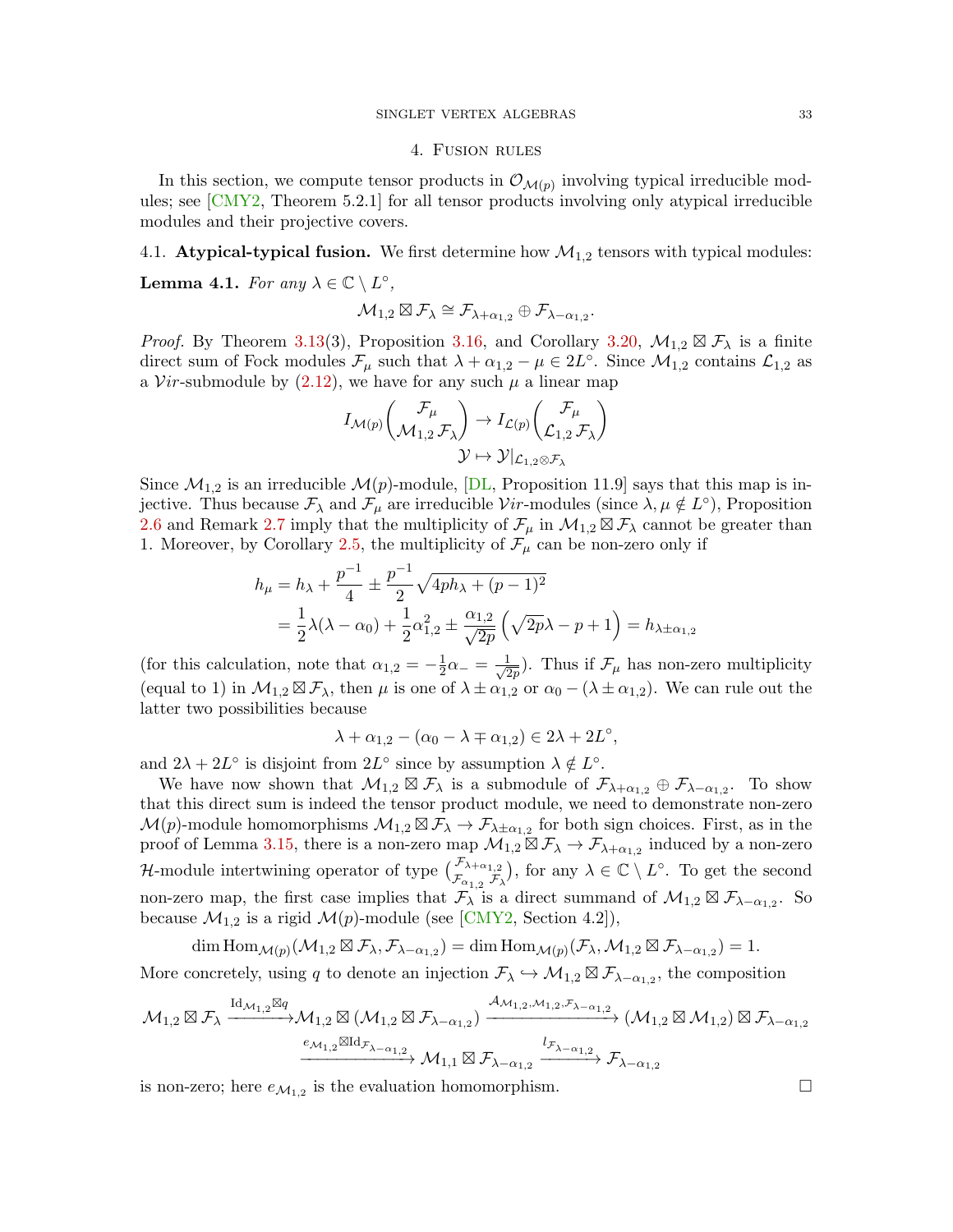## 4. Fusion rules

In this section, we compute tensor products in $\mathcal{O}_{\mathcal{M}(p)}$ involving typical irreducible modules; see [CMY2, Theorem 5.2.1] for all tensor products involving only atypical irreducible modules and their projective covers.

### 4.1. Atypical-typical fusion.

We first determine how $\mathcal{M}_{1,2}$ tensors with typical modules:

**Lemma 4.1.** *For any $\lambda \in \mathbb{C} \setminus L^\circ$,*

$$\mathcal{M}_{1,2} \boxtimes \mathcal{F}_\lambda \cong \mathcal{F}_{\lambda+\alpha_{1,2}} \oplus \mathcal{F}_{\lambda-\alpha_{1,2}}.$$

*Proof.* By Theorem 3.13(3), Proposition 3.16, and Corollary 3.20, $\mathcal{M}_{1,2} \boxtimes \mathcal{F}_\lambda$ is a finite direct sum of Fock modules $\mathcal{F}_\mu$ such that $\lambda + \alpha_{1,2} - \mu \in 2L^\circ$. Since $\mathcal{M}_{1,2}$ contains $\mathcal{L}_{1,2}$ as a $\mathcal{V}ir$-submodule by (2.12), we have for any such $\mu$ a linear map

$$I_{\mathcal{M}(p)}\binom{\mathcal{F}_\mu}{\mathcal{M}_{1,2}\,\mathcal{F}_\lambda} \to I_{\mathcal{L}(p)}\binom{\mathcal{F}_\mu}{\mathcal{L}_{1,2}\,\mathcal{F}_\lambda}$$
$$\mathcal{Y} \mapsto \mathcal{Y}|_{\mathcal{L}_{1,2}\otimes\mathcal{F}_\lambda}$$

Since $\mathcal{M}_{1,2}$ is an irreducible $\mathcal{M}(p)$-module, [DL, Proposition 11.9] says that this map is injective. Thus because $\mathcal{F}_\lambda$ and $\mathcal{F}_\mu$ are irreducible $\mathcal{V}ir$-modules (since $\lambda, \mu \notin L^\circ$), Proposition 2.6 and Remark 2.7 imply that the multiplicity of $\mathcal{F}_\mu$ in $\mathcal{M}_{1,2} \boxtimes \mathcal{F}_\lambda$ cannot be greater than 1. Moreover, by Corollary 2.5, the multiplicity of $\mathcal{F}_\mu$ can be non-zero only if

$$\begin{aligned} h_\mu &= h_\lambda + \frac{p^{-1}}{4} \pm \frac{p^{-1}}{2}\sqrt{4ph_\lambda + (p-1)^2} \\ &= \frac{1}{2}\lambda(\lambda - \alpha_0) + \frac{1}{2}\alpha_{1,2}^2 \pm \frac{\alpha_{1,2}}{\sqrt{2p}}\left(\sqrt{2p}\lambda - p + 1\right) = h_{\lambda\pm\alpha_{1,2}} \end{aligned}$$

(for this calculation, note that $\alpha_{1,2} = -\frac{1}{2}\alpha_- = \frac{1}{\sqrt{2p}}$). Thus if $\mathcal{F}_\mu$ has non-zero multiplicity (equal to 1) in $\mathcal{M}_{1,2} \boxtimes \mathcal{F}_\lambda$, then $\mu$ is one of $\lambda \pm \alpha_{1,2}$ or $\alpha_0 - (\lambda \pm \alpha_{1,2})$. We can rule out the latter two possibilities because

$$\lambda + \alpha_{1,2} - (\alpha_0 - \lambda \mp \alpha_{1,2}) \in 2\lambda + 2L^\circ,$$

and $2\lambda + 2L^\circ$ is disjoint from $2L^\circ$ since by assumption $\lambda \notin L^\circ$.

We have now shown that $\mathcal{M}_{1,2} \boxtimes \mathcal{F}_\lambda$ is a submodule of $\mathcal{F}_{\lambda+\alpha_{1,2}} \oplus \mathcal{F}_{\lambda-\alpha_{1,2}}$. To show that this direct sum is indeed the tensor product module, we need to demonstrate non-zero $\mathcal{M}(p)$-module homomorphisms $\mathcal{M}_{1,2} \boxtimes \mathcal{F}_\lambda \to \mathcal{F}_{\lambda\pm\alpha_{1,2}}$ for both sign choices. First, as in the proof of Lemma 3.15, there is a non-zero map $\mathcal{M}_{1,2} \boxtimes \mathcal{F}_\lambda \to \mathcal{F}_{\lambda+\alpha_{1,2}}$ induced by a non-zero $\mathcal{H}$-module intertwining operator of type $\binom{\mathcal{F}_{\lambda+\alpha_{1,2}}}{\mathcal{F}_{\alpha_{1,2}}\,\mathcal{F}_\lambda}$, for any $\lambda \in \mathbb{C} \setminus L^\circ$. To get the second non-zero map, the first case implies that $\mathcal{F}_\lambda$ is a direct summand of $\mathcal{M}_{1,2} \boxtimes \mathcal{F}_{\lambda-\alpha_{1,2}}$. So because $\mathcal{M}_{1,2}$ is a rigid $\mathcal{M}(p)$-module (see [CMY2, Section 4.2]),

$$\dim \mathrm{Hom}_{\mathcal{M}(p)}(\mathcal{M}_{1,2} \boxtimes \mathcal{F}_\lambda, \mathcal{F}_{\lambda-\alpha_{1,2}}) = \dim \mathrm{Hom}_{\mathcal{M}(p)}(\mathcal{F}_\lambda, \mathcal{M}_{1,2} \boxtimes \mathcal{F}_{\lambda-\alpha_{1,2}}) = 1.$$

More concretely, using $q$ to denote an injection $\mathcal{F}_\lambda \hookrightarrow \mathcal{M}_{1,2} \boxtimes \mathcal{F}_{\lambda-\alpha_{1,2}}$, the composition

$$\mathcal{M}_{1,2} \boxtimes \mathcal{F}_\lambda \xrightarrow{\mathrm{Id}_{\mathcal{M}_{1,2}}\boxtimes q} \mathcal{M}_{1,2} \boxtimes (\mathcal{M}_{1,2} \boxtimes \mathcal{F}_{\lambda-\alpha_{1,2}}) \xrightarrow{\mathcal{A}_{\mathcal{M}_{1,2},\mathcal{M}_{1,2},\mathcal{F}_{\lambda-\alpha_{1,2}}}} (\mathcal{M}_{1,2} \boxtimes \mathcal{M}_{1,2}) \boxtimes \mathcal{F}_{\lambda-\alpha_{1,2}}$$
$$\xrightarrow{e_{\mathcal{M}_{1,2}}\boxtimes \mathrm{Id}_{\mathcal{F}_{\lambda-\alpha_{1,2}}}} \mathcal{M}_{1,1} \boxtimes \mathcal{F}_{\lambda-\alpha_{1,2}} \xrightarrow{l_{\mathcal{F}_{\lambda-\alpha_{1,2}}}} \mathcal{F}_{\lambda-\alpha_{1,2}}$$

is non-zero; here $e_{\mathcal{M}_{1,2}}$ is the evaluation homomorphism. □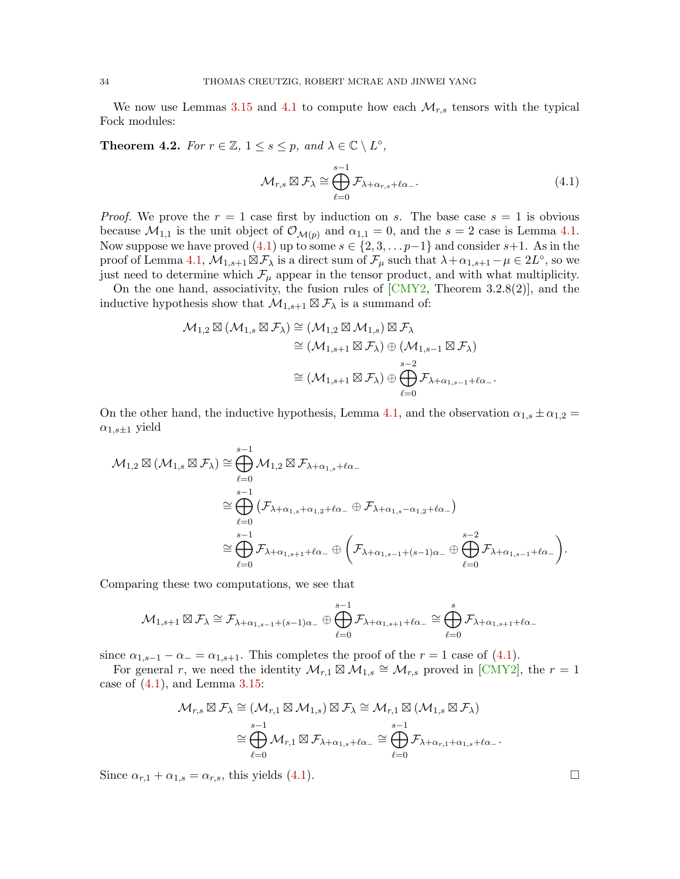We now use Lemmas 3.15 and 4.1 to compute how each $\mathcal{M}_{r,s}$ tensors with the typical Fock modules:

**Theorem 4.2.** *For $r \in \mathbb{Z}$, $1 \leq s \leq p$, and $\lambda \in \mathbb{C} \setminus L^\circ$,*

$$\mathcal{M}_{r,s} \boxtimes \mathcal{F}_\lambda \cong \bigoplus_{\ell=0}^{s-1} \mathcal{F}_{\lambda+\alpha_{r,s}+\ell\alpha_-}. \tag{4.1}$$

*Proof.* We prove the $r = 1$ case first by induction on $s$. The base case $s = 1$ is obvious because $\mathcal{M}_{1,1}$ is the unit object of $\mathcal{O}_{\mathcal{M}(p)}$ and $\alpha_{1,1} = 0$, and the $s = 2$ case is Lemma 4.1. Now suppose we have proved (4.1) up to some $s \in \{2, 3, \ldots p-1\}$ and consider $s+1$. As in the proof of Lemma 4.1, $\mathcal{M}_{1,s+1} \boxtimes \mathcal{F}_\lambda$ is a direct sum of $\mathcal{F}_\mu$ such that $\lambda + \alpha_{1,s+1} - \mu \in 2L^\circ$, so we just need to determine which $\mathcal{F}_\mu$ appear in the tensor product, and with what multiplicity.

On the one hand, associativity, the fusion rules of [CMY2, Theorem 3.2.8(2)], and the inductive hypothesis show that $\mathcal{M}_{1,s+1} \boxtimes \mathcal{F}_\lambda$ is a summand of:

$$\begin{aligned}
\mathcal{M}_{1,2} \boxtimes (\mathcal{M}_{1,s} \boxtimes \mathcal{F}_\lambda) &\cong (\mathcal{M}_{1,2} \boxtimes \mathcal{M}_{1,s}) \boxtimes \mathcal{F}_\lambda \\
&\cong (\mathcal{M}_{1,s+1} \boxtimes \mathcal{F}_\lambda) \oplus (\mathcal{M}_{1,s-1} \boxtimes \mathcal{F}_\lambda) \\
&\cong (\mathcal{M}_{1,s+1} \boxtimes \mathcal{F}_\lambda) \oplus \bigoplus_{\ell=0}^{s-2} \mathcal{F}_{\lambda+\alpha_{1,s-1}+\ell\alpha_-}.
\end{aligned}$$

On the other hand, the inductive hypothesis, Lemma 4.1, and the observation $\alpha_{1,s} \pm \alpha_{1,2} = \alpha_{1,s\pm1}$ yield

$$\begin{aligned}
\mathcal{M}_{1,2} \boxtimes (\mathcal{M}_{1,s} \boxtimes \mathcal{F}_\lambda) &\cong \bigoplus_{\ell=0}^{s-1} \mathcal{M}_{1,2} \boxtimes \mathcal{F}_{\lambda+\alpha_{1,s}+\ell\alpha_-} \\
&\cong \bigoplus_{\ell=0}^{s-1} \left( \mathcal{F}_{\lambda+\alpha_{1,s}+\alpha_{1,2}+\ell\alpha_-} \oplus \mathcal{F}_{\lambda+\alpha_{1,s}-\alpha_{1,2}+\ell\alpha_-} \right) \\
&\cong \bigoplus_{\ell=0}^{s-1} \mathcal{F}_{\lambda+\alpha_{1,s+1}+\ell\alpha_-} \oplus \left( \mathcal{F}_{\lambda+\alpha_{1,s-1}+(s-1)\alpha_-} \oplus \bigoplus_{\ell=0}^{s-2} \mathcal{F}_{\lambda+\alpha_{1,s-1}+\ell\alpha_-} \right).
\end{aligned}$$

Comparing these two computations, we see that

$$\mathcal{M}_{1,s+1} \boxtimes \mathcal{F}_\lambda \cong \mathcal{F}_{\lambda+\alpha_{1,s-1}+(s-1)\alpha_-} \oplus \bigoplus_{\ell=0}^{s-1} \mathcal{F}_{\lambda+\alpha_{1,s+1}+\ell\alpha_-} \cong \bigoplus_{\ell=0}^{s} \mathcal{F}_{\lambda+\alpha_{1,s+1}+\ell\alpha_-}$$

since $\alpha_{1,s-1} - \alpha_- = \alpha_{1,s+1}$. This completes the proof of the $r = 1$ case of (4.1).

For general $r$, we need the identity $\mathcal{M}_{r,1} \boxtimes \mathcal{M}_{1,s} \cong \mathcal{M}_{r,s}$ proved in [CMY2], the $r = 1$ case of (4.1), and Lemma 3.15:

$$\begin{aligned}
\mathcal{M}_{r,s} \boxtimes \mathcal{F}_\lambda &\cong (\mathcal{M}_{r,1} \boxtimes \mathcal{M}_{1,s}) \boxtimes \mathcal{F}_\lambda \cong \mathcal{M}_{r,1} \boxtimes (\mathcal{M}_{1,s} \boxtimes \mathcal{F}_\lambda) \\
&\cong \bigoplus_{\ell=0}^{s-1} \mathcal{M}_{r,1} \boxtimes \mathcal{F}_{\lambda+\alpha_{1,s}+\ell\alpha_-} \cong \bigoplus_{\ell=0}^{s-1} \mathcal{F}_{\lambda+\alpha_{r,1}+\alpha_{1,s}+\ell\alpha_-}.
\end{aligned}$$

Since $\alpha_{r,1} + \alpha_{1,s} = \alpha_{r,s}$, this yields (4.1). □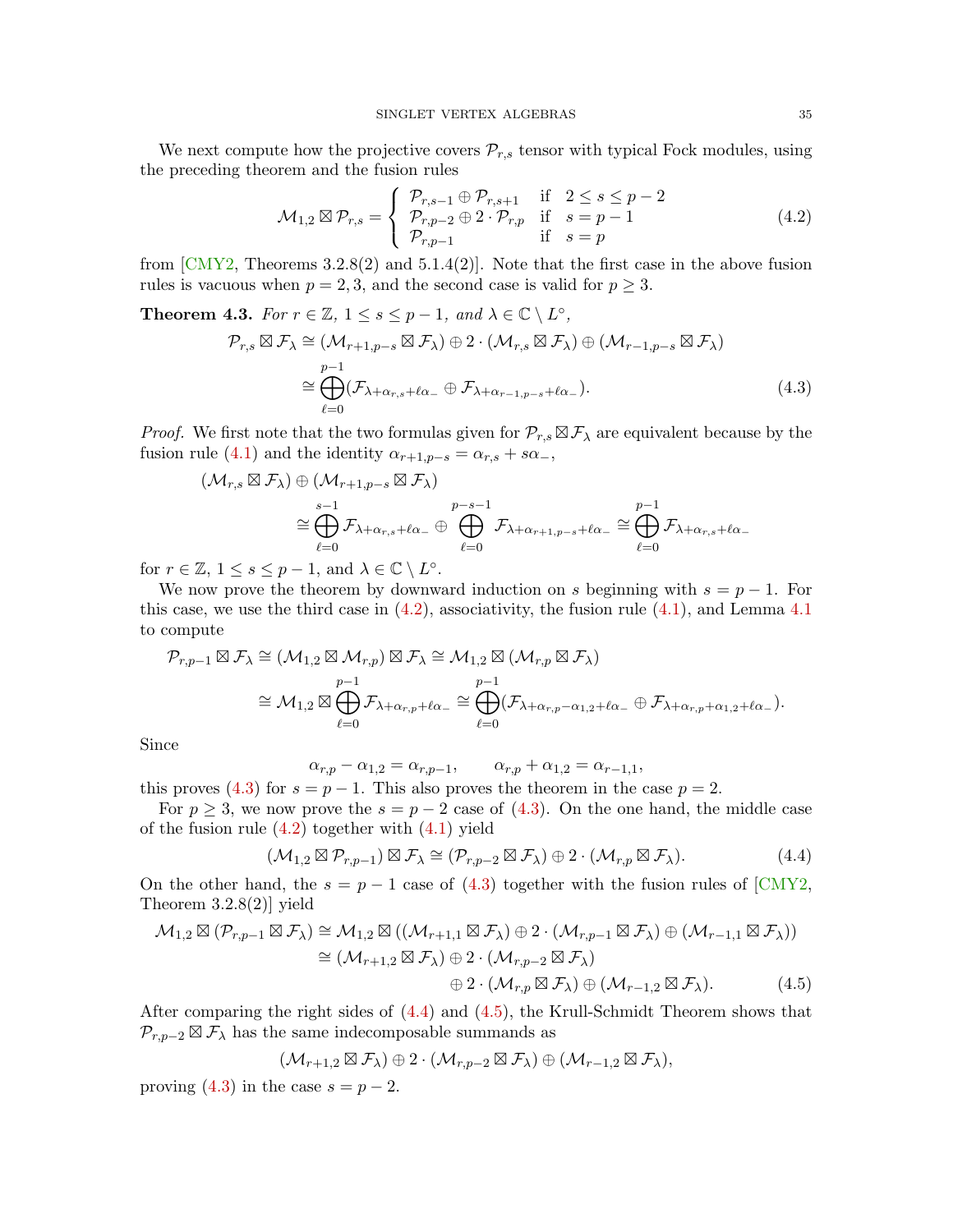We next compute how the projective covers $\mathcal{P}_{r,s}$ tensor with typical Fock modules, using the preceding theorem and the fusion rules

$$\mathcal{M}_{1,2} \boxtimes \mathcal{P}_{r,s} = \begin{cases} \mathcal{P}_{r,s-1} \oplus \mathcal{P}_{r,s+1} & \text{if} \quad 2 \leq s \leq p-2 \\ \mathcal{P}_{r,p-2} \oplus 2 \cdot \mathcal{P}_{r,p} & \text{if} \quad s = p-1 \\ \mathcal{P}_{r,p-1} & \text{if} \quad s = p \end{cases} \tag{4.2}$$

from [CMY2, Theorems 3.2.8(2) and 5.1.4(2)]. Note that the first case in the above fusion rules is vacuous when $p = 2, 3$, and the second case is valid for $p \geq 3$.

**Theorem 4.3.** *For $r \in \mathbb{Z}$, $1 \leq s \leq p-1$, and $\lambda \in \mathbb{C} \setminus L^\circ$,*

$$\begin{aligned} \mathcal{P}_{r,s} \boxtimes \mathcal{F}_\lambda &\cong (\mathcal{M}_{r+1,p-s} \boxtimes \mathcal{F}_\lambda) \oplus 2 \cdot (\mathcal{M}_{r,s} \boxtimes \mathcal{F}_\lambda) \oplus (\mathcal{M}_{r-1,p-s} \boxtimes \mathcal{F}_\lambda) \\ &\cong \bigoplus_{\ell=0}^{p-1} (\mathcal{F}_{\lambda+\alpha_{r,s}+\ell\alpha_-} \oplus \mathcal{F}_{\lambda+\alpha_{r-1,p-s}+\ell\alpha_-}). \end{aligned} \tag{4.3}$$

*Proof.* We first note that the two formulas given for $\mathcal{P}_{r,s} \boxtimes \mathcal{F}_\lambda$ are equivalent because by the fusion rule (4.1) and the identity $\alpha_{r+1,p-s} = \alpha_{r,s} + s\alpha_-$,

$$\begin{aligned} &(\mathcal{M}_{r,s} \boxtimes \mathcal{F}_\lambda) \oplus (\mathcal{M}_{r+1,p-s} \boxtimes \mathcal{F}_\lambda) \\ &\qquad \cong \bigoplus_{\ell=0}^{s-1} \mathcal{F}_{\lambda+\alpha_{r,s}+\ell\alpha_-} \oplus \bigoplus_{\ell=0}^{p-s-1} \mathcal{F}_{\lambda+\alpha_{r+1,p-s}+\ell\alpha_-} \cong \bigoplus_{\ell=0}^{p-1} \mathcal{F}_{\lambda+\alpha_{r,s}+\ell\alpha_-} \end{aligned}$$

for $r \in \mathbb{Z}$, $1 \leq s \leq p-1$, and $\lambda \in \mathbb{C} \setminus L^\circ$.

We now prove the theorem by downward induction on $s$ beginning with $s = p-1$. For this case, we use the third case in (4.2), associativity, the fusion rule (4.1), and Lemma 4.1 to compute

$$\begin{aligned} \mathcal{P}_{r,p-1} \boxtimes \mathcal{F}_\lambda &\cong (\mathcal{M}_{1,2} \boxtimes \mathcal{M}_{r,p}) \boxtimes \mathcal{F}_\lambda \cong \mathcal{M}_{1,2} \boxtimes (\mathcal{M}_{r,p} \boxtimes \mathcal{F}_\lambda) \\ &\cong \mathcal{M}_{1,2} \boxtimes \bigoplus_{\ell=0}^{p-1} \mathcal{F}_{\lambda+\alpha_{r,p}+\ell\alpha_-} \cong \bigoplus_{\ell=0}^{p-1} (\mathcal{F}_{\lambda+\alpha_{r,p}-\alpha_{1,2}+\ell\alpha_-} \oplus \mathcal{F}_{\lambda+\alpha_{r,p}+\alpha_{1,2}+\ell\alpha_-}). \end{aligned}$$

Since

$$\alpha_{r,p} - \alpha_{1,2} = \alpha_{r,p-1}, \qquad \alpha_{r,p} + \alpha_{1,2} = \alpha_{r-1,1},$$

this proves (4.3) for $s = p-1$. This also proves the theorem in the case $p = 2$.

For $p \geq 3$, we now prove the $s = p-2$ case of (4.3). On the one hand, the middle case of the fusion rule (4.2) together with (4.1) yield

$$(\mathcal{M}_{1,2} \boxtimes \mathcal{P}_{r,p-1}) \boxtimes \mathcal{F}_\lambda \cong (\mathcal{P}_{r,p-2} \boxtimes \mathcal{F}_\lambda) \oplus 2 \cdot (\mathcal{M}_{r,p} \boxtimes \mathcal{F}_\lambda). \tag{4.4}$$

On the other hand, the $s = p-1$ case of (4.3) together with the fusion rules of [CMY2, Theorem 3.2.8(2)] yield

$$\begin{aligned} \mathcal{M}_{1,2} \boxtimes (\mathcal{P}_{r,p-1} \boxtimes \mathcal{F}_\lambda) &\cong \mathcal{M}_{1,2} \boxtimes ((\mathcal{M}_{r+1,1} \boxtimes \mathcal{F}_\lambda) \oplus 2 \cdot (\mathcal{M}_{r,p-1} \boxtimes \mathcal{F}_\lambda) \oplus (\mathcal{M}_{r-1,1} \boxtimes \mathcal{F}_\lambda)) \\ &\cong (\mathcal{M}_{r+1,2} \boxtimes \mathcal{F}_\lambda) \oplus 2 \cdot (\mathcal{M}_{r,p-2} \boxtimes \mathcal{F}_\lambda) \\ &\qquad \oplus 2 \cdot (\mathcal{M}_{r,p} \boxtimes \mathcal{F}_\lambda) \oplus (\mathcal{M}_{r-1,2} \boxtimes \mathcal{F}_\lambda). \end{aligned} \tag{4.5}$$

After comparing the right sides of (4.4) and (4.5), the Krull-Schmidt Theorem shows that $\mathcal{P}_{r,p-2} \boxtimes \mathcal{F}_\lambda$ has the same indecomposable summands as

$$(\mathcal{M}_{r+1,2} \boxtimes \mathcal{F}_\lambda) \oplus 2 \cdot (\mathcal{M}_{r,p-2} \boxtimes \mathcal{F}_\lambda) \oplus (\mathcal{M}_{r-1,2} \boxtimes \mathcal{F}_\lambda),$$

proving (4.3) in the case $s = p-2$.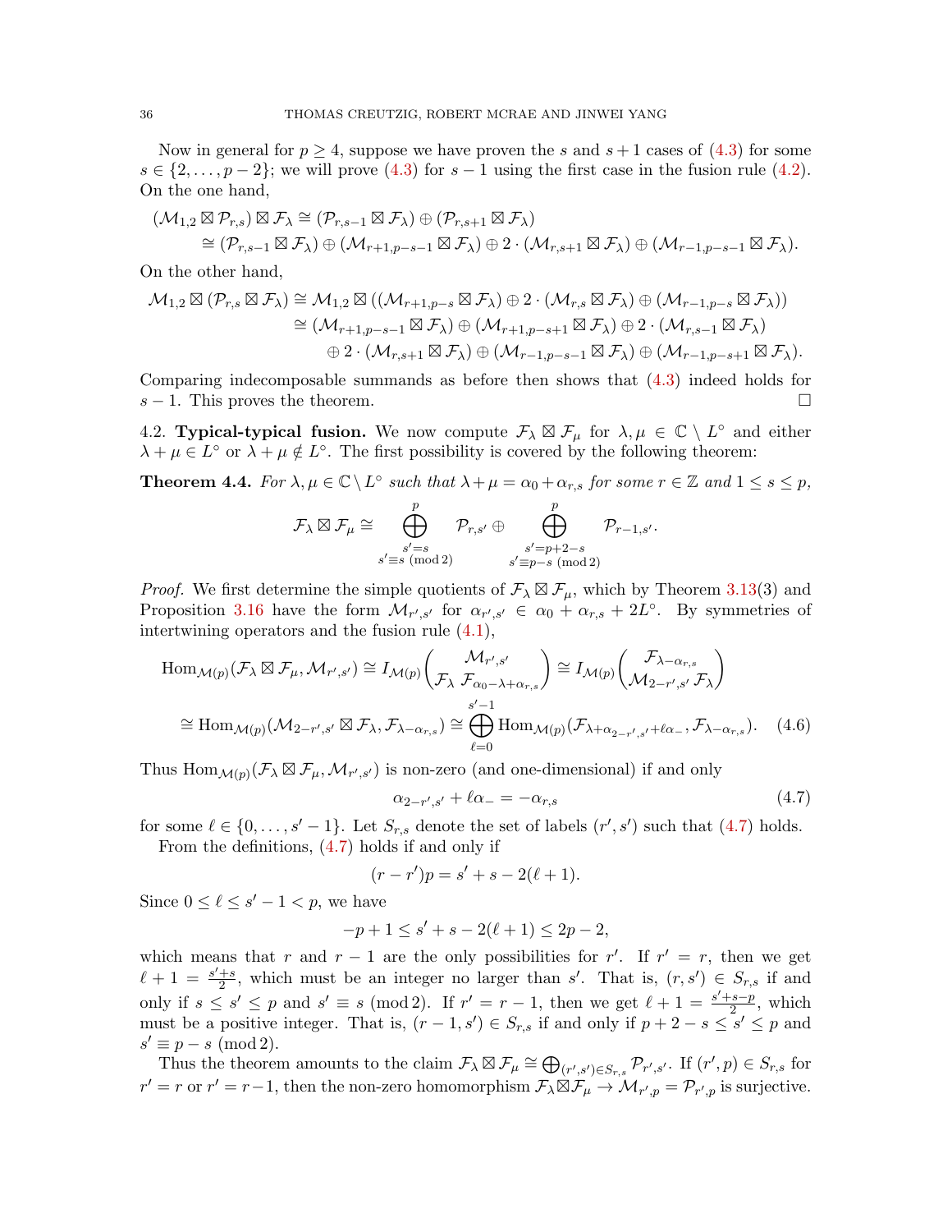Now in general for $p \geq 4$, suppose we have proven the $s$ and $s+1$ cases of (4.3) for some $s \in \{2, \ldots, p-2\}$; we will prove (4.3) for $s-1$ using the first case in the fusion rule (4.2). On the one hand,

$$
\begin{aligned}
(\mathcal{M}_{1,2} \boxtimes \mathcal{P}_{r,s}) \boxtimes \mathcal{F}_\lambda &\cong (\mathcal{P}_{r,s-1} \boxtimes \mathcal{F}_\lambda) \oplus (\mathcal{P}_{r,s+1} \boxtimes \mathcal{F}_\lambda) \\
&\cong (\mathcal{P}_{r,s-1} \boxtimes \mathcal{F}_\lambda) \oplus (\mathcal{M}_{r+1,p-s-1} \boxtimes \mathcal{F}_\lambda) \oplus 2 \cdot (\mathcal{M}_{r,s+1} \boxtimes \mathcal{F}_\lambda) \oplus (\mathcal{M}_{r-1,p-s-1} \boxtimes \mathcal{F}_\lambda).
\end{aligned}
$$

On the other hand,

$$
\begin{aligned}
\mathcal{M}_{1,2} \boxtimes (\mathcal{P}_{r,s} \boxtimes \mathcal{F}_\lambda) &\cong \mathcal{M}_{1,2} \boxtimes ((\mathcal{M}_{r+1,p-s} \boxtimes \mathcal{F}_\lambda) \oplus 2 \cdot (\mathcal{M}_{r,s} \boxtimes \mathcal{F}_\lambda) \oplus (\mathcal{M}_{r-1,p-s} \boxtimes \mathcal{F}_\lambda)) \\
&\cong (\mathcal{M}_{r+1,p-s-1} \boxtimes \mathcal{F}_\lambda) \oplus (\mathcal{M}_{r+1,p-s+1} \boxtimes \mathcal{F}_\lambda) \oplus 2 \cdot (\mathcal{M}_{r,s-1} \boxtimes \mathcal{F}_\lambda) \\
&\qquad \oplus 2 \cdot (\mathcal{M}_{r,s+1} \boxtimes \mathcal{F}_\lambda) \oplus (\mathcal{M}_{r-1,p-s-1} \boxtimes \mathcal{F}_\lambda) \oplus (\mathcal{M}_{r-1,p-s+1} \boxtimes \mathcal{F}_\lambda).
\end{aligned}
$$

Comparing indecomposable summands as before then shows that (4.3) indeed holds for $s-1$. This proves the theorem. $\square$

4.2. **Typical-typical fusion.** We now compute $\mathcal{F}_\lambda \boxtimes \mathcal{F}_\mu$ for $\lambda, \mu \in \mathbb{C} \setminus L^\circ$ and either $\lambda + \mu \in L^\circ$ or $\lambda + \mu \notin L^\circ$. The first possibility is covered by the following theorem:

**Theorem 4.4.** *For $\lambda, \mu \in \mathbb{C} \setminus L^\circ$ such that $\lambda + \mu = \alpha_0 + \alpha_{r,s}$ for some $r \in \mathbb{Z}$ and $1 \leq s \leq p$,*

$$
\mathcal{F}_\lambda \boxtimes \mathcal{F}_\mu \cong \bigoplus_{\substack{s'=s \\ s' \equiv s \ (\mathrm{mod}\ 2)}}^{p} \mathcal{P}_{r,s'} \oplus \bigoplus_{\substack{s'=p+2-s \\ s' \equiv p-s \ (\mathrm{mod}\ 2)}}^{p} \mathcal{P}_{r-1,s'}.
$$

*Proof.* We first determine the simple quotients of $\mathcal{F}_\lambda \boxtimes \mathcal{F}_\mu$, which by Theorem 3.13(3) and Proposition 3.16 have the form $\mathcal{M}_{r',s'}$ for $\alpha_{r',s'} \in \alpha_0 + \alpha_{r,s} + 2L^\circ$. By symmetries of intertwining operators and the fusion rule (4.1),

$$
\begin{aligned}
\mathrm{Hom}_{\mathcal{M}(p)}(\mathcal{F}_\lambda \boxtimes \mathcal{F}_\mu, \mathcal{M}_{r',s'}) &\cong I_{\mathcal{M}(p)}\binom{\mathcal{M}_{r',s'}}{\mathcal{F}_\lambda \ \mathcal{F}_{\alpha_0 - \lambda + \alpha_{r,s}}} \cong I_{\mathcal{M}(p)}\binom{\mathcal{F}_{\lambda - \alpha_{r,s}}}{\mathcal{M}_{2-r',s'} \ \mathcal{F}_\lambda} \\
\cong \mathrm{Hom}_{\mathcal{M}(p)}(\mathcal{M}_{2-r',s'} \boxtimes \mathcal{F}_\lambda, \mathcal{F}_{\lambda - \alpha_{r,s}}) &\cong \bigoplus_{\ell=0}^{s'-1} \mathrm{Hom}_{\mathcal{M}(p)}(\mathcal{F}_{\lambda + \alpha_{2-r',s'} + \ell\alpha_-}, \mathcal{F}_{\lambda - \alpha_{r,s}}). \qquad (4.6)
\end{aligned}
$$

Thus $\mathrm{Hom}_{\mathcal{M}(p)}(\mathcal{F}_\lambda \boxtimes \mathcal{F}_\mu, \mathcal{M}_{r',s'})$ is non-zero (and one-dimensional) if and only

$$
\alpha_{2-r',s'} + \ell\alpha_- = -\alpha_{r,s} \qquad (4.7)
$$

for some $\ell \in \{0, \ldots, s'-1\}$. Let $S_{r,s}$ denote the set of labels $(r', s')$ such that (4.7) holds.

From the definitions, (4.7) holds if and only if

$$
(r - r')p = s' + s - 2(\ell + 1).
$$

Since $0 \leq \ell \leq s' - 1 < p$, we have

$$
-p + 1 \leq s' + s - 2(\ell + 1) \leq 2p - 2,
$$

which means that $r$ and $r-1$ are the only possibilities for $r'$. If $r' = r$, then we get $\ell + 1 = \frac{s'+s}{2}$, which must be an integer no larger than $s'$. That is, $(r, s') \in S_{r,s}$ if and only if $s \leq s' \leq p$ and $s' \equiv s \ (\mathrm{mod}\ 2)$. If $r' = r-1$, then we get $\ell + 1 = \frac{s'+s-p}{2}$, which must be a positive integer. That is, $(r-1, s') \in S_{r,s}$ if and only if $p + 2 - s \leq s' \leq p$ and $s' \equiv p - s \ (\mathrm{mod}\ 2)$.

Thus the theorem amounts to the claim $\mathcal{F}_\lambda \boxtimes \mathcal{F}_\mu \cong \bigoplus_{(r',s') \in S_{r,s}} \mathcal{P}_{r',s'}$. If $(r', p) \in S_{r,s}$ for $r' = r$ or $r' = r-1$, then the non-zero homomorphism $\mathcal{F}_\lambda \boxtimes \mathcal{F}_\mu \to \mathcal{M}_{r',p} = \mathcal{P}_{r',p}$ is surjective.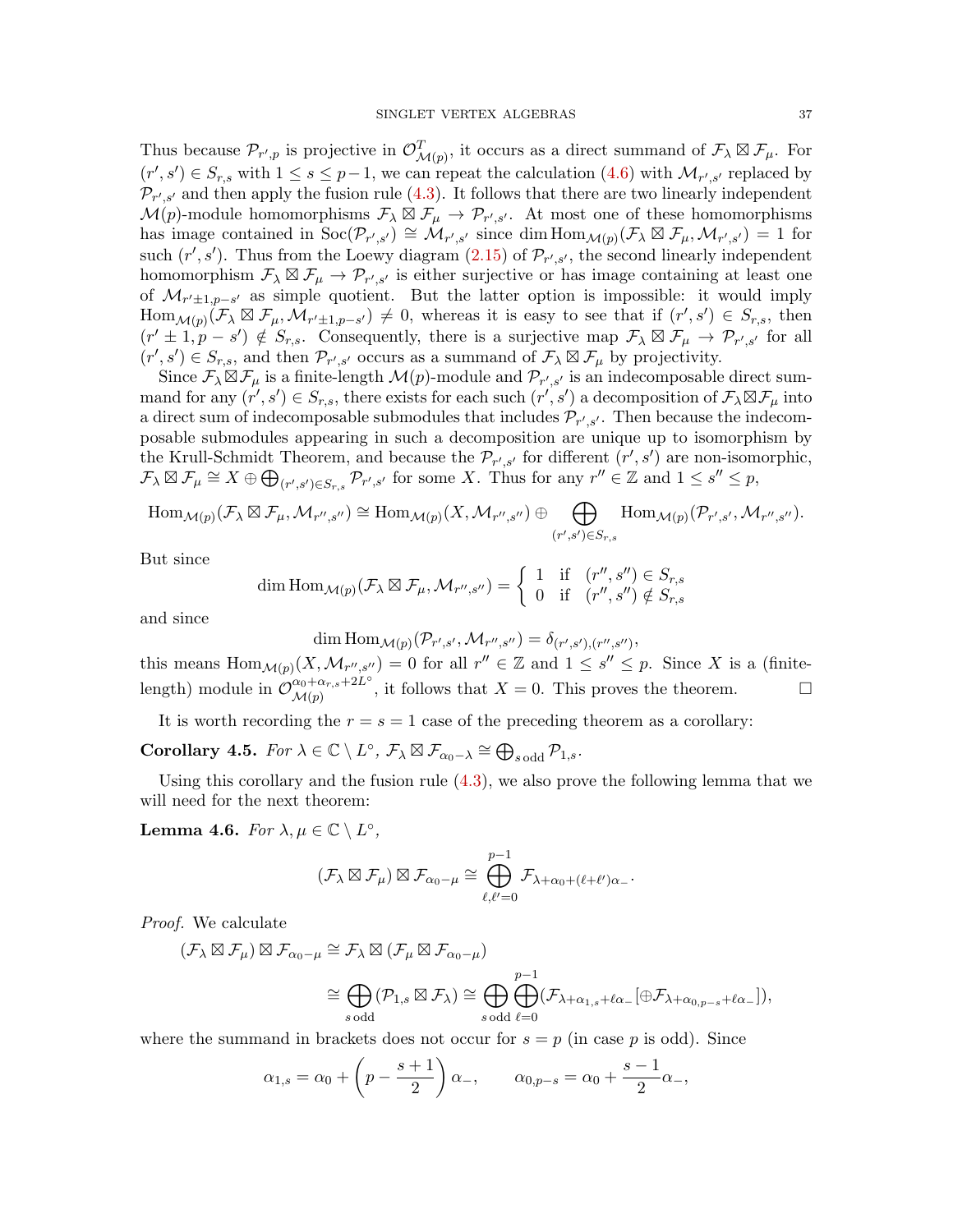Thus because $\mathcal{P}_{r',p}$ is projective in $\mathcal{O}^T_{\mathcal{M}(p)}$, it occurs as a direct summand of $\mathcal{F}_\lambda \boxtimes \mathcal{F}_\mu$. For $(r', s') \in S_{r,s}$ with $1 \leq s \leq p-1$, we can repeat the calculation (4.6) with $\mathcal{M}_{r',s'}$ replaced by $\mathcal{P}_{r',s'}$ and then apply the fusion rule (4.3). It follows that there are two linearly independent $\mathcal{M}(p)$-module homomorphisms $\mathcal{F}_\lambda \boxtimes \mathcal{F}_\mu \to \mathcal{P}_{r',s'}$. At most one of these homomorphisms has image contained in $\mathrm{Soc}(\mathcal{P}_{r',s'}) \cong \mathcal{M}_{r',s'}$ since $\dim \mathrm{Hom}_{\mathcal{M}(p)}(\mathcal{F}_\lambda \boxtimes \mathcal{F}_\mu, \mathcal{M}_{r',s'}) = 1$ for such $(r', s')$. Thus from the Loewy diagram (2.15) of $\mathcal{P}_{r',s'}$, the second linearly independent homomorphism $\mathcal{F}_\lambda \boxtimes \mathcal{F}_\mu \to \mathcal{P}_{r',s'}$ is either surjective or has image containing at least one of $\mathcal{M}_{r'\pm 1, p-s'}$ as simple quotient. But the latter option is impossible: it would imply $\mathrm{Hom}_{\mathcal{M}(p)}(\mathcal{F}_\lambda \boxtimes \mathcal{F}_\mu, \mathcal{M}_{r'\pm1,p-s'}) \neq 0$, whereas it is easy to see that if $(r', s') \in S_{r,s}$, then $(r' \pm 1, p - s') \notin S_{r,s}$. Consequently, there is a surjective map $\mathcal{F}_\lambda \boxtimes \mathcal{F}_\mu \to \mathcal{P}_{r',s'}$ for all $(r', s') \in S_{r,s}$, and then $\mathcal{P}_{r',s'}$ occurs as a summand of $\mathcal{F}_\lambda \boxtimes \mathcal{F}_\mu$ by projectivity.

Since $\mathcal{F}_\lambda \boxtimes \mathcal{F}_\mu$ is a finite-length $\mathcal{M}(p)$-module and $\mathcal{P}_{r',s'}$ is an indecomposable direct summand for any $(r', s') \in S_{r,s}$, there exists for each such $(r', s')$ a decomposition of $\mathcal{F}_\lambda \boxtimes \mathcal{F}_\mu$ into a direct sum of indecomposable submodules that includes $\mathcal{P}_{r',s'}$. Then because the indecomposable submodules appearing in such a decomposition are unique up to isomorphism by the Krull-Schmidt Theorem, and because the $\mathcal{P}_{r',s'}$ for different $(r', s')$ are non-isomorphic, $\mathcal{F}_\lambda \boxtimes \mathcal{F}_\mu \cong X \oplus \bigoplus_{(r',s') \in S_{r,s}} \mathcal{P}_{r',s'}$ for some $X$. Thus for any $r'' \in \mathbb{Z}$ and $1 \leq s'' \leq p$,

$$\mathrm{Hom}_{\mathcal{M}(p)}(\mathcal{F}_\lambda \boxtimes \mathcal{F}_\mu, \mathcal{M}_{r'',s''}) \cong \mathrm{Hom}_{\mathcal{M}(p)}(X, \mathcal{M}_{r'',s''}) \oplus \bigoplus_{(r',s') \in S_{r,s}} \mathrm{Hom}_{\mathcal{M}(p)}(\mathcal{P}_{r',s'}, \mathcal{M}_{r'',s''}).$$

But since

$$\dim \mathrm{Hom}_{\mathcal{M}(p)}(\mathcal{F}_\lambda \boxtimes \mathcal{F}_\mu, \mathcal{M}_{r'',s''}) = \begin{cases} 1 & \text{if} \quad (r'', s'') \in S_{r,s} \\ 0 & \text{if} \quad (r'', s'') \notin S_{r,s} \end{cases}$$

and since

$$\dim \mathrm{Hom}_{\mathcal{M}(p)}(\mathcal{P}_{r',s'}, \mathcal{M}_{r'',s''}) = \delta_{(r',s'),(r'',s'')},$$

this means $\mathrm{Hom}_{\mathcal{M}(p)}(X, \mathcal{M}_{r'',s''}) = 0$ for all $r'' \in \mathbb{Z}$ and $1 \leq s'' \leq p$. Since $X$ is a (finite-length) module in $\mathcal{O}^{\alpha_0+\alpha_{r,s}+2L^\circ}_{\mathcal{M}(p)}$, it follows that $X = 0$. This proves the theorem. $\square$

It is worth recording the $r = s = 1$ case of the preceding theorem as a corollary:

**Corollary 4.5.** *For $\lambda \in \mathbb{C} \setminus L^\circ$, $\mathcal{F}_\lambda \boxtimes \mathcal{F}_{\alpha_0-\lambda} \cong \bigoplus_{s\,\mathrm{odd}} \mathcal{P}_{1,s}$.*

Using this corollary and the fusion rule (4.3), we also prove the following lemma that we will need for the next theorem:

**Lemma 4.6.** *For $\lambda, \mu \in \mathbb{C} \setminus L^\circ$,*

$$(\mathcal{F}_\lambda \boxtimes \mathcal{F}_\mu) \boxtimes \mathcal{F}_{\alpha_0-\mu} \cong \bigoplus_{\ell,\ell'=0}^{p-1} \mathcal{F}_{\lambda+\alpha_0+(\ell+\ell')\alpha_-}.$$

*Proof.* We calculate

$$\begin{aligned}(\mathcal{F}_\lambda \boxtimes \mathcal{F}_\mu) \boxtimes \mathcal{F}_{\alpha_0-\mu} &\cong \mathcal{F}_\lambda \boxtimes (\mathcal{F}_\mu \boxtimes \mathcal{F}_{\alpha_0-\mu}) \\ &\cong \bigoplus_{s\,\mathrm{odd}} (\mathcal{P}_{1,s} \boxtimes \mathcal{F}_\lambda) \cong \bigoplus_{s\,\mathrm{odd}} \bigoplus_{\ell=0}^{p-1} (\mathcal{F}_{\lambda+\alpha_{1,s}+\ell\alpha_-} [\oplus \mathcal{F}_{\lambda+\alpha_{0,p-s}+\ell\alpha_-}]),\end{aligned}$$

where the summand in brackets does not occur for $s = p$ (in case $p$ is odd). Since

$$\alpha_{1,s} = \alpha_0 + \left(p - \frac{s+1}{2}\right)\alpha_-, \qquad \alpha_{0,p-s} = \alpha_0 + \frac{s-1}{2}\alpha_-,$$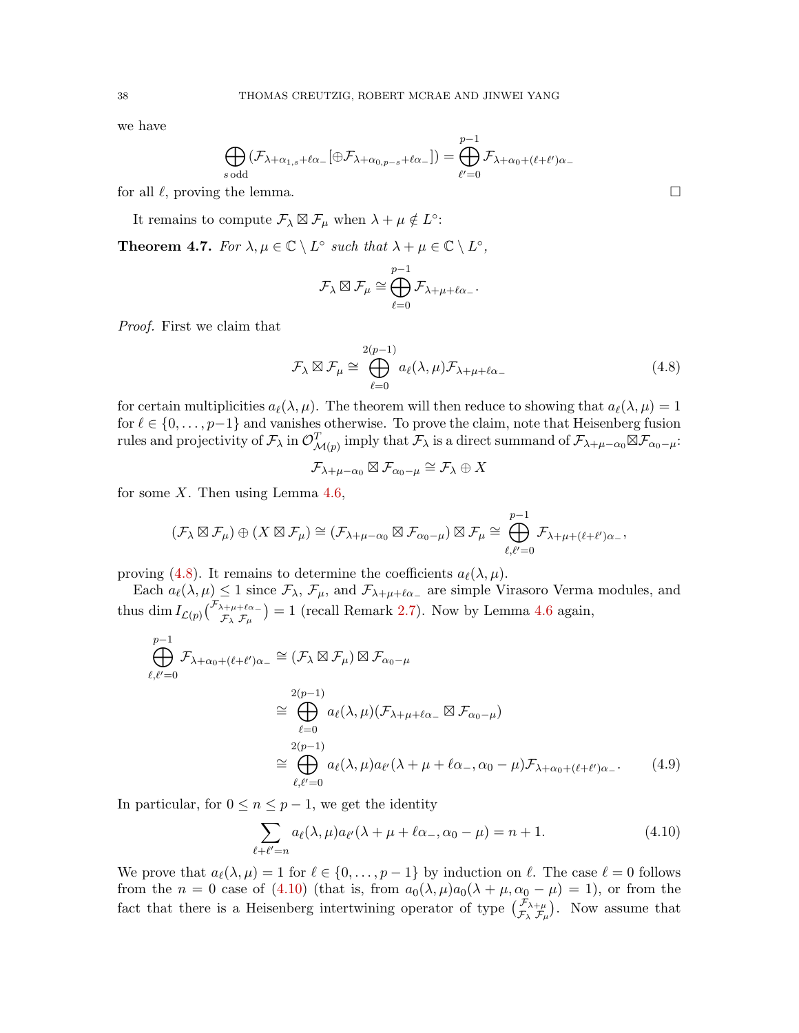we have

$$\bigoplus_{s\,\text{odd}} (\mathcal{F}_{\lambda+\alpha_{1,s}+\ell\alpha_-}[\oplus \mathcal{F}_{\lambda+\alpha_{0,p-s}+\ell\alpha_-}]) = \bigoplus_{\ell'=0}^{p-1} \mathcal{F}_{\lambda+\alpha_0+(\ell+\ell')\alpha_-}$$

for all $\ell$, proving the lemma. $\square$

It remains to compute $\mathcal{F}_\lambda \boxtimes \mathcal{F}_\mu$ when $\lambda+\mu \notin L^\circ$:

**Theorem 4.7.** *For $\lambda, \mu \in \mathbb{C}\setminus L^\circ$ such that $\lambda+\mu \in \mathbb{C}\setminus L^\circ$,*

$$\mathcal{F}_\lambda \boxtimes \mathcal{F}_\mu \cong \bigoplus_{\ell=0}^{p-1} \mathcal{F}_{\lambda+\mu+\ell\alpha_-}.$$

*Proof.* First we claim that

$$\mathcal{F}_\lambda \boxtimes \mathcal{F}_\mu \cong \bigoplus_{\ell=0}^{2(p-1)} a_\ell(\lambda,\mu)\mathcal{F}_{\lambda+\mu+\ell\alpha_-} \tag{4.8}$$

for certain multiplicities $a_\ell(\lambda,\mu)$. The theorem will then reduce to showing that $a_\ell(\lambda,\mu)=1$ for $\ell \in \{0,\dots,p-1\}$ and vanishes otherwise. To prove the claim, note that Heisenberg fusion rules and projectivity of $\mathcal{F}_\lambda$ in $\mathcal{O}^T_{\mathcal{M}(p)}$ imply that $\mathcal{F}_\lambda$ is a direct summand of $\mathcal{F}_{\lambda+\mu-\alpha_0}\boxtimes\mathcal{F}_{\alpha_0-\mu}$:

$$\mathcal{F}_{\lambda+\mu-\alpha_0}\boxtimes\mathcal{F}_{\alpha_0-\mu} \cong \mathcal{F}_\lambda \oplus X$$

for some $X$. Then using Lemma 4.6,

$$(\mathcal{F}_\lambda\boxtimes\mathcal{F}_\mu)\oplus(X\boxtimes\mathcal{F}_\mu) \cong (\mathcal{F}_{\lambda+\mu-\alpha_0}\boxtimes\mathcal{F}_{\alpha_0-\mu})\boxtimes\mathcal{F}_\mu \cong \bigoplus_{\ell,\ell'=0}^{p-1}\mathcal{F}_{\lambda+\mu+(\ell+\ell')\alpha_-},$$

proving (4.8). It remains to determine the coefficients $a_\ell(\lambda,\mu)$.

Each $a_\ell(\lambda,\mu)\leq 1$ since $\mathcal{F}_\lambda$, $\mathcal{F}_\mu$, and $\mathcal{F}_{\lambda+\mu+\ell\alpha_-}$ are simple Virasoro Verma modules, and thus $\dim I_{\mathcal{L}(p)}\binom{\mathcal{F}_{\lambda+\mu+\ell\alpha_-}}{\mathcal{F}_\lambda\;\mathcal{F}_\mu}=1$ (recall Remark 2.7). Now by Lemma 4.6 again,

$$\begin{aligned}
\bigoplus_{\ell,\ell'=0}^{p-1}\mathcal{F}_{\lambda+\alpha_0+(\ell+\ell')\alpha_-} &\cong (\mathcal{F}_\lambda\boxtimes\mathcal{F}_\mu)\boxtimes\mathcal{F}_{\alpha_0-\mu}\\
&\cong \bigoplus_{\ell=0}^{2(p-1)} a_\ell(\lambda,\mu)(\mathcal{F}_{\lambda+\mu+\ell\alpha_-}\boxtimes\mathcal{F}_{\alpha_0-\mu})\\
&\cong \bigoplus_{\ell,\ell'=0}^{2(p-1)} a_\ell(\lambda,\mu)a_{\ell'}(\lambda+\mu+\ell\alpha_-,\alpha_0-\mu)\mathcal{F}_{\lambda+\alpha_0+(\ell+\ell')\alpha_-}.
\end{aligned} \tag{4.9}$$

In particular, for $0\leq n\leq p-1$, we get the identity

$$\sum_{\ell+\ell'=n} a_\ell(\lambda,\mu)a_{\ell'}(\lambda+\mu+\ell\alpha_-,\alpha_0-\mu)=n+1. \tag{4.10}$$

We prove that $a_\ell(\lambda,\mu)=1$ for $\ell\in\{0,\dots,p-1\}$ by induction on $\ell$. The case $\ell=0$ follows from the $n=0$ case of (4.10) (that is, from $a_0(\lambda,\mu)a_0(\lambda+\mu,\alpha_0-\mu)=1$), or from the fact that there is a Heisenberg intertwining operator of type $\binom{\mathcal{F}_{\lambda+\mu}}{\mathcal{F}_\lambda\;\mathcal{F}_\mu}$. Now assume that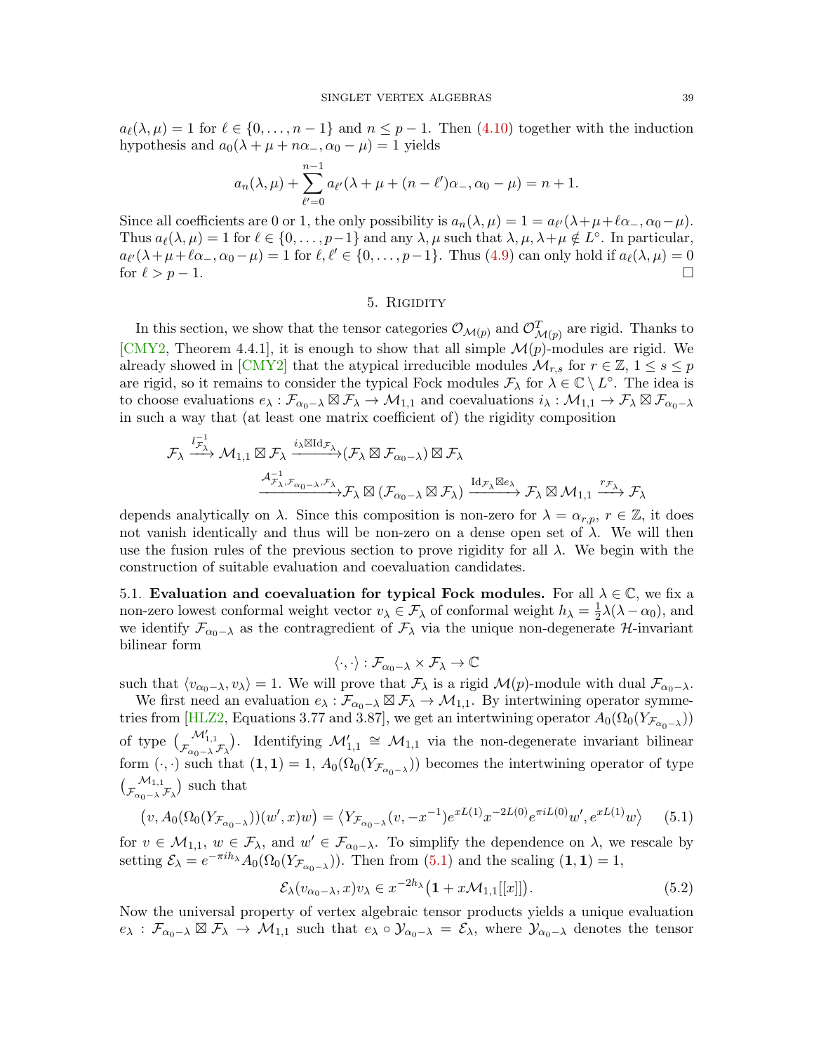$a_\ell(\lambda, \mu) = 1$ for $\ell \in \{0, \ldots, n-1\}$ and $n \leq p-1$. Then (4.10) together with the induction hypothesis and $a_0(\lambda + \mu + n\alpha_-, \alpha_0 - \mu) = 1$ yields

$$a_n(\lambda, \mu) + \sum_{\ell'=0}^{n-1} a_{\ell'}(\lambda + \mu + (n - \ell')\alpha_-, \alpha_0 - \mu) = n + 1.$$

Since all coefficients are 0 or 1, the only possibility is $a_n(\lambda, \mu) = 1 = a_{\ell'}(\lambda+\mu+\ell\alpha_-, \alpha_0-\mu)$. Thus $a_\ell(\lambda, \mu) = 1$ for $\ell \in \{0, \ldots, p-1\}$ and any $\lambda, \mu$ such that $\lambda, \mu, \lambda+\mu \notin L^\circ$. In particular, $a_{\ell'}(\lambda+\mu+\ell\alpha_-, \alpha_0-\mu) = 1$ for $\ell, \ell' \in \{0, \ldots, p-1\}$. Thus (4.9) can only hold if $a_\ell(\lambda, \mu) = 0$ for $\ell > p-1$. $\square$

## 5. Rigidity

In this section, we show that the tensor categories $\mathcal{O}_{\mathcal{M}(p)}$ and $\mathcal{O}^T_{\mathcal{M}(p)}$ are rigid. Thanks to [CMY2, Theorem 4.4.1], it is enough to show that all simple $\mathcal{M}(p)$-modules are rigid. We already showed in [CMY2] that the atypical irreducible modules $\mathcal{M}_{r,s}$ for $r \in \mathbb{Z}$, $1 \leq s \leq p$ are rigid, so it remains to consider the typical Fock modules $\mathcal{F}_\lambda$ for $\lambda \in \mathbb{C} \setminus L^\circ$. The idea is to choose evaluations $e_\lambda : \mathcal{F}_{\alpha_0-\lambda} \boxtimes \mathcal{F}_\lambda \to \mathcal{M}_{1,1}$ and coevaluations $i_\lambda : \mathcal{M}_{1,1} \to \mathcal{F}_\lambda \boxtimes \mathcal{F}_{\alpha_0-\lambda}$ in such a way that (at least one matrix coefficient of) the rigidity composition

$$\mathcal{F}_\lambda \xrightarrow{l^{-1}_{\mathcal{F}_\lambda}} \mathcal{M}_{1,1} \boxtimes \mathcal{F}_\lambda \xrightarrow{i_\lambda \boxtimes \mathrm{Id}_{\mathcal{F}_\lambda}} (\mathcal{F}_\lambda \boxtimes \mathcal{F}_{\alpha_0-\lambda}) \boxtimes \mathcal{F}_\lambda$$
$$\xrightarrow{\mathcal{A}^{-1}_{\mathcal{F}_\lambda, \mathcal{F}_{\alpha_0-\lambda}, \mathcal{F}_\lambda}} \mathcal{F}_\lambda \boxtimes (\mathcal{F}_{\alpha_0-\lambda} \boxtimes \mathcal{F}_\lambda) \xrightarrow{\mathrm{Id}_{\mathcal{F}_\lambda} \boxtimes e_\lambda} \mathcal{F}_\lambda \boxtimes \mathcal{M}_{1,1} \xrightarrow{r_{\mathcal{F}_\lambda}} \mathcal{F}_\lambda$$

depends analytically on $\lambda$. Since this composition is non-zero for $\lambda = \alpha_{r,p}$, $r \in \mathbb{Z}$, it does not vanish identically and thus will be non-zero on a dense open set of $\lambda$. We will then use the fusion rules of the previous section to prove rigidity for all $\lambda$. We begin with the construction of suitable evaluation and coevaluation candidates.

**5.1. Evaluation and coevaluation for typical Fock modules.** For all $\lambda \in \mathbb{C}$, we fix a non-zero lowest conformal weight vector $v_\lambda \in \mathcal{F}_\lambda$ of conformal weight $h_\lambda = \frac{1}{2}\lambda(\lambda - \alpha_0)$, and we identify $\mathcal{F}_{\alpha_0-\lambda}$ as the contragredient of $\mathcal{F}_\lambda$ via the unique non-degenerate $\mathcal{H}$-invariant bilinear form

$$\langle \cdot, \cdot \rangle : \mathcal{F}_{\alpha_0-\lambda} \times \mathcal{F}_\lambda \to \mathbb{C}$$

such that $\langle v_{\alpha_0-\lambda}, v_\lambda \rangle = 1$. We will prove that $\mathcal{F}_\lambda$ is a rigid $\mathcal{M}(p)$-module with dual $\mathcal{F}_{\alpha_0-\lambda}$.

We first need an evaluation $e_\lambda : \mathcal{F}_{\alpha_0-\lambda} \boxtimes \mathcal{F}_\lambda \to \mathcal{M}_{1,1}$. By intertwining operator symmetries from [HLZ2, Equations 3.77 and 3.87], we get an intertwining operator $A_0(\Omega_0(Y_{\mathcal{F}_{\alpha_0-\lambda}}))$ of type $\binom{\mathcal{M}'_{1,1}}{\mathcal{F}_{\alpha_0-\lambda}\,\mathcal{F}_\lambda}$. Identifying $\mathcal{M}'_{1,1} \cong \mathcal{M}_{1,1}$ via the non-degenerate invariant bilinear form $(\cdot, \cdot)$ such that $(\mathbf{1}, \mathbf{1}) = 1$, $A_0(\Omega_0(Y_{\mathcal{F}_{\alpha_0-\lambda}}))$ becomes the intertwining operator of type $\binom{\mathcal{M}_{1,1}}{\mathcal{F}_{\alpha_0-\lambda}\,\mathcal{F}_\lambda}$ such that

$$\big(v, A_0(\Omega_0(Y_{\mathcal{F}_{\alpha_0-\lambda}}))(w', x)w\big) = \big\langle Y_{\mathcal{F}_{\alpha_0-\lambda}}(v, -x^{-1})e^{xL(1)}x^{-2L(0)}e^{\pi i L(0)}w', e^{xL(1)}w \big\rangle \tag{5.1}$$

for $v \in \mathcal{M}_{1,1}$, $w \in \mathcal{F}_\lambda$, and $w' \in \mathcal{F}_{\alpha_0-\lambda}$. To simplify the dependence on $\lambda$, we rescale by setting $\mathcal{E}_\lambda = e^{-\pi i h_\lambda} A_0(\Omega_0(Y_{\mathcal{F}_{\alpha_0-\lambda}}))$. Then from (5.1) and the scaling $(\mathbf{1}, \mathbf{1}) = 1$,

$$\mathcal{E}_\lambda(v_{\alpha_0-\lambda}, x)v_\lambda \in x^{-2h_\lambda}\big(\mathbf{1} + x\mathcal{M}_{1,1}[[x]]\big). \tag{5.2}$$

Now the universal property of vertex algebraic tensor products yields a unique evaluation $e_\lambda : \mathcal{F}_{\alpha_0-\lambda} \boxtimes \mathcal{F}_\lambda \to \mathcal{M}_{1,1}$ such that $e_\lambda \circ \mathcal{Y}_{\alpha_0-\lambda} = \mathcal{E}_\lambda$, where $\mathcal{Y}_{\alpha_0-\lambda}$ denotes the tensor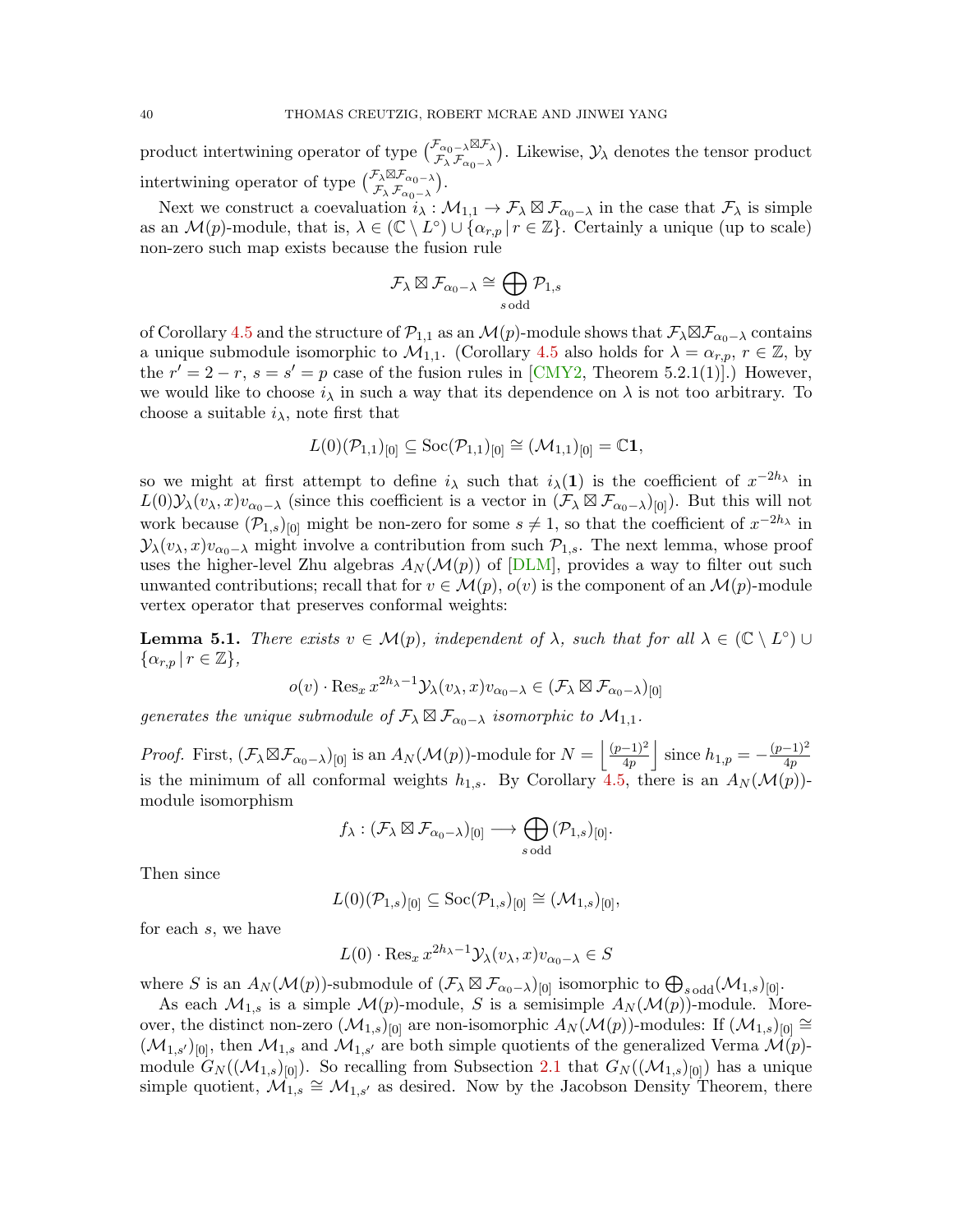product intertwining operator of type $\binom{\mathcal{F}_{\alpha_0-\lambda}\boxtimes\mathcal{F}_\lambda}{\mathcal{F}_\lambda\,\mathcal{F}_{\alpha_0-\lambda}}$. Likewise, $\mathcal{Y}_\lambda$ denotes the tensor product intertwining operator of type $\binom{\mathcal{F}_\lambda\boxtimes\mathcal{F}_{\alpha_0-\lambda}}{\mathcal{F}_\lambda\,\mathcal{F}_{\alpha_0-\lambda}}$.

Next we construct a coevaluation $i_\lambda : \mathcal{M}_{1,1} \to \mathcal{F}_\lambda \boxtimes \mathcal{F}_{\alpha_0-\lambda}$ in the case that $\mathcal{F}_\lambda$ is simple as an $\mathcal{M}(p)$-module, that is, $\lambda \in (\mathbb{C}\setminus L^\circ)\cup\{\alpha_{r,p}\,|\,r\in\mathbb{Z}\}$. Certainly a unique (up to scale) non-zero such map exists because the fusion rule

$$\mathcal{F}_\lambda \boxtimes \mathcal{F}_{\alpha_0-\lambda} \cong \bigoplus_{s\,\mathrm{odd}} \mathcal{P}_{1,s}$$

of Corollary 4.5 and the structure of $\mathcal{P}_{1,1}$ as an $\mathcal{M}(p)$-module shows that $\mathcal{F}_\lambda\boxtimes\mathcal{F}_{\alpha_0-\lambda}$ contains a unique submodule isomorphic to $\mathcal{M}_{1,1}$. (Corollary 4.5 also holds for $\lambda=\alpha_{r,p}$, $r\in\mathbb{Z}$, by the $r'=2-r$, $s=s'=p$ case of the fusion rules in [CMY2, Theorem 5.2.1(1)].) However, we would like to choose $i_\lambda$ in such a way that its dependence on $\lambda$ is not too arbitrary. To choose a suitable $i_\lambda$, note first that

$$L(0)(\mathcal{P}_{1,1})_{[0]} \subseteq \mathrm{Soc}(\mathcal{P}_{1,1})_{[0]} \cong (\mathcal{M}_{1,1})_{[0]} = \mathbb{C}\mathbf{1},$$

so we might at first attempt to define $i_\lambda$ such that $i_\lambda(\mathbf{1})$ is the coefficient of $x^{-2h_\lambda}$ in $L(0)\mathcal{Y}_\lambda(v_\lambda,x)v_{\alpha_0-\lambda}$ (since this coefficient is a vector in $(\mathcal{F}_\lambda\boxtimes\mathcal{F}_{\alpha_0-\lambda})_{[0]}$). But this will not work because $(\mathcal{P}_{1,s})_{[0]}$ might be non-zero for some $s\neq 1$, so that the coefficient of $x^{-2h_\lambda}$ in $\mathcal{Y}_\lambda(v_\lambda,x)v_{\alpha_0-\lambda}$ might involve a contribution from such $\mathcal{P}_{1,s}$. The next lemma, whose proof uses the higher-level Zhu algebras $A_N(\mathcal{M}(p))$ of [DLM], provides a way to filter out such unwanted contributions; recall that for $v\in\mathcal{M}(p)$, $o(v)$ is the component of an $\mathcal{M}(p)$-module vertex operator that preserves conformal weights:

**Lemma 5.1.** *There exists $v\in\mathcal{M}(p)$, independent of $\lambda$, such that for all $\lambda\in(\mathbb{C}\setminus L^\circ)\cup\{\alpha_{r,p}\,|\,r\in\mathbb{Z}\}$,*

$$o(v)\cdot\mathrm{Res}_x\, x^{2h_\lambda-1}\mathcal{Y}_\lambda(v_\lambda,x)v_{\alpha_0-\lambda} \in (\mathcal{F}_\lambda\boxtimes\mathcal{F}_{\alpha_0-\lambda})_{[0]}$$

*generates the unique submodule of $\mathcal{F}_\lambda\boxtimes\mathcal{F}_{\alpha_0-\lambda}$ isomorphic to $\mathcal{M}_{1,1}$.*

*Proof.* First, $(\mathcal{F}_\lambda\boxtimes\mathcal{F}_{\alpha_0-\lambda})_{[0]}$ is an $A_N(\mathcal{M}(p))$-module for $N=\left\lfloor\frac{(p-1)^2}{4p}\right\rfloor$ since $h_{1,p}=-\frac{(p-1)^2}{4p}$ is the minimum of all conformal weights $h_{1,s}$. By Corollary 4.5, there is an $A_N(\mathcal{M}(p))$-module isomorphism

$$f_\lambda : (\mathcal{F}_\lambda\boxtimes\mathcal{F}_{\alpha_0-\lambda})_{[0]} \longrightarrow \bigoplus_{s\,\mathrm{odd}}(\mathcal{P}_{1,s})_{[0]}.$$

Then since

$$L(0)(\mathcal{P}_{1,s})_{[0]} \subseteq \mathrm{Soc}(\mathcal{P}_{1,s})_{[0]} \cong (\mathcal{M}_{1,s})_{[0]},$$

for each $s$, we have

$$L(0)\cdot\mathrm{Res}_x\, x^{2h_\lambda-1}\mathcal{Y}_\lambda(v_\lambda,x)v_{\alpha_0-\lambda}\in S$$

where $S$ is an $A_N(\mathcal{M}(p))$-submodule of $(\mathcal{F}_\lambda\boxtimes\mathcal{F}_{\alpha_0-\lambda})_{[0]}$ isomorphic to $\bigoplus_{s\,\mathrm{odd}}(\mathcal{M}_{1,s})_{[0]}$.

As each $\mathcal{M}_{1,s}$ is a simple $\mathcal{M}(p)$-module, $S$ is a semisimple $A_N(\mathcal{M}(p))$-module. Moreover, the distinct non-zero $(\mathcal{M}_{1,s})_{[0]}$ are non-isomorphic $A_N(\mathcal{M}(p))$-modules: If $(\mathcal{M}_{1,s})_{[0]}\cong(\mathcal{M}_{1,s'})_{[0]}$, then $\mathcal{M}_{1,s}$ and $\mathcal{M}_{1,s'}$ are both simple quotients of the generalized Verma $\mathcal{M}(p)$-module $G_N((\mathcal{M}_{1,s})_{[0]})$. So recalling from Subsection 2.1 that $G_N((\mathcal{M}_{1,s})_{[0]})$ has a unique simple quotient, $\mathcal{M}_{1,s}\cong\mathcal{M}_{1,s'}$ as desired. Now by the Jacobson Density Theorem, there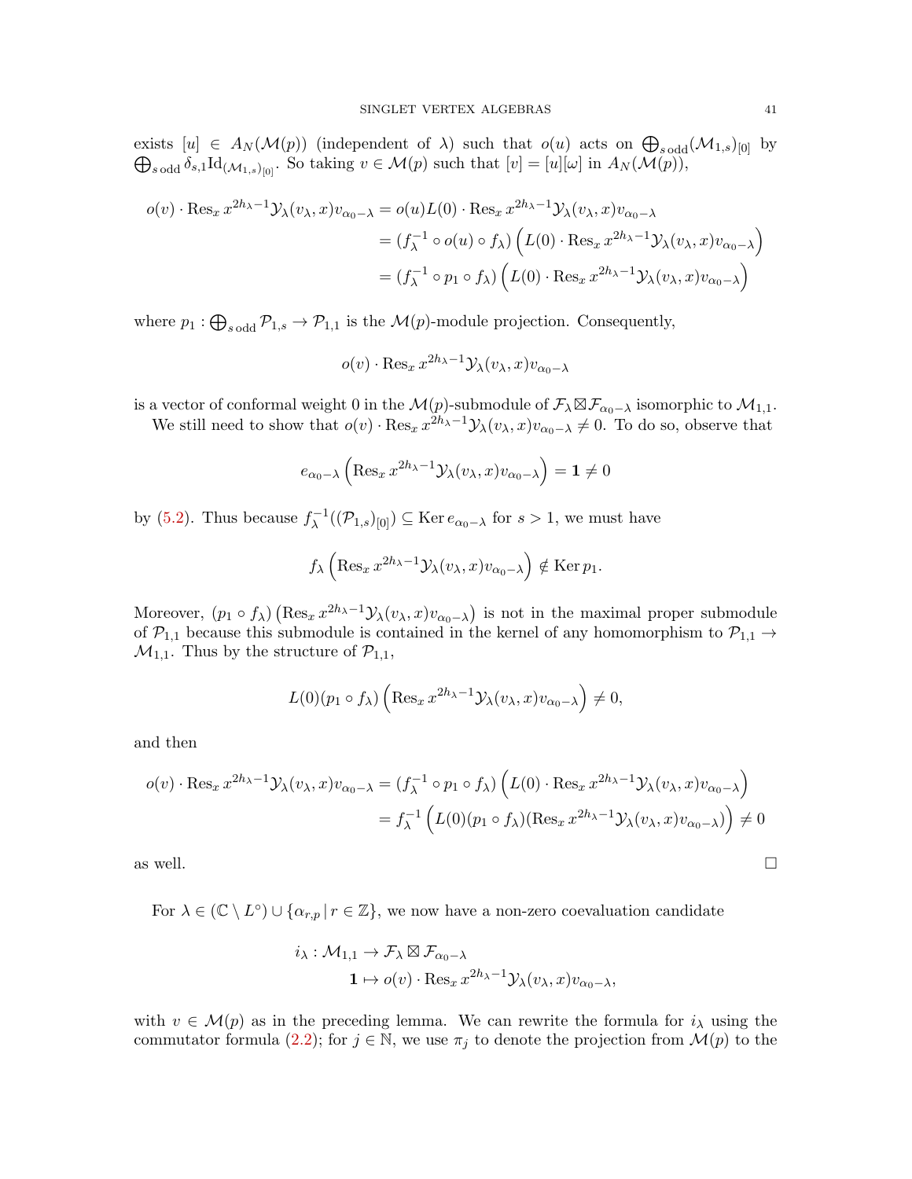exists $[u] \in A_N(\mathcal{M}(p))$ (independent of $\lambda$) such that $o(u)$ acts on $\bigoplus_{s\,\mathrm{odd}}(\mathcal{M}_{1,s})_{[0]}$ by $\bigoplus_{s\,\mathrm{odd}} \delta_{s,1}\mathrm{Id}_{(\mathcal{M}_{1,s})_{[0]}}$. So taking $v \in \mathcal{M}(p)$ such that $[v] = [u][\omega]$ in $A_N(\mathcal{M}(p))$,

$$
\begin{aligned}
o(v) \cdot \mathrm{Res}_x\, x^{2h_\lambda - 1}\mathcal{Y}_\lambda(v_\lambda, x)v_{\alpha_0-\lambda} &= o(u)L(0) \cdot \mathrm{Res}_x\, x^{2h_\lambda-1}\mathcal{Y}_\lambda(v_\lambda, x)v_{\alpha_0-\lambda} \\
&= (f_\lambda^{-1} \circ o(u) \circ f_\lambda)\left(L(0) \cdot \mathrm{Res}_x\, x^{2h_\lambda-1}\mathcal{Y}_\lambda(v_\lambda, x)v_{\alpha_0-\lambda}\right) \\
&= (f_\lambda^{-1} \circ p_1 \circ f_\lambda)\left(L(0) \cdot \mathrm{Res}_x\, x^{2h_\lambda-1}\mathcal{Y}_\lambda(v_\lambda, x)v_{\alpha_0-\lambda}\right)
\end{aligned}
$$

where $p_1 : \bigoplus_{s\,\mathrm{odd}} \mathcal{P}_{1,s} \to \mathcal{P}_{1,1}$ is the $\mathcal{M}(p)$-module projection. Consequently,

$$
o(v) \cdot \mathrm{Res}_x\, x^{2h_\lambda-1}\mathcal{Y}_\lambda(v_\lambda, x)v_{\alpha_0-\lambda}
$$

is a vector of conformal weight 0 in the $\mathcal{M}(p)$-submodule of $\mathcal{F}_\lambda \boxtimes \mathcal{F}_{\alpha_0-\lambda}$ isomorphic to $\mathcal{M}_{1,1}$.

We still need to show that $o(v) \cdot \mathrm{Res}_x\, x^{2h_\lambda-1}\mathcal{Y}_\lambda(v_\lambda, x)v_{\alpha_0-\lambda} \neq 0$. To do so, observe that

$$
e_{\alpha_0-\lambda}\left(\mathrm{Res}_x\, x^{2h_\lambda-1}\mathcal{Y}_\lambda(v_\lambda, x)v_{\alpha_0-\lambda}\right) = \mathbf{1} \neq 0
$$

by (5.2). Thus because $f_\lambda^{-1}((\mathcal{P}_{1,s})_{[0]}) \subseteq \mathrm{Ker}\, e_{\alpha_0-\lambda}$ for $s > 1$, we must have

$$
f_\lambda\left(\mathrm{Res}_x\, x^{2h_\lambda-1}\mathcal{Y}_\lambda(v_\lambda, x)v_{\alpha_0-\lambda}\right) \notin \mathrm{Ker}\, p_1.
$$

Moreover, $(p_1 \circ f_\lambda)\left(\mathrm{Res}_x\, x^{2h_\lambda-1}\mathcal{Y}_\lambda(v_\lambda, x)v_{\alpha_0-\lambda}\right)$ is not in the maximal proper submodule of $\mathcal{P}_{1,1}$ because this submodule is contained in the kernel of any homomorphism to $\mathcal{P}_{1,1} \to \mathcal{M}_{1,1}$. Thus by the structure of $\mathcal{P}_{1,1}$,

$$
L(0)(p_1 \circ f_\lambda)\left(\mathrm{Res}_x\, x^{2h_\lambda-1}\mathcal{Y}_\lambda(v_\lambda, x)v_{\alpha_0-\lambda}\right) \neq 0,
$$

and then

$$
\begin{aligned}
o(v) \cdot \mathrm{Res}_x\, x^{2h_\lambda-1}\mathcal{Y}_\lambda(v_\lambda, x)v_{\alpha_0-\lambda} &= (f_\lambda^{-1} \circ p_1 \circ f_\lambda)\left(L(0) \cdot \mathrm{Res}_x\, x^{2h_\lambda-1}\mathcal{Y}_\lambda(v_\lambda, x)v_{\alpha_0-\lambda}\right) \\
&= f_\lambda^{-1}\left(L(0)(p_1 \circ f_\lambda)(\mathrm{Res}_x\, x^{2h_\lambda-1}\mathcal{Y}_\lambda(v_\lambda, x)v_{\alpha_0-\lambda})\right) \neq 0
\end{aligned}
$$

as well. □

For $\lambda \in (\mathbb{C} \setminus L^\circ) \cup \{\alpha_{r,p} \mid r \in \mathbb{Z}\}$, we now have a non-zero coevaluation candidate

$$
\begin{aligned}
i_\lambda : \mathcal{M}_{1,1} &\to \mathcal{F}_\lambda \boxtimes \mathcal{F}_{\alpha_0-\lambda} \\
\mathbf{1} &\mapsto o(v) \cdot \mathrm{Res}_x\, x^{2h_\lambda-1}\mathcal{Y}_\lambda(v_\lambda, x)v_{\alpha_0-\lambda},
\end{aligned}
$$

with $v \in \mathcal{M}(p)$ as in the preceding lemma. We can rewrite the formula for $i_\lambda$ using the commutator formula (2.2); for $j \in \mathbb{N}$, we use $\pi_j$ to denote the projection from $\mathcal{M}(p)$ to the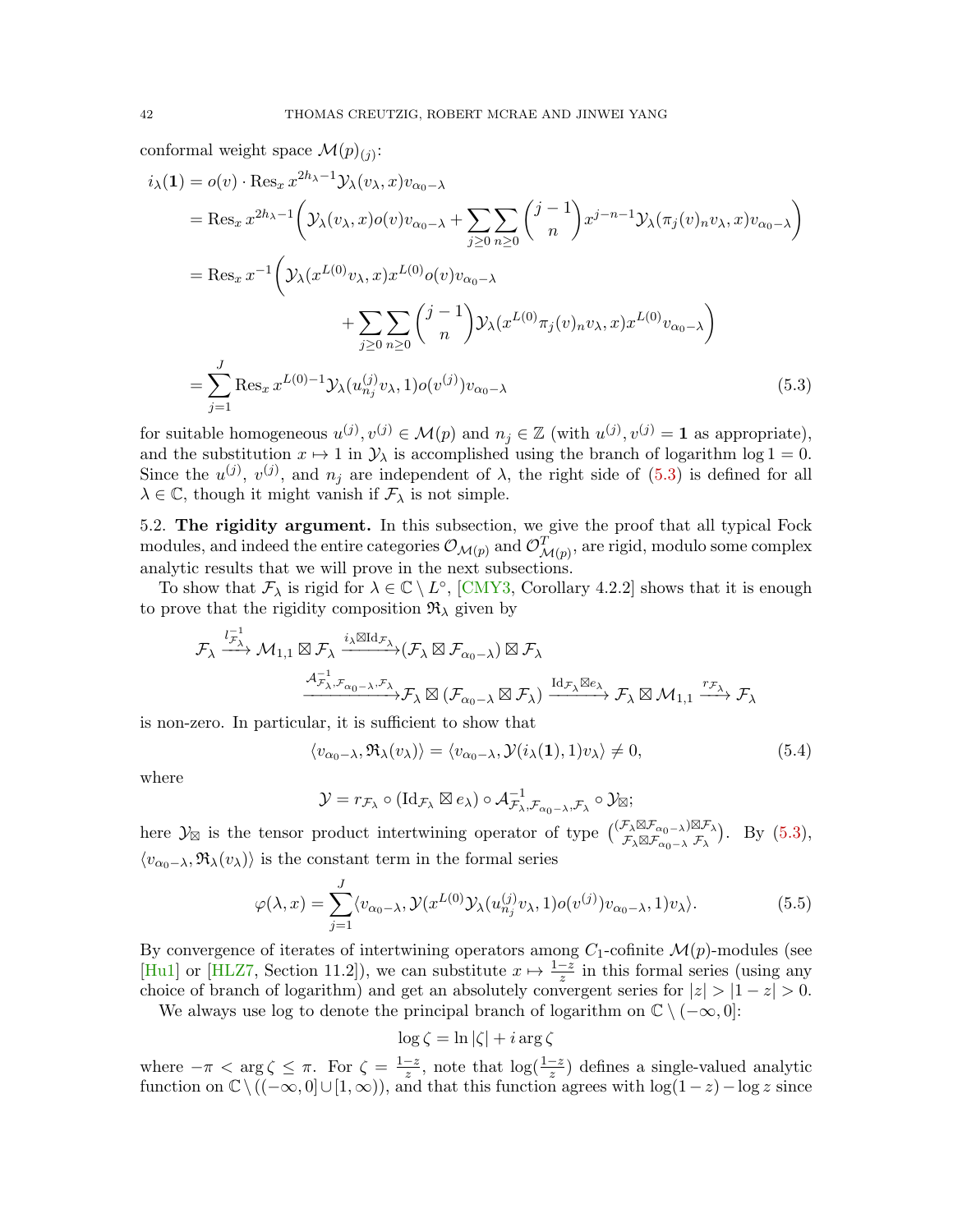conformal weight space $\mathcal{M}(p)_{(j)}$:

$$
\begin{aligned}
i_\lambda(\mathbf{1}) &= o(v) \cdot \mathrm{Res}_x\, x^{2h_\lambda - 1} \mathcal{Y}_\lambda(v_\lambda, x) v_{\alpha_0 - \lambda} \\
&= \mathrm{Res}_x\, x^{2h_\lambda - 1} \bigg( \mathcal{Y}_\lambda(v_\lambda, x) o(v) v_{\alpha_0-\lambda} + \sum_{j \geq 0} \sum_{n \geq 0} \binom{j-1}{n} x^{j-n-1} \mathcal{Y}_\lambda(\pi_j(v)_n v_\lambda, x) v_{\alpha_0 - \lambda} \bigg) \\
&= \mathrm{Res}_x\, x^{-1} \bigg( \mathcal{Y}_\lambda(x^{L(0)} v_\lambda, x) x^{L(0)} o(v) v_{\alpha_0 - \lambda} \\
&\qquad\qquad + \sum_{j \geq 0} \sum_{n \geq 0} \binom{j-1}{n} \mathcal{Y}_\lambda(x^{L(0)} \pi_j(v)_n v_\lambda, x) x^{L(0)} v_{\alpha_0-\lambda} \bigg) \\
&= \sum_{j=1}^{J} \mathrm{Res}_x\, x^{L(0)-1} \mathcal{Y}_\lambda(u^{(j)}_{n_j} v_\lambda, 1) o(v^{(j)}) v_{\alpha_0 - \lambda}
\end{aligned} \tag{5.3}
$$

for suitable homogeneous $u^{(j)}, v^{(j)} \in \mathcal{M}(p)$ and $n_j \in \mathbb{Z}$ (with $u^{(j)}, v^{(j)} = \mathbf{1}$ as appropriate), and the substitution $x \mapsto 1$ in $\mathcal{Y}_\lambda$ is accomplished using the branch of logarithm $\log 1 = 0$. Since the $u^{(j)}$, $v^{(j)}$, and $n_j$ are independent of $\lambda$, the right side of (5.3) is defined for all $\lambda \in \mathbb{C}$, though it might vanish if $\mathcal{F}_\lambda$ is not simple.

## 5.2. The rigidity argument.

In this subsection, we give the proof that all typical Fock modules, and indeed the entire categories $\mathcal{O}_{\mathcal{M}(p)}$ and $\mathcal{O}^T_{\mathcal{M}(p)}$, are rigid, modulo some complex analytic results that we will prove in the next subsections.

To show that $\mathcal{F}_\lambda$ is rigid for $\lambda \in \mathbb{C} \setminus L^\circ$, [CMY3, Corollary 4.2.2] shows that it is enough to prove that the rigidity composition $\mathfrak{R}_\lambda$ given by

$$
\mathcal{F}_\lambda \xrightarrow{l^{-1}_{\mathcal{F}_\lambda}} \mathcal{M}_{1,1} \boxtimes \mathcal{F}_\lambda \xrightarrow{i_\lambda \boxtimes \mathrm{Id}_{\mathcal{F}_\lambda}} (\mathcal{F}_\lambda \boxtimes \mathcal{F}_{\alpha_0-\lambda}) \boxtimes \mathcal{F}_\lambda
$$
$$
\xrightarrow{\mathcal{A}^{-1}_{\mathcal{F}_\lambda, \mathcal{F}_{\alpha_0-\lambda}, \mathcal{F}_\lambda}} \mathcal{F}_\lambda \boxtimes (\mathcal{F}_{\alpha_0-\lambda} \boxtimes \mathcal{F}_\lambda) \xrightarrow{\mathrm{Id}_{\mathcal{F}_\lambda} \boxtimes e_\lambda} \mathcal{F}_\lambda \boxtimes \mathcal{M}_{1,1} \xrightarrow{r_{\mathcal{F}_\lambda}} \mathcal{F}_\lambda
$$

is non-zero. In particular, it is sufficient to show that

$$
\langle v_{\alpha_0-\lambda}, \mathfrak{R}_\lambda(v_\lambda) \rangle = \langle v_{\alpha_0-\lambda}, \mathcal{Y}(i_\lambda(\mathbf{1}), 1) v_\lambda \rangle \neq 0, \tag{5.4}
$$

where

$$
\mathcal{Y} = r_{\mathcal{F}_\lambda} \circ (\mathrm{Id}_{\mathcal{F}_\lambda} \boxtimes e_\lambda) \circ \mathcal{A}^{-1}_{\mathcal{F}_\lambda, \mathcal{F}_{\alpha_0-\lambda}, \mathcal{F}_\lambda} \circ \mathcal{Y}_\boxtimes;
$$

here $\mathcal{Y}_\boxtimes$ is the tensor product intertwining operator of type $\binom{(\mathcal{F}_\lambda \boxtimes \mathcal{F}_{\alpha_0-\lambda}) \boxtimes \mathcal{F}_\lambda}{\mathcal{F}_\lambda \boxtimes \mathcal{F}_{\alpha_0-\lambda}\ \mathcal{F}_\lambda}$. By (5.3), $\langle v_{\alpha_0-\lambda}, \mathfrak{R}_\lambda(v_\lambda) \rangle$ is the constant term in the formal series

$$
\varphi(\lambda, x) = \sum_{j=1}^{J} \langle v_{\alpha_0-\lambda}, \mathcal{Y}(x^{L(0)} \mathcal{Y}_\lambda(u^{(j)}_{n_j} v_\lambda, 1) o(v^{(j)}) v_{\alpha_0-\lambda}, 1) v_\lambda \rangle. \tag{5.5}
$$

By convergence of iterates of intertwining operators among $C_1$-cofinite $\mathcal{M}(p)$-modules (see [Hu1] or [HLZ7, Section 11.2]), we can substitute $x \mapsto \frac{1-z}{z}$ in this formal series (using any choice of branch of logarithm) and get an absolutely convergent series for $|z| > |1-z| > 0$.

We always use log to denote the principal branch of logarithm on $\mathbb{C} \setminus (-\infty, 0]$:

$$
\log \zeta = \ln |\zeta| + i \arg \zeta
$$

where $-\pi < \arg \zeta \leq \pi$. For $\zeta = \frac{1-z}{z}$, note that $\log(\frac{1-z}{z})$ defines a single-valued analytic function on $\mathbb{C} \setminus ((-\infty, 0] \cup [1, \infty))$, and that this function agrees with $\log(1-z) - \log z$ since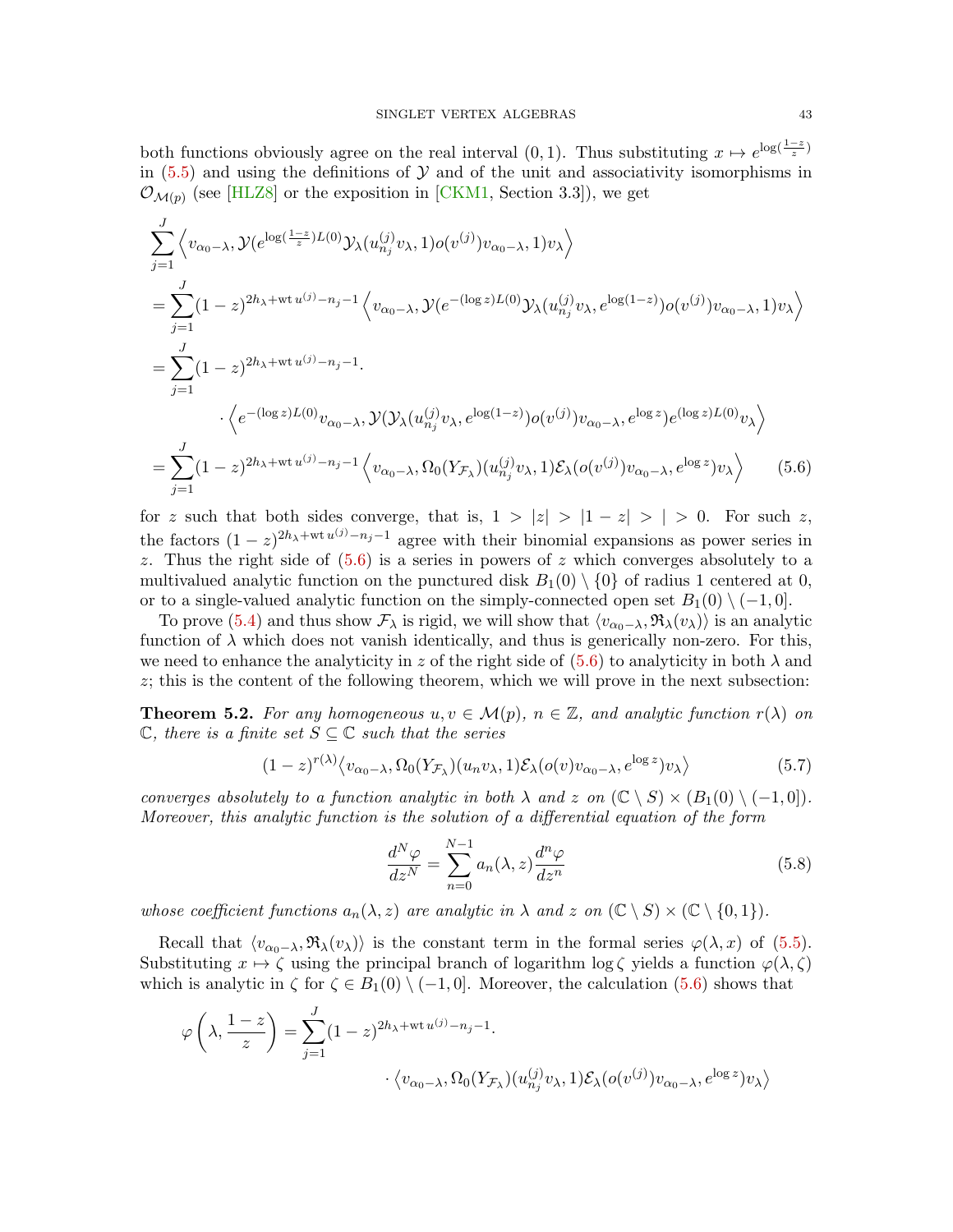both functions obviously agree on the real interval $(0,1)$. Thus substituting $x \mapsto e^{\log(\frac{1-z}{z})}$ in (5.5) and using the definitions of $\mathcal{Y}$ and of the unit and associativity isomorphisms in $\mathcal{O}_{\mathcal{M}(p)}$ (see [HLZ8] or the exposition in [CKM1, Section 3.3]), we get

$$
\begin{aligned}
&\sum_{j=1}^{J} \left\langle v_{\alpha_0-\lambda}, \mathcal{Y}(e^{\log(\frac{1-z}{z})L(0)}\mathcal{Y}_\lambda(u^{(j)}_{n_j}v_\lambda, 1)o(v^{(j)})v_{\alpha_0-\lambda}, 1)v_\lambda\right\rangle \\
&= \sum_{j=1}^{J}(1-z)^{2h_\lambda+\mathrm{wt}\, u^{(j)}-n_j-1}\left\langle v_{\alpha_0-\lambda}, \mathcal{Y}(e^{-(\log z)L(0)}\mathcal{Y}_\lambda(u^{(j)}_{n_j}v_\lambda, e^{\log(1-z)})o(v^{(j)})v_{\alpha_0-\lambda}, 1)v_\lambda\right\rangle \\
&= \sum_{j=1}^{J}(1-z)^{2h_\lambda+\mathrm{wt}\, u^{(j)}-n_j-1}\cdot \\
&\qquad \cdot \left\langle e^{-(\log z)L(0)}v_{\alpha_0-\lambda}, \mathcal{Y}(\mathcal{Y}_\lambda(u^{(j)}_{n_j}v_\lambda, e^{\log(1-z)})o(v^{(j)})v_{\alpha_0-\lambda}, e^{\log z})e^{(\log z)L(0)}v_\lambda\right\rangle \\
&= \sum_{j=1}^{J}(1-z)^{2h_\lambda+\mathrm{wt}\, u^{(j)}-n_j-1}\left\langle v_{\alpha_0-\lambda}, \Omega_0(Y_{\mathcal{F}_\lambda})(u^{(j)}_{n_j}v_\lambda, 1)\mathcal{E}_\lambda(o(v^{(j)})v_{\alpha_0-\lambda}, e^{\log z})v_\lambda\right\rangle
\end{aligned} \tag{5.6}
$$

for $z$ such that both sides converge, that is, $1 > |z| > |1-z| > | > 0$. For such $z$, the factors $(1-z)^{2h_\lambda+\mathrm{wt}\, u^{(j)}-n_j-1}$ agree with their binomial expansions as power series in $z$. Thus the right side of (5.6) is a series in powers of $z$ which converges absolutely to a multivalued analytic function on the punctured disk $B_1(0)\setminus\{0\}$ of radius 1 centered at 0, or to a single-valued analytic function on the simply-connected open set $B_1(0)\setminus(-1,0]$.

To prove (5.4) and thus show $\mathcal{F}_\lambda$ is rigid, we will show that $\langle v_{\alpha_0-\lambda}, \mathfrak{R}_\lambda(v_\lambda)\rangle$ is an analytic function of $\lambda$ which does not vanish identically, and thus is generically non-zero. For this, we need to enhance the analyticity in $z$ of the right side of (5.6) to analyticity in both $\lambda$ and $z$; this is the content of the following theorem, which we will prove in the next subsection:

**Theorem 5.2.** *For any homogeneous $u, v \in \mathcal{M}(p)$, $n \in \mathbb{Z}$, and analytic function $r(\lambda)$ on $\mathbb{C}$, there is a finite set $S \subseteq \mathbb{C}$ such that the series*

$$
(1-z)^{r(\lambda)}\langle v_{\alpha_0-\lambda}, \Omega_0(Y_{\mathcal{F}_\lambda})(u_n v_\lambda, 1)\mathcal{E}_\lambda(o(v)v_{\alpha_0-\lambda}, e^{\log z})v_\lambda\rangle \tag{5.7}
$$

*converges absolutely to a function analytic in both $\lambda$ and $z$ on $(\mathbb{C}\setminus S)\times(B_1(0)\setminus(-1,0])$. Moreover, this analytic function is the solution of a differential equation of the form*

$$
\frac{d^N\varphi}{dz^N} = \sum_{n=0}^{N-1} a_n(\lambda, z)\frac{d^n\varphi}{dz^n} \tag{5.8}
$$

*whose coefficient functions $a_n(\lambda, z)$ are analytic in $\lambda$ and $z$ on $(\mathbb{C}\setminus S)\times(\mathbb{C}\setminus\{0,1\})$.*

Recall that $\langle v_{\alpha_0-\lambda}, \mathfrak{R}_\lambda(v_\lambda)\rangle$ is the constant term in the formal series $\varphi(\lambda, x)$ of (5.5). Substituting $x \mapsto \zeta$ using the principal branch of logarithm $\log\zeta$ yields a function $\varphi(\lambda,\zeta)$ which is analytic in $\zeta$ for $\zeta \in B_1(0)\setminus(-1,0]$. Moreover, the calculation (5.6) shows that

$$
\begin{aligned}
\varphi\left(\lambda, \frac{1-z}{z}\right) = &\sum_{j=1}^{J}(1-z)^{2h_\lambda+\mathrm{wt}\, u^{(j)}-n_j-1}\cdot \\
&\qquad \cdot \left\langle v_{\alpha_0-\lambda}, \Omega_0(Y_{\mathcal{F}_\lambda})(u^{(j)}_{n_j}v_\lambda, 1)\mathcal{E}_\lambda(o(v^{(j)})v_{\alpha_0-\lambda}, e^{\log z})v_\lambda\right\rangle
\end{aligned}
$$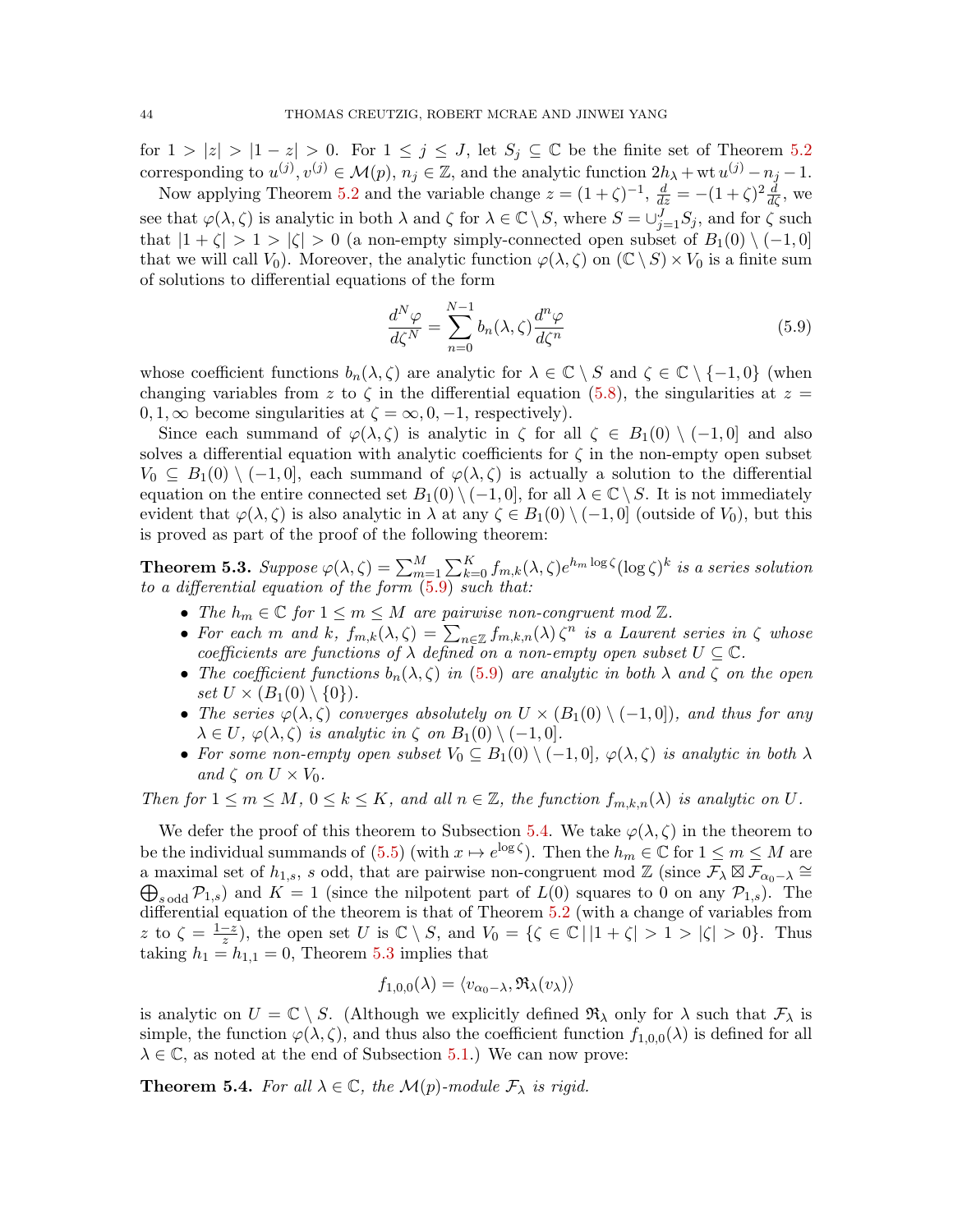for $1 > |z| > |1-z| > 0$. For $1 \leq j \leq J$, let $S_j \subseteq \mathbb{C}$ be the finite set of Theorem 5.2 corresponding to $u^{(j)}, v^{(j)} \in \mathcal{M}(p)$, $n_j \in \mathbb{Z}$, and the analytic function $2h_\lambda + \mathrm{wt}\, u^{(j)} - n_j - 1$.

Now applying Theorem 5.2 and the variable change $z = (1+\zeta)^{-1}$, $\frac{d}{dz} = -(1+\zeta)^2 \frac{d}{d\zeta}$, we see that $\varphi(\lambda, \zeta)$ is analytic in both $\lambda$ and $\zeta$ for $\lambda \in \mathbb{C} \setminus S$, where $S = \cup_{j=1}^J S_j$, and for $\zeta$ such that $|1+\zeta| > 1 > |\zeta| > 0$ (a non-empty simply-connected open subset of $B_1(0) \setminus (-1, 0]$ that we will call $V_0$). Moreover, the analytic function $\varphi(\lambda, \zeta)$ on $(\mathbb{C} \setminus S) \times V_0$ is a finite sum of solutions to differential equations of the form

$$\frac{d^N \varphi}{d\zeta^N} = \sum_{n=0}^{N-1} b_n(\lambda, \zeta) \frac{d^n \varphi}{d\zeta^n} \tag{5.9}$$

whose coefficient functions $b_n(\lambda, \zeta)$ are analytic for $\lambda \in \mathbb{C} \setminus S$ and $\zeta \in \mathbb{C} \setminus \{-1, 0\}$ (when changing variables from $z$ to $\zeta$ in the differential equation (5.8), the singularities at $z = 0, 1, \infty$ become singularities at $\zeta = \infty, 0, -1$, respectively).

Since each summand of $\varphi(\lambda, \zeta)$ is analytic in $\zeta$ for all $\zeta \in B_1(0) \setminus (-1, 0]$ and also solves a differential equation with analytic coefficients for $\zeta$ in the non-empty open subset $V_0 \subseteq B_1(0) \setminus (-1, 0]$, each summand of $\varphi(\lambda, \zeta)$ is actually a solution to the differential equation on the entire connected set $B_1(0) \setminus (-1, 0]$, for all $\lambda \in \mathbb{C} \setminus S$. It is not immediately evident that $\varphi(\lambda, \zeta)$ is also analytic in $\lambda$ at any $\zeta \in B_1(0) \setminus (-1, 0]$ (outside of $V_0$), but this is proved as part of the proof of the following theorem:

**Theorem 5.3.** *Suppose $\varphi(\lambda, \zeta) = \sum_{m=1}^M \sum_{k=0}^K f_{m,k}(\lambda, \zeta) e^{h_m \log \zeta} (\log \zeta)^k$ is a series solution to a differential equation of the form (5.9) such that:*

- *The $h_m \in \mathbb{C}$ for $1 \leq m \leq M$ are pairwise non-congruent mod $\mathbb{Z}$.*
- *For each $m$ and $k$, $f_{m,k}(\lambda, \zeta) = \sum_{n \in \mathbb{Z}} f_{m,k,n}(\lambda)\, \zeta^n$ is a Laurent series in $\zeta$ whose coefficients are functions of $\lambda$ defined on a non-empty open subset $U \subseteq \mathbb{C}$.*
- *The coefficient functions $b_n(\lambda, \zeta)$ in (5.9) are analytic in both $\lambda$ and $\zeta$ on the open set $U \times (B_1(0) \setminus \{0\})$.*
- *The series $\varphi(\lambda, \zeta)$ converges absolutely on $U \times (B_1(0) \setminus (-1, 0])$, and thus for any $\lambda \in U$, $\varphi(\lambda, \zeta)$ is analytic in $\zeta$ on $B_1(0) \setminus (-1, 0]$.*
- *For some non-empty open subset $V_0 \subseteq B_1(0) \setminus (-1, 0]$, $\varphi(\lambda, \zeta)$ is analytic in both $\lambda$ and $\zeta$ on $U \times V_0$.*

*Then for $1 \leq m \leq M$, $0 \leq k \leq K$, and all $n \in \mathbb{Z}$, the function $f_{m,k,n}(\lambda)$ is analytic on $U$.*

We defer the proof of this theorem to Subsection 5.4. We take $\varphi(\lambda, \zeta)$ in the theorem to be the individual summands of (5.5) (with $x \mapsto e^{\log \zeta}$). Then the $h_m \in \mathbb{C}$ for $1 \leq m \leq M$ are a maximal set of $h_{1,s}$, $s$ odd, that are pairwise non-congruent mod $\mathbb{Z}$ (since $\mathcal{F}_\lambda \boxtimes \mathcal{F}_{\alpha_0 - \lambda} \cong \bigoplus_{s \text{ odd}} \mathcal{P}_{1,s}$) and $K = 1$ (since the nilpotent part of $L(0)$ squares to $0$ on any $\mathcal{P}_{1,s}$). The differential equation of the theorem is that of Theorem 5.2 (with a change of variables from $z$ to $\zeta = \frac{1-z}{z}$), the open set $U$ is $\mathbb{C} \setminus S$, and $V_0 = \{\zeta \in \mathbb{C} \,|\, |1+\zeta| > 1 > |\zeta| > 0\}$. Thus taking $h_1 = h_{1,1} = 0$, Theorem 5.3 implies that

$$f_{1,0,0}(\lambda) = \langle v_{\alpha_0 - \lambda}, \mathfrak{R}_\lambda(v_\lambda) \rangle$$

is analytic on $U = \mathbb{C} \setminus S$. (Although we explicitly defined $\mathfrak{R}_\lambda$ only for $\lambda$ such that $\mathcal{F}_\lambda$ is simple, the function $\varphi(\lambda, \zeta)$, and thus also the coefficient function $f_{1,0,0}(\lambda)$ is defined for all $\lambda \in \mathbb{C}$, as noted at the end of Subsection 5.1.) We can now prove:

**Theorem 5.4.** *For all $\lambda \in \mathbb{C}$, the $\mathcal{M}(p)$-module $\mathcal{F}_\lambda$ is rigid.*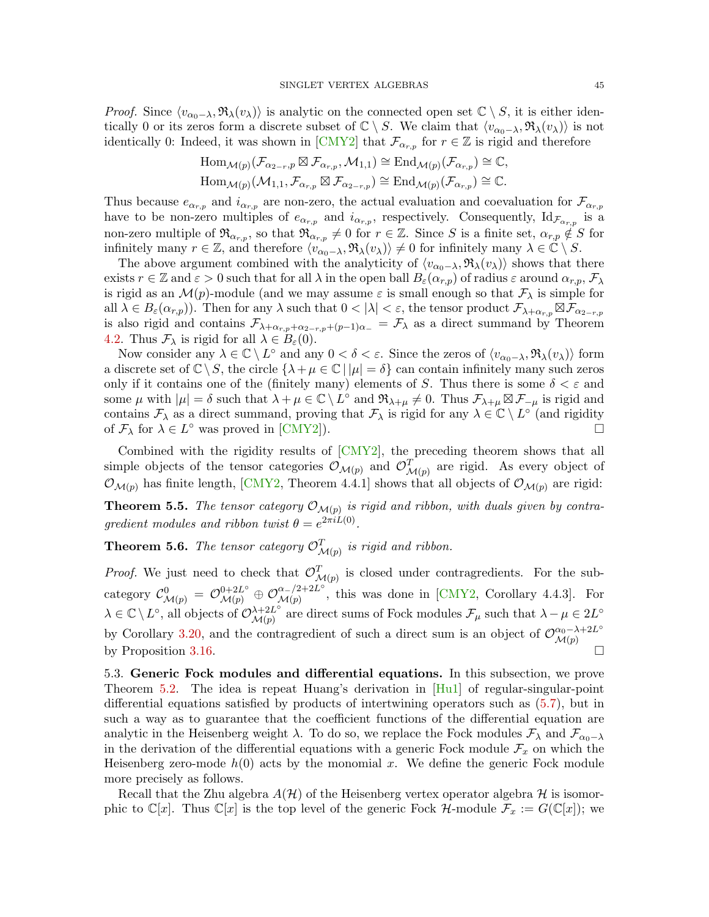*Proof.* Since $\langle v_{\alpha_0-\lambda}, \mathfrak{R}_\lambda(v_\lambda)\rangle$ is analytic on the connected open set $\mathbb{C}\setminus S$, it is either identically 0 or its zeros form a discrete subset of $\mathbb{C}\setminus S$. We claim that $\langle v_{\alpha_0-\lambda}, \mathfrak{R}_\lambda(v_\lambda)\rangle$ is not identically 0: Indeed, it was shown in [CMY2] that $\mathcal{F}_{\alpha_{r,p}}$ for $r\in\mathbb{Z}$ is rigid and therefore

$$\mathrm{Hom}_{\mathcal{M}(p)}(\mathcal{F}_{\alpha_{2-r,p}}\boxtimes\mathcal{F}_{\alpha_{r,p}},\mathcal{M}_{1,1})\cong\mathrm{End}_{\mathcal{M}(p)}(\mathcal{F}_{\alpha_{r,p}})\cong\mathbb{C},$$
$$\mathrm{Hom}_{\mathcal{M}(p)}(\mathcal{M}_{1,1},\mathcal{F}_{\alpha_{r,p}}\boxtimes\mathcal{F}_{\alpha_{2-r,p}})\cong\mathrm{End}_{\mathcal{M}(p)}(\mathcal{F}_{\alpha_{r,p}})\cong\mathbb{C}.$$

Thus because $e_{\alpha_{r,p}}$ and $i_{\alpha_{r,p}}$ are non-zero, the actual evaluation and coevaluation for $\mathcal{F}_{\alpha_{r,p}}$ have to be non-zero multiples of $e_{\alpha_{r,p}}$ and $i_{\alpha_{r,p}}$, respectively. Consequently, $\mathrm{Id}_{\mathcal{F}_{\alpha_{r,p}}}$ is a non-zero multiple of $\mathfrak{R}_{\alpha_{r,p}}$, so that $\mathfrak{R}_{\alpha_{r,p}}\neq 0$ for $r\in\mathbb{Z}$. Since $S$ is a finite set, $\alpha_{r,p}\notin S$ for infinitely many $r\in\mathbb{Z}$, and therefore $\langle v_{\alpha_0-\lambda}, \mathfrak{R}_\lambda(v_\lambda)\rangle\neq 0$ for infinitely many $\lambda\in\mathbb{C}\setminus S$.

The above argument combined with the analyticity of $\langle v_{\alpha_0-\lambda}, \mathfrak{R}_\lambda(v_\lambda)\rangle$ shows that there exists $r\in\mathbb{Z}$ and $\varepsilon>0$ such that for all $\lambda$ in the open ball $B_\varepsilon(\alpha_{r,p})$ of radius $\varepsilon$ around $\alpha_{r,p}$, $\mathcal{F}_\lambda$ is rigid as an $\mathcal{M}(p)$-module (and we may assume $\varepsilon$ is small enough so that $\mathcal{F}_\lambda$ is simple for all $\lambda\in B_\varepsilon(\alpha_{r,p})$). Then for any $\lambda$ such that $0<|\lambda|<\varepsilon$, the tensor product $\mathcal{F}_{\lambda+\alpha_{r,p}}\boxtimes\mathcal{F}_{\alpha_{2-r,p}}$ is also rigid and contains $\mathcal{F}_{\lambda+\alpha_{r,p}+\alpha_{2-r,p}+(p-1)\alpha_-}=\mathcal{F}_\lambda$ as a direct summand by Theorem 4.2. Thus $\mathcal{F}_\lambda$ is rigid for all $\lambda\in B_\varepsilon(0)$.

Now consider any $\lambda\in\mathbb{C}\setminus L^\circ$ and any $0<\delta<\varepsilon$. Since the zeros of $\langle v_{\alpha_0-\lambda}, \mathfrak{R}_\lambda(v_\lambda)\rangle$ form a discrete set of $\mathbb{C}\setminus S$, the circle $\{\lambda+\mu\in\mathbb{C}\,|\,|\mu|=\delta\}$ can contain infinitely many such zeros only if it contains one of the (finitely many) elements of $S$. Thus there is some $\delta<\varepsilon$ and some $\mu$ with $|\mu|=\delta$ such that $\lambda+\mu\in\mathbb{C}\setminus L^\circ$ and $\mathfrak{R}_{\lambda+\mu}\neq 0$. Thus $\mathcal{F}_{\lambda+\mu}\boxtimes\mathcal{F}_{-\mu}$ is rigid and contains $\mathcal{F}_\lambda$ as a direct summand, proving that $\mathcal{F}_\lambda$ is rigid for any $\lambda\in\mathbb{C}\setminus L^\circ$ (and rigidity of $\mathcal{F}_\lambda$ for $\lambda\in L^\circ$ was proved in [CMY2]). $\square$

Combined with the rigidity results of [CMY2], the preceding theorem shows that all simple objects of the tensor categories $\mathcal{O}_{\mathcal{M}(p)}$ and $\mathcal{O}_{\mathcal{M}(p)}^T$ are rigid. As every object of $\mathcal{O}_{\mathcal{M}(p)}$ has finite length, [CMY2, Theorem 4.4.1] shows that all objects of $\mathcal{O}_{\mathcal{M}(p)}$ are rigid:

**Theorem 5.5.** *The tensor category $\mathcal{O}_{\mathcal{M}(p)}$ is rigid and ribbon, with duals given by contragredient modules and ribbon twist $\theta=e^{2\pi i L(0)}$.*

**Theorem 5.6.** *The tensor category $\mathcal{O}_{\mathcal{M}(p)}^T$ is rigid and ribbon.*

*Proof.* We just need to check that $\mathcal{O}_{\mathcal{M}(p)}^T$ is closed under contragredients. For the subcategory $\mathcal{C}_{\mathcal{M}(p)}^0=\mathcal{O}_{\mathcal{M}(p)}^{0+2L^\circ}\oplus\mathcal{O}_{\mathcal{M}(p)}^{\alpha_-/2+2L^\circ}$, this was done in [CMY2, Corollary 4.4.3]. For $\lambda\in\mathbb{C}\setminus L^\circ$, all objects of $\mathcal{O}_{\mathcal{M}(p)}^{\lambda+2L^\circ}$ are direct sums of Fock modules $\mathcal{F}_\mu$ such that $\lambda-\mu\in 2L^\circ$ by Corollary 3.20, and the contragredient of such a direct sum is an object of $\mathcal{O}_{\mathcal{M}(p)}^{\alpha_0-\lambda+2L^\circ}$ by Proposition 3.16. $\square$

5.3. **Generic Fock modules and differential equations.** In this subsection, we prove Theorem 5.2. The idea is repeat Huang's derivation in [Hu1] of regular-singular-point differential equations satisfied by products of intertwining operators such as (5.7), but in such a way as to guarantee that the coefficient functions of the differential equation are analytic in the Heisenberg weight $\lambda$. To do so, we replace the Fock modules $\mathcal{F}_\lambda$ and $\mathcal{F}_{\alpha_0-\lambda}$ in the derivation of the differential equations with a generic Fock module $\mathcal{F}_x$ on which the Heisenberg zero-mode $h(0)$ acts by the monomial $x$. We define the generic Fock module more precisely as follows.

Recall that the Zhu algebra $A(\mathcal{H})$ of the Heisenberg vertex operator algebra $\mathcal{H}$ is isomorphic to $\mathbb{C}[x]$. Thus $\mathbb{C}[x]$ is the top level of the generic Fock $\mathcal{H}$-module $\mathcal{F}_x:=G(\mathbb{C}[x])$; we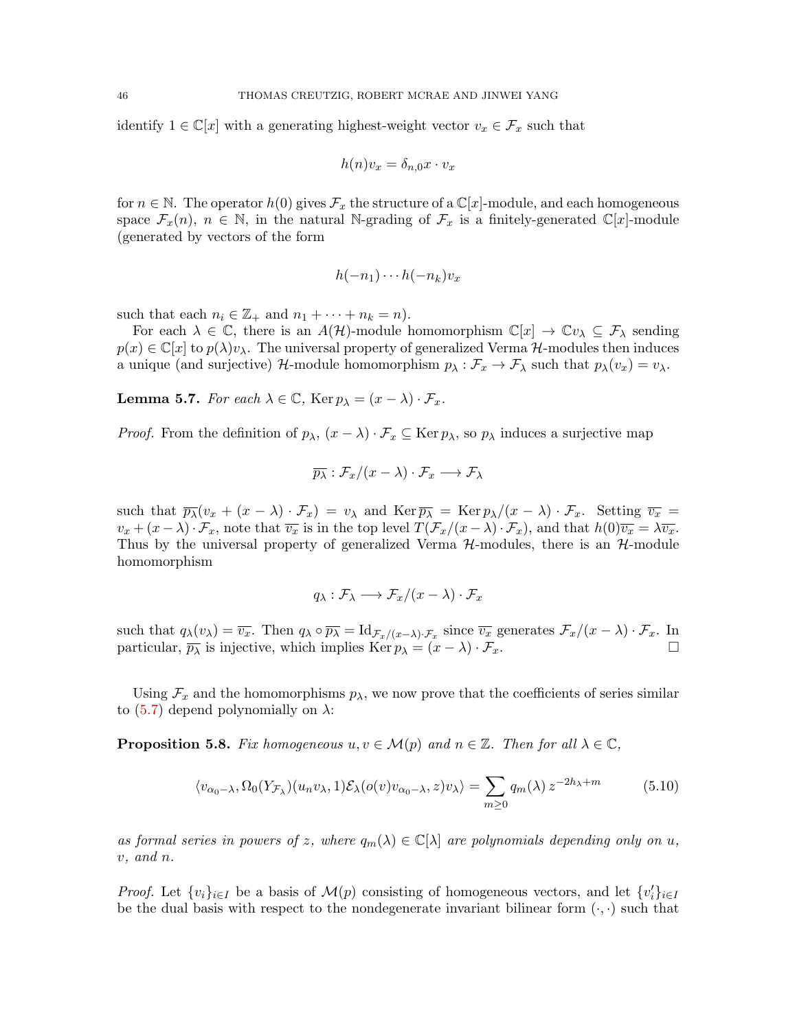identify $1 \in \mathbb{C}[x]$ with a generating highest-weight vector $v_x \in \mathcal{F}_x$ such that

$$h(n)v_x = \delta_{n,0} x \cdot v_x$$

for $n \in \mathbb{N}$. The operator $h(0)$ gives $\mathcal{F}_x$ the structure of a $\mathbb{C}[x]$-module, and each homogeneous space $\mathcal{F}_x(n)$, $n \in \mathbb{N}$, in the natural $\mathbb{N}$-grading of $\mathcal{F}_x$ is a finitely-generated $\mathbb{C}[x]$-module (generated by vectors of the form

$$h(-n_1) \cdots h(-n_k) v_x$$

such that each $n_i \in \mathbb{Z}_+$ and $n_1 + \cdots + n_k = n$).

For each $\lambda \in \mathbb{C}$, there is an $A(\mathcal{H})$-module homomorphism $\mathbb{C}[x] \to \mathbb{C}v_\lambda \subseteq \mathcal{F}_\lambda$ sending $p(x) \in \mathbb{C}[x]$ to $p(\lambda)v_\lambda$. The universal property of generalized Verma $\mathcal{H}$-modules then induces a unique (and surjective) $\mathcal{H}$-module homomorphism $p_\lambda : \mathcal{F}_x \to \mathcal{F}_\lambda$ such that $p_\lambda(v_x) = v_\lambda$.

**Lemma 5.7.** *For each $\lambda \in \mathbb{C}$, $\operatorname{Ker} p_\lambda = (x - \lambda) \cdot \mathcal{F}_x$.*

*Proof.* From the definition of $p_\lambda$, $(x - \lambda) \cdot \mathcal{F}_x \subseteq \operatorname{Ker} p_\lambda$, so $p_\lambda$ induces a surjective map

$$\overline{p_\lambda} : \mathcal{F}_x/(x - \lambda) \cdot \mathcal{F}_x \longrightarrow \mathcal{F}_\lambda$$

such that $\overline{p_\lambda}(v_x + (x - \lambda) \cdot \mathcal{F}_x) = v_\lambda$ and $\operatorname{Ker} \overline{p_\lambda} = \operatorname{Ker} p_\lambda/(x - \lambda) \cdot \mathcal{F}_x$. Setting $\overline{v_x} = v_x + (x - \lambda) \cdot \mathcal{F}_x$, note that $\overline{v_x}$ is in the top level $T(\mathcal{F}_x/(x - \lambda) \cdot \mathcal{F}_x)$, and that $h(0)\overline{v_x} = \lambda \overline{v_x}$. Thus by the universal property of generalized Verma $\mathcal{H}$-modules, there is an $\mathcal{H}$-module homomorphism

$$q_\lambda : \mathcal{F}_\lambda \longrightarrow \mathcal{F}_x/(x - \lambda) \cdot \mathcal{F}_x$$

such that $q_\lambda(v_\lambda) = \overline{v_x}$. Then $q_\lambda \circ \overline{p_\lambda} = \mathrm{Id}_{\mathcal{F}_x/(x-\lambda)\cdot\mathcal{F}_x}$ since $\overline{v_x}$ generates $\mathcal{F}_x/(x - \lambda) \cdot \mathcal{F}_x$. In particular, $\overline{p_\lambda}$ is injective, which implies $\operatorname{Ker} p_\lambda = (x - \lambda) \cdot \mathcal{F}_x$. $\square$

Using $\mathcal{F}_x$ and the homomorphisms $p_\lambda$, we now prove that the coefficients of series similar to (5.7) depend polynomially on $\lambda$:

**Proposition 5.8.** *Fix homogeneous $u, v \in \mathcal{M}(p)$ and $n \in \mathbb{Z}$. Then for all $\lambda \in \mathbb{C}$,*

$$\langle v_{\alpha_0 - \lambda}, \Omega_0(Y_{\mathcal{F}_\lambda})(u_n v_\lambda, 1)\mathcal{E}_\lambda(o(v)v_{\alpha_0-\lambda}, z)v_\lambda \rangle = \sum_{m \geq 0} q_m(\lambda)\, z^{-2h_\lambda + m} \tag{5.10}$$

*as formal series in powers of $z$, where $q_m(\lambda) \in \mathbb{C}[\lambda]$ are polynomials depending only on $u$, $v$, and $n$.*

*Proof.* Let $\{v_i\}_{i \in I}$ be a basis of $\mathcal{M}(p)$ consisting of homogeneous vectors, and let $\{v_i'\}_{i \in I}$ be the dual basis with respect to the nondegenerate invariant bilinear form $(\cdot, \cdot)$ such that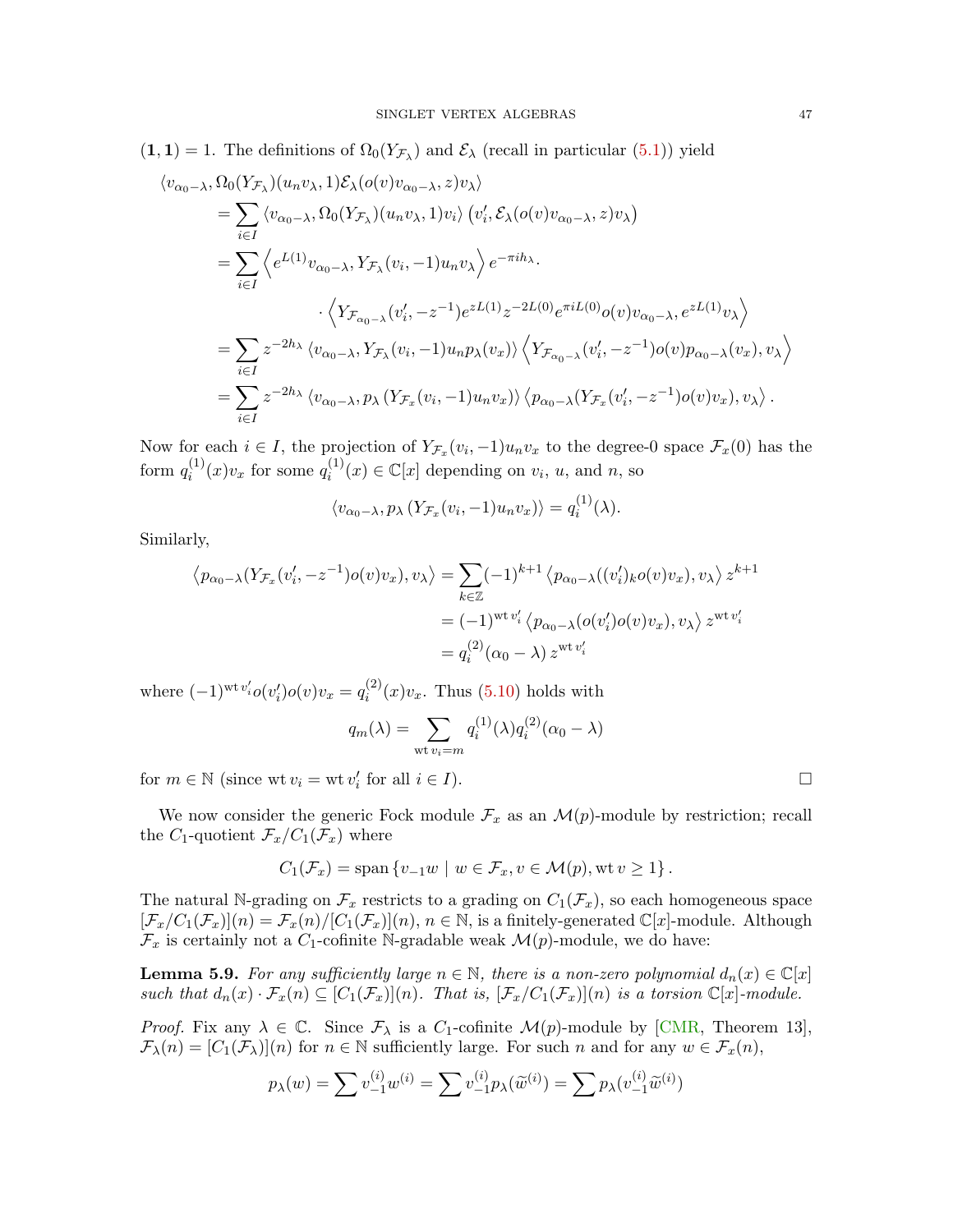$(\mathbf{1}, \mathbf{1}) = 1$. The definitions of $\Omega_0(Y_{\mathcal{F}_\lambda})$ and $\mathcal{E}_\lambda$ (recall in particular (5.1)) yield

$$
\begin{aligned}
&\langle v_{\alpha_0-\lambda}, \Omega_0(Y_{\mathcal{F}_\lambda})(u_n v_\lambda, 1)\mathcal{E}_\lambda(o(v)v_{\alpha_0-\lambda}, z)v_\lambda\rangle \\
&\quad = \sum_{i\in I} \langle v_{\alpha_0-\lambda}, \Omega_0(Y_{\mathcal{F}_\lambda})(u_n v_\lambda, 1)v_i\rangle \left(v_i', \mathcal{E}_\lambda(o(v)v_{\alpha_0-\lambda}, z)v_\lambda\right) \\
&\quad = \sum_{i\in I} \left\langle e^{L(1)}v_{\alpha_0-\lambda}, Y_{\mathcal{F}_\lambda}(v_i, -1)u_n v_\lambda\right\rangle e^{-\pi i h_\lambda} \cdot \\
&\qquad\qquad \cdot \left\langle Y_{\mathcal{F}_{\alpha_0-\lambda}}(v_i', -z^{-1})e^{zL(1)}z^{-2L(0)}e^{\pi i L(0)}o(v)v_{\alpha_0-\lambda}, e^{zL(1)}v_\lambda\right\rangle \\
&\quad = \sum_{i\in I} z^{-2h_\lambda} \langle v_{\alpha_0-\lambda}, Y_{\mathcal{F}_\lambda}(v_i, -1)u_n p_\lambda(v_x)\rangle \left\langle Y_{\mathcal{F}_{\alpha_0-\lambda}}(v_i', -z^{-1})o(v)p_{\alpha_0-\lambda}(v_x), v_\lambda\right\rangle \\
&\quad = \sum_{i\in I} z^{-2h_\lambda} \langle v_{\alpha_0-\lambda}, p_\lambda\left(Y_{\mathcal{F}_x}(v_i, -1)u_n v_x\right)\rangle \left\langle p_{\alpha_0-\lambda}(Y_{\mathcal{F}_x}(v_i', -z^{-1})o(v)v_x), v_\lambda\right\rangle.
\end{aligned}
$$

Now for each $i \in I$, the projection of $Y_{\mathcal{F}_x}(v_i, -1)u_n v_x$ to the degree-0 space $\mathcal{F}_x(0)$ has the form $q_i^{(1)}(x)v_x$ for some $q_i^{(1)}(x) \in \mathbb{C}[x]$ depending on $v_i$, $u$, and $n$, so

$$
\langle v_{\alpha_0-\lambda}, p_\lambda\left(Y_{\mathcal{F}_x}(v_i, -1)u_n v_x\right)\rangle = q_i^{(1)}(\lambda).
$$

Similarly,

$$
\begin{aligned}
\left\langle p_{\alpha_0-\lambda}(Y_{\mathcal{F}_x}(v_i', -z^{-1})o(v)v_x), v_\lambda\right\rangle &= \sum_{k\in\mathbb{Z}} (-1)^{k+1} \left\langle p_{\alpha_0-\lambda}((v_i')_k o(v)v_x), v_\lambda\right\rangle z^{k+1} \\
&= (-1)^{\mathrm{wt}\, v_i'} \left\langle p_{\alpha_0-\lambda}(o(v_i')o(v)v_x), v_\lambda\right\rangle z^{\mathrm{wt}\, v_i'} \\
&= q_i^{(2)}(\alpha_0 - \lambda)\, z^{\mathrm{wt}\, v_i'}
\end{aligned}
$$

where $(-1)^{\mathrm{wt}\, v_i'} o(v_i')o(v)v_x = q_i^{(2)}(x)v_x$. Thus (5.10) holds with

$$
q_m(\lambda) = \sum_{\mathrm{wt}\, v_i = m} q_i^{(1)}(\lambda) q_i^{(2)}(\alpha_0 - \lambda)
$$

for $m \in \mathbb{N}$ (since $\mathrm{wt}\, v_i = \mathrm{wt}\, v_i'$ for all $i \in I$). $\square$

We now consider the generic Fock module $\mathcal{F}_x$ as an $\mathcal{M}(p)$-module by restriction; recall the $C_1$-quotient $\mathcal{F}_x/C_1(\mathcal{F}_x)$ where

$$
C_1(\mathcal{F}_x) = \mathrm{span}\left\{v_{-1}w \mid w \in \mathcal{F}_x, v \in \mathcal{M}(p), \mathrm{wt}\, v \geq 1\right\}.
$$

The natural $\mathbb{N}$-grading on $\mathcal{F}_x$ restricts to a grading on $C_1(\mathcal{F}_x)$, so each homogeneous space $[\mathcal{F}_x/C_1(\mathcal{F}_x)](n) = \mathcal{F}_x(n)/[C_1(\mathcal{F}_x)](n)$, $n \in \mathbb{N}$, is a finitely-generated $\mathbb{C}[x]$-module. Although $\mathcal{F}_x$ is certainly not a $C_1$-cofinite $\mathbb{N}$-gradable weak $\mathcal{M}(p)$-module, we do have:

**Lemma 5.9.** *For any sufficiently large $n \in \mathbb{N}$, there is a non-zero polynomial $d_n(x) \in \mathbb{C}[x]$ such that $d_n(x) \cdot \mathcal{F}_x(n) \subseteq [C_1(\mathcal{F}_x)](n)$. That is, $[\mathcal{F}_x/C_1(\mathcal{F}_x)](n)$ is a torsion $\mathbb{C}[x]$-module.*

*Proof.* Fix any $\lambda \in \mathbb{C}$. Since $\mathcal{F}_\lambda$ is a $C_1$-cofinite $\mathcal{M}(p)$-module by [CMR, Theorem 13], $\mathcal{F}_\lambda(n) = [C_1(\mathcal{F}_\lambda)](n)$ for $n \in \mathbb{N}$ sufficiently large. For such $n$ and for any $w \in \mathcal{F}_x(n)$,

$$
p_\lambda(w) = \sum v_{-1}^{(i)} w^{(i)} = \sum v_{-1}^{(i)} p_\lambda(\widetilde{w}^{(i)}) = \sum p_\lambda(v_{-1}^{(i)} \widetilde{w}^{(i)})
$$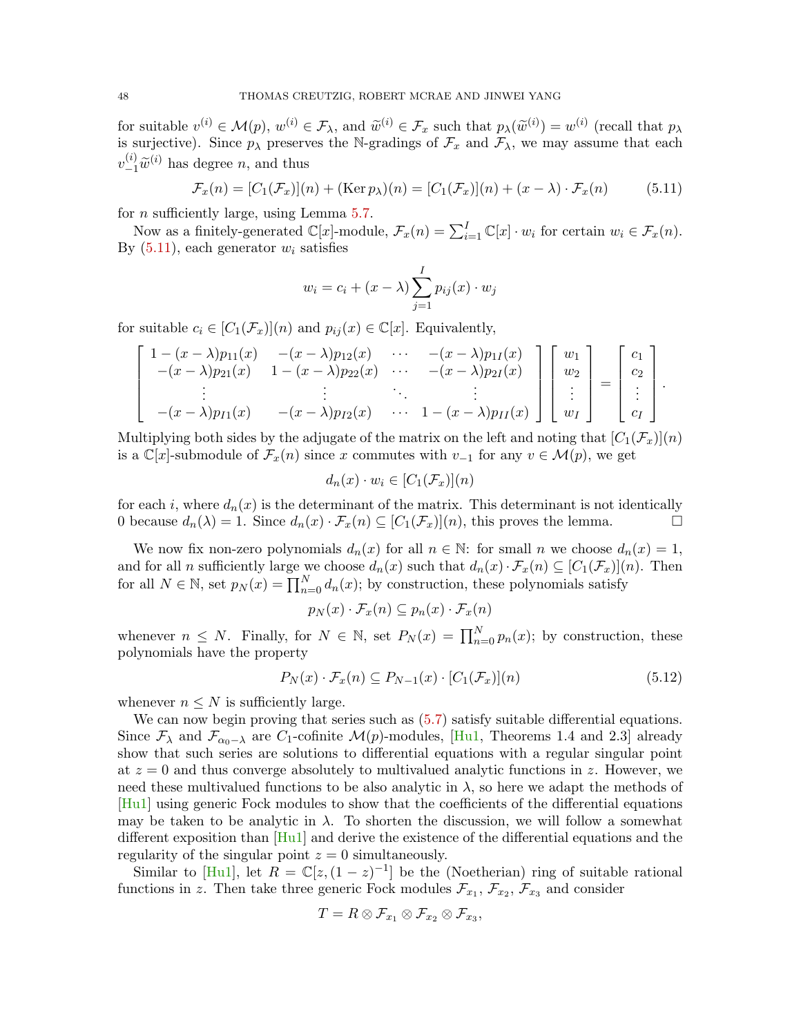for suitable $v^{(i)} \in \mathcal{M}(p)$, $w^{(i)} \in \mathcal{F}_\lambda$, and $\widetilde{w}^{(i)} \in \mathcal{F}_x$ such that $p_\lambda(\widetilde{w}^{(i)}) = w^{(i)}$ (recall that $p_\lambda$ is surjective). Since $p_\lambda$ preserves the $\mathbb{N}$-gradings of $\mathcal{F}_x$ and $\mathcal{F}_\lambda$, we may assume that each $v^{(i)}_{-1}\widetilde{w}^{(i)}$ has degree $n$, and thus

$$\mathcal{F}_x(n) = [C_1(\mathcal{F}_x)](n) + (\operatorname{Ker} p_\lambda)(n) = [C_1(\mathcal{F}_x)](n) + (x-\lambda)\cdot\mathcal{F}_x(n) \tag{5.11}$$

for $n$ sufficiently large, using Lemma 5.7.

Now as a finitely-generated $\mathbb{C}[x]$-module, $\mathcal{F}_x(n) = \sum_{i=1}^I \mathbb{C}[x]\cdot w_i$ for certain $w_i \in \mathcal{F}_x(n)$. By (5.11), each generator $w_i$ satisfies

$$w_i = c_i + (x-\lambda)\sum_{j=1}^I p_{ij}(x)\cdot w_j$$

for suitable $c_i \in [C_1(\mathcal{F}_x)](n)$ and $p_{ij}(x) \in \mathbb{C}[x]$. Equivalently,

$$\begin{bmatrix} 1-(x-\lambda)p_{11}(x) & -(x-\lambda)p_{12}(x) & \cdots & -(x-\lambda)p_{1I}(x) \\ -(x-\lambda)p_{21}(x) & 1-(x-\lambda)p_{22}(x) & \cdots & -(x-\lambda)p_{2I}(x) \\ \vdots & \vdots & \ddots & \vdots \\ -(x-\lambda)p_{I1}(x) & -(x-\lambda)p_{I2}(x) & \cdots & 1-(x-\lambda)p_{II}(x) \end{bmatrix} \begin{bmatrix} w_1 \\ w_2 \\ \vdots \\ w_I \end{bmatrix} = \begin{bmatrix} c_1 \\ c_2 \\ \vdots \\ c_I \end{bmatrix}.$$

Multiplying both sides by the adjugate of the matrix on the left and noting that $[C_1(\mathcal{F}_x)](n)$ is a $\mathbb{C}[x]$-submodule of $\mathcal{F}_x(n)$ since $x$ commutes with $v_{-1}$ for any $v \in \mathcal{M}(p)$, we get

$$d_n(x)\cdot w_i \in [C_1(\mathcal{F}_x)](n)$$

for each $i$, where $d_n(x)$ is the determinant of the matrix. This determinant is not identically 0 because $d_n(\lambda) = 1$. Since $d_n(x)\cdot\mathcal{F}_x(n) \subseteq [C_1(\mathcal{F}_x)](n)$, this proves the lemma. $\square$

We now fix non-zero polynomials $d_n(x)$ for all $n \in \mathbb{N}$: for small $n$ we choose $d_n(x) = 1$, and for all $n$ sufficiently large we choose $d_n(x)$ such that $d_n(x)\cdot\mathcal{F}_x(n) \subseteq [C_1(\mathcal{F}_x)](n)$. Then for all $N \in \mathbb{N}$, set $p_N(x) = \prod_{n=0}^N d_n(x)$; by construction, these polynomials satisfy

$$p_N(x)\cdot\mathcal{F}_x(n) \subseteq p_n(x)\cdot\mathcal{F}_x(n)$$

whenever $n \leq N$. Finally, for $N \in \mathbb{N}$, set $P_N(x) = \prod_{n=0}^N p_n(x)$; by construction, these polynomials have the property

$$P_N(x)\cdot\mathcal{F}_x(n) \subseteq P_{N-1}(x)\cdot[C_1(\mathcal{F}_x)](n) \tag{5.12}$$

whenever $n \leq N$ is sufficiently large.

We can now begin proving that series such as (5.7) satisfy suitable differential equations. Since $\mathcal{F}_\lambda$ and $\mathcal{F}_{\alpha_0-\lambda}$ are $C_1$-cofinite $\mathcal{M}(p)$-modules, [Hu1, Theorems 1.4 and 2.3] already show that such series are solutions to differential equations with a regular singular point at $z=0$ and thus converge absolutely to multivalued analytic functions in $z$. However, we need these multivalued functions to be also analytic in $\lambda$, so here we adapt the methods of [Hu1] using generic Fock modules to show that the coefficients of the differential equations may be taken to be analytic in $\lambda$. To shorten the discussion, we will follow a somewhat different exposition than [Hu1] and derive the existence of the differential equations and the regularity of the singular point $z=0$ simultaneously.

Similar to [Hu1], let $R = \mathbb{C}[z,(1-z)^{-1}]$ be the (Noetherian) ring of suitable rational functions in $z$. Then take three generic Fock modules $\mathcal{F}_{x_1}$, $\mathcal{F}_{x_2}$, $\mathcal{F}_{x_3}$ and consider

$$T = R\otimes\mathcal{F}_{x_1}\otimes\mathcal{F}_{x_2}\otimes\mathcal{F}_{x_3},$$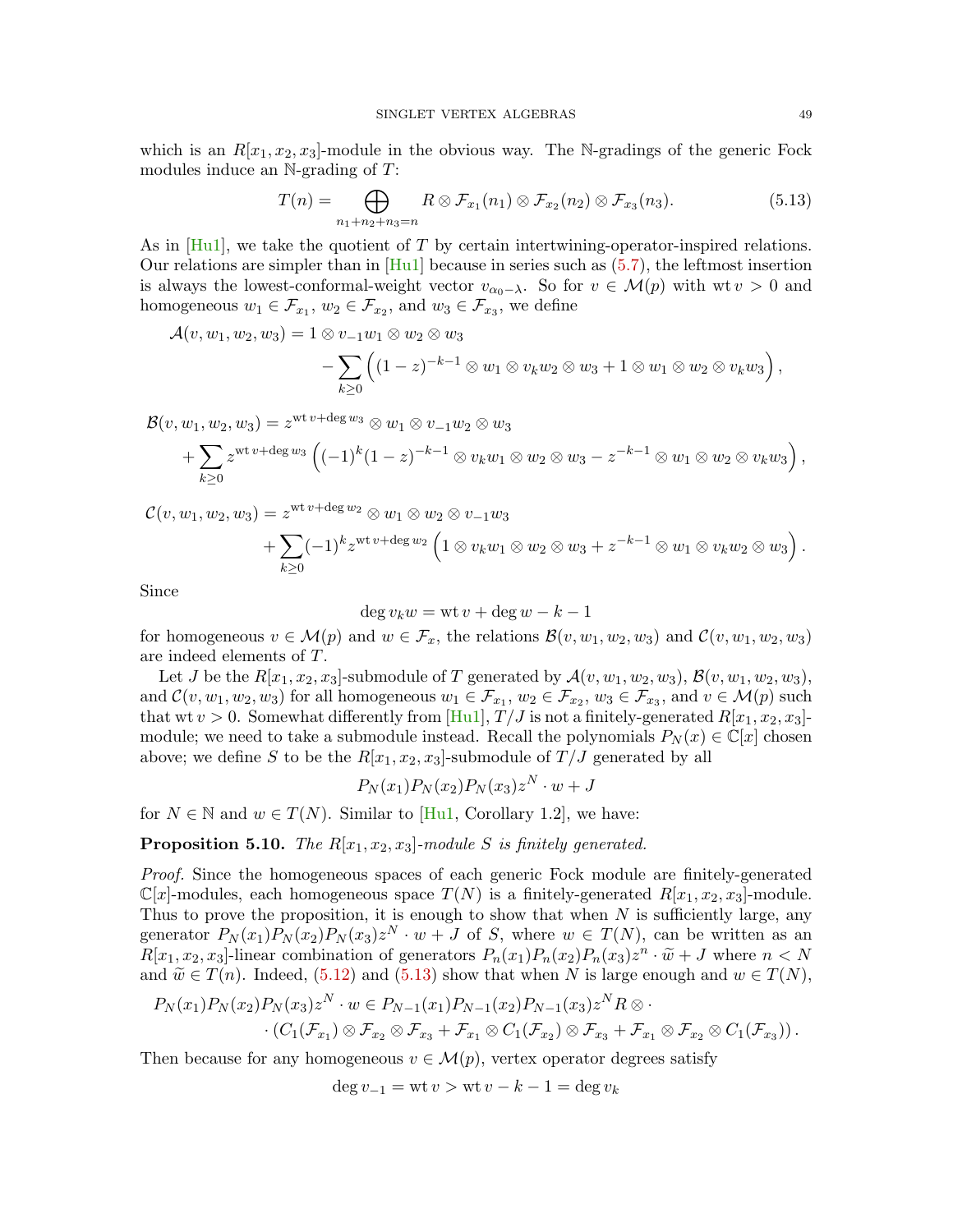which is an $R[x_1, x_2, x_3]$-module in the obvious way. The $\mathbb{N}$-gradings of the generic Fock modules induce an $\mathbb{N}$-grading of $T$:

$$T(n) = \bigoplus_{n_1+n_2+n_3=n} R \otimes \mathcal{F}_{x_1}(n_1) \otimes \mathcal{F}_{x_2}(n_2) \otimes \mathcal{F}_{x_3}(n_3). \tag{5.13}$$

As in [Hu1], we take the quotient of $T$ by certain intertwining-operator-inspired relations. Our relations are simpler than in [Hu1] because in series such as (5.7), the leftmost insertion is always the lowest-conformal-weight vector $v_{\alpha_0-\lambda}$. So for $v \in \mathcal{M}(p)$ with $\mathrm{wt}\, v > 0$ and homogeneous $w_1 \in \mathcal{F}_{x_1}$, $w_2 \in \mathcal{F}_{x_2}$, and $w_3 \in \mathcal{F}_{x_3}$, we define

$$\mathcal{A}(v, w_1, w_2, w_3) = 1 \otimes v_{-1}w_1 \otimes w_2 \otimes w_3 - \sum_{k \geq 0} \Big( (1-z)^{-k-1} \otimes w_1 \otimes v_k w_2 \otimes w_3 + 1 \otimes w_1 \otimes w_2 \otimes v_k w_3 \Big),$$

$$\mathcal{B}(v, w_1, w_2, w_3) = z^{\mathrm{wt}\, v + \deg w_3} \otimes w_1 \otimes v_{-1}w_2 \otimes w_3 + \sum_{k \geq 0} z^{\mathrm{wt}\, v + \deg w_3} \Big( (-1)^k (1-z)^{-k-1} \otimes v_k w_1 \otimes w_2 \otimes w_3 - z^{-k-1} \otimes w_1 \otimes w_2 \otimes v_k w_3 \Big),$$

$$\mathcal{C}(v, w_1, w_2, w_3) = z^{\mathrm{wt}\, v + \deg w_2} \otimes w_1 \otimes w_2 \otimes v_{-1}w_3 + \sum_{k \geq 0} (-1)^k z^{\mathrm{wt}\, v + \deg w_2} \Big( 1 \otimes v_k w_1 \otimes w_2 \otimes w_3 + z^{-k-1} \otimes w_1 \otimes v_k w_2 \otimes w_3 \Big).$$

Since

$$\deg v_k w = \mathrm{wt}\, v + \deg w - k - 1$$

for homogeneous $v \in \mathcal{M}(p)$ and $w \in \mathcal{F}_x$, the relations $\mathcal{B}(v, w_1, w_2, w_3)$ and $\mathcal{C}(v, w_1, w_2, w_3)$ are indeed elements of $T$.

Let $J$ be the $R[x_1, x_2, x_3]$-submodule of $T$ generated by $\mathcal{A}(v, w_1, w_2, w_3)$, $\mathcal{B}(v, w_1, w_2, w_3)$, and $\mathcal{C}(v, w_1, w_2, w_3)$ for all homogeneous $w_1 \in \mathcal{F}_{x_1}$, $w_2 \in \mathcal{F}_{x_2}$, $w_3 \in \mathcal{F}_{x_3}$, and $v \in \mathcal{M}(p)$ such that $\mathrm{wt}\, v > 0$. Somewhat differently from [Hu1], $T/J$ is not a finitely-generated $R[x_1, x_2, x_3]$-module; we need to take a submodule instead. Recall the polynomials $P_N(x) \in \mathbb{C}[x]$ chosen above; we define $S$ to be the $R[x_1, x_2, x_3]$-submodule of $T/J$ generated by all

$$P_N(x_1)P_N(x_2)P_N(x_3)z^N \cdot w + J$$

for $N \in \mathbb{N}$ and $w \in T(N)$. Similar to [Hu1, Corollary 1.2], we have:

**Proposition 5.10.** *The $R[x_1, x_2, x_3]$-module $S$ is finitely generated.*

*Proof.* Since the homogeneous spaces of each generic Fock module are finitely-generated $\mathbb{C}[x]$-modules, each homogeneous space $T(N)$ is a finitely-generated $R[x_1, x_2, x_3]$-module. Thus to prove the proposition, it is enough to show that when $N$ is sufficiently large, any generator $P_N(x_1)P_N(x_2)P_N(x_3)z^N \cdot w + J$ of $S$, where $w \in T(N)$, can be written as an $R[x_1, x_2, x_3]$-linear combination of generators $P_n(x_1)P_n(x_2)P_n(x_3)z^n \cdot \widetilde{w} + J$ where $n < N$ and $\widetilde{w} \in T(n)$. Indeed, (5.12) and (5.13) show that when $N$ is large enough and $w \in T(N)$,

$$P_N(x_1)P_N(x_2)P_N(x_3)z^N \cdot w \in P_{N-1}(x_1)P_{N-1}(x_2)P_{N-1}(x_3)z^N R \otimes \cdot \\ \cdot \left( C_1(\mathcal{F}_{x_1}) \otimes \mathcal{F}_{x_2} \otimes \mathcal{F}_{x_3} + \mathcal{F}_{x_1} \otimes C_1(\mathcal{F}_{x_2}) \otimes \mathcal{F}_{x_3} + \mathcal{F}_{x_1} \otimes \mathcal{F}_{x_2} \otimes C_1(\mathcal{F}_{x_3}) \right).$$

Then because for any homogeneous $v \in \mathcal{M}(p)$, vertex operator degrees satisfy

$$\deg v_{-1} = \mathrm{wt}\, v > \mathrm{wt}\, v - k - 1 = \deg v_k$$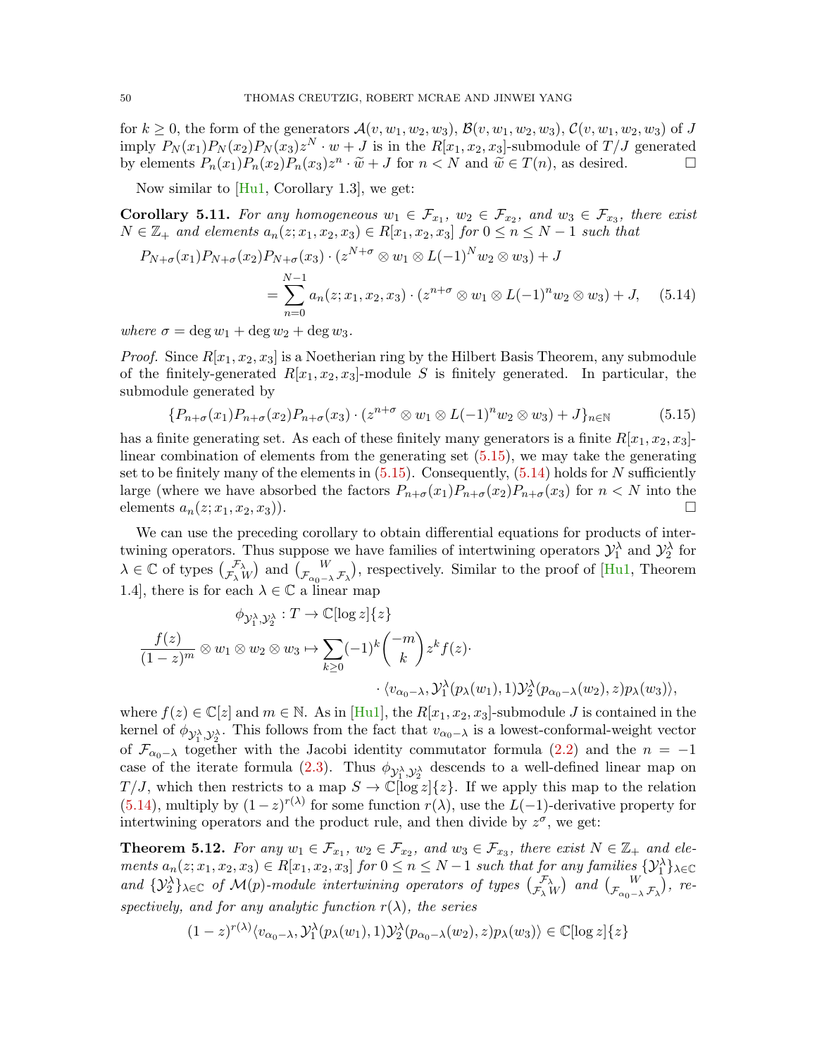for $k \geq 0$, the form of the generators $\mathcal{A}(v, w_1, w_2, w_3)$, $\mathcal{B}(v, w_1, w_2, w_3)$, $\mathcal{C}(v, w_1, w_2, w_3)$ of $J$ imply $P_N(x_1)P_N(x_2)P_N(x_3)z^N \cdot w + J$ is in the $R[x_1, x_2, x_3]$-submodule of $T/J$ generated by elements $P_n(x_1)P_n(x_2)P_n(x_3)z^n \cdot \widetilde{w} + J$ for $n < N$ and $\widetilde{w} \in T(n)$, as desired. $\square$

Now similar to [Hu1, Corollary 1.3], we get:

**Corollary 5.11.** *For any homogeneous $w_1 \in \mathcal{F}_{x_1}$, $w_2 \in \mathcal{F}_{x_2}$, and $w_3 \in \mathcal{F}_{x_3}$, there exist $N \in \mathbb{Z}_+$ and elements $a_n(z; x_1, x_2, x_3) \in R[x_1, x_2, x_3]$ for $0 \leq n \leq N-1$ such that*

$$P_{N+\sigma}(x_1)P_{N+\sigma}(x_2)P_{N+\sigma}(x_3) \cdot (z^{N+\sigma} \otimes w_1 \otimes L(-1)^N w_2 \otimes w_3) + J \\ = \sum_{n=0}^{N-1} a_n(z; x_1, x_2, x_3) \cdot (z^{n+\sigma} \otimes w_1 \otimes L(-1)^n w_2 \otimes w_3) + J, \quad (5.14)$$

*where $\sigma = \deg w_1 + \deg w_2 + \deg w_3$.*

*Proof.* Since $R[x_1, x_2, x_3]$ is a Noetherian ring by the Hilbert Basis Theorem, any submodule of the finitely-generated $R[x_1, x_2, x_3]$-module $S$ is finitely generated. In particular, the submodule generated by

$$\{P_{n+\sigma}(x_1)P_{n+\sigma}(x_2)P_{n+\sigma}(x_3) \cdot (z^{n+\sigma} \otimes w_1 \otimes L(-1)^n w_2 \otimes w_3) + J\}_{n \in \mathbb{N}} \quad (5.15)$$

has a finite generating set. As each of these finitely many generators is a finite $R[x_1, x_2, x_3]$-linear combination of elements from the generating set (5.15), we may take the generating set to be finitely many of the elements in (5.15). Consequently, (5.14) holds for $N$ sufficiently large (where we have absorbed the factors $P_{n+\sigma}(x_1)P_{n+\sigma}(x_2)P_{n+\sigma}(x_3)$ for $n < N$ into the elements $a_n(z; x_1, x_2, x_3)$). $\square$

We can use the preceding corollary to obtain differential equations for products of intertwining operators. Thus suppose we have families of intertwining operators $\mathcal{Y}_1^\lambda$ and $\mathcal{Y}_2^\lambda$ for $\lambda \in \mathbb{C}$ of types $\binom{\mathcal{F}_\lambda}{\mathcal{F}_\lambda\, W}$ and $\binom{W}{\mathcal{F}_{\alpha_0-\lambda}\, \mathcal{F}_\lambda}$, respectively. Similar to the proof of [Hu1, Theorem 1.4], there is for each $\lambda \in \mathbb{C}$ a linear map

$$\phi_{\mathcal{Y}_1^\lambda, \mathcal{Y}_2^\lambda} : T \to \mathbb{C}[\log z]\{z\}$$

$$\frac{f(z)}{(1-z)^m} \otimes w_1 \otimes w_2 \otimes w_3 \mapsto \sum_{k \geq 0} (-1)^k \binom{-m}{k} z^k f(z) \cdot \\ \cdot \langle v_{\alpha_0-\lambda}, \mathcal{Y}_1^\lambda(p_\lambda(w_1), 1)\mathcal{Y}_2^\lambda(p_{\alpha_0-\lambda}(w_2), z)p_\lambda(w_3)\rangle,$$

where $f(z) \in \mathbb{C}[z]$ and $m \in \mathbb{N}$. As in [Hu1], the $R[x_1, x_2, x_3]$-submodule $J$ is contained in the kernel of $\phi_{\mathcal{Y}_1^\lambda, \mathcal{Y}_2^\lambda}$. This follows from the fact that $v_{\alpha_0-\lambda}$ is a lowest-conformal-weight vector of $\mathcal{F}_{\alpha_0-\lambda}$ together with the Jacobi identity commutator formula (2.2) and the $n = -1$ case of the iterate formula (2.3). Thus $\phi_{\mathcal{Y}_1^\lambda, \mathcal{Y}_2^\lambda}$ descends to a well-defined linear map on $T/J$, which then restricts to a map $S \to \mathbb{C}[\log z]\{z\}$. If we apply this map to the relation (5.14), multiply by $(1-z)^{r(\lambda)}$ for some function $r(\lambda)$, use the $L(-1)$-derivative property for intertwining operators and the product rule, and then divide by $z^\sigma$, we get:

**Theorem 5.12.** *For any $w_1 \in \mathcal{F}_{x_1}$, $w_2 \in \mathcal{F}_{x_2}$, and $w_3 \in \mathcal{F}_{x_3}$, there exist $N \in \mathbb{Z}_+$ and elements $a_n(z; x_1, x_2, x_3) \in R[x_1, x_2, x_3]$ for $0 \leq n \leq N-1$ such that for any families $\{\mathcal{Y}_1^\lambda\}_{\lambda \in \mathbb{C}}$ and $\{\mathcal{Y}_2^\lambda\}_{\lambda \in \mathbb{C}}$ of $\mathcal{M}(p)$-module intertwining operators of types $\binom{\mathcal{F}_\lambda}{\mathcal{F}_\lambda\, W}$ and $\binom{W}{\mathcal{F}_{\alpha_0-\lambda}\, \mathcal{F}_\lambda}$, respectively, and for any analytic function $r(\lambda)$, the series*

$$(1-z)^{r(\lambda)}\langle v_{\alpha_0-\lambda}, \mathcal{Y}_1^\lambda(p_\lambda(w_1), 1)\mathcal{Y}_2^\lambda(p_{\alpha_0-\lambda}(w_2), z)p_\lambda(w_3)\rangle \in \mathbb{C}[\log z]\{z\}$$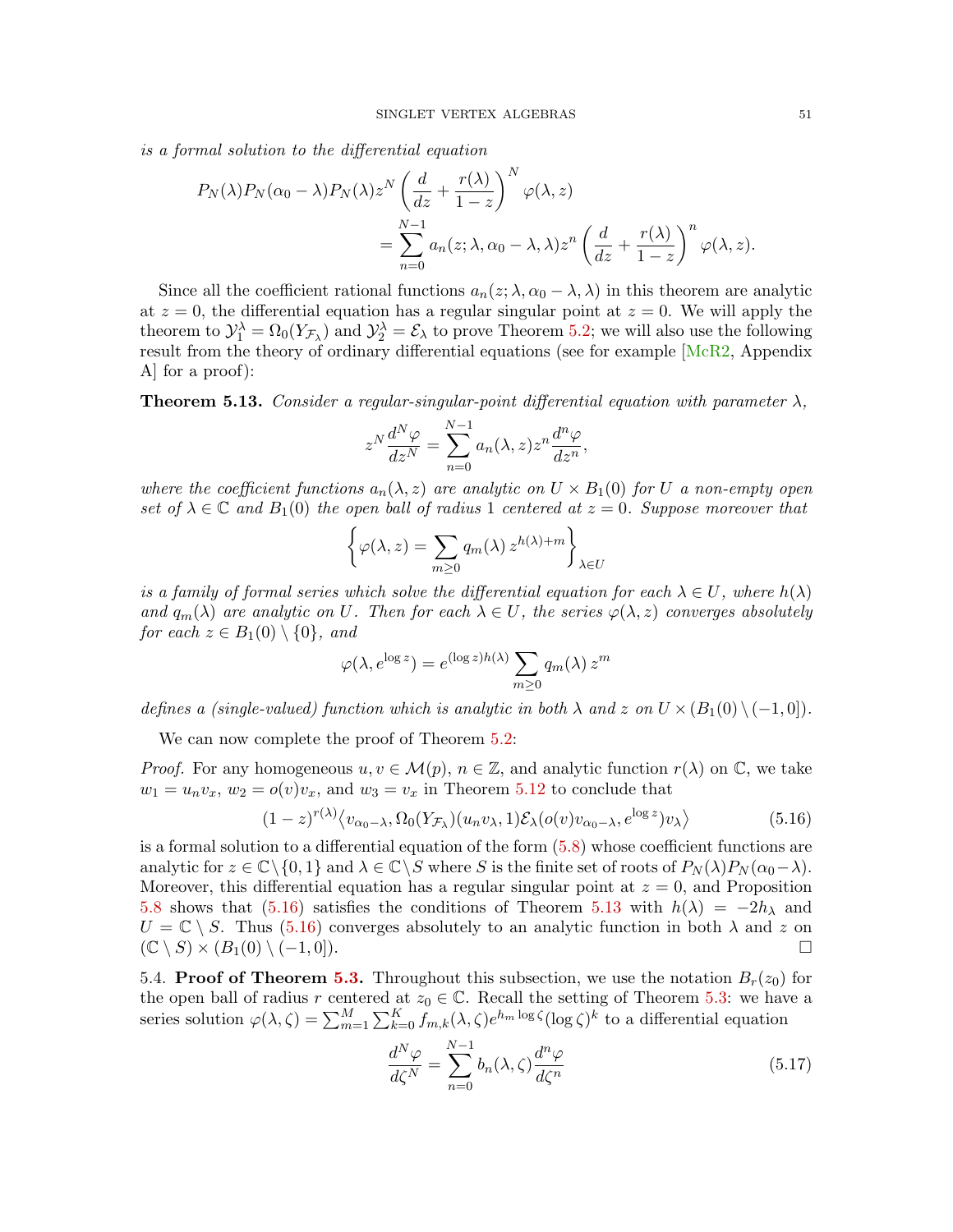*is a formal solution to the differential equation*

$$
\begin{aligned}
P_N(\lambda)P_N(\alpha_0-\lambda)P_N(\lambda)z^N\left(\frac{d}{dz}+\frac{r(\lambda)}{1-z}\right)^N\varphi(\lambda,z)&\\
=\sum_{n=0}^{N-1}a_n(z;\lambda,\alpha_0-\lambda,\lambda)z^n\left(\frac{d}{dz}+\frac{r(\lambda)}{1-z}\right)^n\varphi(\lambda,z).&
\end{aligned}
$$

Since all the coefficient rational functions $a_n(z;\lambda,\alpha_0-\lambda,\lambda)$ in this theorem are analytic at $z=0$, the differential equation has a regular singular point at $z=0$. We will apply the theorem to $\mathcal{Y}_1^\lambda=\Omega_0(Y_{\mathcal{F}_\lambda})$ and $\mathcal{Y}_2^\lambda=\mathcal{E}_\lambda$ to prove Theorem 5.2; we will also use the following result from the theory of ordinary differential equations (see for example [McR2, Appendix A] for a proof):

**Theorem 5.13.** *Consider a regular-singular-point differential equation with parameter $\lambda$,*

$$
z^N\frac{d^N\varphi}{dz^N}=\sum_{n=0}^{N-1}a_n(\lambda,z)z^n\frac{d^n\varphi}{dz^n},
$$

*where the coefficient functions $a_n(\lambda,z)$ are analytic on $U\times B_1(0)$ for $U$ a non-empty open set of $\lambda\in\mathbb{C}$ and $B_1(0)$ the open ball of radius 1 centered at $z=0$. Suppose moreover that*

$$
\left\{\varphi(\lambda,z)=\sum_{m\geq 0}q_m(\lambda)\,z^{h(\lambda)+m}\right\}_{\lambda\in U}
$$

*is a family of formal series which solve the differential equation for each $\lambda\in U$, where $h(\lambda)$ and $q_m(\lambda)$ are analytic on $U$. Then for each $\lambda\in U$, the series $\varphi(\lambda,z)$ converges absolutely for each $z\in B_1(0)\setminus\{0\}$, and*

$$
\varphi(\lambda,e^{\log z})=e^{(\log z)h(\lambda)}\sum_{m\geq 0}q_m(\lambda)\,z^m
$$

*defines a (single-valued) function which is analytic in both $\lambda$ and $z$ on $U\times(B_1(0)\setminus(-1,0])$.*

We can now complete the proof of Theorem 5.2:

*Proof.* For any homogeneous $u,v\in\mathcal{M}(p)$, $n\in\mathbb{Z}$, and analytic function $r(\lambda)$ on $\mathbb{C}$, we take $w_1=u_nv_x$, $w_2=o(v)v_x$, and $w_3=v_x$ in Theorem 5.12 to conclude that

$$
(1-z)^{r(\lambda)}\left\langle v_{\alpha_0-\lambda},\Omega_0(Y_{\mathcal{F}_\lambda})(u_nv_\lambda,1)\mathcal{E}_\lambda(o(v)v_{\alpha_0-\lambda},e^{\log z})v_\lambda\right\rangle \tag{5.16}
$$

is a formal solution to a differential equation of the form (5.8) whose coefficient functions are analytic for $z\in\mathbb{C}\setminus\{0,1\}$ and $\lambda\in\mathbb{C}\setminus S$ where $S$ is the finite set of roots of $P_N(\lambda)P_N(\alpha_0-\lambda)$. Moreover, this differential equation has a regular singular point at $z=0$, and Proposition 5.8 shows that (5.16) satisfies the conditions of Theorem 5.13 with $h(\lambda)=-2h_\lambda$ and $U=\mathbb{C}\setminus S$. Thus (5.16) converges absolutely to an analytic function in both $\lambda$ and $z$ on $(\mathbb{C}\setminus S)\times(B_1(0)\setminus(-1,0])$. $\square$

5.4. **Proof of Theorem 5.3.** Throughout this subsection, we use the notation $B_r(z_0)$ for the open ball of radius $r$ centered at $z_0\in\mathbb{C}$. Recall the setting of Theorem 5.3: we have a series solution $\varphi(\lambda,\zeta)=\sum_{m=1}^M\sum_{k=0}^K f_{m,k}(\lambda,\zeta)e^{h_m\log\zeta}(\log\zeta)^k$ to a differential equation

$$
\frac{d^N\varphi}{d\zeta^N}=\sum_{n=0}^{N-1}b_n(\lambda,\zeta)\frac{d^n\varphi}{d\zeta^n} \tag{5.17}
$$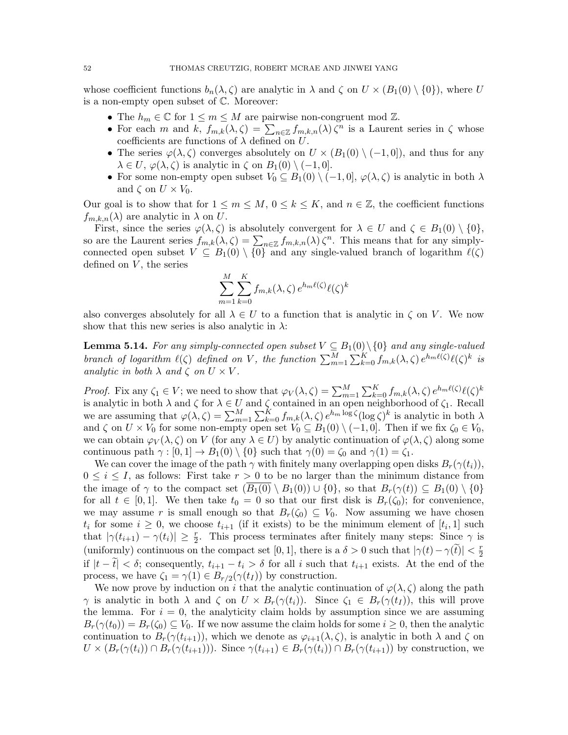whose coefficient functions $b_n(\lambda,\zeta)$ are analytic in $\lambda$ and $\zeta$ on $U\times(B_1(0)\setminus\{0\})$, where $U$ is a non-empty open subset of $\mathbb{C}$. Moreover:

- The $h_m\in\mathbb{C}$ for $1\leq m\leq M$ are pairwise non-congruent mod $\mathbb{Z}$.
- For each $m$ and $k$, $f_{m,k}(\lambda,\zeta)=\sum_{n\in\mathbb{Z}} f_{m,k,n}(\lambda)\,\zeta^n$ is a Laurent series in $\zeta$ whose coefficients are functions of $\lambda$ defined on $U$.
- The series $\varphi(\lambda,\zeta)$ converges absolutely on $U\times(B_1(0)\setminus(-1,0])$, and thus for any $\lambda\in U$, $\varphi(\lambda,\zeta)$ is analytic in $\zeta$ on $B_1(0)\setminus(-1,0]$.
- For some non-empty open subset $V_0\subseteq B_1(0)\setminus(-1,0]$, $\varphi(\lambda,\zeta)$ is analytic in both $\lambda$ and $\zeta$ on $U\times V_0$.

Our goal is to show that for $1\leq m\leq M$, $0\leq k\leq K$, and $n\in\mathbb{Z}$, the coefficient functions $f_{m,k,n}(\lambda)$ are analytic in $\lambda$ on $U$.

First, since the series $\varphi(\lambda,\zeta)$ is absolutely convergent for $\lambda\in U$ and $\zeta\in B_1(0)\setminus\{0\}$, so are the Laurent series $f_{m,k}(\lambda,\zeta)=\sum_{n\in\mathbb{Z}} f_{m,k,n}(\lambda)\,\zeta^n$. This means that for any simply-connected open subset $V\subseteq B_1(0)\setminus\{0\}$ and any single-valued branch of logarithm $\ell(\zeta)$ defined on $V$, the series

$$\sum_{m=1}^{M}\sum_{k=0}^{K} f_{m,k}(\lambda,\zeta)\,e^{h_m\ell(\zeta)}\ell(\zeta)^k$$

also converges absolutely for all $\lambda\in U$ to a function that is analytic in $\zeta$ on $V$. We now show that this new series is also analytic in $\lambda$:

**Lemma 5.14.** *For any simply-connected open subset $V\subseteq B_1(0)\setminus\{0\}$ and any single-valued branch of logarithm $\ell(\zeta)$ defined on $V$, the function $\sum_{m=1}^{M}\sum_{k=0}^{K} f_{m,k}(\lambda,\zeta)\,e^{h_m\ell(\zeta)}\ell(\zeta)^k$ is analytic in both $\lambda$ and $\zeta$ on $U\times V$.*

*Proof.* Fix any $\zeta_1\in V$; we need to show that $\varphi_V(\lambda,\zeta)=\sum_{m=1}^{M}\sum_{k=0}^{K} f_{m,k}(\lambda,\zeta)\,e^{h_m\ell(\zeta)}\ell(\zeta)^k$ is analytic in both $\lambda$ and $\zeta$ for $\lambda\in U$ and $\zeta$ contained in an open neighborhood of $\zeta_1$. Recall we are assuming that $\varphi(\lambda,\zeta)=\sum_{m=1}^{M}\sum_{k=0}^{K} f_{m,k}(\lambda,\zeta)\,e^{h_m\log\zeta}(\log\zeta)^k$ is analytic in both $\lambda$ and $\zeta$ on $U\times V_0$ for some non-empty open set $V_0\subseteq B_1(0)\setminus(-1,0]$. Then if we fix $\zeta_0\in V_0$, we can obtain $\varphi_V(\lambda,\zeta)$ on $V$ (for any $\lambda\in U$) by analytic continuation of $\varphi(\lambda,\zeta)$ along some continuous path $\gamma:[0,1]\to B_1(0)\setminus\{0\}$ such that $\gamma(0)=\zeta_0$ and $\gamma(1)=\zeta_1$.

We can cover the image of the path $\gamma$ with finitely many overlapping open disks $B_r(\gamma(t_i))$, $0\leq i\leq I$, as follows: First take $r>0$ to be no larger than the minimum distance from the image of $\gamma$ to the compact set $(\overline{B_1(0)}\setminus B_1(0))\cup\{0\}$, so that $B_r(\gamma(t))\subseteq B_1(0)\setminus\{0\}$ for all $t\in[0,1]$. We then take $t_0=0$ so that our first disk is $B_r(\zeta_0)$; for convenience, we may assume $r$ is small enough so that $B_r(\zeta_0)\subseteq V_0$. Now assuming we have chosen $t_i$ for some $i\geq 0$, we choose $t_{i+1}$ (if it exists) to be the minimum element of $[t_i,1]$ such that $|\gamma(t_{i+1})-\gamma(t_i)|\geq\frac{r}{2}$. This process terminates after finitely many steps: Since $\gamma$ is (uniformly) continuous on the compact set $[0,1]$, there is a $\delta>0$ such that $|\gamma(t)-\gamma(\widetilde{t})|<\frac{r}{2}$ if $|t-\widetilde{t}|<\delta$; consequently, $t_{i+1}-t_i>\delta$ for all $i$ such that $t_{i+1}$ exists. At the end of the process, we have $\zeta_1=\gamma(1)\in B_{r/2}(\gamma(t_I))$ by construction.

We now prove by induction on $i$ that the analytic continuation of $\varphi(\lambda,\zeta)$ along the path $\gamma$ is analytic in both $\lambda$ and $\zeta$ on $U\times B_r(\gamma(t_i))$. Since $\zeta_1\in B_r(\gamma(t_I))$, this will prove the lemma. For $i=0$, the analyticity claim holds by assumption since we are assuming $B_r(\gamma(t_0))=B_r(\zeta_0)\subseteq V_0$. If we now assume the claim holds for some $i\geq 0$, then the analytic continuation to $B_r(\gamma(t_{i+1}))$, which we denote as $\varphi_{i+1}(\lambda,\zeta)$, is analytic in both $\lambda$ and $\zeta$ on $U\times(B_r(\gamma(t_i))\cap B_r(\gamma(t_{i+1})))$. Since $\gamma(t_{i+1})\in B_r(\gamma(t_i))\cap B_r(\gamma(t_{i+1}))$ by construction, we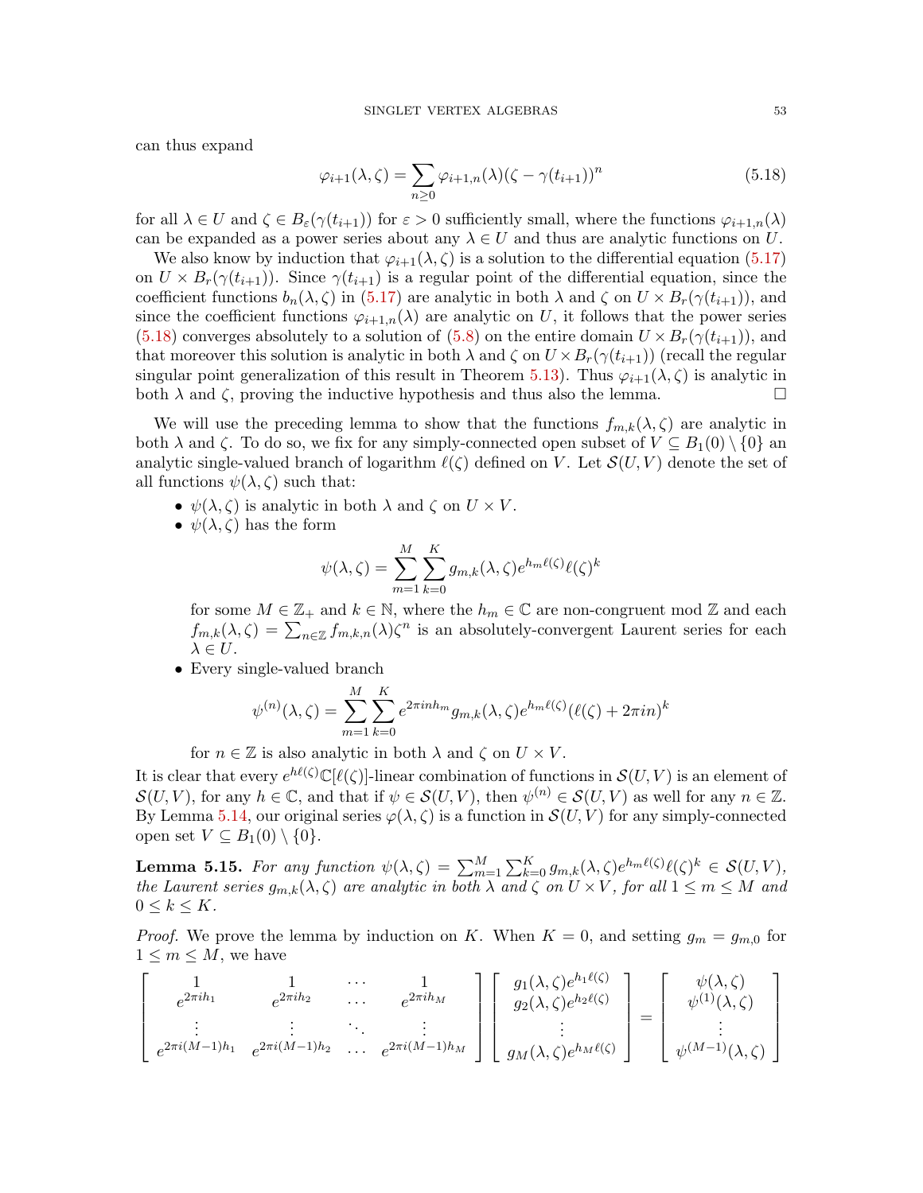can thus expand

$$\varphi_{i+1}(\lambda,\zeta) = \sum_{n\geq 0} \varphi_{i+1,n}(\lambda)(\zeta - \gamma(t_{i+1}))^n \tag{5.18}$$

for all $\lambda \in U$ and $\zeta \in B_\varepsilon(\gamma(t_{i+1}))$ for $\varepsilon > 0$ sufficiently small, where the functions $\varphi_{i+1,n}(\lambda)$ can be expanded as a power series about any $\lambda \in U$ and thus are analytic functions on $U$.

We also know by induction that $\varphi_{i+1}(\lambda,\zeta)$ is a solution to the differential equation (5.17) on $U \times B_r(\gamma(t_{i+1}))$. Since $\gamma(t_{i+1})$ is a regular point of the differential equation, since the coefficient functions $b_n(\lambda,\zeta)$ in (5.17) are analytic in both $\lambda$ and $\zeta$ on $U \times B_r(\gamma(t_{i+1}))$, and since the coefficient functions $\varphi_{i+1,n}(\lambda)$ are analytic on $U$, it follows that the power series (5.18) converges absolutely to a solution of (5.8) on the entire domain $U \times B_r(\gamma(t_{i+1}))$, and that moreover this solution is analytic in both $\lambda$ and $\zeta$ on $U \times B_r(\gamma(t_{i+1}))$ (recall the regular singular point generalization of this result in Theorem 5.13). Thus $\varphi_{i+1}(\lambda,\zeta)$ is analytic in both $\lambda$ and $\zeta$, proving the inductive hypothesis and thus also the lemma. $\square$

We will use the preceding lemma to show that the functions $f_{m,k}(\lambda,\zeta)$ are analytic in both $\lambda$ and $\zeta$. To do so, we fix for any simply-connected open subset of $V \subseteq B_1(0) \setminus \{0\}$ an analytic single-valued branch of logarithm $\ell(\zeta)$ defined on $V$. Let $\mathcal{S}(U,V)$ denote the set of all functions $\psi(\lambda,\zeta)$ such that:

- $\psi(\lambda,\zeta)$ is analytic in both $\lambda$ and $\zeta$ on $U \times V$.
- $\psi(\lambda,\zeta)$ has the form

$$\psi(\lambda,\zeta) = \sum_{m=1}^{M}\sum_{k=0}^{K} g_{m,k}(\lambda,\zeta)e^{h_m\ell(\zeta)}\ell(\zeta)^k$$

  for some $M \in \mathbb{Z}_+$ and $k \in \mathbb{N}$, where the $h_m \in \mathbb{C}$ are non-congruent mod $\mathbb{Z}$ and each $f_{m,k}(\lambda,\zeta) = \sum_{n\in\mathbb{Z}} f_{m,k,n}(\lambda)\zeta^n$ is an absolutely-convergent Laurent series for each $\lambda \in U$.
- Every single-valued branch

$$\psi^{(n)}(\lambda,\zeta) = \sum_{m=1}^{M}\sum_{k=0}^{K} e^{2\pi i n h_m} g_{m,k}(\lambda,\zeta)e^{h_m\ell(\zeta)}(\ell(\zeta)+2\pi i n)^k$$

  for $n \in \mathbb{Z}$ is also analytic in both $\lambda$ and $\zeta$ on $U \times V$.

It is clear that every $e^{h\ell(\zeta)}\mathbb{C}[\ell(\zeta)]$-linear combination of functions in $\mathcal{S}(U,V)$ is an element of $\mathcal{S}(U,V)$, for any $h \in \mathbb{C}$, and that if $\psi \in \mathcal{S}(U,V)$, then $\psi^{(n)} \in \mathcal{S}(U,V)$ as well for any $n \in \mathbb{Z}$. By Lemma 5.14, our original series $\varphi(\lambda,\zeta)$ is a function in $\mathcal{S}(U,V)$ for any simply-connected open set $V \subseteq B_1(0) \setminus \{0\}$.

**Lemma 5.15.** *For any function $\psi(\lambda,\zeta) = \sum_{m=1}^{M}\sum_{k=0}^{K} g_{m,k}(\lambda,\zeta)e^{h_m\ell(\zeta)}\ell(\zeta)^k \in \mathcal{S}(U,V)$, the Laurent series $g_{m,k}(\lambda,\zeta)$ are analytic in both $\lambda$ and $\zeta$ on $U \times V$, for all $1 \leq m \leq M$ and $0 \leq k \leq K$.*

*Proof.* We prove the lemma by induction on $K$. When $K = 0$, and setting $g_m = g_{m,0}$ for $1 \leq m \leq M$, we have

$$\begin{bmatrix} 1 & 1 & \cdots & 1 \\ e^{2\pi i h_1} & e^{2\pi i h_2} & \cdots & e^{2\pi i h_M} \\ \vdots & \vdots & \ddots & \vdots \\ e^{2\pi i(M-1)h_1} & e^{2\pi i(M-1)h_2} & \cdots & e^{2\pi i(M-1)h_M} \end{bmatrix} \begin{bmatrix} g_1(\lambda,\zeta)e^{h_1\ell(\zeta)} \\ g_2(\lambda,\zeta)e^{h_2\ell(\zeta)} \\ \vdots \\ g_M(\lambda,\zeta)e^{h_M\ell(\zeta)} \end{bmatrix} = \begin{bmatrix} \psi(\lambda,\zeta) \\ \psi^{(1)}(\lambda,\zeta) \\ \vdots \\ \psi^{(M-1)}(\lambda,\zeta) \end{bmatrix}$$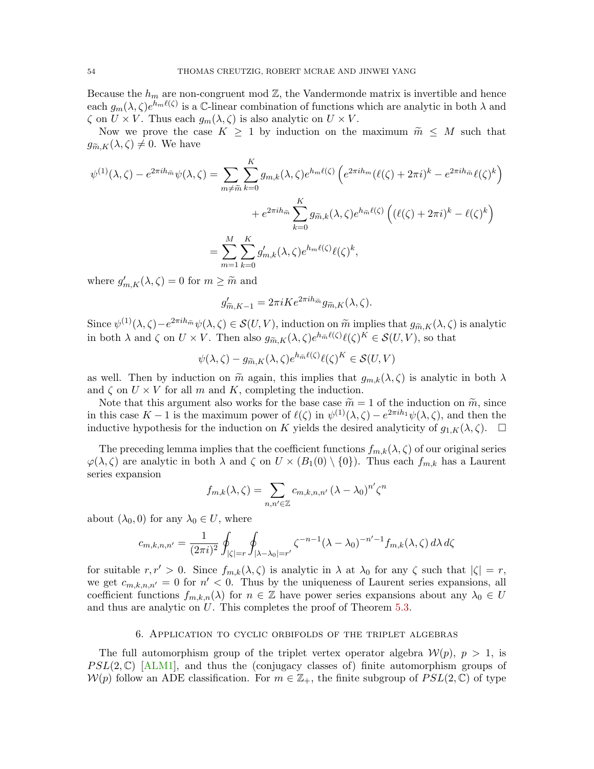Because the $h_m$ are non-congruent mod $\mathbb{Z}$, the Vandermonde matrix is invertible and hence each $g_m(\lambda,\zeta)e^{h_m\ell(\zeta)}$ is a $\mathbb{C}$-linear combination of functions which are analytic in both $\lambda$ and $\zeta$ on $U\times V$. Thus each $g_m(\lambda,\zeta)$ is also analytic on $U\times V$.

Now we prove the case $K\geq 1$ by induction on the maximum $\widetilde{m}\leq M$ such that $g_{\widetilde{m},K}(\lambda,\zeta)\neq 0$. We have

$$
\begin{aligned}
\psi^{(1)}(\lambda,\zeta)-e^{2\pi i h_{\widetilde{m}}}\psi(\lambda,\zeta) &= \sum_{m\neq\widetilde{m}}\sum_{k=0}^{K} g_{m,k}(\lambda,\zeta)e^{h_m\ell(\zeta)}\left(e^{2\pi i h_m}(\ell(\zeta)+2\pi i)^k - e^{2\pi i h_{\widetilde{m}}}\ell(\zeta)^k\right)\\
&\quad + e^{2\pi i h_{\widetilde{m}}}\sum_{k=0}^{K} g_{\widetilde{m},k}(\lambda,\zeta)e^{h_{\widetilde{m}}\ell(\zeta)}\left((\ell(\zeta)+2\pi i)^k-\ell(\zeta)^k\right)\\
&= \sum_{m=1}^{M}\sum_{k=0}^{K} g'_{m,k}(\lambda,\zeta)e^{h_m\ell(\zeta)}\ell(\zeta)^k,
\end{aligned}
$$

where $g'_{m,K}(\lambda,\zeta)=0$ for $m\geq\widetilde{m}$ and

$$
g'_{\widetilde{m},K-1}=2\pi i K e^{2\pi i h_{\widetilde{m}}}g_{\widetilde{m},K}(\lambda,\zeta).
$$

Since $\psi^{(1)}(\lambda,\zeta)-e^{2\pi i h_{\widetilde{m}}}\psi(\lambda,\zeta)\in\mathcal{S}(U,V)$, induction on $\widetilde{m}$ implies that $g_{\widetilde{m},K}(\lambda,\zeta)$ is analytic in both $\lambda$ and $\zeta$ on $U\times V$. Then also $g_{\widetilde{m},K}(\lambda,\zeta)e^{h_{\widetilde{m}}\ell(\zeta)}\ell(\zeta)^K\in\mathcal{S}(U,V)$, so that

$$
\psi(\lambda,\zeta)-g_{\widetilde{m},K}(\lambda,\zeta)e^{h_{\widetilde{m}}\ell(\zeta)}\ell(\zeta)^K\in\mathcal{S}(U,V)
$$

as well. Then by induction on $\widetilde{m}$ again, this implies that $g_{m,k}(\lambda,\zeta)$ is analytic in both $\lambda$ and $\zeta$ on $U\times V$ for all $m$ and $K$, completing the induction.

Note that this argument also works for the base case $\widetilde{m}=1$ of the induction on $\widetilde{m}$, since in this case $K-1$ is the maximum power of $\ell(\zeta)$ in $\psi^{(1)}(\lambda,\zeta)-e^{2\pi i h_1}\psi(\lambda,\zeta)$, and then the inductive hypothesis for the induction on $K$ yields the desired analyticity of $g_{1,K}(\lambda,\zeta)$. $\square$

The preceding lemma implies that the coefficient functions $f_{m,k}(\lambda,\zeta)$ of our original series $\varphi(\lambda,\zeta)$ are analytic in both $\lambda$ and $\zeta$ on $U\times(B_1(0)\setminus\{0\})$. Thus each $f_{m,k}$ has a Laurent series expansion

$$
f_{m,k}(\lambda,\zeta)=\sum_{n,n'\in\mathbb{Z}} c_{m,k,n,n'}\,(\lambda-\lambda_0)^{n'}\zeta^n
$$

about $(\lambda_0,0)$ for any $\lambda_0\in U$, where

$$
c_{m,k,n,n'}=\frac{1}{(2\pi i)^2}\oint_{|\zeta|=r}\oint_{|\lambda-\lambda_0|=r'}\zeta^{-n-1}(\lambda-\lambda_0)^{-n'-1}f_{m,k}(\lambda,\zeta)\,d\lambda\,d\zeta
$$

for suitable $r,r'>0$. Since $f_{m,k}(\lambda,\zeta)$ is analytic in $\lambda$ at $\lambda_0$ for any $\zeta$ such that $|\zeta|=r$, we get $c_{m,k,n,n'}=0$ for $n'<0$. Thus by the uniqueness of Laurent series expansions, all coefficient functions $f_{m,k,n}(\lambda)$ for $n\in\mathbb{Z}$ have power series expansions about any $\lambda_0\in U$ and thus are analytic on $U$. This completes the proof of Theorem 5.3.

## 6. Application to cyclic orbifolds of the triplet algebras

The full automorphism group of the triplet vertex operator algebra $\mathcal{W}(p)$, $p>1$, is $PSL(2,\mathbb{C})$ [ALM1], and thus the (conjugacy classes of) finite automorphism groups of $\mathcal{W}(p)$ follow an ADE classification. For $m\in\mathbb{Z}_+$, the finite subgroup of $PSL(2,\mathbb{C})$ of type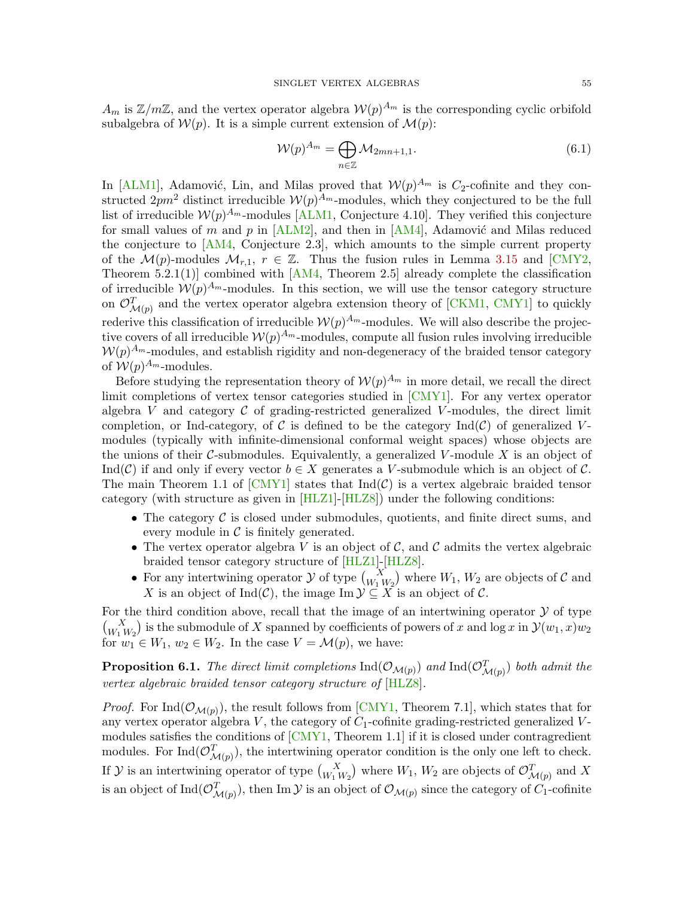$A_m$ is $\mathbb{Z}/m\mathbb{Z}$, and the vertex operator algebra $\mathcal{W}(p)^{A_m}$ is the corresponding cyclic orbifold subalgebra of $\mathcal{W}(p)$. It is a simple current extension of $\mathcal{M}(p)$:

$$\mathcal{W}(p)^{A_m} = \bigoplus_{n\in\mathbb{Z}} \mathcal{M}_{2mn+1,1}. \tag{6.1}$$

In [ALM1], Adamović, Lin, and Milas proved that $\mathcal{W}(p)^{A_m}$ is $C_2$-cofinite and they constructed $2pm^2$ distinct irreducible $\mathcal{W}(p)^{A_m}$-modules, which they conjectured to be the full list of irreducible $\mathcal{W}(p)^{A_m}$-modules [ALM1, Conjecture 4.10]. They verified this conjecture for small values of $m$ and $p$ in [ALM2], and then in [AM4], Adamović and Milas reduced the conjecture to [AM4, Conjecture 2.3], which amounts to the simple current property of the $\mathcal{M}(p)$-modules $\mathcal{M}_{r,1}$, $r \in \mathbb{Z}$. Thus the fusion rules in Lemma 3.15 and [CMY2, Theorem 5.2.1(1)] combined with [AM4, Theorem 2.5] already complete the classification of irreducible $\mathcal{W}(p)^{A_m}$-modules. In this section, we will use the tensor category structure on $\mathcal{O}^T_{\mathcal{M}(p)}$ and the vertex operator algebra extension theory of [CKM1, CMY1] to quickly rederive this classification of irreducible $\mathcal{W}(p)^{A_m}$-modules. We will also describe the projective covers of all irreducible $\mathcal{W}(p)^{A_m}$-modules, compute all fusion rules involving irreducible $\mathcal{W}(p)^{A_m}$-modules, and establish rigidity and non-degeneracy of the braided tensor category of $\mathcal{W}(p)^{A_m}$-modules.

Before studying the representation theory of $\mathcal{W}(p)^{A_m}$ in more detail, we recall the direct limit completions of vertex tensor categories studied in [CMY1]. For any vertex operator algebra $V$ and category $\mathcal{C}$ of grading-restricted generalized $V$-modules, the direct limit completion, or Ind-category, of $\mathcal{C}$ is defined to be the category $\mathrm{Ind}(\mathcal{C})$ of generalized $V$-modules (typically with infinite-dimensional conformal weight spaces) whose objects are the unions of their $\mathcal{C}$-submodules. Equivalently, a generalized $V$-module $X$ is an object of $\mathrm{Ind}(\mathcal{C})$ if and only if every vector $b \in X$ generates a $V$-submodule which is an object of $\mathcal{C}$. The main Theorem 1.1 of [CMY1] states that $\mathrm{Ind}(\mathcal{C})$ is a vertex algebraic braided tensor category (with structure as given in [HLZ1]-[HLZ8]) under the following conditions:

- The category $\mathcal{C}$ is closed under submodules, quotients, and finite direct sums, and every module in $\mathcal{C}$ is finitely generated.
- The vertex operator algebra $V$ is an object of $\mathcal{C}$, and $\mathcal{C}$ admits the vertex algebraic braided tensor category structure of [HLZ1]-[HLZ8].
- For any intertwining operator $\mathcal{Y}$ of type $\binom{X}{W_1\,W_2}$ where $W_1$, $W_2$ are objects of $\mathcal{C}$ and $X$ is an object of $\mathrm{Ind}(\mathcal{C})$, the image $\mathrm{Im}\,\mathcal{Y} \subseteq X$ is an object of $\mathcal{C}$.

For the third condition above, recall that the image of an intertwining operator $\mathcal{Y}$ of type $\binom{X}{W_1\,W_2}$ is the submodule of $X$ spanned by coefficients of powers of $x$ and $\log x$ in $\mathcal{Y}(w_1, x)w_2$ for $w_1 \in W_1$, $w_2 \in W_2$. In the case $V = \mathcal{M}(p)$, we have:

**Proposition 6.1.** *The direct limit completions $\mathrm{Ind}(\mathcal{O}_{\mathcal{M}(p)})$ and $\mathrm{Ind}(\mathcal{O}^T_{\mathcal{M}(p)})$ both admit the vertex algebraic braided tensor category structure of [HLZ8].*

*Proof.* For $\mathrm{Ind}(\mathcal{O}_{\mathcal{M}(p)})$, the result follows from [CMY1, Theorem 7.1], which states that for any vertex operator algebra $V$, the category of $C_1$-cofinite grading-restricted generalized $V$-modules satisfies the conditions of [CMY1, Theorem 1.1] if it is closed under contragredient modules. For $\mathrm{Ind}(\mathcal{O}^T_{\mathcal{M}(p)})$, the intertwining operator condition is the only one left to check. If $\mathcal{Y}$ is an intertwining operator of type $\binom{X}{W_1\,W_2}$ where $W_1$, $W_2$ are objects of $\mathcal{O}^T_{\mathcal{M}(p)}$ and $X$ is an object of $\mathrm{Ind}(\mathcal{O}^T_{\mathcal{M}(p)})$, then $\mathrm{Im}\,\mathcal{Y}$ is an object of $\mathcal{O}_{\mathcal{M}(p)}$ since the category of $C_1$-cofinite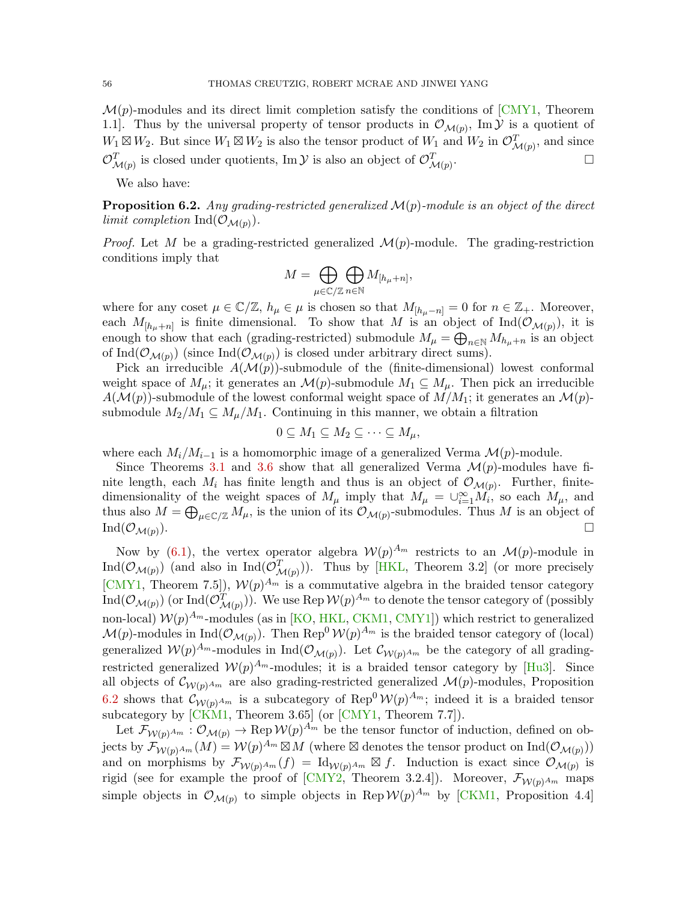$\mathcal{M}(p)$-modules and its direct limit completion satisfy the conditions of [CMY1, Theorem 1.1]. Thus by the universal property of tensor products in $\mathcal{O}_{\mathcal{M}(p)}$, $\operatorname{Im}\mathcal{Y}$ is a quotient of $W_1 \boxtimes W_2$. But since $W_1 \boxtimes W_2$ is also the tensor product of $W_1$ and $W_2$ in $\mathcal{O}^T_{\mathcal{M}(p)}$, and since $\mathcal{O}^T_{\mathcal{M}(p)}$ is closed under quotients, $\operatorname{Im}\mathcal{Y}$ is also an object of $\mathcal{O}^T_{\mathcal{M}(p)}$. $\square$

We also have:

**Proposition 6.2.** *Any grading-restricted generalized $\mathcal{M}(p)$-module is an object of the direct limit completion $\operatorname{Ind}(\mathcal{O}_{\mathcal{M}(p)})$.*

*Proof.* Let $M$ be a grading-restricted generalized $\mathcal{M}(p)$-module. The grading-restriction conditions imply that

$$M = \bigoplus_{\mu \in \mathbb{C}/\mathbb{Z}} \bigoplus_{n \in \mathbb{N}} M_{[h_\mu + n]},$$

where for any coset $\mu \in \mathbb{C}/\mathbb{Z}$, $h_\mu \in \mu$ is chosen so that $M_{[h_\mu - n]} = 0$ for $n \in \mathbb{Z}_+$. Moreover, each $M_{[h_\mu+n]}$ is finite dimensional. To show that $M$ is an object of $\operatorname{Ind}(\mathcal{O}_{\mathcal{M}(p)})$, it is enough to show that each (grading-restricted) submodule $M_\mu = \bigoplus_{n\in\mathbb{N}} M_{h_\mu+n}$ is an object of $\operatorname{Ind}(\mathcal{O}_{\mathcal{M}(p)})$ (since $\operatorname{Ind}(\mathcal{O}_{\mathcal{M}(p)})$ is closed under arbitrary direct sums).

Pick an irreducible $A(\mathcal{M}(p))$-submodule of the (finite-dimensional) lowest conformal weight space of $M_\mu$; it generates an $\mathcal{M}(p)$-submodule $M_1 \subseteq M_\mu$. Then pick an irreducible $A(\mathcal{M}(p))$-submodule of the lowest conformal weight space of $M/M_1$; it generates an $\mathcal{M}(p)$-submodule $M_2/M_1 \subseteq M_\mu/M_1$. Continuing in this manner, we obtain a filtration

$$0 \subseteq M_1 \subseteq M_2 \subseteq \cdots \subseteq M_\mu,$$

where each $M_i/M_{i-1}$ is a homomorphic image of a generalized Verma $\mathcal{M}(p)$-module.

Since Theorems 3.1 and 3.6 show that all generalized Verma $\mathcal{M}(p)$-modules have finite length, each $M_i$ has finite length and thus is an object of $\mathcal{O}_{\mathcal{M}(p)}$. Further, finite-dimensionality of the weight spaces of $M_\mu$ imply that $M_\mu = \cup_{i=1}^\infty M_i$, so each $M_\mu$, and thus also $M = \bigoplus_{\mu\in\mathbb{C}/\mathbb{Z}} M_\mu$, is the union of its $\mathcal{O}_{\mathcal{M}(p)}$-submodules. Thus $M$ is an object of $\operatorname{Ind}(\mathcal{O}_{\mathcal{M}(p)})$. $\square$

Now by (6.1), the vertex operator algebra $\mathcal{W}(p)^{A_m}$ restricts to an $\mathcal{M}(p)$-module in $\operatorname{Ind}(\mathcal{O}_{\mathcal{M}(p)})$ (and also in $\operatorname{Ind}(\mathcal{O}^T_{\mathcal{M}(p)})$). Thus by [HKL, Theorem 3.2] (or more precisely [CMY1, Theorem 7.5]), $\mathcal{W}(p)^{A_m}$ is a commutative algebra in the braided tensor category $\operatorname{Ind}(\mathcal{O}_{\mathcal{M}(p)})$ (or $\operatorname{Ind}(\mathcal{O}^T_{\mathcal{M}(p)})$). We use $\operatorname{Rep}\mathcal{W}(p)^{A_m}$ to denote the tensor category of (possibly non-local) $\mathcal{W}(p)^{A_m}$-modules (as in [KO, HKL, CKM1, CMY1]) which restrict to generalized $\mathcal{M}(p)$-modules in $\operatorname{Ind}(\mathcal{O}_{\mathcal{M}(p)})$. Then $\operatorname{Rep}^0\mathcal{W}(p)^{A_m}$ is the braided tensor category of (local) generalized $\mathcal{W}(p)^{A_m}$-modules in $\operatorname{Ind}(\mathcal{O}_{\mathcal{M}(p)})$. Let $\mathcal{C}_{\mathcal{W}(p)^{A_m}}$ be the category of all grading-restricted generalized $\mathcal{W}(p)^{A_m}$-modules; it is a braided tensor category by [Hu3]. Since all objects of $\mathcal{C}_{\mathcal{W}(p)^{A_m}}$ are also grading-restricted generalized $\mathcal{M}(p)$-modules, Proposition 6.2 shows that $\mathcal{C}_{\mathcal{W}(p)^{A_m}}$ is a subcategory of $\operatorname{Rep}^0\mathcal{W}(p)^{A_m}$; indeed it is a braided tensor subcategory by [CKM1, Theorem 3.65] (or [CMY1, Theorem 7.7]).

Let $\mathcal{F}_{\mathcal{W}(p)^{A_m}} : \mathcal{O}_{\mathcal{M}(p)} \to \operatorname{Rep}\mathcal{W}(p)^{A_m}$ be the tensor functor of induction, defined on objects by $\mathcal{F}_{\mathcal{W}(p)^{A_m}}(M) = \mathcal{W}(p)^{A_m} \boxtimes M$ (where $\boxtimes$ denotes the tensor product on $\operatorname{Ind}(\mathcal{O}_{\mathcal{M}(p)})$) and on morphisms by $\mathcal{F}_{\mathcal{W}(p)^{A_m}}(f) = \operatorname{Id}_{\mathcal{W}(p)^{A_m}} \boxtimes f$. Induction is exact since $\mathcal{O}_{\mathcal{M}(p)}$ is rigid (see for example the proof of [CMY2, Theorem 3.2.4]). Moreover, $\mathcal{F}_{\mathcal{W}(p)^{A_m}}$ maps simple objects in $\mathcal{O}_{\mathcal{M}(p)}$ to simple objects in $\operatorname{Rep}\mathcal{W}(p)^{A_m}$ by [CKM1, Proposition 4.4]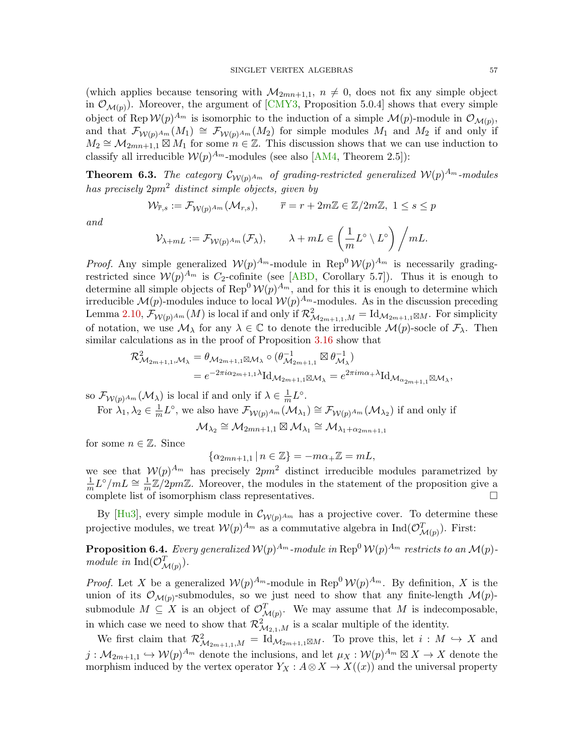(which applies because tensoring with $\mathcal{M}_{2mn+1,1}$, $n \neq 0$, does not fix any simple object in $\mathcal{O}_{\mathcal{M}(p)}$). Moreover, the argument of [CMY3, Proposition 5.0.4] shows that every simple object of $\mathrm{Rep}\,\mathcal{W}(p)^{A_m}$ is isomorphic to the induction of a simple $\mathcal{M}(p)$-module in $\mathcal{O}_{\mathcal{M}(p)}$, and that $\mathcal{F}_{\mathcal{W}(p)^{A_m}}(M_1) \cong \mathcal{F}_{\mathcal{W}(p)^{A_m}}(M_2)$ for simple modules $M_1$ and $M_2$ if and only if $M_2 \cong \mathcal{M}_{2mn+1,1} \boxtimes M_1$ for some $n \in \mathbb{Z}$. This discussion shows that we can use induction to classify all irreducible $\mathcal{W}(p)^{A_m}$-modules (see also [AM4, Theorem 2.5]):

**Theorem 6.3.** *The category $\mathcal{C}_{\mathcal{W}(p)^{A_m}}$ of grading-restricted generalized $\mathcal{W}(p)^{A_m}$-modules has precisely $2pm^2$ distinct simple objects, given by*

$$\mathcal{W}_{\overline{r},s} := \mathcal{F}_{\mathcal{W}(p)^{A_m}}(\mathcal{M}_{r,s}), \qquad \overline{r} = r + 2m\mathbb{Z} \in \mathbb{Z}/2m\mathbb{Z},\ 1 \leq s \leq p$$

*and*

$$\mathcal{V}_{\lambda+mL} := \mathcal{F}_{\mathcal{W}(p)^{A_m}}(\mathcal{F}_\lambda), \qquad \lambda + mL \in \left(\frac{1}{m}L^\circ \setminus L^\circ\right) \Big/ mL.$$

*Proof.* Any simple generalized $\mathcal{W}(p)^{A_m}$-module in $\mathrm{Rep}^0\,\mathcal{W}(p)^{A_m}$ is necessarily grading-restricted since $\mathcal{W}(p)^{A_m}$ is $C_2$-cofinite (see [ABD, Corollary 5.7]). Thus it is enough to determine all simple objects of $\mathrm{Rep}^0\,\mathcal{W}(p)^{A_m}$, and for this it is enough to determine which irreducible $\mathcal{M}(p)$-modules induce to local $\mathcal{W}(p)^{A_m}$-modules. As in the discussion preceding Lemma 2.10, $\mathcal{F}_{\mathcal{W}(p)^{A_m}}(M)$ is local if and only if $\mathcal{R}^2_{\mathcal{M}_{2m+1,1},M} = \mathrm{Id}_{\mathcal{M}_{2m+1,1}\boxtimes M}$. For simplicity of notation, we use $\mathcal{M}_\lambda$ for any $\lambda \in \mathbb{C}$ to denote the irreducible $\mathcal{M}(p)$-socle of $\mathcal{F}_\lambda$. Then similar calculations as in the proof of Proposition 3.16 show that

$$\begin{aligned}\mathcal{R}^2_{\mathcal{M}_{2m+1,1},\mathcal{M}_\lambda} &= \theta_{\mathcal{M}_{2m+1,1}\boxtimes\mathcal{M}_\lambda} \circ (\theta^{-1}_{\mathcal{M}_{2m+1,1}} \boxtimes \theta^{-1}_{\mathcal{M}_\lambda})\\ &= e^{-2\pi i \alpha_{2m+1,1}\lambda}\mathrm{Id}_{\mathcal{M}_{2m+1,1}\boxtimes\mathcal{M}_\lambda} = e^{2\pi i m\alpha_+\lambda}\mathrm{Id}_{\mathcal{M}_{\alpha_{2m+1,1}}\boxtimes\mathcal{M}_\lambda},\end{aligned}$$

so $\mathcal{F}_{\mathcal{W}(p)^{A_m}}(\mathcal{M}_\lambda)$ is local if and only if $\lambda \in \frac{1}{m}L^\circ$.

For $\lambda_1, \lambda_2 \in \frac{1}{m}L^\circ$, we also have $\mathcal{F}_{\mathcal{W}(p)^{A_m}}(\mathcal{M}_{\lambda_1}) \cong \mathcal{F}_{\mathcal{W}(p)^{A_m}}(\mathcal{M}_{\lambda_2})$ if and only if

$$\mathcal{M}_{\lambda_2} \cong \mathcal{M}_{2mn+1,1} \boxtimes \mathcal{M}_{\lambda_1} \cong \mathcal{M}_{\lambda_1+\alpha_{2mn+1,1}}$$

for some $n \in \mathbb{Z}$. Since

$$\{\alpha_{2mn+1,1} \mid n \in \mathbb{Z}\} = -m\alpha_+\mathbb{Z} = mL,$$

we see that $\mathcal{W}(p)^{A_m}$ has precisely $2pm^2$ distinct irreducible modules parametrized by $\frac{1}{m}L^\circ/mL \cong \frac{1}{m}\mathbb{Z}/2pm\mathbb{Z}$. Moreover, the modules in the statement of the proposition give a complete list of isomorphism class representatives. $\square$

By [Hu3], every simple module in $\mathcal{C}_{\mathcal{W}(p)^{A_m}}$ has a projective cover. To determine these projective modules, we treat $\mathcal{W}(p)^{A_m}$ as a commutative algebra in $\mathrm{Ind}(\mathcal{O}^T_{\mathcal{M}(p)})$. First:

**Proposition 6.4.** *Every generalized $\mathcal{W}(p)^{A_m}$-module in $\mathrm{Rep}^0\,\mathcal{W}(p)^{A_m}$ restricts to an $\mathcal{M}(p)$-module in $\mathrm{Ind}(\mathcal{O}^T_{\mathcal{M}(p)})$.*

*Proof.* Let $X$ be a generalized $\mathcal{W}(p)^{A_m}$-module in $\mathrm{Rep}^0\,\mathcal{W}(p)^{A_m}$. By definition, $X$ is the union of its $\mathcal{O}_{\mathcal{M}(p)}$-submodules, so we just need to show that any finite-length $\mathcal{M}(p)$-submodule $M \subseteq X$ is an object of $\mathcal{O}^T_{\mathcal{M}(p)}$. We may assume that $M$ is indecomposable, in which case we need to show that $\mathcal{R}^2_{\mathcal{M}_{2,1},M}$ is a scalar multiple of the identity.

We first claim that $\mathcal{R}^2_{\mathcal{M}_{2m+1,1},M} = \mathrm{Id}_{\mathcal{M}_{2m+1,1}\boxtimes M}$. To prove this, let $i : M \hookrightarrow X$ and $j : \mathcal{M}_{2m+1,1} \hookrightarrow \mathcal{W}(p)^{A_m}$ denote the inclusions, and let $\mu_X : \mathcal{W}(p)^{A_m} \boxtimes X \to X$ denote the morphism induced by the vertex operator $Y_X : A \otimes X \to X((x))$ and the universal property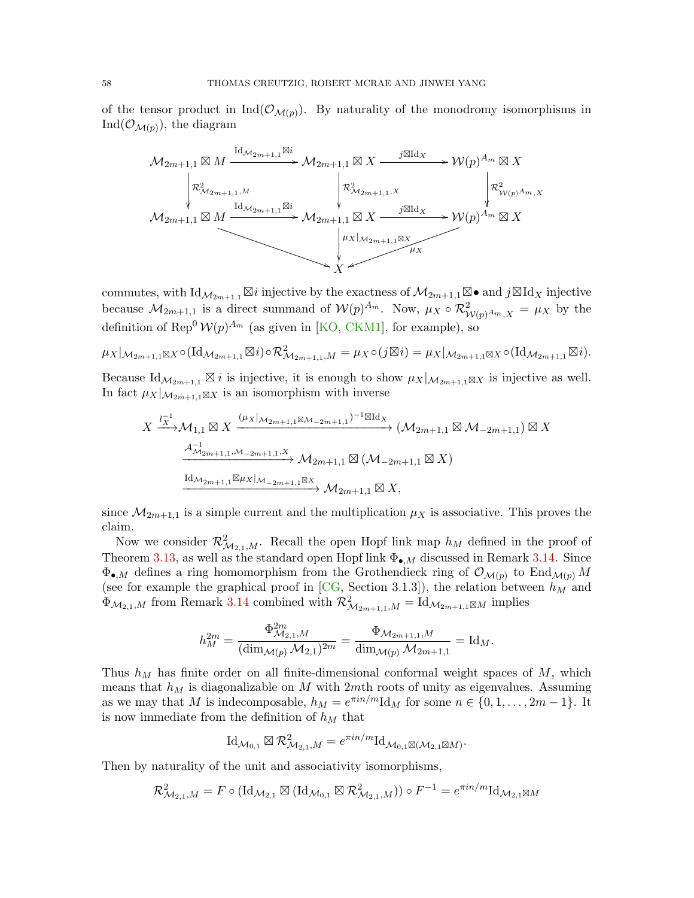of the tensor product in $\mathrm{Ind}(\mathcal{O}_{\mathcal{M}(p)})$. By naturality of the monodromy isomorphisms in $\mathrm{Ind}(\mathcal{O}_{\mathcal{M}(p)})$, the diagram

$$\begin{array}{ccccc}
\mathcal{M}_{2m+1,1}\boxtimes M & \xrightarrow{\mathrm{Id}_{\mathcal{M}_{2m+1,1}}\boxtimes i} & \mathcal{M}_{2m+1,1}\boxtimes X & \xrightarrow{j\boxtimes \mathrm{Id}_X} & \mathcal{W}(p)^{A_m}\boxtimes X \\
\big\downarrow \mathcal{R}^2_{\mathcal{M}_{2m+1,1},M} & & \big\downarrow \mathcal{R}^2_{\mathcal{M}_{2m+1,1},X} & & \big\downarrow \mathcal{R}^2_{\mathcal{W}(p)^{A_m},X} \\
\mathcal{M}_{2m+1,1}\boxtimes M & \xrightarrow{\mathrm{Id}_{\mathcal{M}_{2m+1,1}}\boxtimes i} & \mathcal{M}_{2m+1,1}\boxtimes X & \xrightarrow{j\boxtimes \mathrm{Id}_X} & \mathcal{W}(p)^{A_m}\boxtimes X \\
& \searrow & \big\downarrow \mu_X|_{\mathcal{M}_{2m+1,1}\boxtimes X} & \swarrow \mu_X & \\
& & X & &
\end{array}$$

commutes, with $\mathrm{Id}_{\mathcal{M}_{2m+1,1}}\boxtimes i$ injective by the exactness of $\mathcal{M}_{2m+1,1}\boxtimes\bullet$ and $j\boxtimes\mathrm{Id}_X$ injective because $\mathcal{M}_{2m+1,1}$ is a direct summand of $\mathcal{W}(p)^{A_m}$. Now, $\mu_X\circ\mathcal{R}^2_{\mathcal{W}(p)^{A_m},X}=\mu_X$ by the definition of $\mathrm{Rep}^0\,\mathcal{W}(p)^{A_m}$ (as given in [KO, CKM1], for example), so

$$\mu_X|_{\mathcal{M}_{2m+1,1}\boxtimes X}\circ(\mathrm{Id}_{\mathcal{M}_{2m+1,1}}\boxtimes i)\circ\mathcal{R}^2_{\mathcal{M}_{2m+1,1},M}=\mu_X\circ(j\boxtimes i)=\mu_X|_{\mathcal{M}_{2m+1,1}\boxtimes X}\circ(\mathrm{Id}_{\mathcal{M}_{2m+1,1}}\boxtimes i).$$

Because $\mathrm{Id}_{\mathcal{M}_{2m+1,1}}\boxtimes i$ is injective, it is enough to show $\mu_X|_{\mathcal{M}_{2m+1,1}\boxtimes X}$ is injective as well. In fact $\mu_X|_{\mathcal{M}_{2m+1,1}\boxtimes X}$ is an isomorphism with inverse

$$\begin{aligned}
X \xrightarrow{l_X^{-1}} \mathcal{M}_{1,1}\boxtimes X &\xrightarrow{(\mu_X|_{\mathcal{M}_{2m+1,1}\boxtimes\mathcal{M}_{-2m+1,1}})^{-1}\boxtimes\mathrm{Id}_X} (\mathcal{M}_{2m+1,1}\boxtimes\mathcal{M}_{-2m+1,1})\boxtimes X\\
&\xrightarrow{\mathcal{A}^{-1}_{\mathcal{M}_{2m+1,1},\mathcal{M}_{-2m+1,1},X}} \mathcal{M}_{2m+1,1}\boxtimes(\mathcal{M}_{-2m+1,1}\boxtimes X)\\
&\xrightarrow{\mathrm{Id}_{\mathcal{M}_{2m+1,1}}\boxtimes\mu_X|_{\mathcal{M}_{-2m+1,1}\boxtimes X}} \mathcal{M}_{2m+1,1}\boxtimes X,
\end{aligned}$$

since $\mathcal{M}_{2m+1,1}$ is a simple current and the multiplication $\mu_X$ is associative. This proves the claim.

Now we consider $\mathcal{R}^2_{\mathcal{M}_{2,1},M}$. Recall the open Hopf link map $h_M$ defined in the proof of Theorem 3.13, as well as the standard open Hopf link $\Phi_{\bullet,M}$ discussed in Remark 3.14. Since $\Phi_{\bullet,M}$ defines a ring homomorphism from the Grothendieck ring of $\mathcal{O}_{\mathcal{M}(p)}$ to $\mathrm{End}_{\mathcal{M}(p)}\,M$ (see for example the graphical proof in [CG, Section 3.1.3]), the relation between $h_M$ and $\Phi_{\mathcal{M}_{2,1},M}$ from Remark 3.14 combined with $\mathcal{R}^2_{\mathcal{M}_{2m+1,1},M}=\mathrm{Id}_{\mathcal{M}_{2m+1,1}\boxtimes M}$ implies

$$h_M^{2m}=\frac{\Phi^{2m}_{\mathcal{M}_{2,1},M}}{(\dim_{\mathcal{M}(p)}\mathcal{M}_{2,1})^{2m}}=\frac{\Phi_{\mathcal{M}_{2m+1,1},M}}{\dim_{\mathcal{M}(p)}\mathcal{M}_{2m+1,1}}=\mathrm{Id}_M.$$

Thus $h_M$ has finite order on all finite-dimensional conformal weight spaces of $M$, which means that $h_M$ is diagonalizable on $M$ with $2m$th roots of unity as eigenvalues. Assuming as we may that $M$ is indecomposable, $h_M=e^{\pi in/m}\mathrm{Id}_M$ for some $n\in\{0,1,\ldots,2m-1\}$. It is now immediate from the definition of $h_M$ that

$$\mathrm{Id}_{\mathcal{M}_{0,1}}\boxtimes\mathcal{R}^2_{\mathcal{M}_{2,1},M}=e^{\pi in/m}\mathrm{Id}_{\mathcal{M}_{0,1}\boxtimes(\mathcal{M}_{2,1}\boxtimes M)}.$$

Then by naturality of the unit and associativity isomorphisms,

$$\mathcal{R}^2_{\mathcal{M}_{2,1},M}=F\circ(\mathrm{Id}_{\mathcal{M}_{2,1}}\boxtimes(\mathrm{Id}_{\mathcal{M}_{0,1}}\boxtimes\mathcal{R}^2_{\mathcal{M}_{2,1},M}))\circ F^{-1}=e^{\pi in/m}\mathrm{Id}_{\mathcal{M}_{2,1}\boxtimes M}$$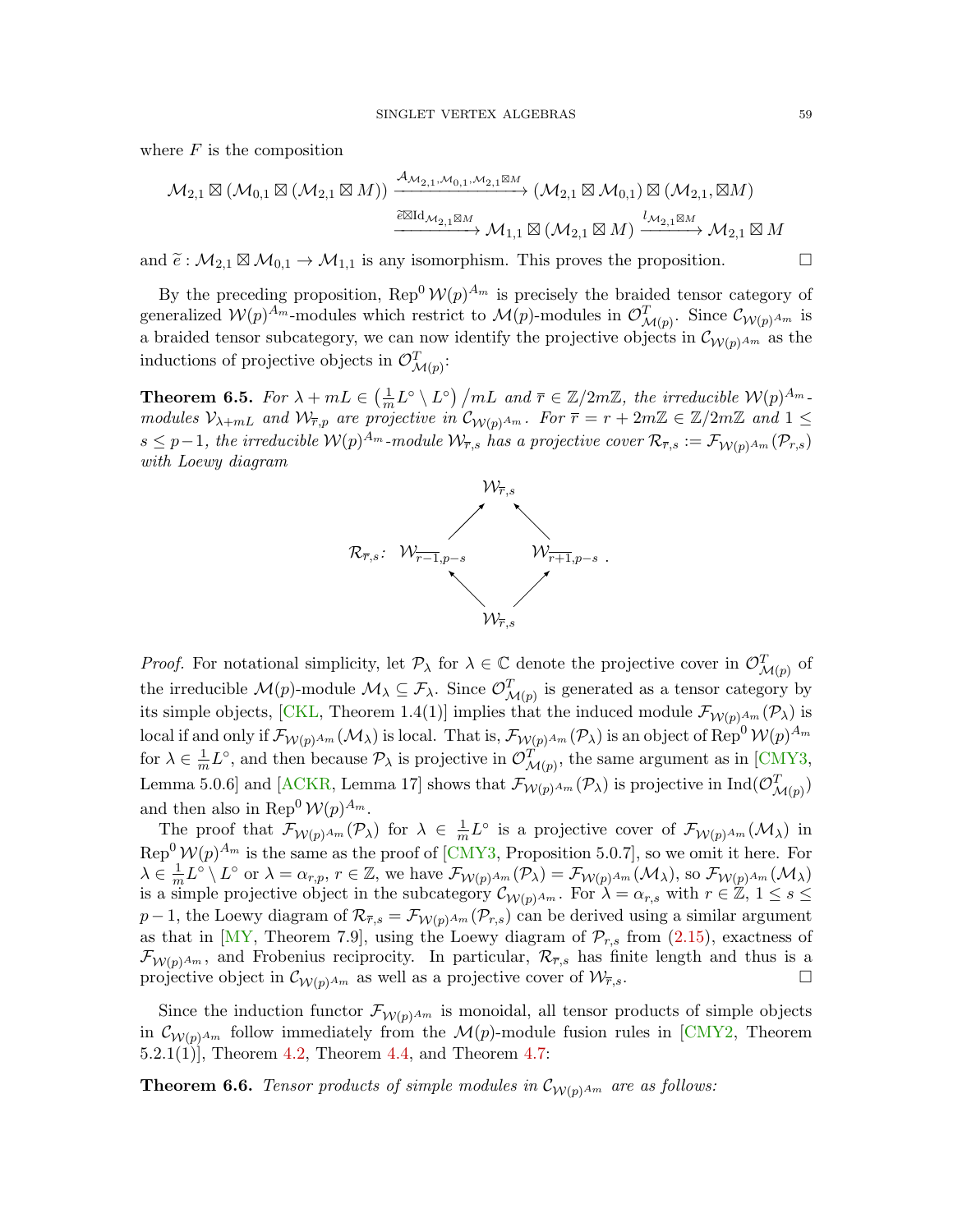where $F$ is the composition

$$\mathcal{M}_{2,1} \boxtimes (\mathcal{M}_{0,1} \boxtimes (\mathcal{M}_{2,1} \boxtimes M)) \xrightarrow{\mathcal{A}_{\mathcal{M}_{2,1},\mathcal{M}_{0,1},\mathcal{M}_{2,1}\boxtimes M}} (\mathcal{M}_{2,1} \boxtimes \mathcal{M}_{0,1}) \boxtimes (\mathcal{M}_{2,1}, \boxtimes M)$$
$$\xrightarrow{\widetilde{e}\boxtimes \mathrm{Id}_{\mathcal{M}_{2,1}\boxtimes M}} \mathcal{M}_{1,1} \boxtimes (\mathcal{M}_{2,1} \boxtimes M) \xrightarrow{l_{\mathcal{M}_{2,1}\boxtimes M}} \mathcal{M}_{2,1} \boxtimes M$$

and $\widetilde{e} : \mathcal{M}_{2,1} \boxtimes \mathcal{M}_{0,1} \to \mathcal{M}_{1,1}$ is any isomorphism. This proves the proposition. □

By the preceding proposition, $\mathrm{Rep}^0\, \mathcal{W}(p)^{A_m}$ is precisely the braided tensor category of generalized $\mathcal{W}(p)^{A_m}$-modules which restrict to $\mathcal{M}(p)$-modules in $\mathcal{O}^T_{\mathcal{M}(p)}$. Since $\mathcal{C}_{\mathcal{W}(p)^{A_m}}$ is a braided tensor subcategory, we can now identify the projective objects in $\mathcal{C}_{\mathcal{W}(p)^{A_m}}$ as the inductions of projective objects in $\mathcal{O}^T_{\mathcal{M}(p)}$:

**Theorem 6.5.** *For $\lambda + mL \in \left(\frac{1}{m}L^\circ \setminus L^\circ\right)/mL$ and $\overline{r} \in \mathbb{Z}/2m\mathbb{Z}$, the irreducible $\mathcal{W}(p)^{A_m}$-modules $\mathcal{V}_{\lambda+mL}$ and $\mathcal{W}_{\overline{r},p}$ are projective in $\mathcal{C}_{\mathcal{W}(p)^{A_m}}$. For $\overline{r} = r + 2m\mathbb{Z} \in \mathbb{Z}/2m\mathbb{Z}$ and $1 \leq s \leq p-1$, the irreducible $\mathcal{W}(p)^{A_m}$-module $\mathcal{W}_{\overline{r},s}$ has a projective cover $\mathcal{R}_{\overline{r},s} := \mathcal{F}_{\mathcal{W}(p)^{A_m}}(\mathcal{P}_{r,s})$ with Loewy diagram*

$$\mathcal{R}_{\overline{r},s}: \quad \begin{array}{ccc} & \mathcal{W}_{\overline{r},s} & \\ \nearrow & & \nwarrow \\ \mathcal{W}_{\overline{r-1},p-s} & & \mathcal{W}_{\overline{r+1},p-s} \\ \nwarrow & & \nearrow \\ & \mathcal{W}_{\overline{r},s} & \end{array} .$$

*Proof.* For notational simplicity, let $\mathcal{P}_\lambda$ for $\lambda \in \mathbb{C}$ denote the projective cover in $\mathcal{O}^T_{\mathcal{M}(p)}$ of the irreducible $\mathcal{M}(p)$-module $\mathcal{M}_\lambda \subseteq \mathcal{F}_\lambda$. Since $\mathcal{O}^T_{\mathcal{M}(p)}$ is generated as a tensor category by its simple objects, [CKL, Theorem 1.4(1)] implies that the induced module $\mathcal{F}_{\mathcal{W}(p)^{A_m}}(\mathcal{P}_\lambda)$ is local if and only if $\mathcal{F}_{\mathcal{W}(p)^{A_m}}(\mathcal{M}_\lambda)$ is local. That is, $\mathcal{F}_{\mathcal{W}(p)^{A_m}}(\mathcal{P}_\lambda)$ is an object of $\mathrm{Rep}^0\, \mathcal{W}(p)^{A_m}$ for $\lambda \in \frac{1}{m}L^\circ$, and then because $\mathcal{P}_\lambda$ is projective in $\mathcal{O}^T_{\mathcal{M}(p)}$, the same argument as in [CMY3, Lemma 5.0.6] and [ACKR, Lemma 17] shows that $\mathcal{F}_{\mathcal{W}(p)^{A_m}}(\mathcal{P}_\lambda)$ is projective in $\mathrm{Ind}(\mathcal{O}^T_{\mathcal{M}(p)})$ and then also in $\mathrm{Rep}^0\, \mathcal{W}(p)^{A_m}$.

The proof that $\mathcal{F}_{\mathcal{W}(p)^{A_m}}(\mathcal{P}_\lambda)$ for $\lambda \in \frac{1}{m}L^\circ$ is a projective cover of $\mathcal{F}_{\mathcal{W}(p)^{A_m}}(\mathcal{M}_\lambda)$ in $\mathrm{Rep}^0\, \mathcal{W}(p)^{A_m}$ is the same as the proof of [CMY3, Proposition 5.0.7], so we omit it here. For $\lambda \in \frac{1}{m}L^\circ \setminus L^\circ$ or $\lambda = \alpha_{r,p}$, $r \in \mathbb{Z}$, we have $\mathcal{F}_{\mathcal{W}(p)^{A_m}}(\mathcal{P}_\lambda) = \mathcal{F}_{\mathcal{W}(p)^{A_m}}(\mathcal{M}_\lambda)$, so $\mathcal{F}_{\mathcal{W}(p)^{A_m}}(\mathcal{M}_\lambda)$ is a simple projective object in the subcategory $\mathcal{C}_{\mathcal{W}(p)^{A_m}}$. For $\lambda = \alpha_{r,s}$ with $r \in \mathbb{Z}$, $1 \leq s \leq p-1$, the Loewy diagram of $\mathcal{R}_{\overline{r},s} = \mathcal{F}_{\mathcal{W}(p)^{A_m}}(\mathcal{P}_{r,s})$ can be derived using a similar argument as that in [MY, Theorem 7.9], using the Loewy diagram of $\mathcal{P}_{r,s}$ from (2.15), exactness of $\mathcal{F}_{\mathcal{W}(p)^{A_m}}$, and Frobenius reciprocity. In particular, $\mathcal{R}_{\overline{r},s}$ has finite length and thus is a projective object in $\mathcal{C}_{\mathcal{W}(p)^{A_m}}$ as well as a projective cover of $\mathcal{W}_{\overline{r},s}$. □

Since the induction functor $\mathcal{F}_{\mathcal{W}(p)^{A_m}}$ is monoidal, all tensor products of simple objects in $\mathcal{C}_{\mathcal{W}(p)^{A_m}}$ follow immediately from the $\mathcal{M}(p)$-module fusion rules in [CMY2, Theorem 5.2.1(1)], Theorem 4.2, Theorem 4.4, and Theorem 4.7:

**Theorem 6.6.** *Tensor products of simple modules in $\mathcal{C}_{\mathcal{W}(p)^{A_m}}$ are as follows:*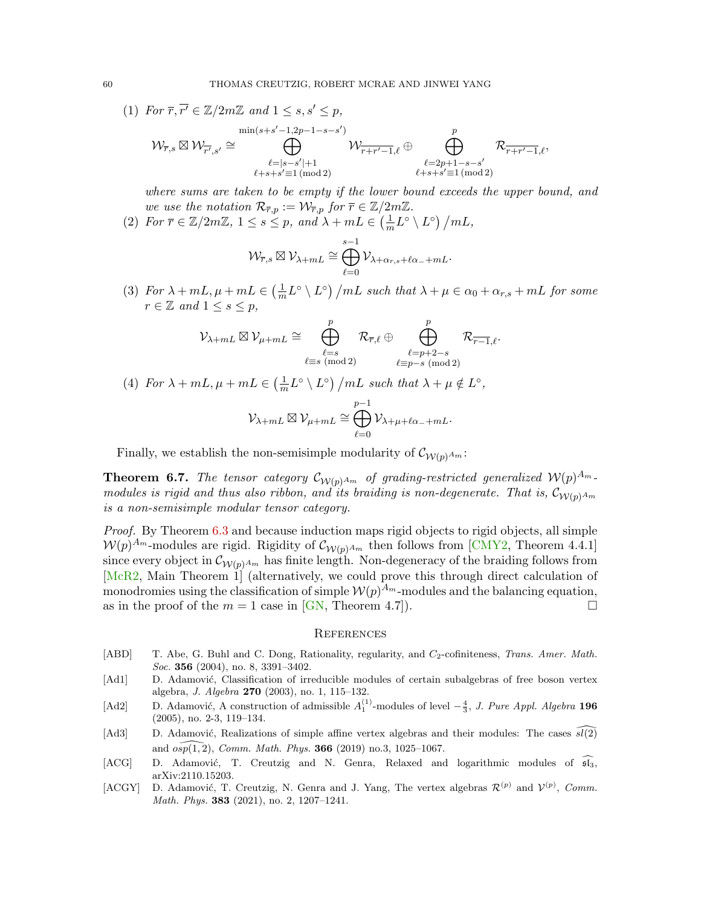(1) *For $\overline{r}, \overline{r'} \in \mathbb{Z}/2m\mathbb{Z}$ and $1 \leq s, s' \leq p$,*

$$\mathcal{W}_{\overline{r},s} \boxtimes \mathcal{W}_{\overline{r'},s'} \cong \bigoplus_{\substack{\ell=|s-s'|+1 \\ \ell+s+s'\equiv 1 \,(\mathrm{mod}\, 2)}}^{\min(s+s'-1, 2p-1-s-s')} \mathcal{W}_{\overline{r+r'-1},\ell} \oplus \bigoplus_{\substack{\ell=2p+1-s-s' \\ \ell+s+s'\equiv 1 \,(\mathrm{mod}\, 2)}}^{p} \mathcal{R}_{\overline{r+r'-1},\ell},$$

*where sums are taken to be empty if the lower bound exceeds the upper bound, and we use the notation $\mathcal{R}_{\overline{r},p} := \mathcal{W}_{\overline{r},p}$ for $\overline{r} \in \mathbb{Z}/2m\mathbb{Z}$.*

(2) *For $\overline{r} \in \mathbb{Z}/2m\mathbb{Z}$, $1 \leq s \leq p$, and $\lambda + mL \in \left(\frac{1}{m}L^\circ \setminus L^\circ\right)/mL$,*

$$\mathcal{W}_{\overline{r},s} \boxtimes \mathcal{V}_{\lambda+mL} \cong \bigoplus_{\ell=0}^{s-1} \mathcal{V}_{\lambda+\alpha_{r,s}+\ell\alpha_-+mL}.$$

(3) *For $\lambda + mL, \mu + mL \in \left(\frac{1}{m}L^\circ \setminus L^\circ\right)/mL$ such that $\lambda + \mu \in \alpha_0 + \alpha_{r,s} + mL$ for some $r \in \mathbb{Z}$ and $1 \leq s \leq p$,*

$$\mathcal{V}_{\lambda+mL} \boxtimes \mathcal{V}_{\mu+mL} \cong \bigoplus_{\substack{\ell=s \\ \ell\equiv s \;(\mathrm{mod}\, 2)}}^{p} \mathcal{R}_{\overline{r},\ell} \oplus \bigoplus_{\substack{\ell=p+2-s \\ \ell\equiv p-s \;(\mathrm{mod}\, 2)}}^{p} \mathcal{R}_{\overline{r-1},\ell}.$$

(4) *For $\lambda + mL, \mu + mL \in \left(\frac{1}{m}L^\circ \setminus L^\circ\right)/mL$ such that $\lambda + \mu \notin L^\circ$,*

$$\mathcal{V}_{\lambda+mL} \boxtimes \mathcal{V}_{\mu+mL} \cong \bigoplus_{\ell=0}^{p-1} \mathcal{V}_{\lambda+\mu+\ell\alpha_-+mL}.$$

Finally, we establish the non-semisimple modularity of $\mathcal{C}_{\mathcal{W}(p)^{A_m}}$:

**Theorem 6.7.** *The tensor category $\mathcal{C}_{\mathcal{W}(p)^{A_m}}$ of grading-restricted generalized $\mathcal{W}(p)^{A_m}$-modules is rigid and thus also ribbon, and its braiding is non-degenerate. That is, $\mathcal{C}_{\mathcal{W}(p)^{A_m}}$ is a non-semisimple modular tensor category.*

*Proof.* By Theorem 6.3 and because induction maps rigid objects to rigid objects, all simple $\mathcal{W}(p)^{A_m}$-modules are rigid. Rigidity of $\mathcal{C}_{\mathcal{W}(p)^{A_m}}$ then follows from [CMY2, Theorem 4.4.1] since every object in $\mathcal{C}_{\mathcal{W}(p)^{A_m}}$ has finite length. Non-degeneracy of the braiding follows from [McR2, Main Theorem 1] (alternatively, we could prove this through direct calculation of monodromies using the classification of simple $\mathcal{W}(p)^{A_m}$-modules and the balancing equation, as in the proof of the $m = 1$ case in [GN, Theorem 4.7]). □

## References

[ABD] T. Abe, G. Buhl and C. Dong, Rationality, regularity, and $C_2$-cofiniteness, *Trans. Amer. Math. Soc.* **356** (2004), no. 8, 3391–3402.

[Ad1] D. Adamović, Classification of irreducible modules of certain subalgebras of free boson vertex algebra, *J. Algebra* **270** (2003), no. 1, 115–132.

[Ad2] D. Adamović, A construction of admissible $A_1^{(1)}$-modules of level $-\frac{4}{3}$, *J. Pure Appl. Algebra* **196** (2005), no. 2-3, 119–134.

[Ad3] D. Adamović, Realizations of simple affine vertex algebras and their modules: The cases $\widehat{sl(2)}$ and $\widehat{osp(1,2)}$, *Comm. Math. Phys.* **366** (2019) no.3, 1025–1067.

[ACG] D. Adamović, T. Creutzig and N. Genra, Relaxed and logarithmic modules of $\widehat{\mathfrak{sl}}_3$, arXiv:2110.15203.

[ACGY] D. Adamović, T. Creutzig, N. Genra and J. Yang, The vertex algebras $\mathcal{R}^{(p)}$ and $\mathcal{V}^{(p)}$, *Comm. Math. Phys.* **383** (2021), no. 2, 1207–1241.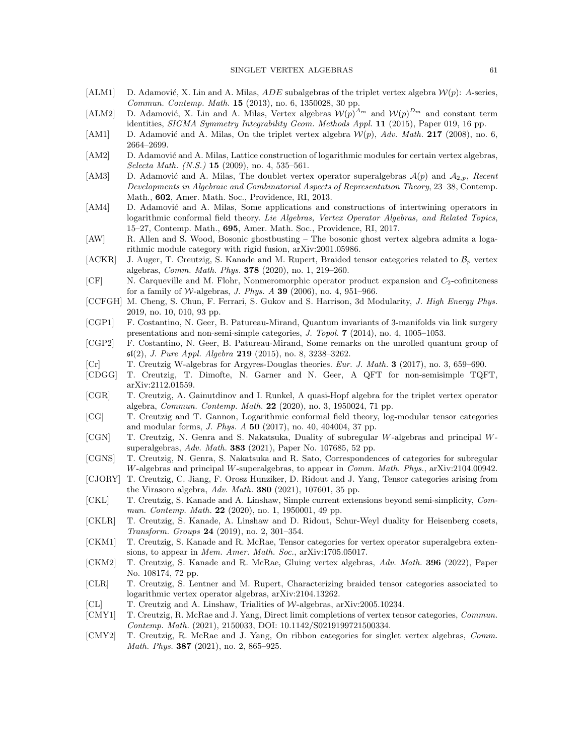[ALM1] D. Adamović, X. Lin and A. Milas, *ADE* subalgebras of the triplet vertex algebra $\mathcal{W}(p)$: *A*-series, *Commun. Contemp. Math.* **15** (2013), no. 6, 1350028, 30 pp.

[ALM2] D. Adamović, X. Lin and A. Milas, Vertex algebras $\mathcal{W}(p)^{A_m}$ and $\mathcal{W}(p)^{D_m}$ and constant term identities, *SIGMA Symmetry Integrability Geom. Methods Appl.* **11** (2015), Paper 019, 16 pp.

[AM1] D. Adamović and A. Milas, On the triplet vertex algebra $\mathcal{W}(p)$, *Adv. Math.* **217** (2008), no. 6, 2664–2699.

[AM2] D. Adamović and A. Milas, Lattice construction of logarithmic modules for certain vertex algebras, *Selecta Math. (N.S.)* **15** (2009), no. 4, 535–561.

[AM3] D. Adamović and A. Milas, The doublet vertex operator superalgebras $\mathcal{A}(p)$ and $\mathcal{A}_{2,p}$, *Recent Developments in Algebraic and Combinatorial Aspects of Representation Theory*, 23–38, Contemp. Math., **602**, Amer. Math. Soc., Providence, RI, 2013.

[AM4] D. Adamović and A. Milas, Some applications and constructions of intertwining operators in logarithmic conformal field theory. *Lie Algebras, Vertex Operator Algebras, and Related Topics*, 15–27, Contemp. Math., **695**, Amer. Math. Soc., Providence, RI, 2017.

[AW] R. Allen and S. Wood, Bosonic ghostbusting – The bosonic ghost vertex algebra admits a logarithmic module category with rigid fusion, arXiv:2001.05986.

[ACKR] J. Auger, T. Creutzig, S. Kanade and M. Rupert, Braided tensor categories related to $\mathcal{B}_p$ vertex algebras, *Comm. Math. Phys.* **378** (2020), no. 1, 219–260.

[CF] N. Carqueville and M. Flohr, Nonmeromorphic operator product expansion and $C_2$-cofiniteness for a family of $\mathcal{W}$-algebras, *J. Phys. A* **39** (2006), no. 4, 951–966.

[CCFGH] M. Cheng, S. Chun, F. Ferrari, S. Gukov and S. Harrison, 3d Modularity, *J. High Energy Phys.* 2019, no. 10, 010, 93 pp.

[CGP1] F. Costantino, N. Geer, B. Patureau-Mirand, Quantum invariants of 3-manifolds via link surgery presentations and non-semi-simple categories, *J. Topol.* **7** (2014), no. 4, 1005–1053.

[CGP2] F. Costantino, N. Geer, B. Patureau-Mirand, Some remarks on the unrolled quantum group of $\mathfrak{sl}(2)$, *J. Pure Appl. Algebra* **219** (2015), no. 8, 3238–3262.

[Cr] T. Creutzig W-algebras for Argyres-Douglas theories. *Eur. J. Math.* **3** (2017), no. 3, 659–690.

[CDGG] T. Creutzig, T. Dimofte, N. Garner and N. Geer, A QFT for non-semisimple TQFT, arXiv:2112.01559.

[CGR] T. Creutzig, A. Gainutdinov and I. Runkel, A quasi-Hopf algebra for the triplet vertex operator algebra, *Commun. Contemp. Math.* **22** (2020), no. 3, 1950024, 71 pp.

[CG] T. Creutzig and T. Gannon, Logarithmic conformal field theory, log-modular tensor categories and modular forms, *J. Phys. A* **50** (2017), no. 40, 404004, 37 pp.

[CGN] T. Creutzig, N. Genra and S. Nakatsuka, Duality of subregular $W$-algebras and principal $W$-superalgebras, *Adv. Math.* **383** (2021), Paper No. 107685, 52 pp.

[CGNS] T. Creutzig, N. Genra, S. Nakatsuka and R. Sato, Correspondences of categories for subregular $W$-algebras and principal $W$-superalgebras, to appear in *Comm. Math. Phys.*, arXiv:2104.00942.

[CJORY] T. Creutzig, C. Jiang, F. Orosz Hunziker, D. Ridout and J. Yang, Tensor categories arising from the Virasoro algebra, *Adv. Math.* **380** (2021), 107601, 35 pp.

[CKL] T. Creutzig, S. Kanade and A. Linshaw, Simple current extensions beyond semi-simplicity, *Commun. Contemp. Math.* **22** (2020), no. 1, 1950001, 49 pp.

[CKLR] T. Creutzig, S. Kanade, A. Linshaw and D. Ridout, Schur-Weyl duality for Heisenberg cosets, *Transform. Groups* **24** (2019), no. 2, 301–354.

[CKM1] T. Creutzig, S. Kanade and R. McRae, Tensor categories for vertex operator superalgebra extensions, to appear in *Mem. Amer. Math. Soc.*, arXiv:1705.05017.

[CKM2] T. Creutzig, S. Kanade and R. McRae, Gluing vertex algebras, *Adv. Math.* **396** (2022), Paper No. 108174, 72 pp.

[CLR] T. Creutzig, S. Lentner and M. Rupert, Characterizing braided tensor categories associated to logarithmic vertex operator algebras, arXiv:2104.13262.

[CL] T. Creutzig and A. Linshaw, Trialities of $\mathcal{W}$-algebras, arXiv:2005.10234.

[CMY1] T. Creutzig, R. McRae and J. Yang, Direct limit completions of vertex tensor categories, *Commun. Contemp. Math.* (2021), 2150033, DOI: 10.1142/S0219199721500334.

[CMY2] T. Creutzig, R. McRae and J. Yang, On ribbon categories for singlet vertex algebras, *Comm. Math. Phys.* **387** (2021), no. 2, 865–925.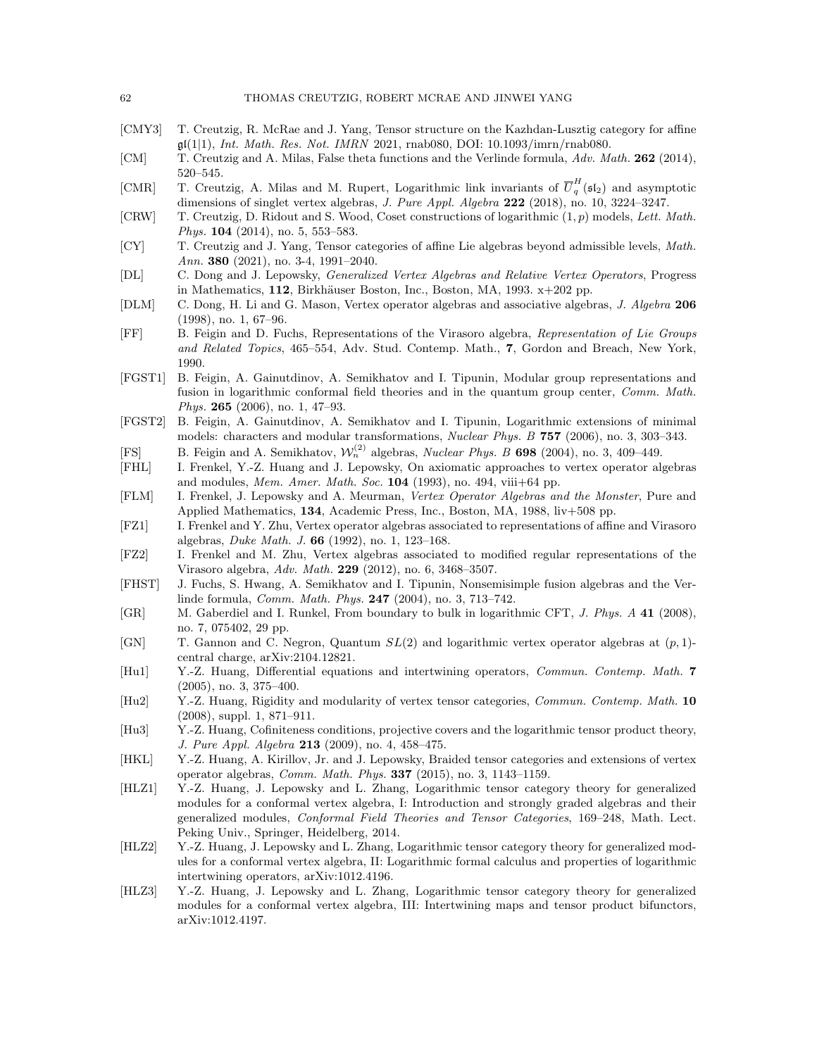- [CMY3] T. Creutzig, R. McRae and J. Yang, Tensor structure on the Kazhdan-Lusztig category for affine $\mathfrak{gl}(1|1)$, *Int. Math. Res. Not. IMRN* 2021, rnab080, DOI: 10.1093/imrn/rnab080.
- [CM] T. Creutzig and A. Milas, False theta functions and the Verlinde formula, *Adv. Math.* **262** (2014), 520–545.
- [CMR] T. Creutzig, A. Milas and M. Rupert, Logarithmic link invariants of $\overline{U}_q^H(\mathfrak{sl}_2)$ and asymptotic dimensions of singlet vertex algebras, *J. Pure Appl. Algebra* **222** (2018), no. 10, 3224–3247.
- [CRW] T. Creutzig, D. Ridout and S. Wood, Coset constructions of logarithmic $(1, p)$ models, *Lett. Math. Phys.* **104** (2014), no. 5, 553–583.
- [CY] T. Creutzig and J. Yang, Tensor categories of affine Lie algebras beyond admissible levels, *Math. Ann.* **380** (2021), no. 3-4, 1991–2040.
- [DL] C. Dong and J. Lepowsky, *Generalized Vertex Algebras and Relative Vertex Operators*, Progress in Mathematics, **112**, Birkhäuser Boston, Inc., Boston, MA, 1993. x+202 pp.
- [DLM] C. Dong, H. Li and G. Mason, Vertex operator algebras and associative algebras, *J. Algebra* **206** (1998), no. 1, 67–96.
- [FF] B. Feigin and D. Fuchs, Representations of the Virasoro algebra, *Representation of Lie Groups and Related Topics*, 465–554, Adv. Stud. Contemp. Math., **7**, Gordon and Breach, New York, 1990.
- [FGST1] B. Feigin, A. Gainutdinov, A. Semikhatov and I. Tipunin, Modular group representations and fusion in logarithmic conformal field theories and in the quantum group center, *Comm. Math. Phys.* **265** (2006), no. 1, 47–93.
- [FGST2] B. Feigin, A. Gainutdinov, A. Semikhatov and I. Tipunin, Logarithmic extensions of minimal models: characters and modular transformations, *Nuclear Phys. B* **757** (2006), no. 3, 303–343.
- [FS] B. Feigin and A. Semikhatov, $\mathcal{W}_n^{(2)}$ algebras, *Nuclear Phys. B* **698** (2004), no. 3, 409–449.
- [FHL] I. Frenkel, Y.-Z. Huang and J. Lepowsky, On axiomatic approaches to vertex operator algebras and modules, *Mem. Amer. Math. Soc.* **104** (1993), no. 494, viii+64 pp.
- [FLM] I. Frenkel, J. Lepowsky and A. Meurman, *Vertex Operator Algebras and the Monster*, Pure and Applied Mathematics, **134**, Academic Press, Inc., Boston, MA, 1988, liv+508 pp.
- [FZ1] I. Frenkel and Y. Zhu, Vertex operator algebras associated to representations of affine and Virasoro algebras, *Duke Math. J.* **66** (1992), no. 1, 123–168.
- [FZ2] I. Frenkel and M. Zhu, Vertex algebras associated to modified regular representations of the Virasoro algebra, *Adv. Math.* **229** (2012), no. 6, 3468–3507.
- [FHST] J. Fuchs, S. Hwang, A. Semikhatov and I. Tipunin, Nonsemisimple fusion algebras and the Verlinde formula, *Comm. Math. Phys.* **247** (2004), no. 3, 713–742.
- [GR] M. Gaberdiel and I. Runkel, From boundary to bulk in logarithmic CFT, *J. Phys. A* **41** (2008), no. 7, 075402, 29 pp.
- [GN] T. Gannon and C. Negron, Quantum $SL(2)$ and logarithmic vertex operator algebras at $(p, 1)$-central charge, arXiv:2104.12821.
- [Hu1] Y.-Z. Huang, Differential equations and intertwining operators, *Commun. Contemp. Math.* **7** (2005), no. 3, 375–400.
- [Hu2] Y.-Z. Huang, Rigidity and modularity of vertex tensor categories, *Commun. Contemp. Math.* **10** (2008), suppl. 1, 871–911.
- [Hu3] Y.-Z. Huang, Cofiniteness conditions, projective covers and the logarithmic tensor product theory, *J. Pure Appl. Algebra* **213** (2009), no. 4, 458–475.
- [HKL] Y.-Z. Huang, A. Kirillov, Jr. and J. Lepowsky, Braided tensor categories and extensions of vertex operator algebras, *Comm. Math. Phys.* **337** (2015), no. 3, 1143–1159.
- [HLZ1] Y.-Z. Huang, J. Lepowsky and L. Zhang, Logarithmic tensor category theory for generalized modules for a conformal vertex algebra, I: Introduction and strongly graded algebras and their generalized modules, *Conformal Field Theories and Tensor Categories*, 169–248, Math. Lect. Peking Univ., Springer, Heidelberg, 2014.
- [HLZ2] Y.-Z. Huang, J. Lepowsky and L. Zhang, Logarithmic tensor category theory for generalized modules for a conformal vertex algebra, II: Logarithmic formal calculus and properties of logarithmic intertwining operators, arXiv:1012.4196.
- [HLZ3] Y.-Z. Huang, J. Lepowsky and L. Zhang, Logarithmic tensor category theory for generalized modules for a conformal vertex algebra, III: Intertwining maps and tensor product bifunctors, arXiv:1012.4197.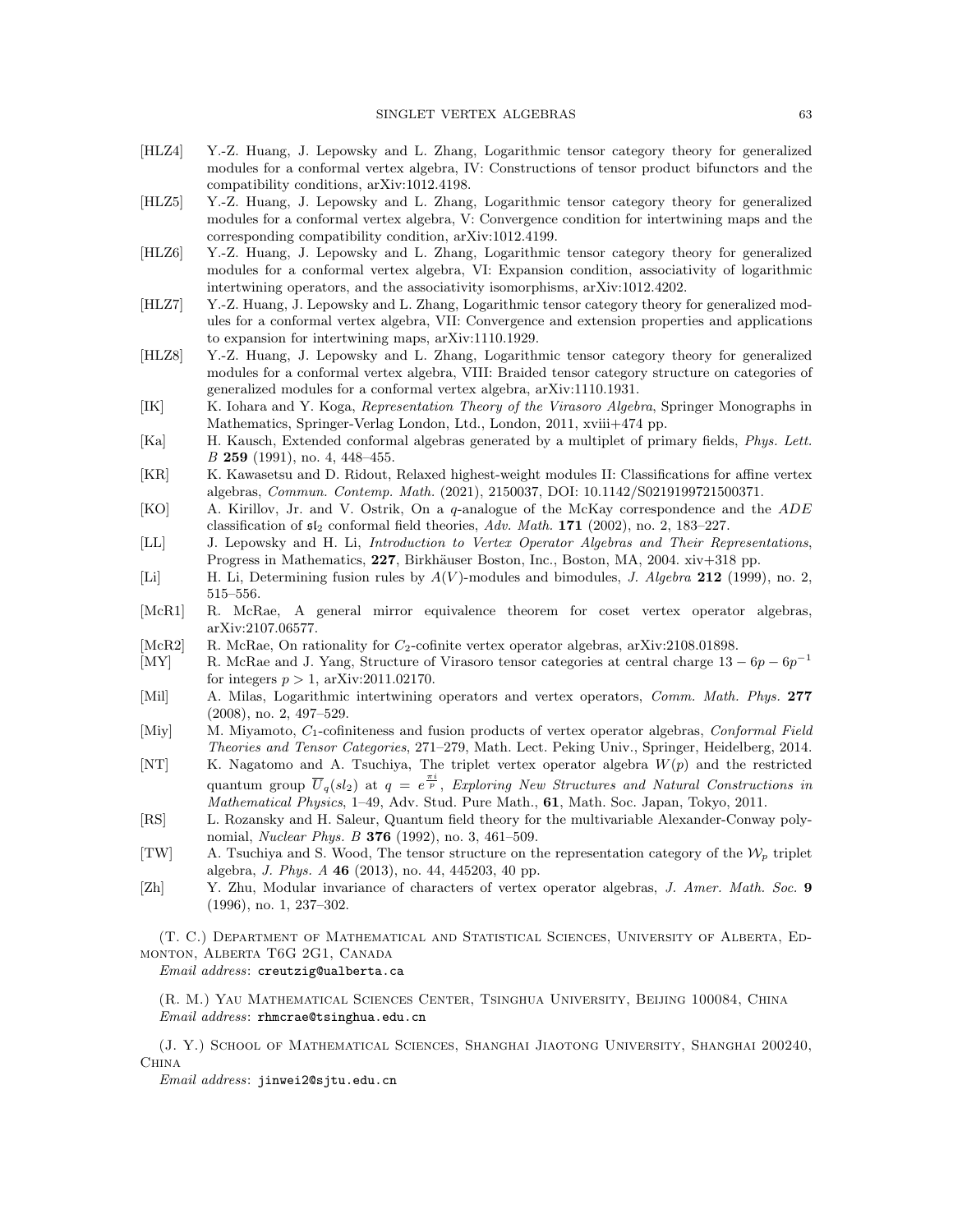[HLZ4] Y.-Z. Huang, J. Lepowsky and L. Zhang, Logarithmic tensor category theory for generalized modules for a conformal vertex algebra, IV: Constructions of tensor product bifunctors and the compatibility conditions, arXiv:1012.4198.

[HLZ5] Y.-Z. Huang, J. Lepowsky and L. Zhang, Logarithmic tensor category theory for generalized modules for a conformal vertex algebra, V: Convergence condition for intertwining maps and the corresponding compatibility condition, arXiv:1012.4199.

[HLZ6] Y.-Z. Huang, J. Lepowsky and L. Zhang, Logarithmic tensor category theory for generalized modules for a conformal vertex algebra, VI: Expansion condition, associativity of logarithmic intertwining operators, and the associativity isomorphisms, arXiv:1012.4202.

[HLZ7] Y.-Z. Huang, J. Lepowsky and L. Zhang, Logarithmic tensor category theory for generalized modules for a conformal vertex algebra, VII: Convergence and extension properties and applications to expansion for intertwining maps, arXiv:1110.1929.

[HLZ8] Y.-Z. Huang, J. Lepowsky and L. Zhang, Logarithmic tensor category theory for generalized modules for a conformal vertex algebra, VIII: Braided tensor category structure on categories of generalized modules for a conformal vertex algebra, arXiv:1110.1931.

[IK] K. Iohara and Y. Koga, *Representation Theory of the Virasoro Algebra*, Springer Monographs in Mathematics, Springer-Verlag London, Ltd., London, 2011, xviii+474 pp.

[Ka] H. Kausch, Extended conformal algebras generated by a multiplet of primary fields, *Phys. Lett. B* **259** (1991), no. 4, 448–455.

[KR] K. Kawasetsu and D. Ridout, Relaxed highest-weight modules II: Classifications for affine vertex algebras, *Commun. Contemp. Math.* (2021), 2150037, DOI: 10.1142/S0219199721500371.

[KO] A. Kirillov, Jr. and V. Ostrik, On a $q$-analogue of the McKay correspondence and the $ADE$ classification of $\mathfrak{sl}_2$ conformal field theories, *Adv. Math.* **171** (2002), no. 2, 183–227.

[LL] J. Lepowsky and H. Li, *Introduction to Vertex Operator Algebras and Their Representations*, Progress in Mathematics, **227**, Birkhäuser Boston, Inc., Boston, MA, 2004. xiv+318 pp.

[Li] H. Li, Determining fusion rules by $A(V)$-modules and bimodules, *J. Algebra* **212** (1999), no. 2, 515–556.

[McR1] R. McRae, A general mirror equivalence theorem for coset vertex operator algebras, arXiv:2107.06577.

[McR2] R. McRae, On rationality for $C_2$-cofinite vertex operator algebras, arXiv:2108.01898.

[MY] R. McRae and J. Yang, Structure of Virasoro tensor categories at central charge $13-6p-6p^{-1}$ for integers $p>1$, arXiv:2011.02170.

[Mil] A. Milas, Logarithmic intertwining operators and vertex operators, *Comm. Math. Phys.* **277** (2008), no. 2, 497–529.

[Miy] M. Miyamoto, $C_1$-cofiniteness and fusion products of vertex operator algebras, *Conformal Field Theories and Tensor Categories*, 271–279, Math. Lect. Peking Univ., Springer, Heidelberg, 2014.

[NT] K. Nagatomo and A. Tsuchiya, The triplet vertex operator algebra $W(p)$ and the restricted quantum group $\overline{U}_q(sl_2)$ at $q=e^{\frac{\pi i}{p}}$, *Exploring New Structures and Natural Constructions in Mathematical Physics*, 1–49, Adv. Stud. Pure Math., **61**, Math. Soc. Japan, Tokyo, 2011.

[RS] L. Rozansky and H. Saleur, Quantum field theory for the multivariable Alexander-Conway polynomial, *Nuclear Phys. B* **376** (1992), no. 3, 461–509.

[TW] A. Tsuchiya and S. Wood, The tensor structure on the representation category of the $\mathcal{W}_p$ triplet algebra, *J. Phys. A* **46** (2013), no. 44, 445203, 40 pp.

[Zh] Y. Zhu, Modular invariance of characters of vertex operator algebras, *J. Amer. Math. Soc.* **9** (1996), no. 1, 237–302.

(T. C.) Department of Mathematical and Statistical Sciences, University of Alberta, Edmonton, Alberta T6G 2G1, Canada
*Email address*: creutzig@ualberta.ca

(R. M.) Yau Mathematical Sciences Center, Tsinghua University, Beijing 100084, China
*Email address*: rhmcrae@tsinghua.edu.cn

(J. Y.) School of Mathematical Sciences, Shanghai Jiaotong University, Shanghai 200240, China
*Email address*: jinwei2@sjtu.edu.cn